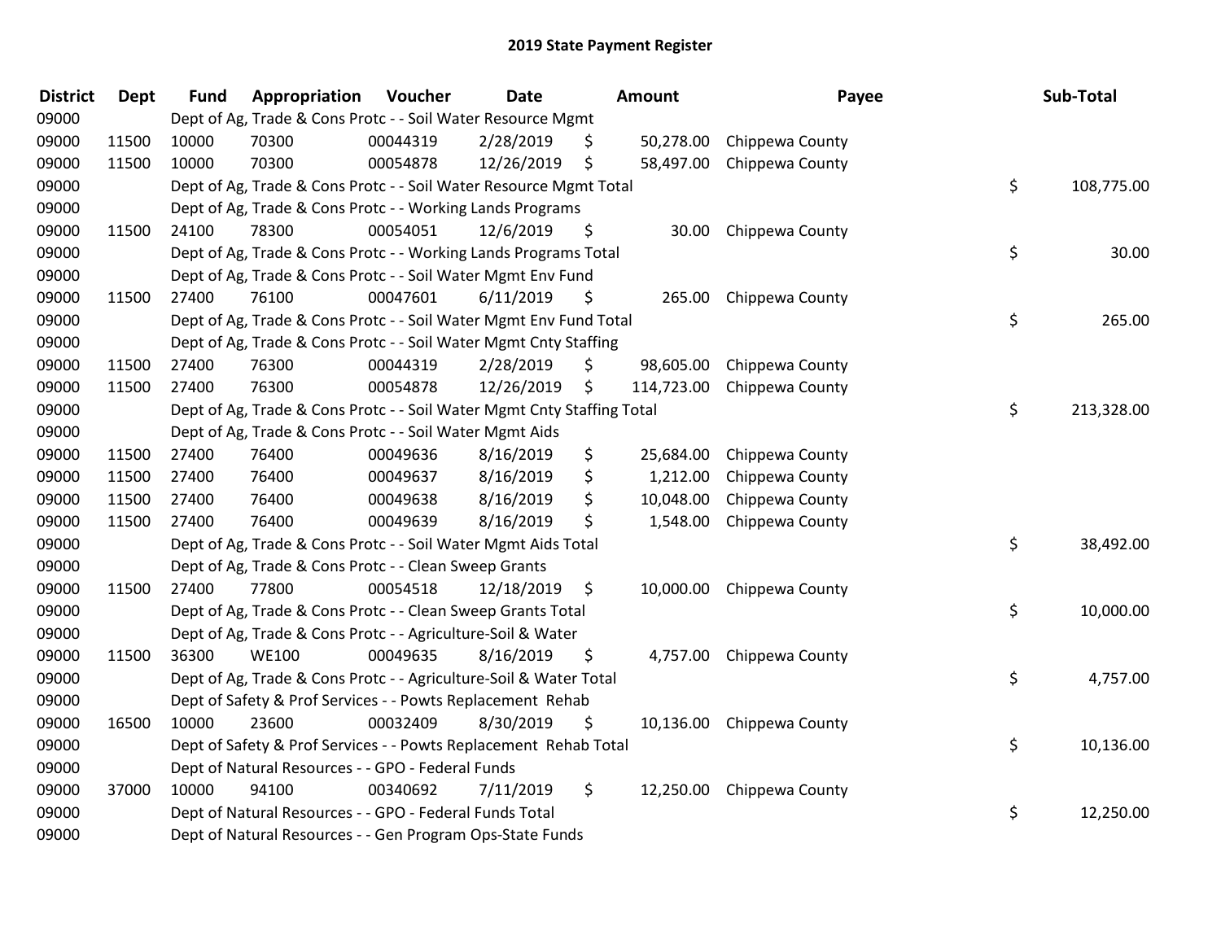# 2019 State Payment Register

| District | Dept | Fund | Appropriation | Voucher | Date | Amount | Payee | Sub-Total |
|---|---|---|---|---|---|---|---|---|
| 09000 | | Dept of Ag, Trade & Cons Protc - - Soil Water Resource Mgmt | | | | | | |
| 09000 | 11500 | 10000 | 70300 | 00044319 | 2/28/2019 | $ 50,278.00 | Chippewa County | |
| 09000 | 11500 | 10000 | 70300 | 00054878 | 12/26/2019 | $ 58,497.00 | Chippewa County | |
| 09000 | | Dept of Ag, Trade & Cons Protc - - Soil Water Resource Mgmt Total | | | | | | $ 108,775.00 |
| 09000 | | Dept of Ag, Trade & Cons Protc - - Working Lands Programs | | | | | | |
| 09000 | 11500 | 24100 | 78300 | 00054051 | 12/6/2019 | $ 30.00 | Chippewa County | |
| 09000 | | Dept of Ag, Trade & Cons Protc - - Working Lands Programs Total | | | | | | $ 30.00 |
| 09000 | | Dept of Ag, Trade & Cons Protc - - Soil Water Mgmt Env Fund | | | | | | |
| 09000 | 11500 | 27400 | 76100 | 00047601 | 6/11/2019 | $ 265.00 | Chippewa County | |
| 09000 | | Dept of Ag, Trade & Cons Protc - - Soil Water Mgmt Env Fund Total | | | | | | $ 265.00 |
| 09000 | | Dept of Ag, Trade & Cons Protc - - Soil Water Mgmt Cnty Staffing | | | | | | |
| 09000 | 11500 | 27400 | 76300 | 00044319 | 2/28/2019 | $ 98,605.00 | Chippewa County | |
| 09000 | 11500 | 27400 | 76300 | 00054878 | 12/26/2019 | $ 114,723.00 | Chippewa County | |
| 09000 | | Dept of Ag, Trade & Cons Protc - - Soil Water Mgmt Cnty Staffing Total | | | | | | $ 213,328.00 |
| 09000 | | Dept of Ag, Trade & Cons Protc - - Soil Water Mgmt Aids | | | | | | |
| 09000 | 11500 | 27400 | 76400 | 00049636 | 8/16/2019 | $ 25,684.00 | Chippewa County | |
| 09000 | 11500 | 27400 | 76400 | 00049637 | 8/16/2019 | $ 1,212.00 | Chippewa County | |
| 09000 | 11500 | 27400 | 76400 | 00049638 | 8/16/2019 | $ 10,048.00 | Chippewa County | |
| 09000 | 11500 | 27400 | 76400 | 00049639 | 8/16/2019 | $ 1,548.00 | Chippewa County | |
| 09000 | | Dept of Ag, Trade & Cons Protc - - Soil Water Mgmt Aids Total | | | | | | $ 38,492.00 |
| 09000 | | Dept of Ag, Trade & Cons Protc - - Clean Sweep Grants | | | | | | |
| 09000 | 11500 | 27400 | 77800 | 00054518 | 12/18/2019 | $ 10,000.00 | Chippewa County | |
| 09000 | | Dept of Ag, Trade & Cons Protc - - Clean Sweep Grants Total | | | | | | $ 10,000.00 |
| 09000 | | Dept of Ag, Trade & Cons Protc - - Agriculture-Soil & Water | | | | | | |
| 09000 | 11500 | 36300 | WE100 | 00049635 | 8/16/2019 | $ 4,757.00 | Chippewa County | |
| 09000 | | Dept of Ag, Trade & Cons Protc - - Agriculture-Soil & Water Total | | | | | | $ 4,757.00 |
| 09000 | | Dept of Safety & Prof Services - - Powts Replacement Rehab | | | | | | |
| 09000 | 16500 | 10000 | 23600 | 00032409 | 8/30/2019 | $ 10,136.00 | Chippewa County | |
| 09000 | | Dept of Safety & Prof Services - - Powts Replacement Rehab Total | | | | | | $ 10,136.00 |
| 09000 | | Dept of Natural Resources - - GPO - Federal Funds | | | | | | |
| 09000 | 37000 | 10000 | 94100 | 00340692 | 7/11/2019 | $ 12,250.00 | Chippewa County | |
| 09000 | | Dept of Natural Resources - - GPO - Federal Funds Total | | | | | | $ 12,250.00 |
| 09000 | | Dept of Natural Resources - - Gen Program Ops-State Funds | | | | | | |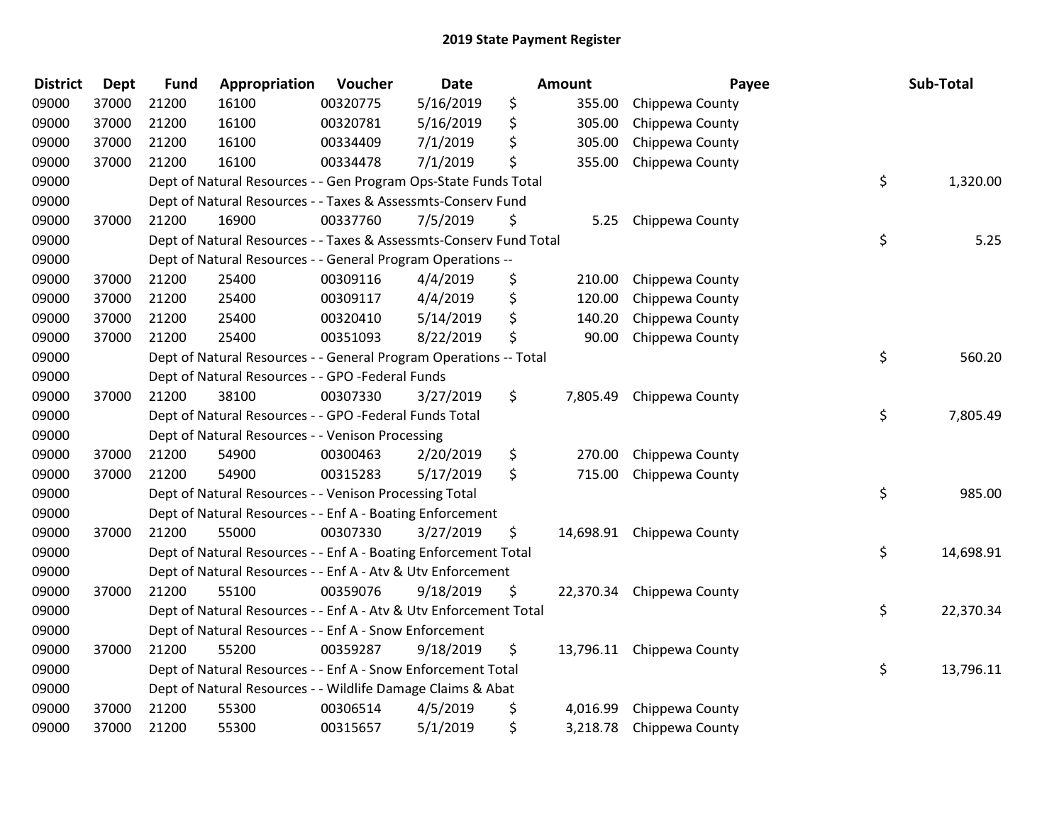# 2019 State Payment Register

| District | Dept | Fund | Appropriation | Voucher | Date | Amount | Payee | Sub-Total |
|---|---|---|---|---|---|---|---|---|
| 09000 | 37000 | 21200 | 16100 | 00320775 | 5/16/2019 | $ 355.00 | Chippewa County | |
| 09000 | 37000 | 21200 | 16100 | 00320781 | 5/16/2019 | $ 305.00 | Chippewa County | |
| 09000 | 37000 | 21200 | 16100 | 00334409 | 7/1/2019 | $ 305.00 | Chippewa County | |
| 09000 | 37000 | 21200 | 16100 | 00334478 | 7/1/2019 | $ 355.00 | Chippewa County | |
| 09000 | | Dept of Natural Resources - - Gen Program Ops-State Funds Total | | | | | | $ 1,320.00 |
| 09000 | | Dept of Natural Resources - - Taxes & Assessmts-Conserv Fund | | | | | | |
| 09000 | 37000 | 21200 | 16900 | 00337760 | 7/5/2019 | $ 5.25 | Chippewa County | |
| 09000 | | Dept of Natural Resources - - Taxes & Assessmts-Conserv Fund Total | | | | | | $ 5.25 |
| 09000 | | Dept of Natural Resources - - General Program Operations -- | | | | | | |
| 09000 | 37000 | 21200 | 25400 | 00309116 | 4/4/2019 | $ 210.00 | Chippewa County | |
| 09000 | 37000 | 21200 | 25400 | 00309117 | 4/4/2019 | $ 120.00 | Chippewa County | |
| 09000 | 37000 | 21200 | 25400 | 00320410 | 5/14/2019 | $ 140.20 | Chippewa County | |
| 09000 | 37000 | 21200 | 25400 | 00351093 | 8/22/2019 | $ 90.00 | Chippewa County | |
| 09000 | | Dept of Natural Resources - - General Program Operations -- Total | | | | | | $ 560.20 |
| 09000 | | Dept of Natural Resources - - GPO -Federal Funds | | | | | | |
| 09000 | 37000 | 21200 | 38100 | 00307330 | 3/27/2019 | $ 7,805.49 | Chippewa County | |
| 09000 | | Dept of Natural Resources - - GPO -Federal Funds Total | | | | | | $ 7,805.49 |
| 09000 | | Dept of Natural Resources - - Venison Processing | | | | | | |
| 09000 | 37000 | 21200 | 54900 | 00300463 | 2/20/2019 | $ 270.00 | Chippewa County | |
| 09000 | 37000 | 21200 | 54900 | 00315283 | 5/17/2019 | $ 715.00 | Chippewa County | |
| 09000 | | Dept of Natural Resources - - Venison Processing Total | | | | | | $ 985.00 |
| 09000 | | Dept of Natural Resources - - Enf A - Boating Enforcement | | | | | | |
| 09000 | 37000 | 21200 | 55000 | 00307330 | 3/27/2019 | $ 14,698.91 | Chippewa County | |
| 09000 | | Dept of Natural Resources - - Enf A - Boating Enforcement Total | | | | | | $ 14,698.91 |
| 09000 | | Dept of Natural Resources - - Enf A - Atv & Utv Enforcement | | | | | | |
| 09000 | 37000 | 21200 | 55100 | 00359076 | 9/18/2019 | $ 22,370.34 | Chippewa County | |
| 09000 | | Dept of Natural Resources - - Enf A - Atv & Utv Enforcement Total | | | | | | $ 22,370.34 |
| 09000 | | Dept of Natural Resources - - Enf A - Snow Enforcement | | | | | | |
| 09000 | 37000 | 21200 | 55200 | 00359287 | 9/18/2019 | $ 13,796.11 | Chippewa County | |
| 09000 | | Dept of Natural Resources - - Enf A - Snow Enforcement Total | | | | | | $ 13,796.11 |
| 09000 | | Dept of Natural Resources - - Wildlife Damage Claims & Abat | | | | | | |
| 09000 | 37000 | 21200 | 55300 | 00306514 | 4/5/2019 | $ 4,016.99 | Chippewa County | |
| 09000 | 37000 | 21200 | 55300 | 00315657 | 5/1/2019 | $ 3,218.78 | Chippewa County | |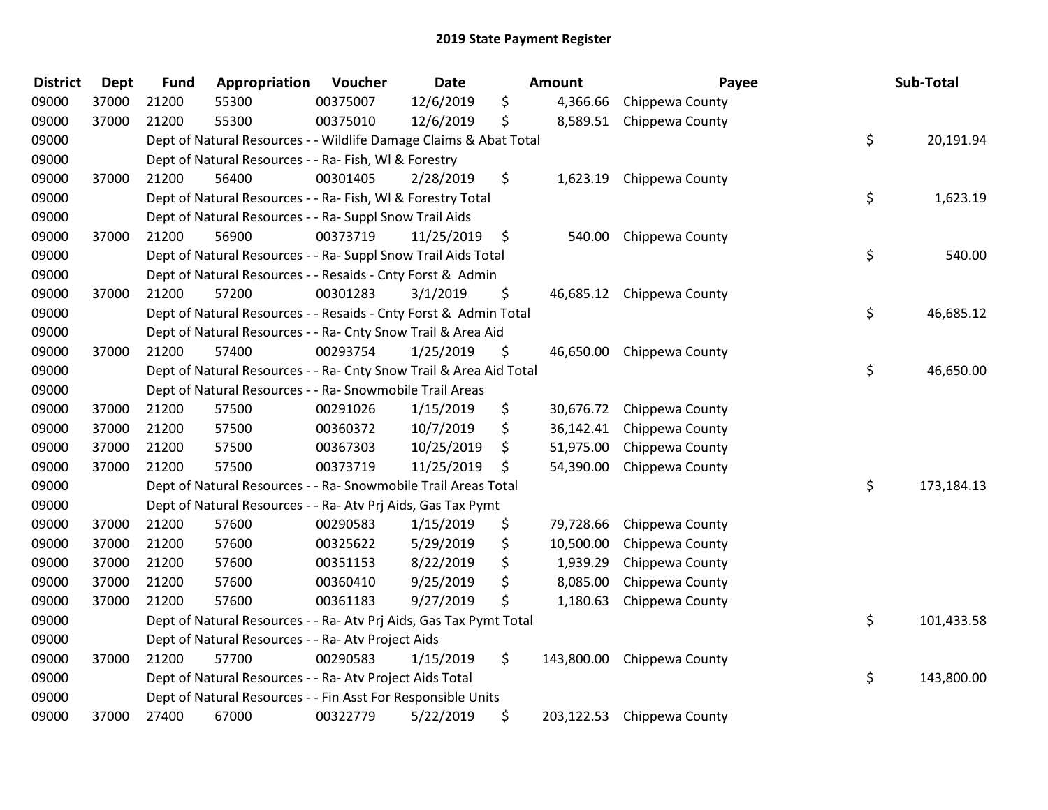## 2019 State Payment Register

| District | Dept | Fund | Appropriation | Voucher | Date | Amount | Payee | Sub-Total |
|---|---|---|---|---|---|---|---|---|
| 09000 | 37000 | 21200 | 55300 | 00375007 | 12/6/2019 | $ 4,366.66 | Chippewa County | |
| 09000 | 37000 | 21200 | 55300 | 00375010 | 12/6/2019 | $ 8,589.51 | Chippewa County | |
| 09000 | | Dept of Natural Resources - - Wildlife Damage Claims & Abat Total | | | | | | $ 20,191.94 |
| 09000 | | Dept of Natural Resources - - Ra- Fish, Wl & Forestry | | | | | | |
| 09000 | 37000 | 21200 | 56400 | 00301405 | 2/28/2019 | $ 1,623.19 | Chippewa County | |
| 09000 | | Dept of Natural Resources - - Ra- Fish, Wl & Forestry Total | | | | | | $ 1,623.19 |
| 09000 | | Dept of Natural Resources - - Ra- Suppl Snow Trail Aids | | | | | | |
| 09000 | 37000 | 21200 | 56900 | 00373719 | 11/25/2019 | $ 540.00 | Chippewa County | |
| 09000 | | Dept of Natural Resources - - Ra- Suppl Snow Trail Aids Total | | | | | | $ 540.00 |
| 09000 | | Dept of Natural Resources - - Resaids - Cnty Forst & Admin | | | | | | |
| 09000 | 37000 | 21200 | 57200 | 00301283 | 3/1/2019 | $ 46,685.12 | Chippewa County | |
| 09000 | | Dept of Natural Resources - - Resaids - Cnty Forst & Admin Total | | | | | | $ 46,685.12 |
| 09000 | | Dept of Natural Resources - - Ra- Cnty Snow Trail & Area Aid | | | | | | |
| 09000 | 37000 | 21200 | 57400 | 00293754 | 1/25/2019 | $ 46,650.00 | Chippewa County | |
| 09000 | | Dept of Natural Resources - - Ra- Cnty Snow Trail & Area Aid Total | | | | | | $ 46,650.00 |
| 09000 | | Dept of Natural Resources - - Ra- Snowmobile Trail Areas | | | | | | |
| 09000 | 37000 | 21200 | 57500 | 00291026 | 1/15/2019 | $ 30,676.72 | Chippewa County | |
| 09000 | 37000 | 21200 | 57500 | 00360372 | 10/7/2019 | $ 36,142.41 | Chippewa County | |
| 09000 | 37000 | 21200 | 57500 | 00367303 | 10/25/2019 | $ 51,975.00 | Chippewa County | |
| 09000 | 37000 | 21200 | 57500 | 00373719 | 11/25/2019 | $ 54,390.00 | Chippewa County | |
| 09000 | | Dept of Natural Resources - - Ra- Snowmobile Trail Areas Total | | | | | | $ 173,184.13 |
| 09000 | | Dept of Natural Resources - - Ra- Atv Prj Aids, Gas Tax Pymt | | | | | | |
| 09000 | 37000 | 21200 | 57600 | 00290583 | 1/15/2019 | $ 79,728.66 | Chippewa County | |
| 09000 | 37000 | 21200 | 57600 | 00325622 | 5/29/2019 | $ 10,500.00 | Chippewa County | |
| 09000 | 37000 | 21200 | 57600 | 00351153 | 8/22/2019 | $ 1,939.29 | Chippewa County | |
| 09000 | 37000 | 21200 | 57600 | 00360410 | 9/25/2019 | $ 8,085.00 | Chippewa County | |
| 09000 | 37000 | 21200 | 57600 | 00361183 | 9/27/2019 | $ 1,180.63 | Chippewa County | |
| 09000 | | Dept of Natural Resources - - Ra- Atv Prj Aids, Gas Tax Pymt Total | | | | | | $ 101,433.58 |
| 09000 | | Dept of Natural Resources - - Ra- Atv Project Aids | | | | | | |
| 09000 | 37000 | 21200 | 57700 | 00290583 | 1/15/2019 | $ 143,800.00 | Chippewa County | |
| 09000 | | Dept of Natural Resources - - Ra- Atv Project Aids Total | | | | | | $ 143,800.00 |
| 09000 | | Dept of Natural Resources - - Fin Asst For Responsible Units | | | | | | |
| 09000 | 37000 | 27400 | 67000 | 00322779 | 5/22/2019 | $ 203,122.53 | Chippewa County | |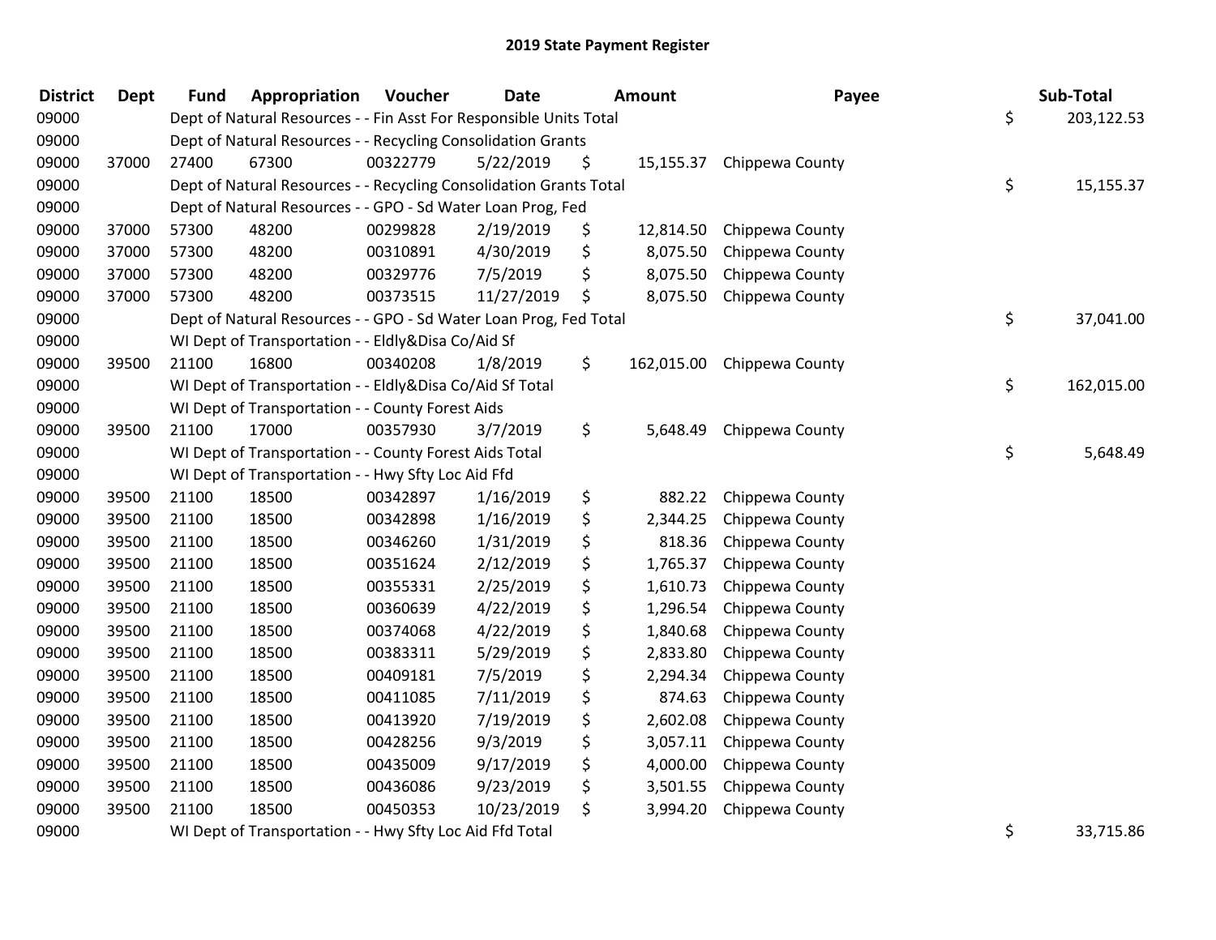# 2019 State Payment Register

| District | Dept | Fund | Appropriation | Voucher | Date | Amount | Payee | Sub-Total |
|---|---|---|---|---|---|---|---|---|
| 09000 | | Dept of Natural Resources - - Fin Asst For Responsible Units Total | | | | | | $ 203,122.53 |
| 09000 | | Dept of Natural Resources - - Recycling Consolidation Grants | | | | | | |
| 09000 | 37000 | 27400 | 67300 | 00322779 | 5/22/2019 | $ 15,155.37 | Chippewa County | |
| 09000 | | Dept of Natural Resources - - Recycling Consolidation Grants Total | | | | | | $ 15,155.37 |
| 09000 | | Dept of Natural Resources - - GPO - Sd Water Loan Prog, Fed | | | | | | |
| 09000 | 37000 | 57300 | 48200 | 00299828 | 2/19/2019 | $ 12,814.50 | Chippewa County | |
| 09000 | 37000 | 57300 | 48200 | 00310891 | 4/30/2019 | $ 8,075.50 | Chippewa County | |
| 09000 | 37000 | 57300 | 48200 | 00329776 | 7/5/2019 | $ 8,075.50 | Chippewa County | |
| 09000 | 37000 | 57300 | 48200 | 00373515 | 11/27/2019 | $ 8,075.50 | Chippewa County | |
| 09000 | | Dept of Natural Resources - - GPO - Sd Water Loan Prog, Fed Total | | | | | | $ 37,041.00 |
| 09000 | | WI Dept of Transportation - - Eldly&Disa Co/Aid Sf | | | | | | |
| 09000 | 39500 | 21100 | 16800 | 00340208 | 1/8/2019 | $ 162,015.00 | Chippewa County | |
| 09000 | | WI Dept of Transportation - - Eldly&Disa Co/Aid Sf Total | | | | | | $ 162,015.00 |
| 09000 | | WI Dept of Transportation - - County Forest Aids | | | | | | |
| 09000 | 39500 | 21100 | 17000 | 00357930 | 3/7/2019 | $ 5,648.49 | Chippewa County | |
| 09000 | | WI Dept of Transportation - - County Forest Aids Total | | | | | | $ 5,648.49 |
| 09000 | | WI Dept of Transportation - - Hwy Sfty Loc Aid Ffd | | | | | | |
| 09000 | 39500 | 21100 | 18500 | 00342897 | 1/16/2019 | $ 882.22 | Chippewa County | |
| 09000 | 39500 | 21100 | 18500 | 00342898 | 1/16/2019 | $ 2,344.25 | Chippewa County | |
| 09000 | 39500 | 21100 | 18500 | 00346260 | 1/31/2019 | $ 818.36 | Chippewa County | |
| 09000 | 39500 | 21100 | 18500 | 00351624 | 2/12/2019 | $ 1,765.37 | Chippewa County | |
| 09000 | 39500 | 21100 | 18500 | 00355331 | 2/25/2019 | $ 1,610.73 | Chippewa County | |
| 09000 | 39500 | 21100 | 18500 | 00360639 | 4/22/2019 | $ 1,296.54 | Chippewa County | |
| 09000 | 39500 | 21100 | 18500 | 00374068 | 4/22/2019 | $ 1,840.68 | Chippewa County | |
| 09000 | 39500 | 21100 | 18500 | 00383311 | 5/29/2019 | $ 2,833.80 | Chippewa County | |
| 09000 | 39500 | 21100 | 18500 | 00409181 | 7/5/2019 | $ 2,294.34 | Chippewa County | |
| 09000 | 39500 | 21100 | 18500 | 00411085 | 7/11/2019 | $ 874.63 | Chippewa County | |
| 09000 | 39500 | 21100 | 18500 | 00413920 | 7/19/2019 | $ 2,602.08 | Chippewa County | |
| 09000 | 39500 | 21100 | 18500 | 00428256 | 9/3/2019 | $ 3,057.11 | Chippewa County | |
| 09000 | 39500 | 21100 | 18500 | 00435009 | 9/17/2019 | $ 4,000.00 | Chippewa County | |
| 09000 | 39500 | 21100 | 18500 | 00436086 | 9/23/2019 | $ 3,501.55 | Chippewa County | |
| 09000 | 39500 | 21100 | 18500 | 00450353 | 10/23/2019 | $ 3,994.20 | Chippewa County | |
| 09000 | | WI Dept of Transportation - - Hwy Sfty Loc Aid Ffd Total | | | | | | $ 33,715.86 |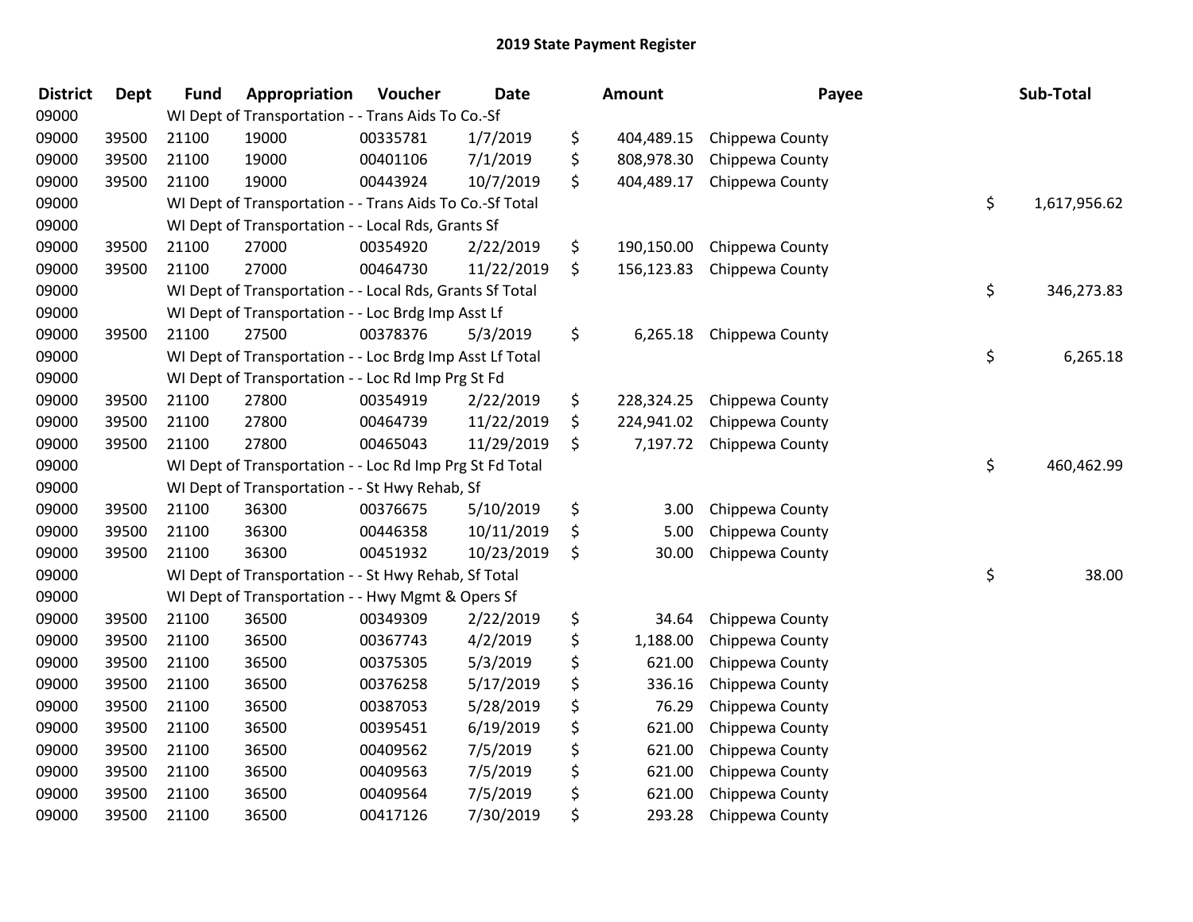# 2019 State Payment Register

| District | Dept | Fund | Appropriation | Voucher | Date | Amount | Payee | Sub-Total |
|---|---|---|---|---|---|---|---|---|
| 09000 | | WI Dept of Transportation - - Trans Aids To Co.-Sf | | | | | | |
| 09000 | 39500 | 21100 | 19000 | 00335781 | 1/7/2019 | $ 404,489.15 | Chippewa County | |
| 09000 | 39500 | 21100 | 19000 | 00401106 | 7/1/2019 | $ 808,978.30 | Chippewa County | |
| 09000 | 39500 | 21100 | 19000 | 00443924 | 10/7/2019 | $ 404,489.17 | Chippewa County | |
| 09000 | | WI Dept of Transportation - - Trans Aids To Co.-Sf Total | | | | | | $ 1,617,956.62 |
| 09000 | | WI Dept of Transportation - - Local Rds, Grants Sf | | | | | | |
| 09000 | 39500 | 21100 | 27000 | 00354920 | 2/22/2019 | $ 190,150.00 | Chippewa County | |
| 09000 | 39500 | 21100 | 27000 | 00464730 | 11/22/2019 | $ 156,123.83 | Chippewa County | |
| 09000 | | WI Dept of Transportation - - Local Rds, Grants Sf Total | | | | | | $ 346,273.83 |
| 09000 | | WI Dept of Transportation - - Loc Brdg Imp Asst Lf | | | | | | |
| 09000 | 39500 | 21100 | 27500 | 00378376 | 5/3/2019 | $ 6,265.18 | Chippewa County | |
| 09000 | | WI Dept of Transportation - - Loc Brdg Imp Asst Lf Total | | | | | | $ 6,265.18 |
| 09000 | | WI Dept of Transportation - - Loc Rd Imp Prg St Fd | | | | | | |
| 09000 | 39500 | 21100 | 27800 | 00354919 | 2/22/2019 | $ 228,324.25 | Chippewa County | |
| 09000 | 39500 | 21100 | 27800 | 00464739 | 11/22/2019 | $ 224,941.02 | Chippewa County | |
| 09000 | 39500 | 21100 | 27800 | 00465043 | 11/29/2019 | $ 7,197.72 | Chippewa County | |
| 09000 | | WI Dept of Transportation - - Loc Rd Imp Prg St Fd Total | | | | | | $ 460,462.99 |
| 09000 | | WI Dept of Transportation - - St Hwy Rehab, Sf | | | | | | |
| 09000 | 39500 | 21100 | 36300 | 00376675 | 5/10/2019 | $ 3.00 | Chippewa County | |
| 09000 | 39500 | 21100 | 36300 | 00446358 | 10/11/2019 | $ 5.00 | Chippewa County | |
| 09000 | 39500 | 21100 | 36300 | 00451932 | 10/23/2019 | $ 30.00 | Chippewa County | |
| 09000 | | WI Dept of Transportation - - St Hwy Rehab, Sf Total | | | | | | $ 38.00 |
| 09000 | | WI Dept of Transportation - - Hwy Mgmt & Opers Sf | | | | | | |
| 09000 | 39500 | 21100 | 36500 | 00349309 | 2/22/2019 | $ 34.64 | Chippewa County | |
| 09000 | 39500 | 21100 | 36500 | 00367743 | 4/2/2019 | $ 1,188.00 | Chippewa County | |
| 09000 | 39500 | 21100 | 36500 | 00375305 | 5/3/2019 | $ 621.00 | Chippewa County | |
| 09000 | 39500 | 21100 | 36500 | 00376258 | 5/17/2019 | $ 336.16 | Chippewa County | |
| 09000 | 39500 | 21100 | 36500 | 00387053 | 5/28/2019 | $ 76.29 | Chippewa County | |
| 09000 | 39500 | 21100 | 36500 | 00395451 | 6/19/2019 | $ 621.00 | Chippewa County | |
| 09000 | 39500 | 21100 | 36500 | 00409562 | 7/5/2019 | $ 621.00 | Chippewa County | |
| 09000 | 39500 | 21100 | 36500 | 00409563 | 7/5/2019 | $ 621.00 | Chippewa County | |
| 09000 | 39500 | 21100 | 36500 | 00409564 | 7/5/2019 | $ 621.00 | Chippewa County | |
| 09000 | 39500 | 21100 | 36500 | 00417126 | 7/30/2019 | $ 293.28 | Chippewa County | |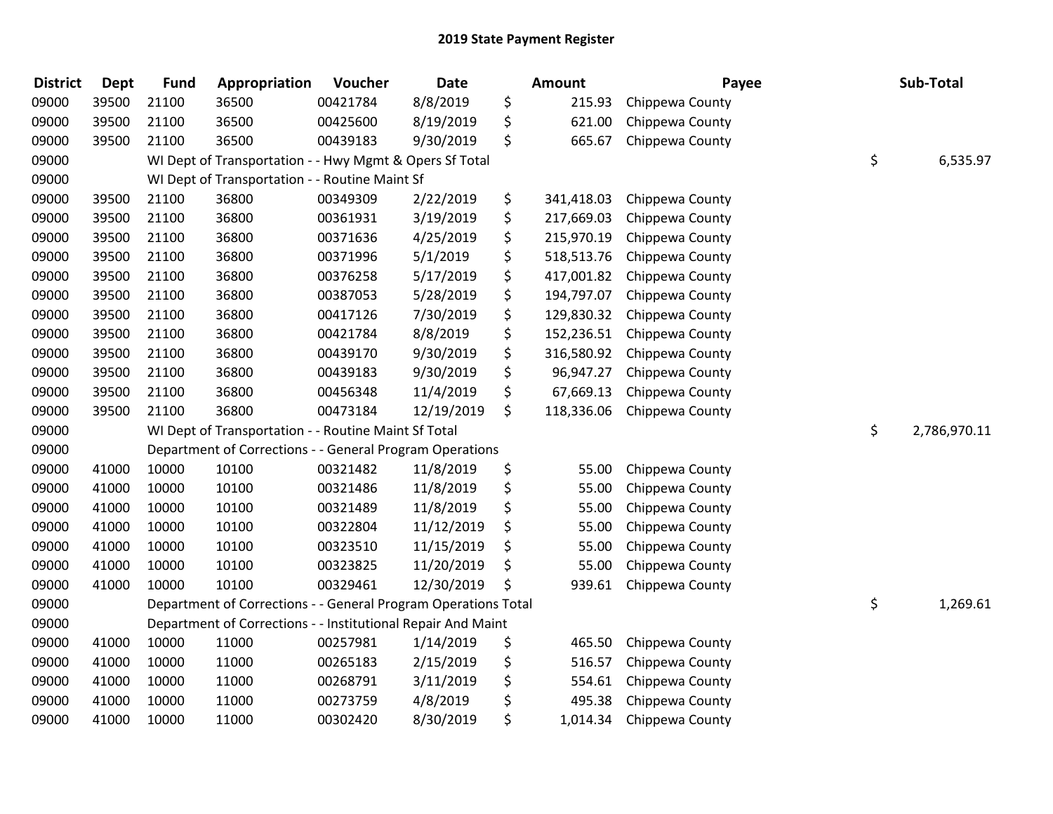# 2019 State Payment Register

| District | Dept | Fund | Appropriation | Voucher | Date | | Amount | Payee | | Sub-Total |
|---|---|---|---|---|---|---|---|---|---|---|
| 09000 | 39500 | 21100 | 36500 | 00421784 | 8/8/2019 | $ | 215.93 | Chippewa County | | |
| 09000 | 39500 | 21100 | 36500 | 00425600 | 8/19/2019 | $ | 621.00 | Chippewa County | | |
| 09000 | 39500 | 21100 | 36500 | 00439183 | 9/30/2019 | $ | 665.67 | Chippewa County | | |
| 09000 | | WI Dept of Transportation - - Hwy Mgmt & Opers Sf Total | | | | | | | $ | 6,535.97 |
| 09000 | | WI Dept of Transportation - - Routine Maint Sf | | | | | | | | |
| 09000 | 39500 | 21100 | 36800 | 00349309 | 2/22/2019 | $ | 341,418.03 | Chippewa County | | |
| 09000 | 39500 | 21100 | 36800 | 00361931 | 3/19/2019 | $ | 217,669.03 | Chippewa County | | |
| 09000 | 39500 | 21100 | 36800 | 00371636 | 4/25/2019 | $ | 215,970.19 | Chippewa County | | |
| 09000 | 39500 | 21100 | 36800 | 00371996 | 5/1/2019 | $ | 518,513.76 | Chippewa County | | |
| 09000 | 39500 | 21100 | 36800 | 00376258 | 5/17/2019 | $ | 417,001.82 | Chippewa County | | |
| 09000 | 39500 | 21100 | 36800 | 00387053 | 5/28/2019 | $ | 194,797.07 | Chippewa County | | |
| 09000 | 39500 | 21100 | 36800 | 00417126 | 7/30/2019 | $ | 129,830.32 | Chippewa County | | |
| 09000 | 39500 | 21100 | 36800 | 00421784 | 8/8/2019 | $ | 152,236.51 | Chippewa County | | |
| 09000 | 39500 | 21100 | 36800 | 00439170 | 9/30/2019 | $ | 316,580.92 | Chippewa County | | |
| 09000 | 39500 | 21100 | 36800 | 00439183 | 9/30/2019 | $ | 96,947.27 | Chippewa County | | |
| 09000 | 39500 | 21100 | 36800 | 00456348 | 11/4/2019 | $ | 67,669.13 | Chippewa County | | |
| 09000 | 39500 | 21100 | 36800 | 00473184 | 12/19/2019 | $ | 118,336.06 | Chippewa County | | |
| 09000 | | WI Dept of Transportation - - Routine Maint Sf Total | | | | | | | $ | 2,786,970.11 |
| 09000 | | Department of Corrections - - General Program Operations | | | | | | | | |
| 09000 | 41000 | 10000 | 10100 | 00321482 | 11/8/2019 | $ | 55.00 | Chippewa County | | |
| 09000 | 41000 | 10000 | 10100 | 00321486 | 11/8/2019 | $ | 55.00 | Chippewa County | | |
| 09000 | 41000 | 10000 | 10100 | 00321489 | 11/8/2019 | $ | 55.00 | Chippewa County | | |
| 09000 | 41000 | 10000 | 10100 | 00322804 | 11/12/2019 | $ | 55.00 | Chippewa County | | |
| 09000 | 41000 | 10000 | 10100 | 00323510 | 11/15/2019 | $ | 55.00 | Chippewa County | | |
| 09000 | 41000 | 10000 | 10100 | 00323825 | 11/20/2019 | $ | 55.00 | Chippewa County | | |
| 09000 | 41000 | 10000 | 10100 | 00329461 | 12/30/2019 | $ | 939.61 | Chippewa County | | |
| 09000 | | Department of Corrections - - General Program Operations Total | | | | | | | $ | 1,269.61 |
| 09000 | | Department of Corrections - - Institutional Repair And Maint | | | | | | | | |
| 09000 | 41000 | 10000 | 11000 | 00257981 | 1/14/2019 | $ | 465.50 | Chippewa County | | |
| 09000 | 41000 | 10000 | 11000 | 00265183 | 2/15/2019 | $ | 516.57 | Chippewa County | | |
| 09000 | 41000 | 10000 | 11000 | 00268791 | 3/11/2019 | $ | 554.61 | Chippewa County | | |
| 09000 | 41000 | 10000 | 11000 | 00273759 | 4/8/2019 | $ | 495.38 | Chippewa County | | |
| 09000 | 41000 | 10000 | 11000 | 00302420 | 8/30/2019 | $ | 1,014.34 | Chippewa County | | |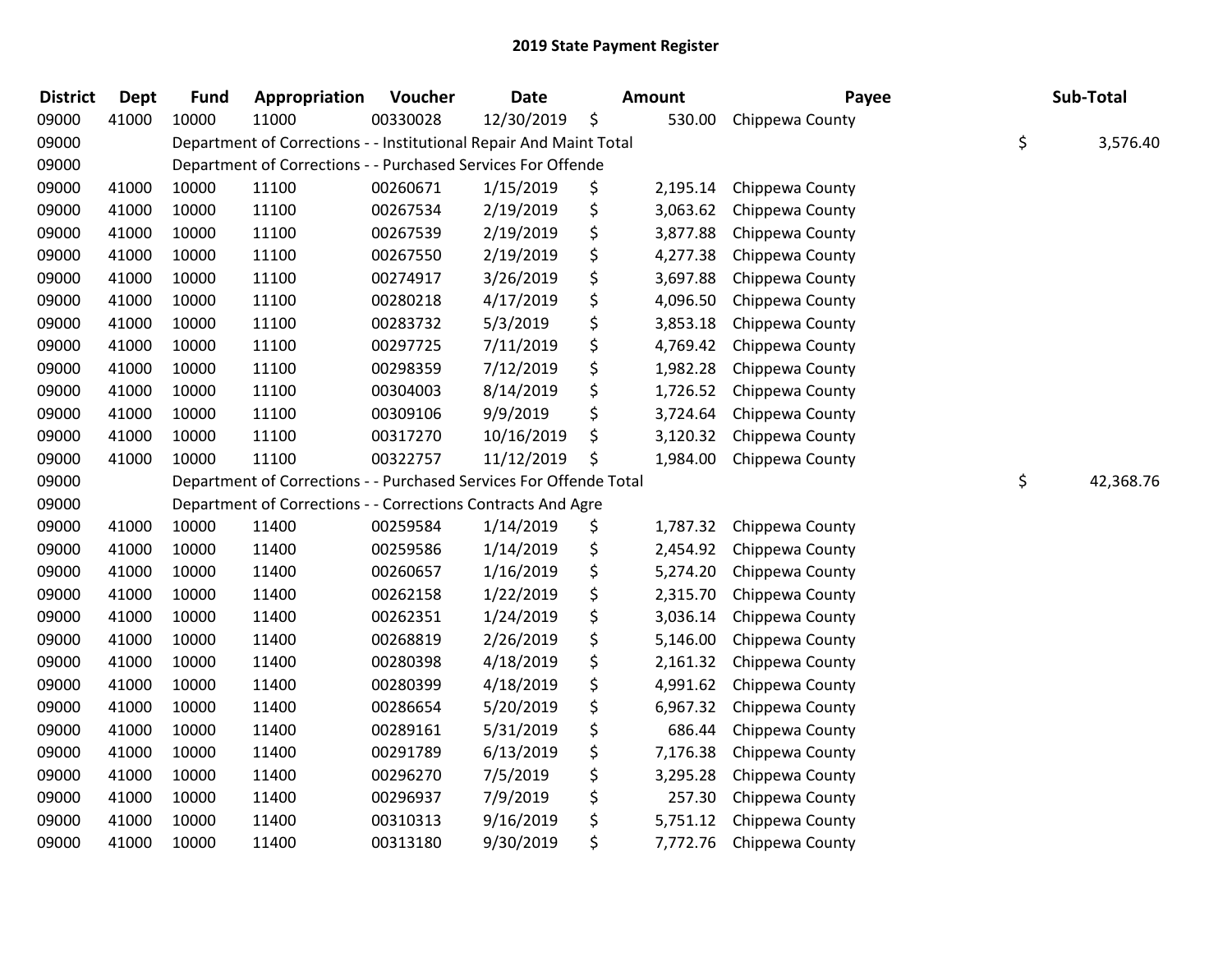# 2019 State Payment Register

| District | Dept | Fund | Appropriation | Voucher | Date | Amount | Payee | Sub-Total |
|---|---|---|---|---|---|---|---|---|
| 09000 | 41000 | 10000 | 11000 | 00330028 | 12/30/2019 | $ 530.00 | Chippewa County | |
| 09000 | | Department of Corrections - - Institutional Repair And Maint Total | | | | | | $ 3,576.40 |
| 09000 | | Department of Corrections - - Purchased Services For Offende | | | | | | |
| 09000 | 41000 | 10000 | 11100 | 00260671 | 1/15/2019 | $ 2,195.14 | Chippewa County | |
| 09000 | 41000 | 10000 | 11100 | 00267534 | 2/19/2019 | $ 3,063.62 | Chippewa County | |
| 09000 | 41000 | 10000 | 11100 | 00267539 | 2/19/2019 | $ 3,877.88 | Chippewa County | |
| 09000 | 41000 | 10000 | 11100 | 00267550 | 2/19/2019 | $ 4,277.38 | Chippewa County | |
| 09000 | 41000 | 10000 | 11100 | 00274917 | 3/26/2019 | $ 3,697.88 | Chippewa County | |
| 09000 | 41000 | 10000 | 11100 | 00280218 | 4/17/2019 | $ 4,096.50 | Chippewa County | |
| 09000 | 41000 | 10000 | 11100 | 00283732 | 5/3/2019 | $ 3,853.18 | Chippewa County | |
| 09000 | 41000 | 10000 | 11100 | 00297725 | 7/11/2019 | $ 4,769.42 | Chippewa County | |
| 09000 | 41000 | 10000 | 11100 | 00298359 | 7/12/2019 | $ 1,982.28 | Chippewa County | |
| 09000 | 41000 | 10000 | 11100 | 00304003 | 8/14/2019 | $ 1,726.52 | Chippewa County | |
| 09000 | 41000 | 10000 | 11100 | 00309106 | 9/9/2019 | $ 3,724.64 | Chippewa County | |
| 09000 | 41000 | 10000 | 11100 | 00317270 | 10/16/2019 | $ 3,120.32 | Chippewa County | |
| 09000 | 41000 | 10000 | 11100 | 00322757 | 11/12/2019 | $ 1,984.00 | Chippewa County | |
| 09000 | | Department of Corrections - - Purchased Services For Offende Total | | | | | | $ 42,368.76 |
| 09000 | | Department of Corrections - - Corrections Contracts And Agre | | | | | | |
| 09000 | 41000 | 10000 | 11400 | 00259584 | 1/14/2019 | $ 1,787.32 | Chippewa County | |
| 09000 | 41000 | 10000 | 11400 | 00259586 | 1/14/2019 | $ 2,454.92 | Chippewa County | |
| 09000 | 41000 | 10000 | 11400 | 00260657 | 1/16/2019 | $ 5,274.20 | Chippewa County | |
| 09000 | 41000 | 10000 | 11400 | 00262158 | 1/22/2019 | $ 2,315.70 | Chippewa County | |
| 09000 | 41000 | 10000 | 11400 | 00262351 | 1/24/2019 | $ 3,036.14 | Chippewa County | |
| 09000 | 41000 | 10000 | 11400 | 00268819 | 2/26/2019 | $ 5,146.00 | Chippewa County | |
| 09000 | 41000 | 10000 | 11400 | 00280398 | 4/18/2019 | $ 2,161.32 | Chippewa County | |
| 09000 | 41000 | 10000 | 11400 | 00280399 | 4/18/2019 | $ 4,991.62 | Chippewa County | |
| 09000 | 41000 | 10000 | 11400 | 00286654 | 5/20/2019 | $ 6,967.32 | Chippewa County | |
| 09000 | 41000 | 10000 | 11400 | 00289161 | 5/31/2019 | $ 686.44 | Chippewa County | |
| 09000 | 41000 | 10000 | 11400 | 00291789 | 6/13/2019 | $ 7,176.38 | Chippewa County | |
| 09000 | 41000 | 10000 | 11400 | 00296270 | 7/5/2019 | $ 3,295.28 | Chippewa County | |
| 09000 | 41000 | 10000 | 11400 | 00296937 | 7/9/2019 | $ 257.30 | Chippewa County | |
| 09000 | 41000 | 10000 | 11400 | 00310313 | 9/16/2019 | $ 5,751.12 | Chippewa County | |
| 09000 | 41000 | 10000 | 11400 | 00313180 | 9/30/2019 | $ 7,772.76 | Chippewa County | |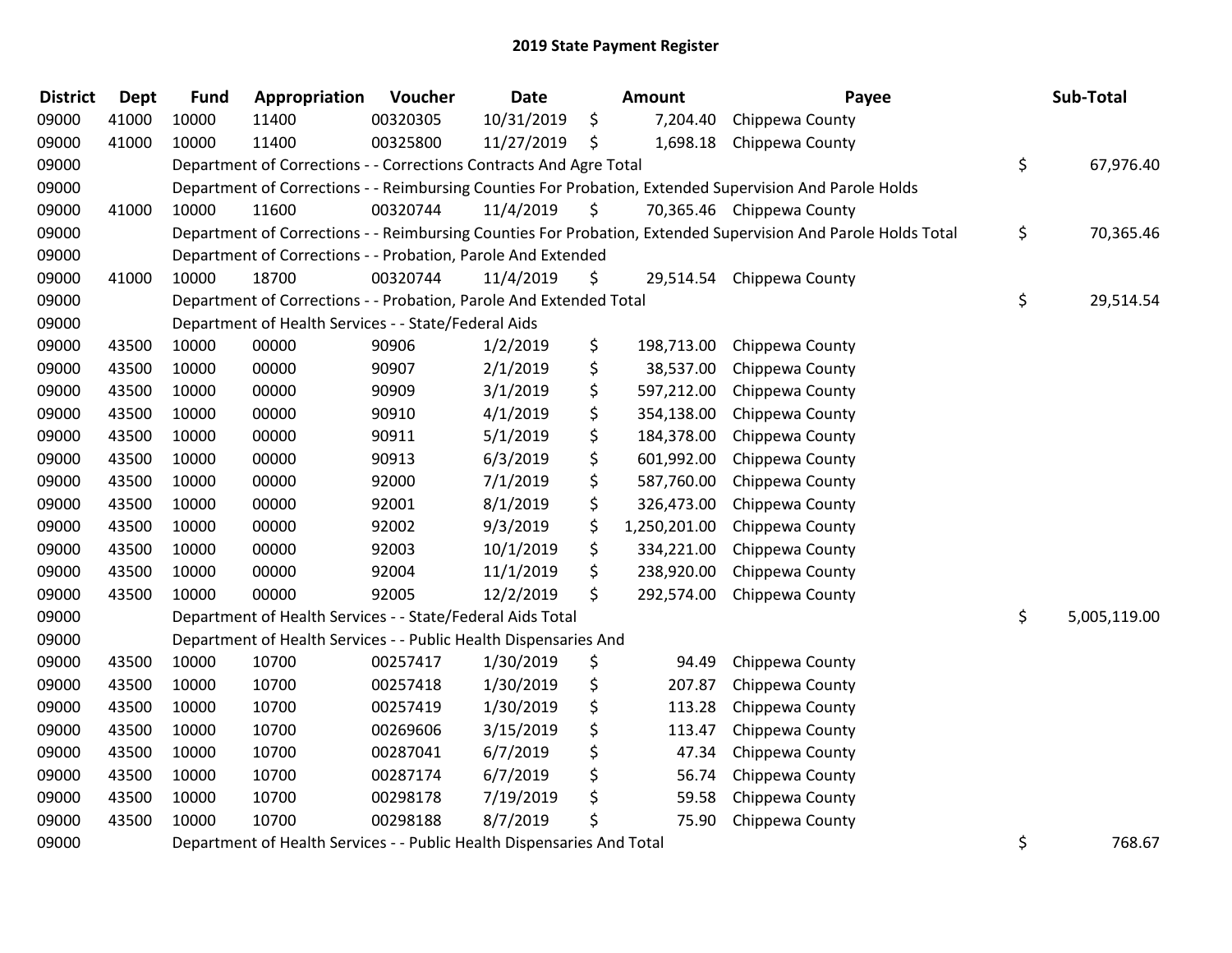## 2019 State Payment Register

| District | Dept | Fund | Appropriation | Voucher | Date | Amount | Payee | Sub-Total |
|---|---|---|---|---|---|---|---|---|
| 09000 | 41000 | 10000 | 11400 | 00320305 | 10/31/2019 | $ 7,204.40 | Chippewa County | |
| 09000 | 41000 | 10000 | 11400 | 00325800 | 11/27/2019 | $ 1,698.18 | Chippewa County | |
| 09000 | | | Department of Corrections - - Corrections Contracts And Agre Total | | | | | $ 67,976.40 |
| 09000 | | | Department of Corrections - - Reimbursing Counties For Probation, Extended Supervision And Parole Holds | | | | | |
| 09000 | 41000 | 10000 | 11600 | 00320744 | 11/4/2019 | $ 70,365.46 | Chippewa County | |
| 09000 | | | Department of Corrections - - Reimbursing Counties For Probation, Extended Supervision And Parole Holds Total | | | | | $ 70,365.46 |
| 09000 | | | Department of Corrections - - Probation, Parole And Extended | | | | | |
| 09000 | 41000 | 10000 | 18700 | 00320744 | 11/4/2019 | $ 29,514.54 | Chippewa County | |
| 09000 | | | Department of Corrections - - Probation, Parole And Extended Total | | | | | $ 29,514.54 |
| 09000 | | | Department of Health Services - - State/Federal Aids | | | | | |
| 09000 | 43500 | 10000 | 00000 | 90906 | 1/2/2019 | $ 198,713.00 | Chippewa County | |
| 09000 | 43500 | 10000 | 00000 | 90907 | 2/1/2019 | $ 38,537.00 | Chippewa County | |
| 09000 | 43500 | 10000 | 00000 | 90909 | 3/1/2019 | $ 597,212.00 | Chippewa County | |
| 09000 | 43500 | 10000 | 00000 | 90910 | 4/1/2019 | $ 354,138.00 | Chippewa County | |
| 09000 | 43500 | 10000 | 00000 | 90911 | 5/1/2019 | $ 184,378.00 | Chippewa County | |
| 09000 | 43500 | 10000 | 00000 | 90913 | 6/3/2019 | $ 601,992.00 | Chippewa County | |
| 09000 | 43500 | 10000 | 00000 | 92000 | 7/1/2019 | $ 587,760.00 | Chippewa County | |
| 09000 | 43500 | 10000 | 00000 | 92001 | 8/1/2019 | $ 326,473.00 | Chippewa County | |
| 09000 | 43500 | 10000 | 00000 | 92002 | 9/3/2019 | $ 1,250,201.00 | Chippewa County | |
| 09000 | 43500 | 10000 | 00000 | 92003 | 10/1/2019 | $ 334,221.00 | Chippewa County | |
| 09000 | 43500 | 10000 | 00000 | 92004 | 11/1/2019 | $ 238,920.00 | Chippewa County | |
| 09000 | 43500 | 10000 | 00000 | 92005 | 12/2/2019 | $ 292,574.00 | Chippewa County | |
| 09000 | | | Department of Health Services - - State/Federal Aids Total | | | | | $ 5,005,119.00 |
| 09000 | | | Department of Health Services - - Public Health Dispensaries And | | | | | |
| 09000 | 43500 | 10000 | 10700 | 00257417 | 1/30/2019 | $ 94.49 | Chippewa County | |
| 09000 | 43500 | 10000 | 10700 | 00257418 | 1/30/2019 | $ 207.87 | Chippewa County | |
| 09000 | 43500 | 10000 | 10700 | 00257419 | 1/30/2019 | $ 113.28 | Chippewa County | |
| 09000 | 43500 | 10000 | 10700 | 00269606 | 3/15/2019 | $ 113.47 | Chippewa County | |
| 09000 | 43500 | 10000 | 10700 | 00287041 | 6/7/2019 | $ 47.34 | Chippewa County | |
| 09000 | 43500 | 10000 | 10700 | 00287174 | 6/7/2019 | $ 56.74 | Chippewa County | |
| 09000 | 43500 | 10000 | 10700 | 00298178 | 7/19/2019 | $ 59.58 | Chippewa County | |
| 09000 | 43500 | 10000 | 10700 | 00298188 | 8/7/2019 | $ 75.90 | Chippewa County | |
| 09000 | | | Department of Health Services - - Public Health Dispensaries And Total | | | | | $ 768.67 |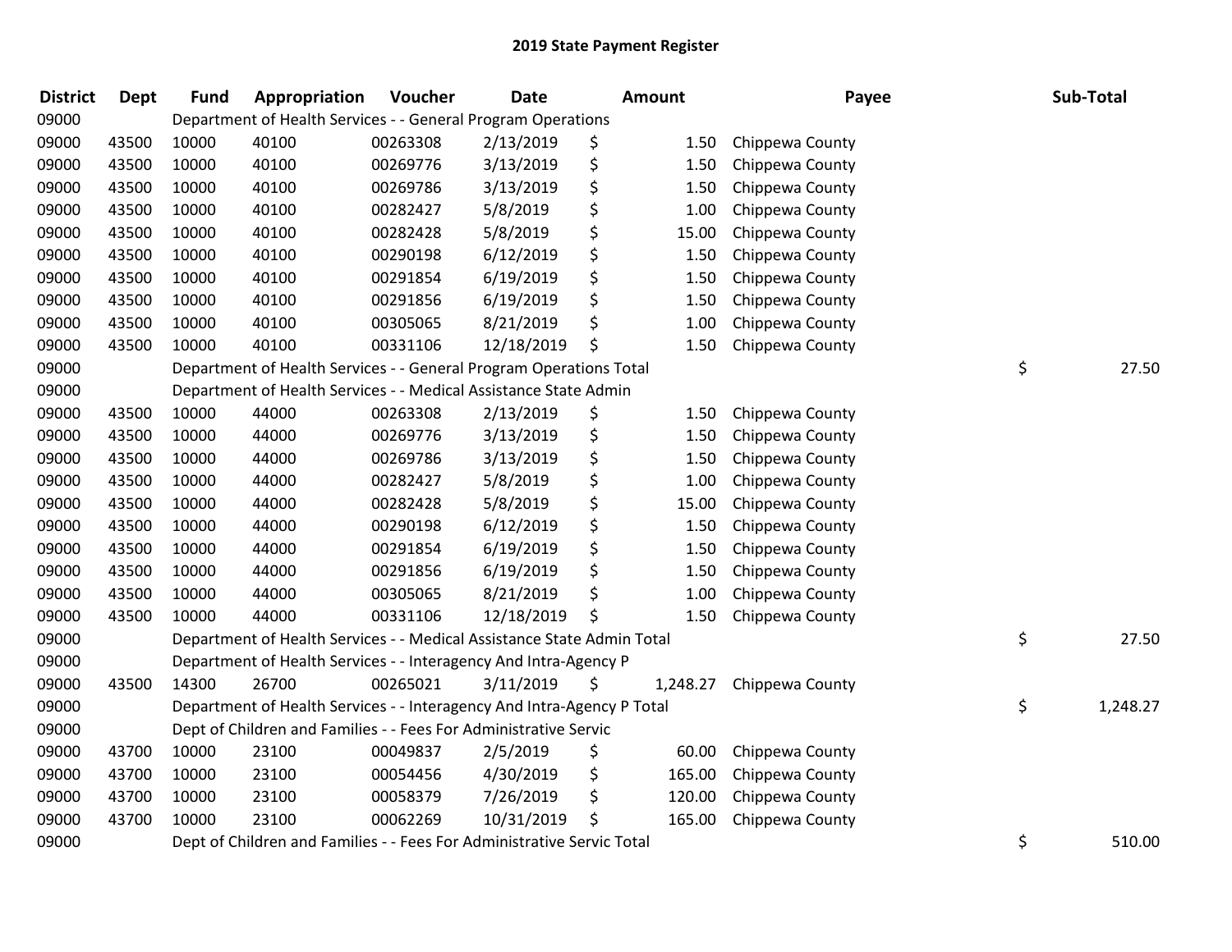# 2019 State Payment Register

| District | Dept | Fund | Appropriation | Voucher | Date | Amount | Payee | Sub-Total |
|---|---|---|---|---|---|---|---|---|
| 09000 | | Department of Health Services - - General Program Operations | | | | | | |
| 09000 | 43500 | 10000 | 40100 | 00263308 | 2/13/2019 | $ 1.50 | Chippewa County | |
| 09000 | 43500 | 10000 | 40100 | 00269776 | 3/13/2019 | $ 1.50 | Chippewa County | |
| 09000 | 43500 | 10000 | 40100 | 00269786 | 3/13/2019 | $ 1.50 | Chippewa County | |
| 09000 | 43500 | 10000 | 40100 | 00282427 | 5/8/2019 | $ 1.00 | Chippewa County | |
| 09000 | 43500 | 10000 | 40100 | 00282428 | 5/8/2019 | $ 15.00 | Chippewa County | |
| 09000 | 43500 | 10000 | 40100 | 00290198 | 6/12/2019 | $ 1.50 | Chippewa County | |
| 09000 | 43500 | 10000 | 40100 | 00291854 | 6/19/2019 | $ 1.50 | Chippewa County | |
| 09000 | 43500 | 10000 | 40100 | 00291856 | 6/19/2019 | $ 1.50 | Chippewa County | |
| 09000 | 43500 | 10000 | 40100 | 00305065 | 8/21/2019 | $ 1.00 | Chippewa County | |
| 09000 | 43500 | 10000 | 40100 | 00331106 | 12/18/2019 | $ 1.50 | Chippewa County | |
| 09000 | | Department of Health Services - - General Program Operations Total | | | | | | $ 27.50 |
| 09000 | | Department of Health Services - - Medical Assistance State Admin | | | | | | |
| 09000 | 43500 | 10000 | 44000 | 00263308 | 2/13/2019 | $ 1.50 | Chippewa County | |
| 09000 | 43500 | 10000 | 44000 | 00269776 | 3/13/2019 | $ 1.50 | Chippewa County | |
| 09000 | 43500 | 10000 | 44000 | 00269786 | 3/13/2019 | $ 1.50 | Chippewa County | |
| 09000 | 43500 | 10000 | 44000 | 00282427 | 5/8/2019 | $ 1.00 | Chippewa County | |
| 09000 | 43500 | 10000 | 44000 | 00282428 | 5/8/2019 | $ 15.00 | Chippewa County | |
| 09000 | 43500 | 10000 | 44000 | 00290198 | 6/12/2019 | $ 1.50 | Chippewa County | |
| 09000 | 43500 | 10000 | 44000 | 00291854 | 6/19/2019 | $ 1.50 | Chippewa County | |
| 09000 | 43500 | 10000 | 44000 | 00291856 | 6/19/2019 | $ 1.50 | Chippewa County | |
| 09000 | 43500 | 10000 | 44000 | 00305065 | 8/21/2019 | $ 1.00 | Chippewa County | |
| 09000 | 43500 | 10000 | 44000 | 00331106 | 12/18/2019 | $ 1.50 | Chippewa County | |
| 09000 | | Department of Health Services - - Medical Assistance State Admin Total | | | | | | $ 27.50 |
| 09000 | | Department of Health Services - - Interagency And Intra-Agency P | | | | | | |
| 09000 | 43500 | 14300 | 26700 | 00265021 | 3/11/2019 | $ 1,248.27 | Chippewa County | |
| 09000 | | Department of Health Services - - Interagency And Intra-Agency P Total | | | | | | $ 1,248.27 |
| 09000 | | Dept of Children and Families - - Fees For Administrative Servic | | | | | | |
| 09000 | 43700 | 10000 | 23100 | 00049837 | 2/5/2019 | $ 60.00 | Chippewa County | |
| 09000 | 43700 | 10000 | 23100 | 00054456 | 4/30/2019 | $ 165.00 | Chippewa County | |
| 09000 | 43700 | 10000 | 23100 | 00058379 | 7/26/2019 | $ 120.00 | Chippewa County | |
| 09000 | 43700 | 10000 | 23100 | 00062269 | 10/31/2019 | $ 165.00 | Chippewa County | |
| 09000 | | Dept of Children and Families - - Fees For Administrative Servic Total | | | | | | $ 510.00 |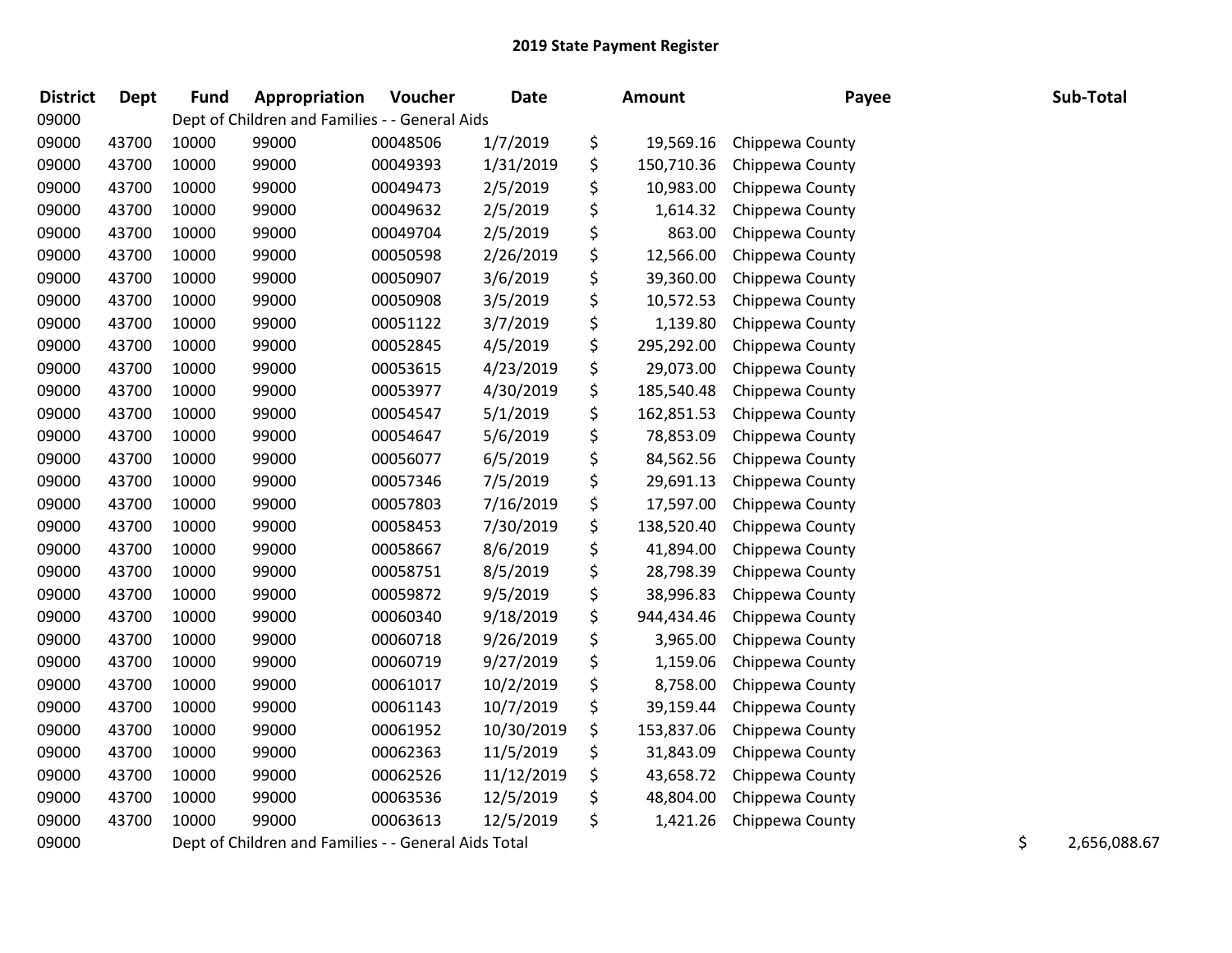# 2019 State Payment Register

| District | Dept | Fund | Appropriation | Voucher | Date | Amount | Payee | Sub-Total |
|---|---|---|---|---|---|---|---|---|
| 09000 | | Dept of Children and Families - - General Aids | | | | | | |
| 09000 | 43700 | 10000 | 99000 | 00048506 | 1/7/2019 | $ 19,569.16 | Chippewa County | |
| 09000 | 43700 | 10000 | 99000 | 00049393 | 1/31/2019 | $ 150,710.36 | Chippewa County | |
| 09000 | 43700 | 10000 | 99000 | 00049473 | 2/5/2019 | $ 10,983.00 | Chippewa County | |
| 09000 | 43700 | 10000 | 99000 | 00049632 | 2/5/2019 | $ 1,614.32 | Chippewa County | |
| 09000 | 43700 | 10000 | 99000 | 00049704 | 2/5/2019 | $ 863.00 | Chippewa County | |
| 09000 | 43700 | 10000 | 99000 | 00050598 | 2/26/2019 | $ 12,566.00 | Chippewa County | |
| 09000 | 43700 | 10000 | 99000 | 00050907 | 3/6/2019 | $ 39,360.00 | Chippewa County | |
| 09000 | 43700 | 10000 | 99000 | 00050908 | 3/5/2019 | $ 10,572.53 | Chippewa County | |
| 09000 | 43700 | 10000 | 99000 | 00051122 | 3/7/2019 | $ 1,139.80 | Chippewa County | |
| 09000 | 43700 | 10000 | 99000 | 00052845 | 4/5/2019 | $ 295,292.00 | Chippewa County | |
| 09000 | 43700 | 10000 | 99000 | 00053615 | 4/23/2019 | $ 29,073.00 | Chippewa County | |
| 09000 | 43700 | 10000 | 99000 | 00053977 | 4/30/2019 | $ 185,540.48 | Chippewa County | |
| 09000 | 43700 | 10000 | 99000 | 00054547 | 5/1/2019 | $ 162,851.53 | Chippewa County | |
| 09000 | 43700 | 10000 | 99000 | 00054647 | 5/6/2019 | $ 78,853.09 | Chippewa County | |
| 09000 | 43700 | 10000 | 99000 | 00056077 | 6/5/2019 | $ 84,562.56 | Chippewa County | |
| 09000 | 43700 | 10000 | 99000 | 00057346 | 7/5/2019 | $ 29,691.13 | Chippewa County | |
| 09000 | 43700 | 10000 | 99000 | 00057803 | 7/16/2019 | $ 17,597.00 | Chippewa County | |
| 09000 | 43700 | 10000 | 99000 | 00058453 | 7/30/2019 | $ 138,520.40 | Chippewa County | |
| 09000 | 43700 | 10000 | 99000 | 00058667 | 8/6/2019 | $ 41,894.00 | Chippewa County | |
| 09000 | 43700 | 10000 | 99000 | 00058751 | 8/5/2019 | $ 28,798.39 | Chippewa County | |
| 09000 | 43700 | 10000 | 99000 | 00059872 | 9/5/2019 | $ 38,996.83 | Chippewa County | |
| 09000 | 43700 | 10000 | 99000 | 00060340 | 9/18/2019 | $ 944,434.46 | Chippewa County | |
| 09000 | 43700 | 10000 | 99000 | 00060718 | 9/26/2019 | $ 3,965.00 | Chippewa County | |
| 09000 | 43700 | 10000 | 99000 | 00060719 | 9/27/2019 | $ 1,159.06 | Chippewa County | |
| 09000 | 43700 | 10000 | 99000 | 00061017 | 10/2/2019 | $ 8,758.00 | Chippewa County | |
| 09000 | 43700 | 10000 | 99000 | 00061143 | 10/7/2019 | $ 39,159.44 | Chippewa County | |
| 09000 | 43700 | 10000 | 99000 | 00061952 | 10/30/2019 | $ 153,837.06 | Chippewa County | |
| 09000 | 43700 | 10000 | 99000 | 00062363 | 11/5/2019 | $ 31,843.09 | Chippewa County | |
| 09000 | 43700 | 10000 | 99000 | 00062526 | 11/12/2019 | $ 43,658.72 | Chippewa County | |
| 09000 | 43700 | 10000 | 99000 | 00063536 | 12/5/2019 | $ 48,804.00 | Chippewa County | |
| 09000 | 43700 | 10000 | 99000 | 00063613 | 12/5/2019 | $ 1,421.26 | Chippewa County | |
| 09000 | | Dept of Children and Families - - General Aids Total | | | | | | $ 2,656,088.67 |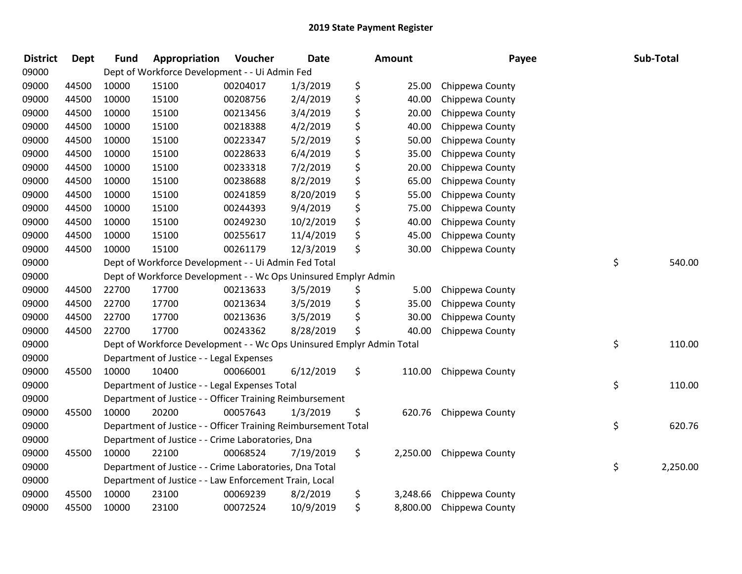# 2019 State Payment Register

| District | Dept | Fund | Appropriation | Voucher | Date | Amount | Payee | Sub-Total |
|---|---|---|---|---|---|---|---|---|
| 09000 | | Dept of Workforce Development - - Ui Admin Fed | | | | | | |
| 09000 | 44500 | 10000 | 15100 | 00204017 | 1/3/2019 | $ 25.00 | Chippewa County | |
| 09000 | 44500 | 10000 | 15100 | 00208756 | 2/4/2019 | $ 40.00 | Chippewa County | |
| 09000 | 44500 | 10000 | 15100 | 00213456 | 3/4/2019 | $ 20.00 | Chippewa County | |
| 09000 | 44500 | 10000 | 15100 | 00218388 | 4/2/2019 | $ 40.00 | Chippewa County | |
| 09000 | 44500 | 10000 | 15100 | 00223347 | 5/2/2019 | $ 50.00 | Chippewa County | |
| 09000 | 44500 | 10000 | 15100 | 00228633 | 6/4/2019 | $ 35.00 | Chippewa County | |
| 09000 | 44500 | 10000 | 15100 | 00233318 | 7/2/2019 | $ 20.00 | Chippewa County | |
| 09000 | 44500 | 10000 | 15100 | 00238688 | 8/2/2019 | $ 65.00 | Chippewa County | |
| 09000 | 44500 | 10000 | 15100 | 00241859 | 8/20/2019 | $ 55.00 | Chippewa County | |
| 09000 | 44500 | 10000 | 15100 | 00244393 | 9/4/2019 | $ 75.00 | Chippewa County | |
| 09000 | 44500 | 10000 | 15100 | 00249230 | 10/2/2019 | $ 40.00 | Chippewa County | |
| 09000 | 44500 | 10000 | 15100 | 00255617 | 11/4/2019 | $ 45.00 | Chippewa County | |
| 09000 | 44500 | 10000 | 15100 | 00261179 | 12/3/2019 | $ 30.00 | Chippewa County | |
| 09000 | | Dept of Workforce Development - - Ui Admin Fed Total | | | | | | $ 540.00 |
| 09000 | | Dept of Workforce Development - - Wc Ops Uninsured Emplyr Admin | | | | | | |
| 09000 | 44500 | 22700 | 17700 | 00213633 | 3/5/2019 | $ 5.00 | Chippewa County | |
| 09000 | 44500 | 22700 | 17700 | 00213634 | 3/5/2019 | $ 35.00 | Chippewa County | |
| 09000 | 44500 | 22700 | 17700 | 00213636 | 3/5/2019 | $ 30.00 | Chippewa County | |
| 09000 | 44500 | 22700 | 17700 | 00243362 | 8/28/2019 | $ 40.00 | Chippewa County | |
| 09000 | | Dept of Workforce Development - - Wc Ops Uninsured Emplyr Admin Total | | | | | | $ 110.00 |
| 09000 | | Department of Justice - - Legal Expenses | | | | | | |
| 09000 | 45500 | 10000 | 10400 | 00066001 | 6/12/2019 | $ 110.00 | Chippewa County | |
| 09000 | | Department of Justice - - Legal Expenses Total | | | | | | $ 110.00 |
| 09000 | | Department of Justice - - Officer Training Reimbursement | | | | | | |
| 09000 | 45500 | 10000 | 20200 | 00057643 | 1/3/2019 | $ 620.76 | Chippewa County | |
| 09000 | | Department of Justice - - Officer Training Reimbursement Total | | | | | | $ 620.76 |
| 09000 | | Department of Justice - - Crime Laboratories, Dna | | | | | | |
| 09000 | 45500 | 10000 | 22100 | 00068524 | 7/19/2019 | $ 2,250.00 | Chippewa County | |
| 09000 | | Department of Justice - - Crime Laboratories, Dna Total | | | | | | $ 2,250.00 |
| 09000 | | Department of Justice - - Law Enforcement Train, Local | | | | | | |
| 09000 | 45500 | 10000 | 23100 | 00069239 | 8/2/2019 | $ 3,248.66 | Chippewa County | |
| 09000 | 45500 | 10000 | 23100 | 00072524 | 10/9/2019 | $ 8,800.00 | Chippewa County | |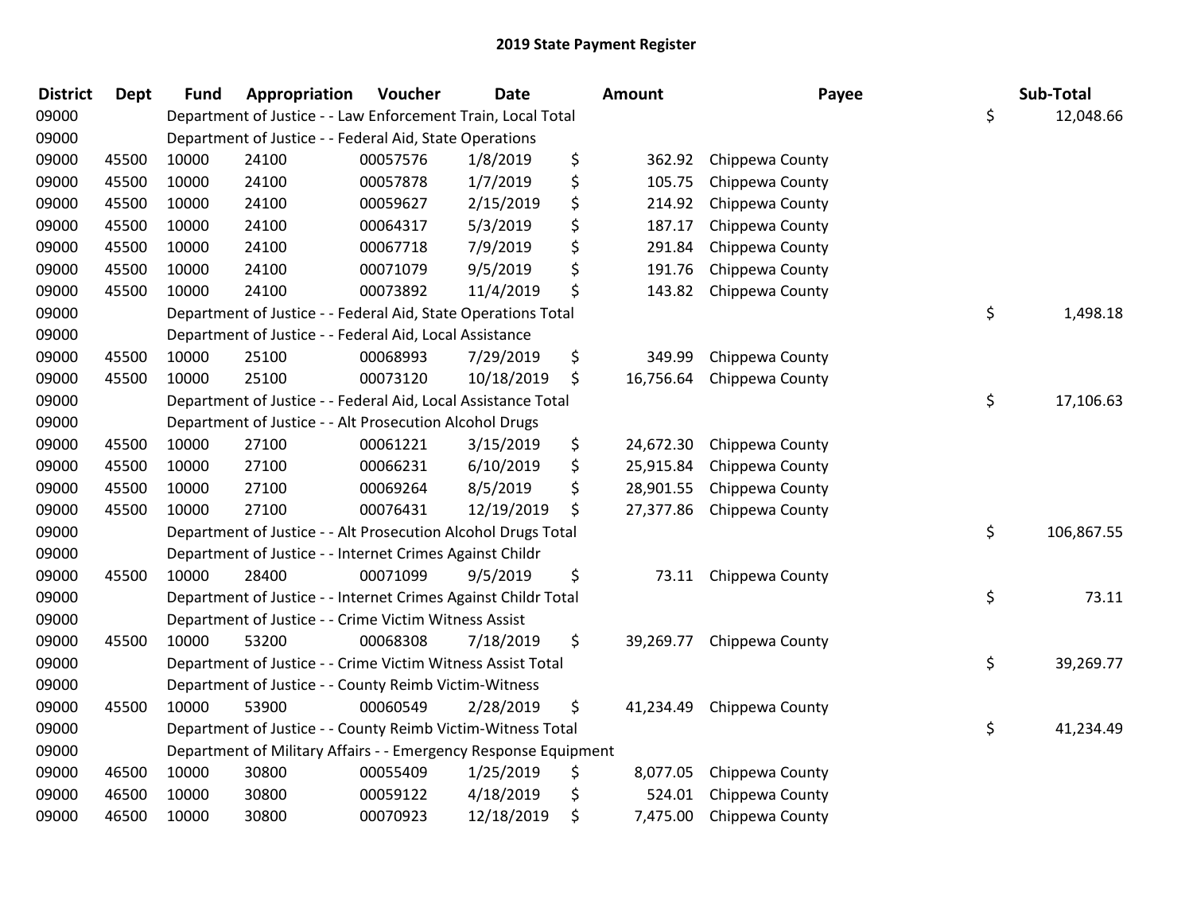# 2019 State Payment Register

| District | Dept | Fund | Appropriation | Voucher | Date | Amount | Payee | Sub-Total |
|---|---|---|---|---|---|---|---|---|
| 09000 | | | Department of Justice - - Law Enforcement Train, Local Total | | | | | $ 12,048.66 |
| 09000 | | | Department of Justice - - Federal Aid, State Operations | | | | | |
| 09000 | 45500 | 10000 | 24100 | 00057576 | 1/8/2019 | $ 362.92 | Chippewa County | |
| 09000 | 45500 | 10000 | 24100 | 00057878 | 1/7/2019 | $ 105.75 | Chippewa County | |
| 09000 | 45500 | 10000 | 24100 | 00059627 | 2/15/2019 | $ 214.92 | Chippewa County | |
| 09000 | 45500 | 10000 | 24100 | 00064317 | 5/3/2019 | $ 187.17 | Chippewa County | |
| 09000 | 45500 | 10000 | 24100 | 00067718 | 7/9/2019 | $ 291.84 | Chippewa County | |
| 09000 | 45500 | 10000 | 24100 | 00071079 | 9/5/2019 | $ 191.76 | Chippewa County | |
| 09000 | 45500 | 10000 | 24100 | 00073892 | 11/4/2019 | $ 143.82 | Chippewa County | |
| 09000 | | | Department of Justice - - Federal Aid, State Operations Total | | | | | $ 1,498.18 |
| 09000 | | | Department of Justice - - Federal Aid, Local Assistance | | | | | |
| 09000 | 45500 | 10000 | 25100 | 00068993 | 7/29/2019 | $ 349.99 | Chippewa County | |
| 09000 | 45500 | 10000 | 25100 | 00073120 | 10/18/2019 | $ 16,756.64 | Chippewa County | |
| 09000 | | | Department of Justice - - Federal Aid, Local Assistance Total | | | | | $ 17,106.63 |
| 09000 | | | Department of Justice - - Alt Prosecution Alcohol Drugs | | | | | |
| 09000 | 45500 | 10000 | 27100 | 00061221 | 3/15/2019 | $ 24,672.30 | Chippewa County | |
| 09000 | 45500 | 10000 | 27100 | 00066231 | 6/10/2019 | $ 25,915.84 | Chippewa County | |
| 09000 | 45500 | 10000 | 27100 | 00069264 | 8/5/2019 | $ 28,901.55 | Chippewa County | |
| 09000 | 45500 | 10000 | 27100 | 00076431 | 12/19/2019 | $ 27,377.86 | Chippewa County | |
| 09000 | | | Department of Justice - - Alt Prosecution Alcohol Drugs Total | | | | | $ 106,867.55 |
| 09000 | | | Department of Justice - - Internet Crimes Against Childr | | | | | |
| 09000 | 45500 | 10000 | 28400 | 00071099 | 9/5/2019 | $ 73.11 | Chippewa County | |
| 09000 | | | Department of Justice - - Internet Crimes Against Childr Total | | | | | $ 73.11 |
| 09000 | | | Department of Justice - - Crime Victim Witness Assist | | | | | |
| 09000 | 45500 | 10000 | 53200 | 00068308 | 7/18/2019 | $ 39,269.77 | Chippewa County | |
| 09000 | | | Department of Justice - - Crime Victim Witness Assist Total | | | | | $ 39,269.77 |
| 09000 | | | Department of Justice - - County Reimb Victim-Witness | | | | | |
| 09000 | 45500 | 10000 | 53900 | 00060549 | 2/28/2019 | $ 41,234.49 | Chippewa County | |
| 09000 | | | Department of Justice - - County Reimb Victim-Witness Total | | | | | $ 41,234.49 |
| 09000 | | | Department of Military Affairs - - Emergency Response Equipment | | | | | |
| 09000 | 46500 | 10000 | 30800 | 00055409 | 1/25/2019 | $ 8,077.05 | Chippewa County | |
| 09000 | 46500 | 10000 | 30800 | 00059122 | 4/18/2019 | $ 524.01 | Chippewa County | |
| 09000 | 46500 | 10000 | 30800 | 00070923 | 12/18/2019 | $ 7,475.00 | Chippewa County | |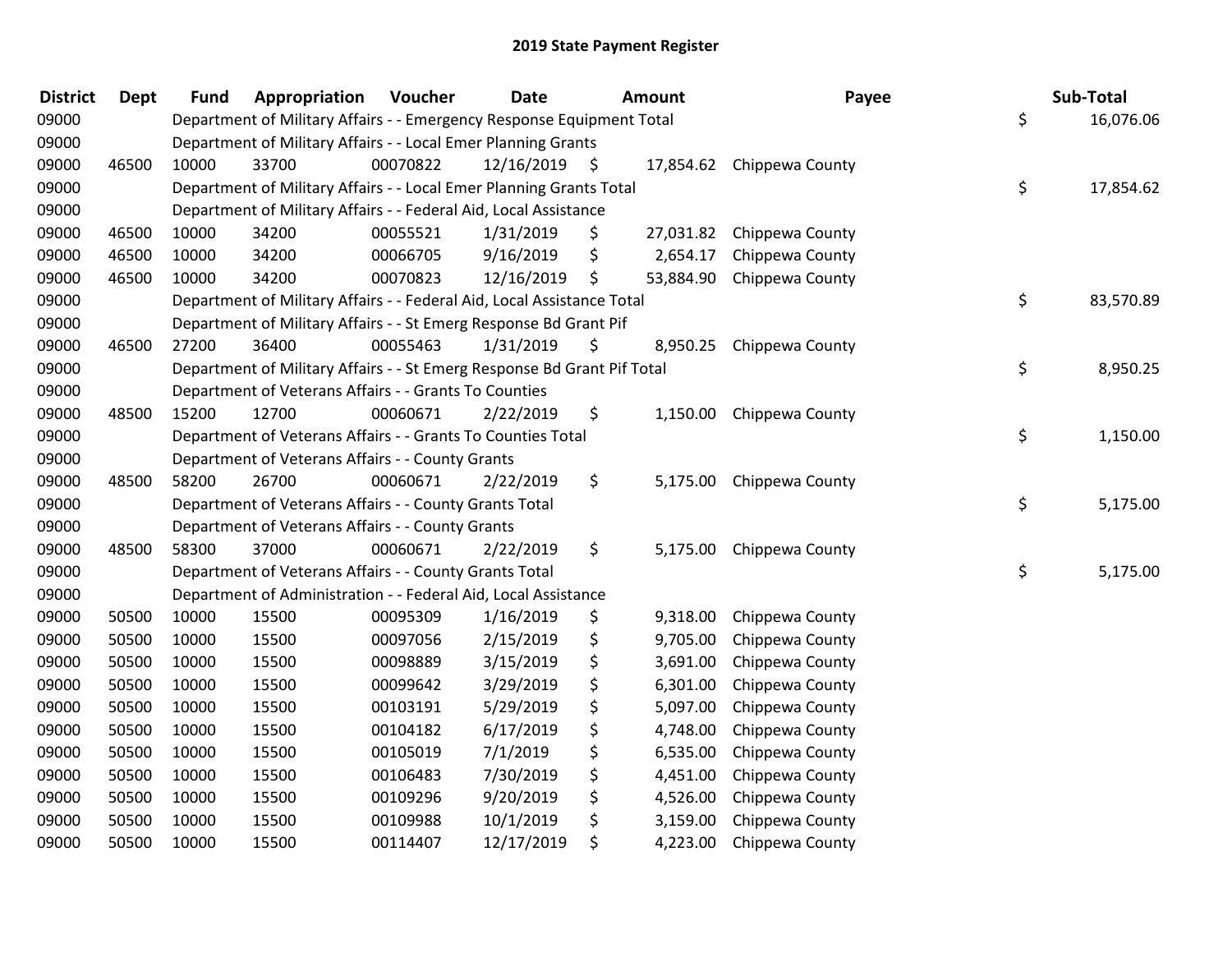# 2019 State Payment Register

| District | Dept | Fund | Appropriation | Voucher | Date | Amount | Payee | Sub-Total |
|---|---|---|---|---|---|---|---|---|
| 09000 | | | Department of Military Affairs - - Emergency Response Equipment Total | | | | | $ 16,076.06 |
| 09000 | | | Department of Military Affairs - - Local Emer Planning Grants | | | | | |
| 09000 | 46500 | 10000 | 33700 | 00070822 | 12/16/2019 | $ 17,854.62 | Chippewa County | |
| 09000 | | | Department of Military Affairs - - Local Emer Planning Grants Total | | | | | $ 17,854.62 |
| 09000 | | | Department of Military Affairs - - Federal Aid, Local Assistance | | | | | |
| 09000 | 46500 | 10000 | 34200 | 00055521 | 1/31/2019 | $ 27,031.82 | Chippewa County | |
| 09000 | 46500 | 10000 | 34200 | 00066705 | 9/16/2019 | $ 2,654.17 | Chippewa County | |
| 09000 | 46500 | 10000 | 34200 | 00070823 | 12/16/2019 | $ 53,884.90 | Chippewa County | |
| 09000 | | | Department of Military Affairs - - Federal Aid, Local Assistance Total | | | | | $ 83,570.89 |
| 09000 | | | Department of Military Affairs - - St Emerg Response Bd Grant Pif | | | | | |
| 09000 | 46500 | 27200 | 36400 | 00055463 | 1/31/2019 | $ 8,950.25 | Chippewa County | |
| 09000 | | | Department of Military Affairs - - St Emerg Response Bd Grant Pif Total | | | | | $ 8,950.25 |
| 09000 | | | Department of Veterans Affairs - - Grants To Counties | | | | | |
| 09000 | 48500 | 15200 | 12700 | 00060671 | 2/22/2019 | $ 1,150.00 | Chippewa County | |
| 09000 | | | Department of Veterans Affairs - - Grants To Counties Total | | | | | $ 1,150.00 |
| 09000 | | | Department of Veterans Affairs - - County Grants | | | | | |
| 09000 | 48500 | 58200 | 26700 | 00060671 | 2/22/2019 | $ 5,175.00 | Chippewa County | |
| 09000 | | | Department of Veterans Affairs - - County Grants Total | | | | | $ 5,175.00 |
| 09000 | | | Department of Veterans Affairs - - County Grants | | | | | |
| 09000 | 48500 | 58300 | 37000 | 00060671 | 2/22/2019 | $ 5,175.00 | Chippewa County | |
| 09000 | | | Department of Veterans Affairs - - County Grants Total | | | | | $ 5,175.00 |
| 09000 | | | Department of Administration - - Federal Aid, Local Assistance | | | | | |
| 09000 | 50500 | 10000 | 15500 | 00095309 | 1/16/2019 | $ 9,318.00 | Chippewa County | |
| 09000 | 50500 | 10000 | 15500 | 00097056 | 2/15/2019 | $ 9,705.00 | Chippewa County | |
| 09000 | 50500 | 10000 | 15500 | 00098889 | 3/15/2019 | $ 3,691.00 | Chippewa County | |
| 09000 | 50500 | 10000 | 15500 | 00099642 | 3/29/2019 | $ 6,301.00 | Chippewa County | |
| 09000 | 50500 | 10000 | 15500 | 00103191 | 5/29/2019 | $ 5,097.00 | Chippewa County | |
| 09000 | 50500 | 10000 | 15500 | 00104182 | 6/17/2019 | $ 4,748.00 | Chippewa County | |
| 09000 | 50500 | 10000 | 15500 | 00105019 | 7/1/2019 | $ 6,535.00 | Chippewa County | |
| 09000 | 50500 | 10000 | 15500 | 00106483 | 7/30/2019 | $ 4,451.00 | Chippewa County | |
| 09000 | 50500 | 10000 | 15500 | 00109296 | 9/20/2019 | $ 4,526.00 | Chippewa County | |
| 09000 | 50500 | 10000 | 15500 | 00109988 | 10/1/2019 | $ 3,159.00 | Chippewa County | |
| 09000 | 50500 | 10000 | 15500 | 00114407 | 12/17/2019 | $ 4,223.00 | Chippewa County | |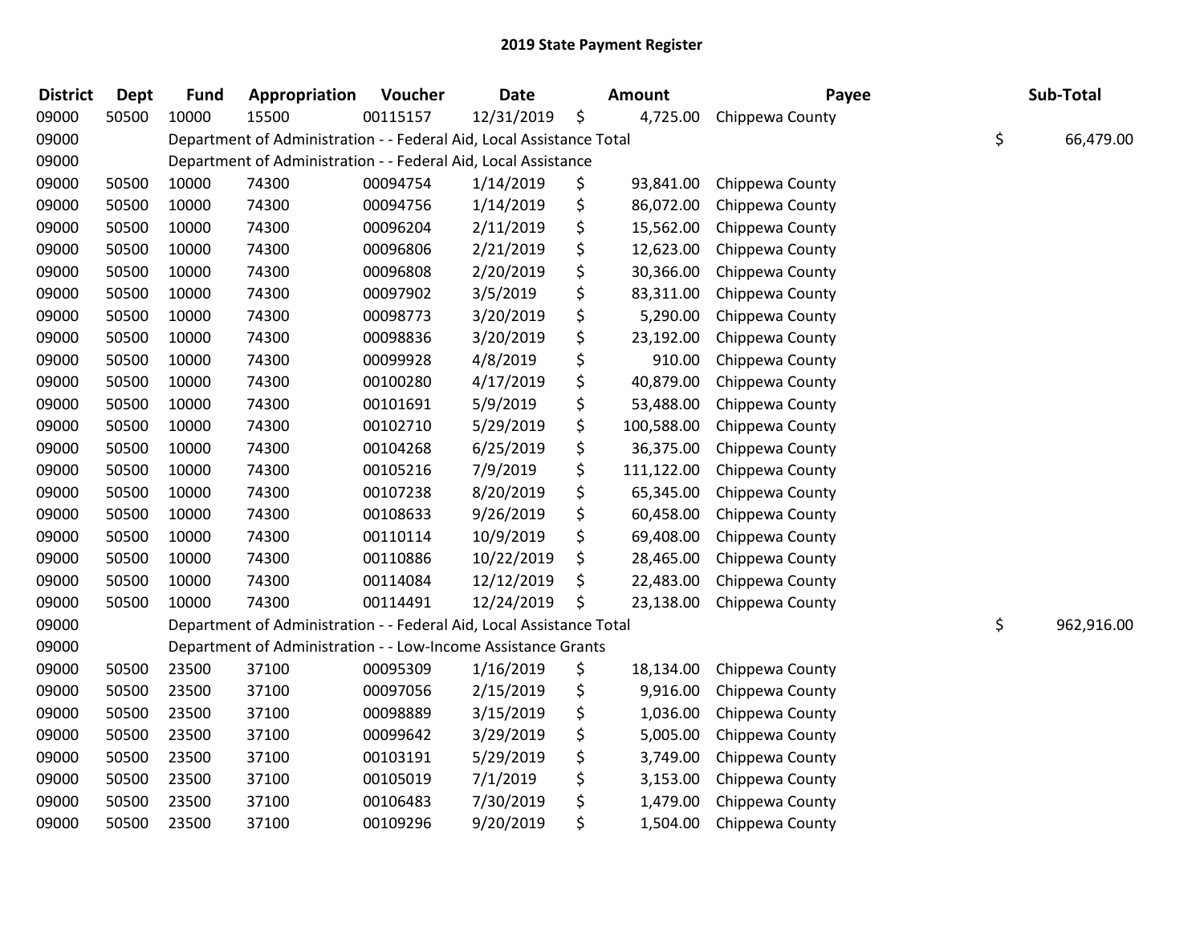# 2019 State Payment Register

| District | Dept | Fund | Appropriation | Voucher | Date | Amount | Payee | Sub-Total |
|---|---|---|---|---|---|---|---|---|
| 09000 | 50500 | 10000 | 15500 | 00115157 | 12/31/2019 | $ 4,725.00 | Chippewa County | |
| 09000 | | Department of Administration - - Federal Aid, Local Assistance Total | | | | | | $ 66,479.00 |
| 09000 | | Department of Administration - - Federal Aid, Local Assistance | | | | | | |
| 09000 | 50500 | 10000 | 74300 | 00094754 | 1/14/2019 | $ 93,841.00 | Chippewa County | |
| 09000 | 50500 | 10000 | 74300 | 00094756 | 1/14/2019 | $ 86,072.00 | Chippewa County | |
| 09000 | 50500 | 10000 | 74300 | 00096204 | 2/11/2019 | $ 15,562.00 | Chippewa County | |
| 09000 | 50500 | 10000 | 74300 | 00096806 | 2/21/2019 | $ 12,623.00 | Chippewa County | |
| 09000 | 50500 | 10000 | 74300 | 00096808 | 2/20/2019 | $ 30,366.00 | Chippewa County | |
| 09000 | 50500 | 10000 | 74300 | 00097902 | 3/5/2019 | $ 83,311.00 | Chippewa County | |
| 09000 | 50500 | 10000 | 74300 | 00098773 | 3/20/2019 | $ 5,290.00 | Chippewa County | |
| 09000 | 50500 | 10000 | 74300 | 00098836 | 3/20/2019 | $ 23,192.00 | Chippewa County | |
| 09000 | 50500 | 10000 | 74300 | 00099928 | 4/8/2019 | $ 910.00 | Chippewa County | |
| 09000 | 50500 | 10000 | 74300 | 00100280 | 4/17/2019 | $ 40,879.00 | Chippewa County | |
| 09000 | 50500 | 10000 | 74300 | 00101691 | 5/9/2019 | $ 53,488.00 | Chippewa County | |
| 09000 | 50500 | 10000 | 74300 | 00102710 | 5/29/2019 | $ 100,588.00 | Chippewa County | |
| 09000 | 50500 | 10000 | 74300 | 00104268 | 6/25/2019 | $ 36,375.00 | Chippewa County | |
| 09000 | 50500 | 10000 | 74300 | 00105216 | 7/9/2019 | $ 111,122.00 | Chippewa County | |
| 09000 | 50500 | 10000 | 74300 | 00107238 | 8/20/2019 | $ 65,345.00 | Chippewa County | |
| 09000 | 50500 | 10000 | 74300 | 00108633 | 9/26/2019 | $ 60,458.00 | Chippewa County | |
| 09000 | 50500 | 10000 | 74300 | 00110114 | 10/9/2019 | $ 69,408.00 | Chippewa County | |
| 09000 | 50500 | 10000 | 74300 | 00110886 | 10/22/2019 | $ 28,465.00 | Chippewa County | |
| 09000 | 50500 | 10000 | 74300 | 00114084 | 12/12/2019 | $ 22,483.00 | Chippewa County | |
| 09000 | 50500 | 10000 | 74300 | 00114491 | 12/24/2019 | $ 23,138.00 | Chippewa County | |
| 09000 | | Department of Administration - - Federal Aid, Local Assistance Total | | | | | | $ 962,916.00 |
| 09000 | | Department of Administration - - Low-Income Assistance Grants | | | | | | |
| 09000 | 50500 | 23500 | 37100 | 00095309 | 1/16/2019 | $ 18,134.00 | Chippewa County | |
| 09000 | 50500 | 23500 | 37100 | 00097056 | 2/15/2019 | $ 9,916.00 | Chippewa County | |
| 09000 | 50500 | 23500 | 37100 | 00098889 | 3/15/2019 | $ 1,036.00 | Chippewa County | |
| 09000 | 50500 | 23500 | 37100 | 00099642 | 3/29/2019 | $ 5,005.00 | Chippewa County | |
| 09000 | 50500 | 23500 | 37100 | 00103191 | 5/29/2019 | $ 3,749.00 | Chippewa County | |
| 09000 | 50500 | 23500 | 37100 | 00105019 | 7/1/2019 | $ 3,153.00 | Chippewa County | |
| 09000 | 50500 | 23500 | 37100 | 00106483 | 7/30/2019 | $ 1,479.00 | Chippewa County | |
| 09000 | 50500 | 23500 | 37100 | 00109296 | 9/20/2019 | $ 1,504.00 | Chippewa County | |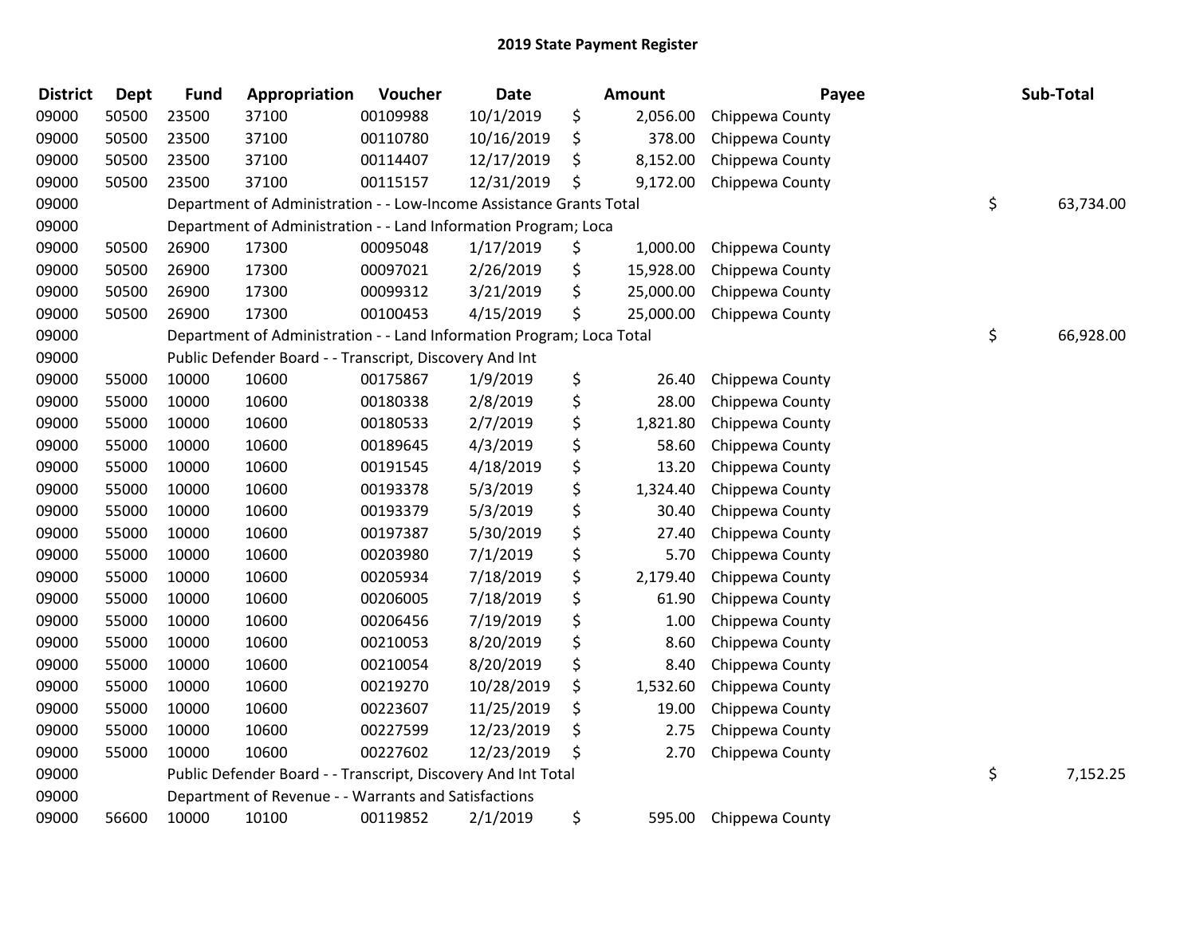# 2019 State Payment Register

| District | Dept | Fund | Appropriation | Voucher | Date | Amount | Payee | Sub-Total |
|---|---|---|---|---|---|---|---|---|
| 09000 | 50500 | 23500 | 37100 | 00109988 | 10/1/2019 | $ 2,056.00 | Chippewa County | |
| 09000 | 50500 | 23500 | 37100 | 00110780 | 10/16/2019 | $ 378.00 | Chippewa County | |
| 09000 | 50500 | 23500 | 37100 | 00114407 | 12/17/2019 | $ 8,152.00 | Chippewa County | |
| 09000 | 50500 | 23500 | 37100 | 00115157 | 12/31/2019 | $ 9,172.00 | Chippewa County | |
| 09000 | | Department of Administration - - Low-Income Assistance Grants Total | | | | | | $ 63,734.00 |
| 09000 | | Department of Administration - - Land Information Program; Loca | | | | | | |
| 09000 | 50500 | 26900 | 17300 | 00095048 | 1/17/2019 | $ 1,000.00 | Chippewa County | |
| 09000 | 50500 | 26900 | 17300 | 00097021 | 2/26/2019 | $ 15,928.00 | Chippewa County | |
| 09000 | 50500 | 26900 | 17300 | 00099312 | 3/21/2019 | $ 25,000.00 | Chippewa County | |
| 09000 | 50500 | 26900 | 17300 | 00100453 | 4/15/2019 | $ 25,000.00 | Chippewa County | |
| 09000 | | Department of Administration - - Land Information Program; Loca Total | | | | | | $ 66,928.00 |
| 09000 | | Public Defender Board - - Transcript, Discovery And Int | | | | | | |
| 09000 | 55000 | 10000 | 10600 | 00175867 | 1/9/2019 | $ 26.40 | Chippewa County | |
| 09000 | 55000 | 10000 | 10600 | 00180338 | 2/8/2019 | $ 28.00 | Chippewa County | |
| 09000 | 55000 | 10000 | 10600 | 00180533 | 2/7/2019 | $ 1,821.80 | Chippewa County | |
| 09000 | 55000 | 10000 | 10600 | 00189645 | 4/3/2019 | $ 58.60 | Chippewa County | |
| 09000 | 55000 | 10000 | 10600 | 00191545 | 4/18/2019 | $ 13.20 | Chippewa County | |
| 09000 | 55000 | 10000 | 10600 | 00193378 | 5/3/2019 | $ 1,324.40 | Chippewa County | |
| 09000 | 55000 | 10000 | 10600 | 00193379 | 5/3/2019 | $ 30.40 | Chippewa County | |
| 09000 | 55000 | 10000 | 10600 | 00197387 | 5/30/2019 | $ 27.40 | Chippewa County | |
| 09000 | 55000 | 10000 | 10600 | 00203980 | 7/1/2019 | $ 5.70 | Chippewa County | |
| 09000 | 55000 | 10000 | 10600 | 00205934 | 7/18/2019 | $ 2,179.40 | Chippewa County | |
| 09000 | 55000 | 10000 | 10600 | 00206005 | 7/18/2019 | $ 61.90 | Chippewa County | |
| 09000 | 55000 | 10000 | 10600 | 00206456 | 7/19/2019 | $ 1.00 | Chippewa County | |
| 09000 | 55000 | 10000 | 10600 | 00210053 | 8/20/2019 | $ 8.60 | Chippewa County | |
| 09000 | 55000 | 10000 | 10600 | 00210054 | 8/20/2019 | $ 8.40 | Chippewa County | |
| 09000 | 55000 | 10000 | 10600 | 00219270 | 10/28/2019 | $ 1,532.60 | Chippewa County | |
| 09000 | 55000 | 10000 | 10600 | 00223607 | 11/25/2019 | $ 19.00 | Chippewa County | |
| 09000 | 55000 | 10000 | 10600 | 00227599 | 12/23/2019 | $ 2.75 | Chippewa County | |
| 09000 | 55000 | 10000 | 10600 | 00227602 | 12/23/2019 | $ 2.70 | Chippewa County | |
| 09000 | | Public Defender Board - - Transcript, Discovery And Int Total | | | | | | $ 7,152.25 |
| 09000 | | Department of Revenue - - Warrants and Satisfactions | | | | | | |
| 09000 | 56600 | 10000 | 10100 | 00119852 | 2/1/2019 | $ 595.00 | Chippewa County | |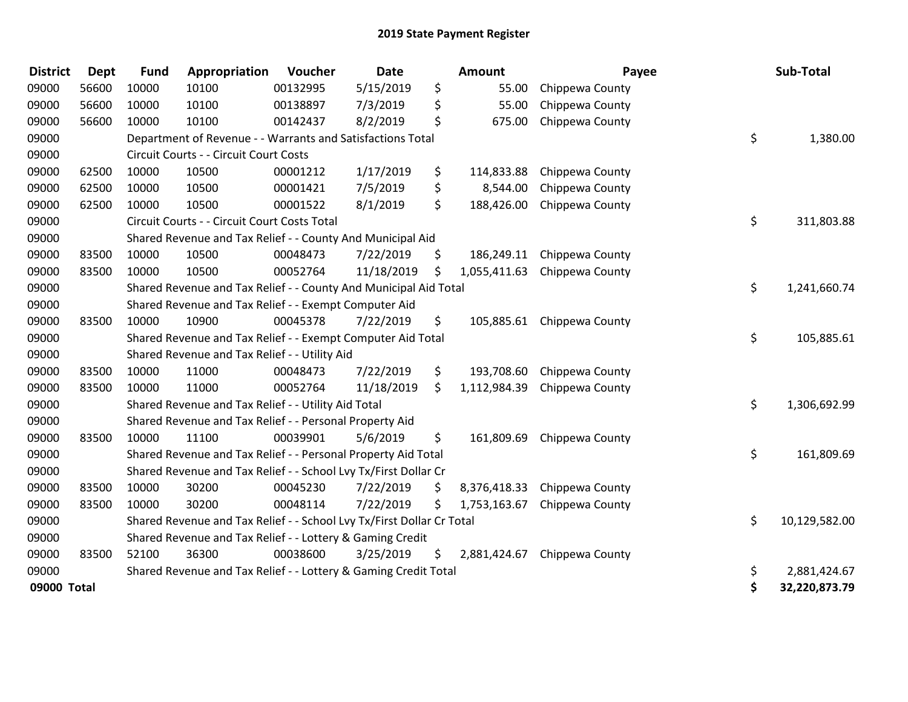# 2019 State Payment Register

| District | Dept | Fund | Appropriation | Voucher | Date | Amount | Payee | Sub-Total |
|---|---|---|---|---|---|---|---|---|
| 09000 | 56600 | 10000 | 10100 | 00132995 | 5/15/2019 | $ 55.00 | Chippewa County | |
| 09000 | 56600 | 10000 | 10100 | 00138897 | 7/3/2019 | $ 55.00 | Chippewa County | |
| 09000 | 56600 | 10000 | 10100 | 00142437 | 8/2/2019 | $ 675.00 | Chippewa County | |
| 09000 | | Department of Revenue - - Warrants and Satisfactions Total | | | | | | $ 1,380.00 |
| 09000 | | Circuit Courts - - Circuit Court Costs | | | | | | |
| 09000 | 62500 | 10000 | 10500 | 00001212 | 1/17/2019 | $ 114,833.88 | Chippewa County | |
| 09000 | 62500 | 10000 | 10500 | 00001421 | 7/5/2019 | $ 8,544.00 | Chippewa County | |
| 09000 | 62500 | 10000 | 10500 | 00001522 | 8/1/2019 | $ 188,426.00 | Chippewa County | |
| 09000 | | Circuit Courts - - Circuit Court Costs Total | | | | | | $ 311,803.88 |
| 09000 | | Shared Revenue and Tax Relief - - County And Municipal Aid | | | | | | |
| 09000 | 83500 | 10000 | 10500 | 00048473 | 7/22/2019 | $ 186,249.11 | Chippewa County | |
| 09000 | 83500 | 10000 | 10500 | 00052764 | 11/18/2019 | $ 1,055,411.63 | Chippewa County | |
| 09000 | | Shared Revenue and Tax Relief - - County And Municipal Aid Total | | | | | | $ 1,241,660.74 |
| 09000 | | Shared Revenue and Tax Relief - - Exempt Computer Aid | | | | | | |
| 09000 | 83500 | 10000 | 10900 | 00045378 | 7/22/2019 | $ 105,885.61 | Chippewa County | |
| 09000 | | Shared Revenue and Tax Relief - - Exempt Computer Aid Total | | | | | | $ 105,885.61 |
| 09000 | | Shared Revenue and Tax Relief - - Utility Aid | | | | | | |
| 09000 | 83500 | 10000 | 11000 | 00048473 | 7/22/2019 | $ 193,708.60 | Chippewa County | |
| 09000 | 83500 | 10000 | 11000 | 00052764 | 11/18/2019 | $ 1,112,984.39 | Chippewa County | |
| 09000 | | Shared Revenue and Tax Relief - - Utility Aid Total | | | | | | $ 1,306,692.99 |
| 09000 | | Shared Revenue and Tax Relief - - Personal Property Aid | | | | | | |
| 09000 | 83500 | 10000 | 11100 | 00039901 | 5/6/2019 | $ 161,809.69 | Chippewa County | |
| 09000 | | Shared Revenue and Tax Relief - - Personal Property Aid Total | | | | | | $ 161,809.69 |
| 09000 | | Shared Revenue and Tax Relief - - School Lvy Tx/First Dollar Cr | | | | | | |
| 09000 | 83500 | 10000 | 30200 | 00045230 | 7/22/2019 | $ 8,376,418.33 | Chippewa County | |
| 09000 | 83500 | 10000 | 30200 | 00048114 | 7/22/2019 | $ 1,753,163.67 | Chippewa County | |
| 09000 | | Shared Revenue and Tax Relief - - School Lvy Tx/First Dollar Cr Total | | | | | | $ 10,129,582.00 |
| 09000 | | Shared Revenue and Tax Relief - - Lottery & Gaming Credit | | | | | | |
| 09000 | 83500 | 52100 | 36300 | 00038600 | 3/25/2019 | $ 2,881,424.67 | Chippewa County | |
| 09000 | | Shared Revenue and Tax Relief - - Lottery & Gaming Credit Total | | | | | | $ 2,881,424.67 |
| **09000 Total** | | | | | | | | **$ 32,220,873.79** |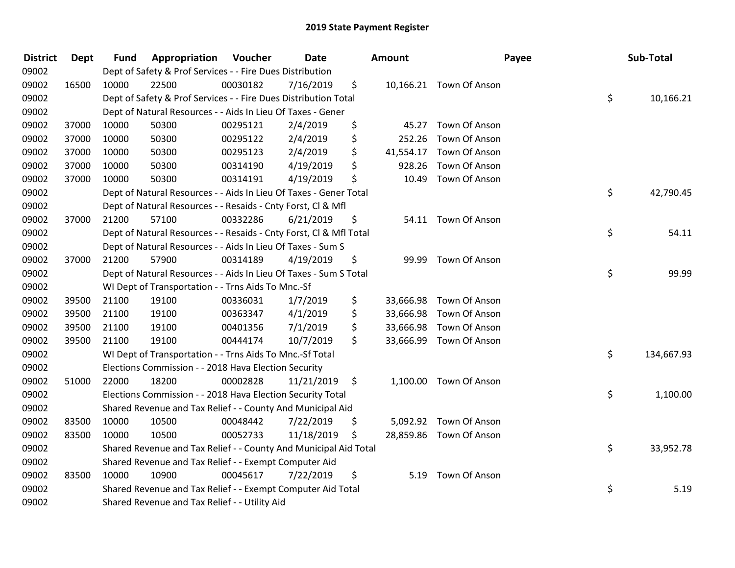## 2019 State Payment Register

| District | Dept | Fund | Appropriation | Voucher | Date | Amount | Payee | Sub-Total |
|---|---|---|---|---|---|---|---|---|
| 09002 | | Dept of Safety & Prof Services - - Fire Dues Distribution | | | | | | |
| 09002 | 16500 | 10000 | 22500 | 00030182 | 7/16/2019 | $ 10,166.21 | Town Of Anson | |
| 09002 | | Dept of Safety & Prof Services - - Fire Dues Distribution Total | | | | | | $ 10,166.21 |
| 09002 | | Dept of Natural Resources - - Aids In Lieu Of Taxes - Gener | | | | | | |
| 09002 | 37000 | 10000 | 50300 | 00295121 | 2/4/2019 | $ 45.27 | Town Of Anson | |
| 09002 | 37000 | 10000 | 50300 | 00295122 | 2/4/2019 | $ 252.26 | Town Of Anson | |
| 09002 | 37000 | 10000 | 50300 | 00295123 | 2/4/2019 | $ 41,554.17 | Town Of Anson | |
| 09002 | 37000 | 10000 | 50300 | 00314190 | 4/19/2019 | $ 928.26 | Town Of Anson | |
| 09002 | 37000 | 10000 | 50300 | 00314191 | 4/19/2019 | $ 10.49 | Town Of Anson | |
| 09002 | | Dept of Natural Resources - - Aids In Lieu Of Taxes - Gener Total | | | | | | $ 42,790.45 |
| 09002 | | Dept of Natural Resources - - Resaids - Cnty Forst, Cl & Mfl | | | | | | |
| 09002 | 37000 | 21200 | 57100 | 00332286 | 6/21/2019 | $ 54.11 | Town Of Anson | |
| 09002 | | Dept of Natural Resources - - Resaids - Cnty Forst, Cl & Mfl Total | | | | | | $ 54.11 |
| 09002 | | Dept of Natural Resources - - Aids In Lieu Of Taxes - Sum S | | | | | | |
| 09002 | 37000 | 21200 | 57900 | 00314189 | 4/19/2019 | $ 99.99 | Town Of Anson | |
| 09002 | | Dept of Natural Resources - - Aids In Lieu Of Taxes - Sum S Total | | | | | | $ 99.99 |
| 09002 | | WI Dept of Transportation - - Trns Aids To Mnc.-Sf | | | | | | |
| 09002 | 39500 | 21100 | 19100 | 00336031 | 1/7/2019 | $ 33,666.98 | Town Of Anson | |
| 09002 | 39500 | 21100 | 19100 | 00363347 | 4/1/2019 | $ 33,666.98 | Town Of Anson | |
| 09002 | 39500 | 21100 | 19100 | 00401356 | 7/1/2019 | $ 33,666.98 | Town Of Anson | |
| 09002 | 39500 | 21100 | 19100 | 00444174 | 10/7/2019 | $ 33,666.99 | Town Of Anson | |
| 09002 | | WI Dept of Transportation - - Trns Aids To Mnc.-Sf Total | | | | | | $ 134,667.93 |
| 09002 | | Elections Commission - - 2018 Hava Election Security | | | | | | |
| 09002 | 51000 | 22000 | 18200 | 00002828 | 11/21/2019 | $ 1,100.00 | Town Of Anson | |
| 09002 | | Elections Commission - - 2018 Hava Election Security Total | | | | | | $ 1,100.00 |
| 09002 | | Shared Revenue and Tax Relief - - County And Municipal Aid | | | | | | |
| 09002 | 83500 | 10000 | 10500 | 00048442 | 7/22/2019 | $ 5,092.92 | Town Of Anson | |
| 09002 | 83500 | 10000 | 10500 | 00052733 | 11/18/2019 | $ 28,859.86 | Town Of Anson | |
| 09002 | | Shared Revenue and Tax Relief - - County And Municipal Aid Total | | | | | | $ 33,952.78 |
| 09002 | | Shared Revenue and Tax Relief - - Exempt Computer Aid | | | | | | |
| 09002 | 83500 | 10000 | 10900 | 00045617 | 7/22/2019 | $ 5.19 | Town Of Anson | |
| 09002 | | Shared Revenue and Tax Relief - - Exempt Computer Aid Total | | | | | | $ 5.19 |
| 09002 | | Shared Revenue and Tax Relief - - Utility Aid | | | | | | |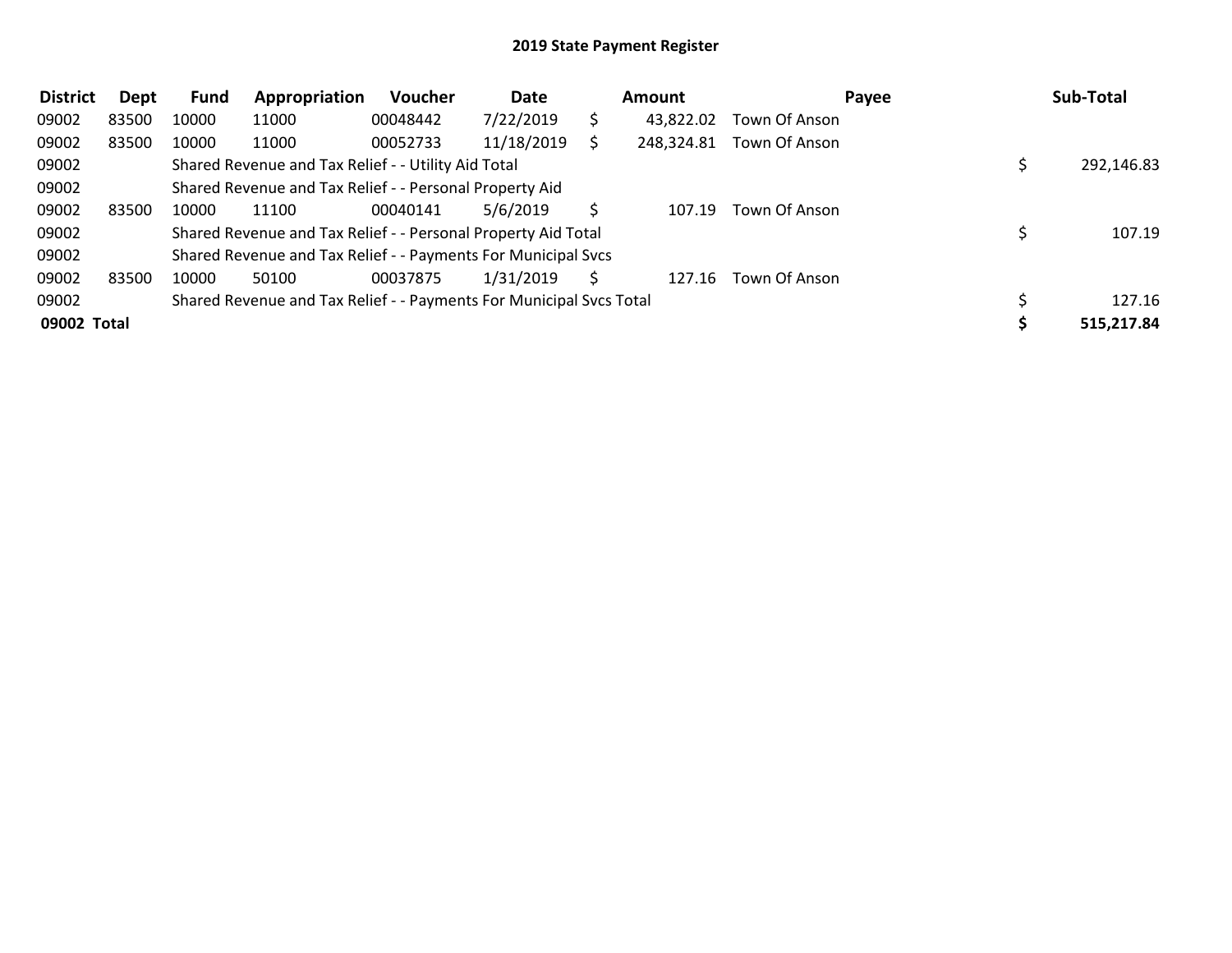# 2019 State Payment Register

| District | Dept | Fund | Appropriation | Voucher | Date | Amount | Payee | Sub-Total |
|---|---|---|---|---|---|---|---|---|
| 09002 | 83500 | 10000 | 11000 | 00048442 | 7/22/2019 | $ 43,822.02 | Town Of Anson | |
| 09002 | 83500 | 10000 | 11000 | 00052733 | 11/18/2019 | $ 248,324.81 | Town Of Anson | |
| 09002 | | Shared Revenue and Tax Relief - - Utility Aid Total | | | | | | $ 292,146.83 |
| 09002 | | Shared Revenue and Tax Relief - - Personal Property Aid | | | | | | |
| 09002 | 83500 | 10000 | 11100 | 00040141 | 5/6/2019 | $ 107.19 | Town Of Anson | |
| 09002 | | Shared Revenue and Tax Relief - - Personal Property Aid Total | | | | | | $ 107.19 |
| 09002 | | Shared Revenue and Tax Relief - - Payments For Municipal Svcs | | | | | | |
| 09002 | 83500 | 10000 | 50100 | 00037875 | 1/31/2019 | $ 127.16 | Town Of Anson | |
| 09002 | | Shared Revenue and Tax Relief - - Payments For Municipal Svcs Total | | | | | | $ 127.16 |
| **09002 Total** | | | | | | | | **$ 515,217.84** |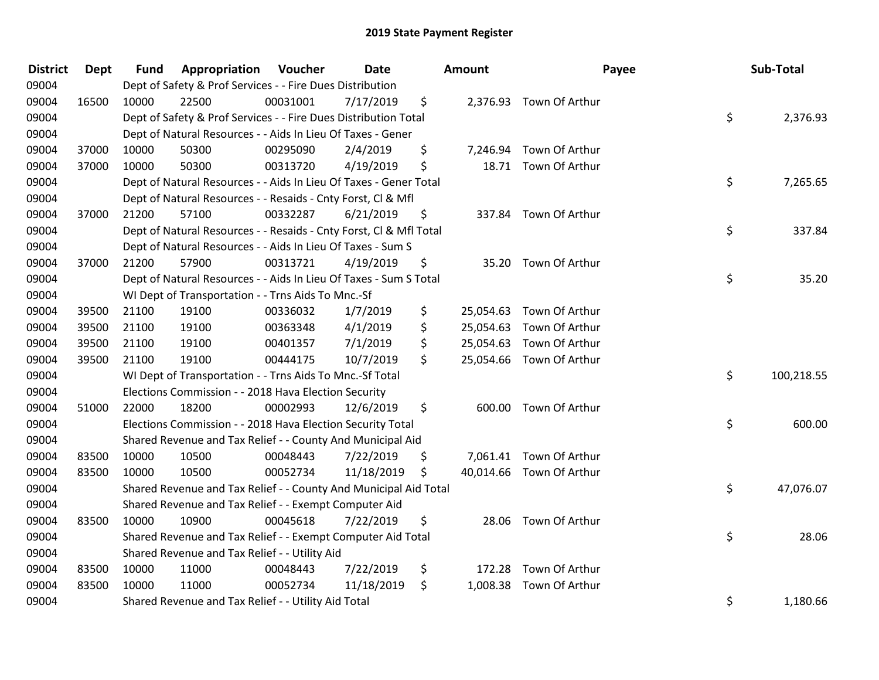## 2019 State Payment Register

| District | Dept | Fund | Appropriation | Voucher | Date | Amount | Payee | Sub-Total |
|---|---|---|---|---|---|---|---|---|
| 09004 | | Dept of Safety & Prof Services - - Fire Dues Distribution | | | | | | |
| 09004 | 16500 | 10000 | 22500 | 00031001 | 7/17/2019 | $ 2,376.93 | Town Of Arthur | |
| 09004 | | Dept of Safety & Prof Services - - Fire Dues Distribution Total | | | | | | $ 2,376.93 |
| 09004 | | Dept of Natural Resources - - Aids In Lieu Of Taxes - Gener | | | | | | |
| 09004 | 37000 | 10000 | 50300 | 00295090 | 2/4/2019 | $ 7,246.94 | Town Of Arthur | |
| 09004 | 37000 | 10000 | 50300 | 00313720 | 4/19/2019 | $ 18.71 | Town Of Arthur | |
| 09004 | | Dept of Natural Resources - - Aids In Lieu Of Taxes - Gener Total | | | | | | $ 7,265.65 |
| 09004 | | Dept of Natural Resources - - Resaids - Cnty Forst, Cl & Mfl | | | | | | |
| 09004 | 37000 | 21200 | 57100 | 00332287 | 6/21/2019 | $ 337.84 | Town Of Arthur | |
| 09004 | | Dept of Natural Resources - - Resaids - Cnty Forst, Cl & Mfl Total | | | | | | $ 337.84 |
| 09004 | | Dept of Natural Resources - - Aids In Lieu Of Taxes - Sum S | | | | | | |
| 09004 | 37000 | 21200 | 57900 | 00313721 | 4/19/2019 | $ 35.20 | Town Of Arthur | |
| 09004 | | Dept of Natural Resources - - Aids In Lieu Of Taxes - Sum S Total | | | | | | $ 35.20 |
| 09004 | | WI Dept of Transportation - - Trns Aids To Mnc.-Sf | | | | | | |
| 09004 | 39500 | 21100 | 19100 | 00336032 | 1/7/2019 | $ 25,054.63 | Town Of Arthur | |
| 09004 | 39500 | 21100 | 19100 | 00363348 | 4/1/2019 | $ 25,054.63 | Town Of Arthur | |
| 09004 | 39500 | 21100 | 19100 | 00401357 | 7/1/2019 | $ 25,054.63 | Town Of Arthur | |
| 09004 | 39500 | 21100 | 19100 | 00444175 | 10/7/2019 | $ 25,054.66 | Town Of Arthur | |
| 09004 | | WI Dept of Transportation - - Trns Aids To Mnc.-Sf Total | | | | | | $ 100,218.55 |
| 09004 | | Elections Commission - - 2018 Hava Election Security | | | | | | |
| 09004 | 51000 | 22000 | 18200 | 00002993 | 12/6/2019 | $ 600.00 | Town Of Arthur | |
| 09004 | | Elections Commission - - 2018 Hava Election Security Total | | | | | | $ 600.00 |
| 09004 | | Shared Revenue and Tax Relief - - County And Municipal Aid | | | | | | |
| 09004 | 83500 | 10000 | 10500 | 00048443 | 7/22/2019 | $ 7,061.41 | Town Of Arthur | |
| 09004 | 83500 | 10000 | 10500 | 00052734 | 11/18/2019 | $ 40,014.66 | Town Of Arthur | |
| 09004 | | Shared Revenue and Tax Relief - - County And Municipal Aid Total | | | | | | $ 47,076.07 |
| 09004 | | Shared Revenue and Tax Relief - - Exempt Computer Aid | | | | | | |
| 09004 | 83500 | 10000 | 10900 | 00045618 | 7/22/2019 | $ 28.06 | Town Of Arthur | |
| 09004 | | Shared Revenue and Tax Relief - - Exempt Computer Aid Total | | | | | | $ 28.06 |
| 09004 | | Shared Revenue and Tax Relief - - Utility Aid | | | | | | |
| 09004 | 83500 | 10000 | 11000 | 00048443 | 7/22/2019 | $ 172.28 | Town Of Arthur | |
| 09004 | 83500 | 10000 | 11000 | 00052734 | 11/18/2019 | $ 1,008.38 | Town Of Arthur | |
| 09004 | | Shared Revenue and Tax Relief - - Utility Aid Total | | | | | | $ 1,180.66 |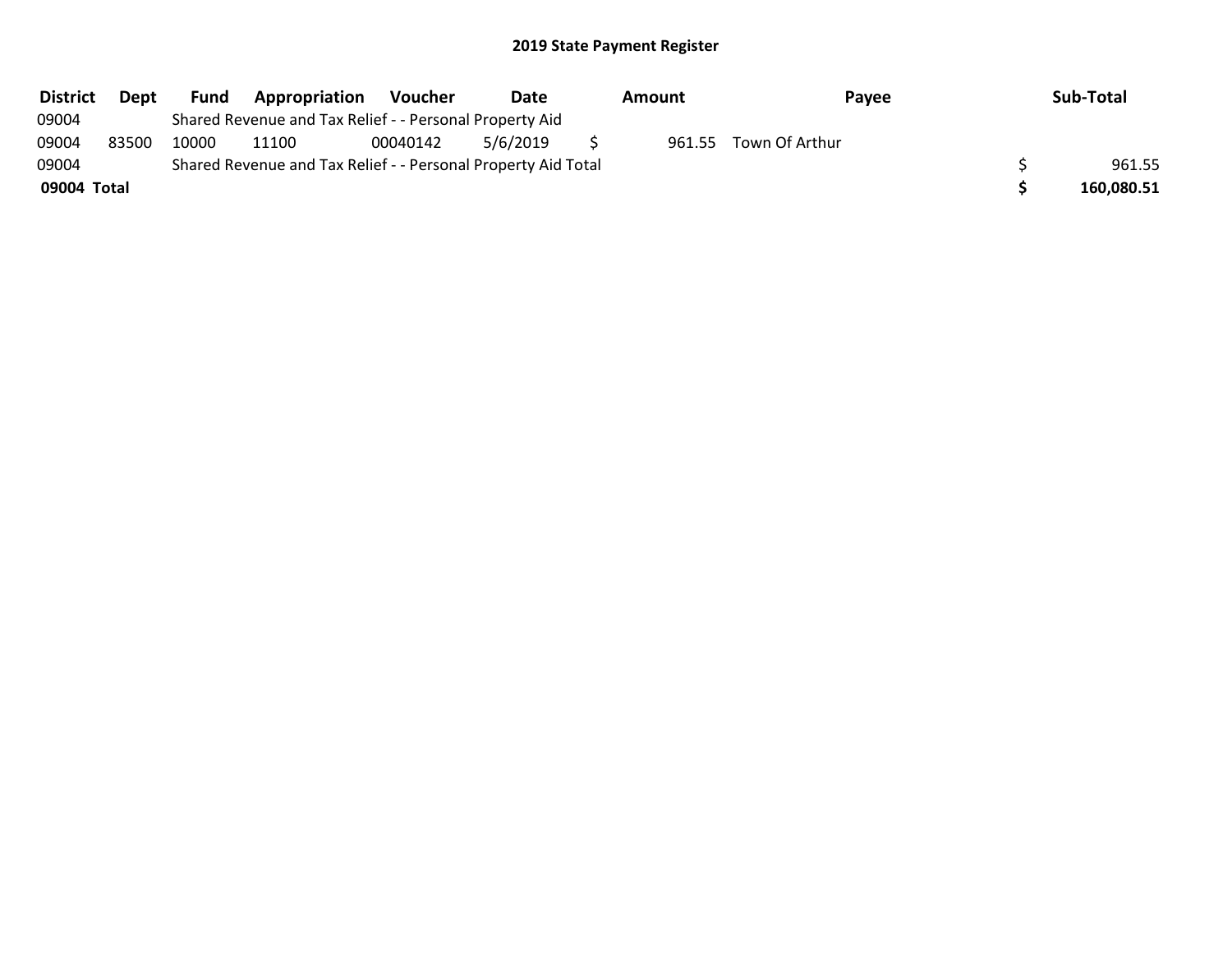## 2019 State Payment Register

| District | Dept | Fund | Appropriation | Voucher | Date | Amount | Payee | Sub-Total |
|---|---|---|---|---|---|---|---|---|
| 09004 | | Shared Revenue and Tax Relief - - Personal Property Aid | | | | | | |
| 09004 | 83500 | 10000 | 11100 | 00040142 | 5/6/2019 | $ 961.55 | Town Of Arthur | |
| 09004 | | Shared Revenue and Tax Relief - - Personal Property Aid Total | | | | | | $ 961.55 |
| **09004 Total** | | | | | | | | **$ 160,080.51** |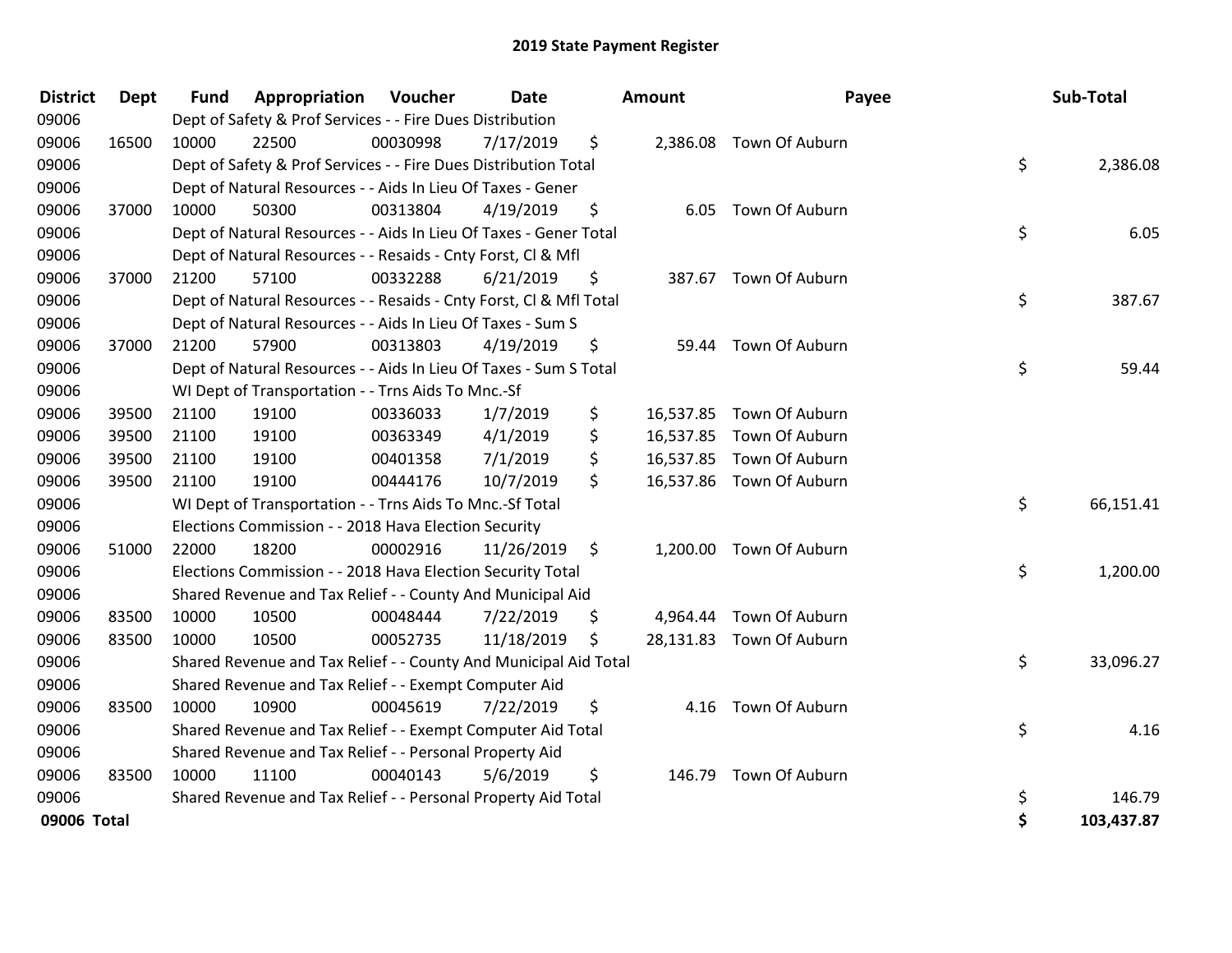# 2019 State Payment Register

| District | Dept | Fund | Appropriation | Voucher | Date | Amount | Payee | Sub-Total |
|---|---|---|---|---|---|---|---|---|
| 09006 | | Dept of Safety & Prof Services - - Fire Dues Distribution | | | | | | |
| 09006 | 16500 | 10000 | 22500 | 00030998 | 7/17/2019 | $ 2,386.08 | Town Of Auburn | |
| 09006 | | Dept of Safety & Prof Services - - Fire Dues Distribution Total | | | | | | $ 2,386.08 |
| 09006 | | Dept of Natural Resources - - Aids In Lieu Of Taxes - Gener | | | | | | |
| 09006 | 37000 | 10000 | 50300 | 00313804 | 4/19/2019 | $ 6.05 | Town Of Auburn | |
| 09006 | | Dept of Natural Resources - - Aids In Lieu Of Taxes - Gener Total | | | | | | $ 6.05 |
| 09006 | | Dept of Natural Resources - - Resaids - Cnty Forst, Cl & Mfl | | | | | | |
| 09006 | 37000 | 21200 | 57100 | 00332288 | 6/21/2019 | $ 387.67 | Town Of Auburn | |
| 09006 | | Dept of Natural Resources - - Resaids - Cnty Forst, Cl & Mfl Total | | | | | | $ 387.67 |
| 09006 | | Dept of Natural Resources - - Aids In Lieu Of Taxes - Sum S | | | | | | |
| 09006 | 37000 | 21200 | 57900 | 00313803 | 4/19/2019 | $ 59.44 | Town Of Auburn | |
| 09006 | | Dept of Natural Resources - - Aids In Lieu Of Taxes - Sum S Total | | | | | | $ 59.44 |
| 09006 | | WI Dept of Transportation - - Trns Aids To Mnc.-Sf | | | | | | |
| 09006 | 39500 | 21100 | 19100 | 00336033 | 1/7/2019 | $ 16,537.85 | Town Of Auburn | |
| 09006 | 39500 | 21100 | 19100 | 00363349 | 4/1/2019 | $ 16,537.85 | Town Of Auburn | |
| 09006 | 39500 | 21100 | 19100 | 00401358 | 7/1/2019 | $ 16,537.85 | Town Of Auburn | |
| 09006 | 39500 | 21100 | 19100 | 00444176 | 10/7/2019 | $ 16,537.86 | Town Of Auburn | |
| 09006 | | WI Dept of Transportation - - Trns Aids To Mnc.-Sf Total | | | | | | $ 66,151.41 |
| 09006 | | Elections Commission - - 2018 Hava Election Security | | | | | | |
| 09006 | 51000 | 22000 | 18200 | 00002916 | 11/26/2019 | $ 1,200.00 | Town Of Auburn | |
| 09006 | | Elections Commission - - 2018 Hava Election Security Total | | | | | | $ 1,200.00 |
| 09006 | | Shared Revenue and Tax Relief - - County And Municipal Aid | | | | | | |
| 09006 | 83500 | 10000 | 10500 | 00048444 | 7/22/2019 | $ 4,964.44 | Town Of Auburn | |
| 09006 | 83500 | 10000 | 10500 | 00052735 | 11/18/2019 | $ 28,131.83 | Town Of Auburn | |
| 09006 | | Shared Revenue and Tax Relief - - County And Municipal Aid Total | | | | | | $ 33,096.27 |
| 09006 | | Shared Revenue and Tax Relief - - Exempt Computer Aid | | | | | | |
| 09006 | 83500 | 10000 | 10900 | 00045619 | 7/22/2019 | $ 4.16 | Town Of Auburn | |
| 09006 | | Shared Revenue and Tax Relief - - Exempt Computer Aid Total | | | | | | $ 4.16 |
| 09006 | | Shared Revenue and Tax Relief - - Personal Property Aid | | | | | | |
| 09006 | 83500 | 10000 | 11100 | 00040143 | 5/6/2019 | $ 146.79 | Town Of Auburn | |
| 09006 | | Shared Revenue and Tax Relief - - Personal Property Aid Total | | | | | | $ 146.79 |
| **09006 Total** | | | | | | | | **$ 103,437.87** |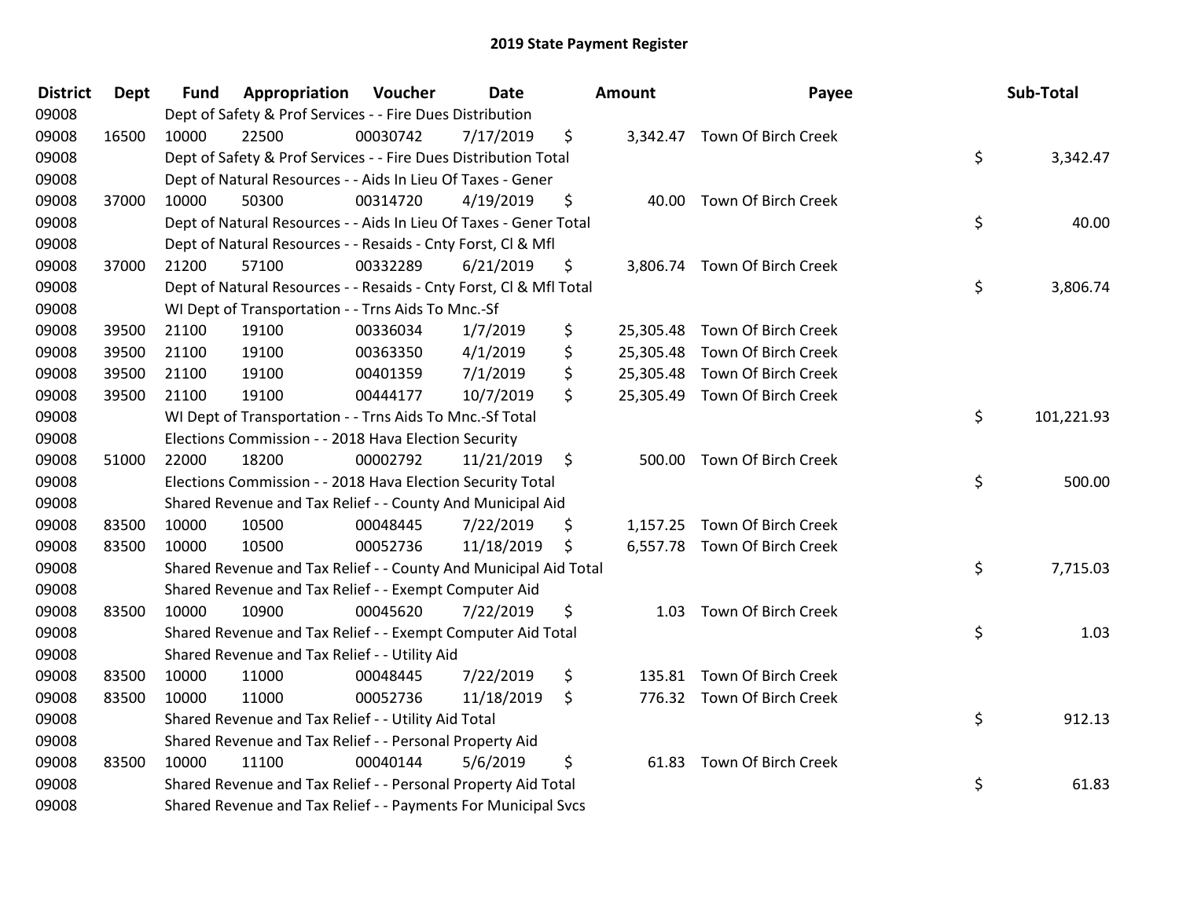# 2019 State Payment Register

| District | Dept | Fund | Appropriation | Voucher | Date | Amount | Payee | Sub-Total |
|---|---|---|---|---|---|---|---|---|
| 09008 | | Dept of Safety & Prof Services - - Fire Dues Distribution | | | | | | |
| 09008 | 16500 | 10000 | 22500 | 00030742 | 7/17/2019 | $ 3,342.47 | Town Of Birch Creek | |
| 09008 | | Dept of Safety & Prof Services - - Fire Dues Distribution Total | | | | | | $ 3,342.47 |
| 09008 | | Dept of Natural Resources - - Aids In Lieu Of Taxes - Gener | | | | | | |
| 09008 | 37000 | 10000 | 50300 | 00314720 | 4/19/2019 | $ 40.00 | Town Of Birch Creek | |
| 09008 | | Dept of Natural Resources - - Aids In Lieu Of Taxes - Gener Total | | | | | | $ 40.00 |
| 09008 | | Dept of Natural Resources - - Resaids - Cnty Forst, Cl & Mfl | | | | | | |
| 09008 | 37000 | 21200 | 57100 | 00332289 | 6/21/2019 | $ 3,806.74 | Town Of Birch Creek | |
| 09008 | | Dept of Natural Resources - - Resaids - Cnty Forst, Cl & Mfl Total | | | | | | $ 3,806.74 |
| 09008 | | WI Dept of Transportation - - Trns Aids To Mnc.-Sf | | | | | | |
| 09008 | 39500 | 21100 | 19100 | 00336034 | 1/7/2019 | $ 25,305.48 | Town Of Birch Creek | |
| 09008 | 39500 | 21100 | 19100 | 00363350 | 4/1/2019 | $ 25,305.48 | Town Of Birch Creek | |
| 09008 | 39500 | 21100 | 19100 | 00401359 | 7/1/2019 | $ 25,305.48 | Town Of Birch Creek | |
| 09008 | 39500 | 21100 | 19100 | 00444177 | 10/7/2019 | $ 25,305.49 | Town Of Birch Creek | |
| 09008 | | WI Dept of Transportation - - Trns Aids To Mnc.-Sf Total | | | | | | $ 101,221.93 |
| 09008 | | Elections Commission - - 2018 Hava Election Security | | | | | | |
| 09008 | 51000 | 22000 | 18200 | 00002792 | 11/21/2019 | $ 500.00 | Town Of Birch Creek | |
| 09008 | | Elections Commission - - 2018 Hava Election Security Total | | | | | | $ 500.00 |
| 09008 | | Shared Revenue and Tax Relief - - County And Municipal Aid | | | | | | |
| 09008 | 83500 | 10000 | 10500 | 00048445 | 7/22/2019 | $ 1,157.25 | Town Of Birch Creek | |
| 09008 | 83500 | 10000 | 10500 | 00052736 | 11/18/2019 | $ 6,557.78 | Town Of Birch Creek | |
| 09008 | | Shared Revenue and Tax Relief - - County And Municipal Aid Total | | | | | | $ 7,715.03 |
| 09008 | | Shared Revenue and Tax Relief - - Exempt Computer Aid | | | | | | |
| 09008 | 83500 | 10000 | 10900 | 00045620 | 7/22/2019 | $ 1.03 | Town Of Birch Creek | |
| 09008 | | Shared Revenue and Tax Relief - - Exempt Computer Aid Total | | | | | | $ 1.03 |
| 09008 | | Shared Revenue and Tax Relief - - Utility Aid | | | | | | |
| 09008 | 83500 | 10000 | 11000 | 00048445 | 7/22/2019 | $ 135.81 | Town Of Birch Creek | |
| 09008 | 83500 | 10000 | 11000 | 00052736 | 11/18/2019 | $ 776.32 | Town Of Birch Creek | |
| 09008 | | Shared Revenue and Tax Relief - - Utility Aid Total | | | | | | $ 912.13 |
| 09008 | | Shared Revenue and Tax Relief - - Personal Property Aid | | | | | | |
| 09008 | 83500 | 10000 | 11100 | 00040144 | 5/6/2019 | $ 61.83 | Town Of Birch Creek | |
| 09008 | | Shared Revenue and Tax Relief - - Personal Property Aid Total | | | | | | $ 61.83 |
| 09008 | | Shared Revenue and Tax Relief - - Payments For Municipal Svcs | | | | | | |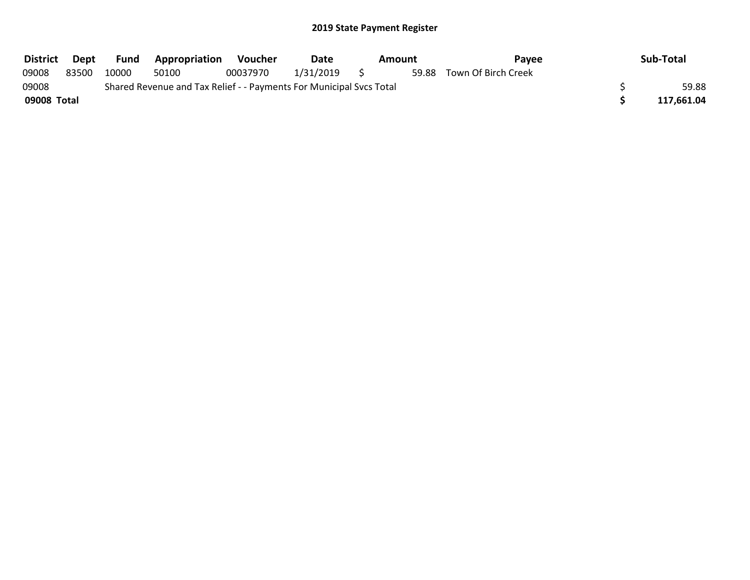## 2019 State Payment Register

| District | Dept | Fund | Appropriation | Voucher | Date | Amount | Payee | Sub-Total |
|---|---|---|---|---|---|---|---|---|
| 09008 | 83500 | 10000 | 50100 | 00037970 | 1/31/2019 | $ 59.88 | Town Of Birch Creek | |
| 09008 | | Shared Revenue and Tax Relief - - Payments For Municipal Svcs Total | | | | | | $ 59.88 |
| **09008 Total** | | | | | | | | **$ 117,661.04** |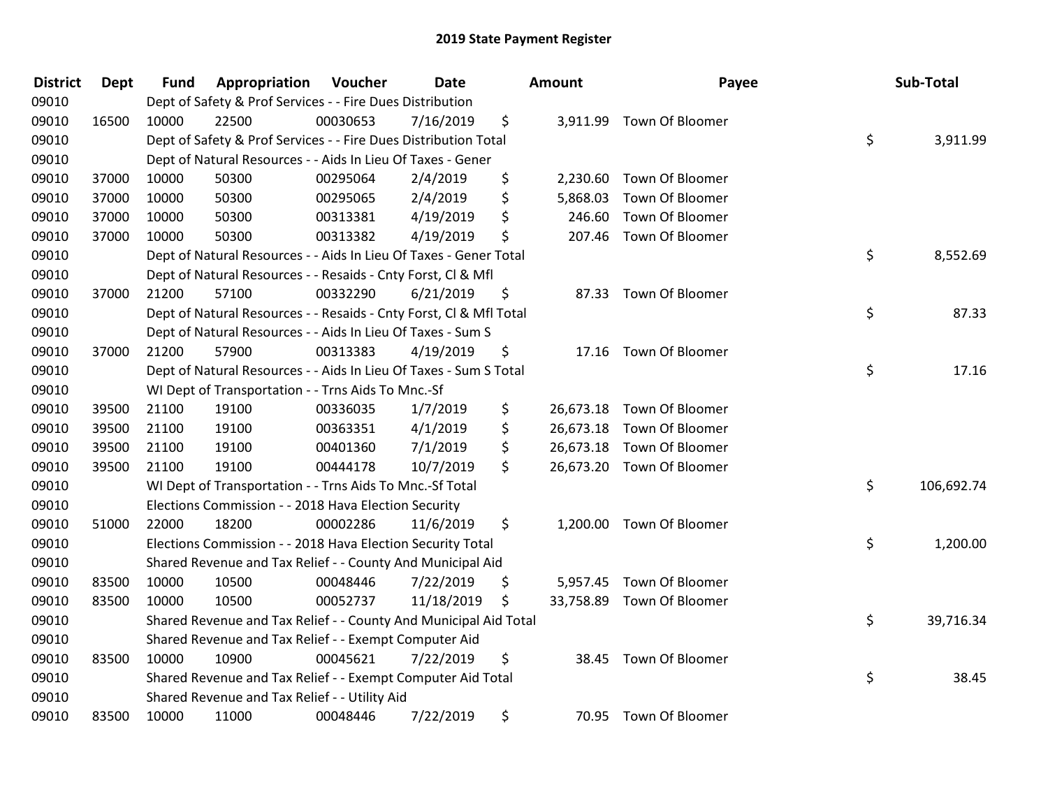# 2019 State Payment Register

| District | Dept | Fund | Appropriation | Voucher | Date | Amount | Payee | Sub-Total |
|---|---|---|---|---|---|---|---|---|
| 09010 | | Dept of Safety & Prof Services - - Fire Dues Distribution | | | | | | |
| 09010 | 16500 | 10000 | 22500 | 00030653 | 7/16/2019 | $ 3,911.99 | Town Of Bloomer | |
| 09010 | | Dept of Safety & Prof Services - - Fire Dues Distribution Total | | | | | | $ 3,911.99 |
| 09010 | | Dept of Natural Resources - - Aids In Lieu Of Taxes - Gener | | | | | | |
| 09010 | 37000 | 10000 | 50300 | 00295064 | 2/4/2019 | $ 2,230.60 | Town Of Bloomer | |
| 09010 | 37000 | 10000 | 50300 | 00295065 | 2/4/2019 | $ 5,868.03 | Town Of Bloomer | |
| 09010 | 37000 | 10000 | 50300 | 00313381 | 4/19/2019 | $ 246.60 | Town Of Bloomer | |
| 09010 | 37000 | 10000 | 50300 | 00313382 | 4/19/2019 | $ 207.46 | Town Of Bloomer | |
| 09010 | | Dept of Natural Resources - - Aids In Lieu Of Taxes - Gener Total | | | | | | $ 8,552.69 |
| 09010 | | Dept of Natural Resources - - Resaids - Cnty Forst, Cl & Mfl | | | | | | |
| 09010 | 37000 | 21200 | 57100 | 00332290 | 6/21/2019 | $ 87.33 | Town Of Bloomer | |
| 09010 | | Dept of Natural Resources - - Resaids - Cnty Forst, Cl & Mfl Total | | | | | | $ 87.33 |
| 09010 | | Dept of Natural Resources - - Aids In Lieu Of Taxes - Sum S | | | | | | |
| 09010 | 37000 | 21200 | 57900 | 00313383 | 4/19/2019 | $ 17.16 | Town Of Bloomer | |
| 09010 | | Dept of Natural Resources - - Aids In Lieu Of Taxes - Sum S Total | | | | | | $ 17.16 |
| 09010 | | WI Dept of Transportation - - Trns Aids To Mnc.-Sf | | | | | | |
| 09010 | 39500 | 21100 | 19100 | 00336035 | 1/7/2019 | $ 26,673.18 | Town Of Bloomer | |
| 09010 | 39500 | 21100 | 19100 | 00363351 | 4/1/2019 | $ 26,673.18 | Town Of Bloomer | |
| 09010 | 39500 | 21100 | 19100 | 00401360 | 7/1/2019 | $ 26,673.18 | Town Of Bloomer | |
| 09010 | 39500 | 21100 | 19100 | 00444178 | 10/7/2019 | $ 26,673.20 | Town Of Bloomer | |
| 09010 | | WI Dept of Transportation - - Trns Aids To Mnc.-Sf Total | | | | | | $ 106,692.74 |
| 09010 | | Elections Commission - - 2018 Hava Election Security | | | | | | |
| 09010 | 51000 | 22000 | 18200 | 00002286 | 11/6/2019 | $ 1,200.00 | Town Of Bloomer | |
| 09010 | | Elections Commission - - 2018 Hava Election Security Total | | | | | | $ 1,200.00 |
| 09010 | | Shared Revenue and Tax Relief - - County And Municipal Aid | | | | | | |
| 09010 | 83500 | 10000 | 10500 | 00048446 | 7/22/2019 | $ 5,957.45 | Town Of Bloomer | |
| 09010 | 83500 | 10000 | 10500 | 00052737 | 11/18/2019 | $ 33,758.89 | Town Of Bloomer | |
| 09010 | | Shared Revenue and Tax Relief - - County And Municipal Aid Total | | | | | | $ 39,716.34 |
| 09010 | | Shared Revenue and Tax Relief - - Exempt Computer Aid | | | | | | |
| 09010 | 83500 | 10000 | 10900 | 00045621 | 7/22/2019 | $ 38.45 | Town Of Bloomer | |
| 09010 | | Shared Revenue and Tax Relief - - Exempt Computer Aid Total | | | | | | $ 38.45 |
| 09010 | | Shared Revenue and Tax Relief - - Utility Aid | | | | | | |
| 09010 | 83500 | 10000 | 11000 | 00048446 | 7/22/2019 | $ 70.95 | Town Of Bloomer | |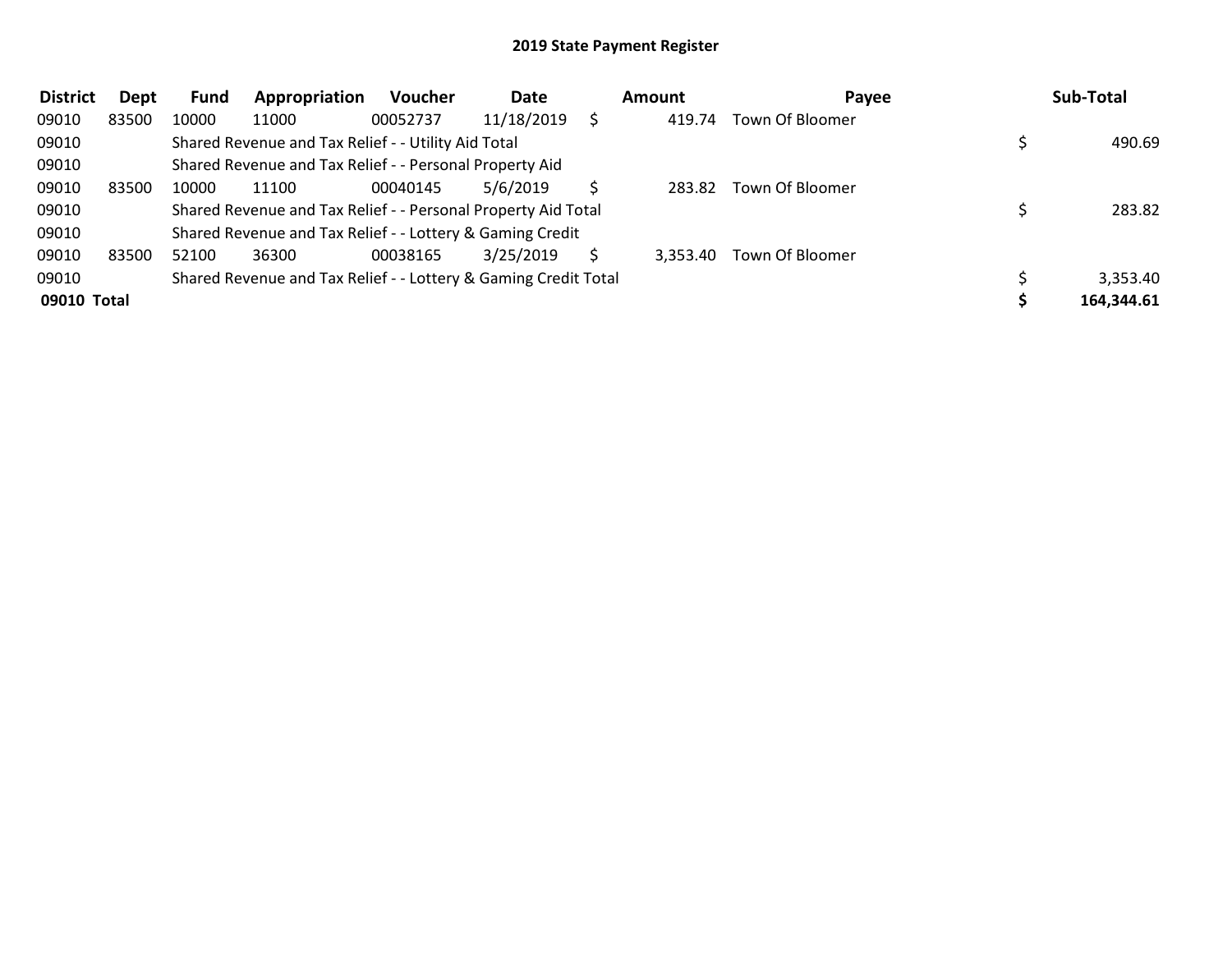# 2019 State Payment Register

| District | Dept | Fund | Appropriation | Voucher | Date | Amount | Payee | Sub-Total |
|---|---|---|---|---|---|---|---|---|
| 09010 | 83500 | 10000 | 11000 | 00052737 | 11/18/2019 | $ 419.74 | Town Of Bloomer | |
| 09010 | | Shared Revenue and Tax Relief - - Utility Aid Total | | | | | | $ 490.69 |
| 09010 | | Shared Revenue and Tax Relief - - Personal Property Aid | | | | | | |
| 09010 | 83500 | 10000 | 11100 | 00040145 | 5/6/2019 | $ 283.82 | Town Of Bloomer | |
| 09010 | | Shared Revenue and Tax Relief - - Personal Property Aid Total | | | | | | $ 283.82 |
| 09010 | | Shared Revenue and Tax Relief - - Lottery & Gaming Credit | | | | | | |
| 09010 | 83500 | 52100 | 36300 | 00038165 | 3/25/2019 | $ 3,353.40 | Town Of Bloomer | |
| 09010 | | Shared Revenue and Tax Relief - - Lottery & Gaming Credit Total | | | | | | $ 3,353.40 |
| **09010 Total** | | | | | | | | **$ 164,344.61** |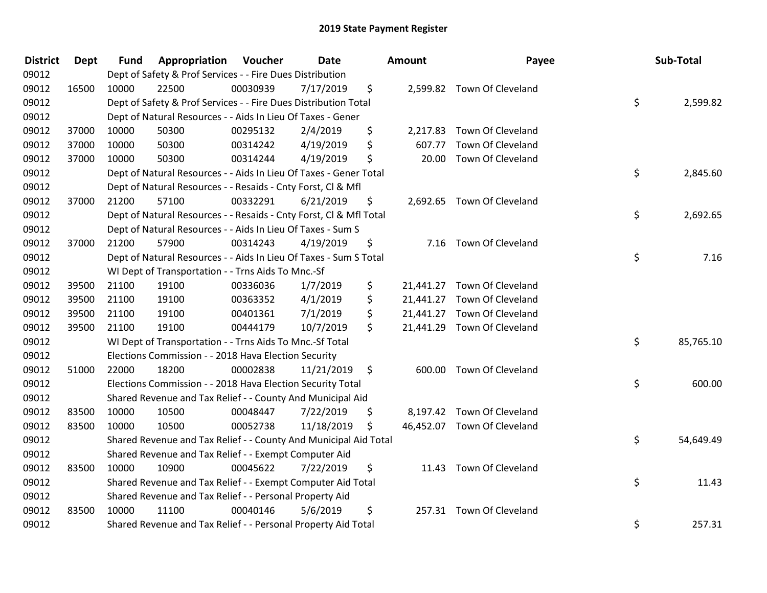# 2019 State Payment Register

| District | Dept | Fund | Appropriation | Voucher | Date | Amount | Payee | Sub-Total |
|---|---|---|---|---|---|---|---|---|
| 09012 | | Dept of Safety & Prof Services - - Fire Dues Distribution | | | | | | |
| 09012 | 16500 | 10000 | 22500 | 00030939 | 7/17/2019 | $ 2,599.82 | Town Of Cleveland | |
| 09012 | | Dept of Safety & Prof Services - - Fire Dues Distribution Total | | | | | | $ 2,599.82 |
| 09012 | | Dept of Natural Resources - - Aids In Lieu Of Taxes - Gener | | | | | | |
| 09012 | 37000 | 10000 | 50300 | 00295132 | 2/4/2019 | $ 2,217.83 | Town Of Cleveland | |
| 09012 | 37000 | 10000 | 50300 | 00314242 | 4/19/2019 | $ 607.77 | Town Of Cleveland | |
| 09012 | 37000 | 10000 | 50300 | 00314244 | 4/19/2019 | $ 20.00 | Town Of Cleveland | |
| 09012 | | Dept of Natural Resources - - Aids In Lieu Of Taxes - Gener Total | | | | | | $ 2,845.60 |
| 09012 | | Dept of Natural Resources - - Resaids - Cnty Forst, Cl & Mfl | | | | | | |
| 09012 | 37000 | 21200 | 57100 | 00332291 | 6/21/2019 | $ 2,692.65 | Town Of Cleveland | |
| 09012 | | Dept of Natural Resources - - Resaids - Cnty Forst, Cl & Mfl Total | | | | | | $ 2,692.65 |
| 09012 | | Dept of Natural Resources - - Aids In Lieu Of Taxes - Sum S | | | | | | |
| 09012 | 37000 | 21200 | 57900 | 00314243 | 4/19/2019 | $ 7.16 | Town Of Cleveland | |
| 09012 | | Dept of Natural Resources - - Aids In Lieu Of Taxes - Sum S Total | | | | | | $ 7.16 |
| 09012 | | WI Dept of Transportation - - Trns Aids To Mnc.-Sf | | | | | | |
| 09012 | 39500 | 21100 | 19100 | 00336036 | 1/7/2019 | $ 21,441.27 | Town Of Cleveland | |
| 09012 | 39500 | 21100 | 19100 | 00363352 | 4/1/2019 | $ 21,441.27 | Town Of Cleveland | |
| 09012 | 39500 | 21100 | 19100 | 00401361 | 7/1/2019 | $ 21,441.27 | Town Of Cleveland | |
| 09012 | 39500 | 21100 | 19100 | 00444179 | 10/7/2019 | $ 21,441.29 | Town Of Cleveland | |
| 09012 | | WI Dept of Transportation - - Trns Aids To Mnc.-Sf Total | | | | | | $ 85,765.10 |
| 09012 | | Elections Commission - - 2018 Hava Election Security | | | | | | |
| 09012 | 51000 | 22000 | 18200 | 00002838 | 11/21/2019 | $ 600.00 | Town Of Cleveland | |
| 09012 | | Elections Commission - - 2018 Hava Election Security Total | | | | | | $ 600.00 |
| 09012 | | Shared Revenue and Tax Relief - - County And Municipal Aid | | | | | | |
| 09012 | 83500 | 10000 | 10500 | 00048447 | 7/22/2019 | $ 8,197.42 | Town Of Cleveland | |
| 09012 | 83500 | 10000 | 10500 | 00052738 | 11/18/2019 | $ 46,452.07 | Town Of Cleveland | |
| 09012 | | Shared Revenue and Tax Relief - - County And Municipal Aid Total | | | | | | $ 54,649.49 |
| 09012 | | Shared Revenue and Tax Relief - - Exempt Computer Aid | | | | | | |
| 09012 | 83500 | 10000 | 10900 | 00045622 | 7/22/2019 | $ 11.43 | Town Of Cleveland | |
| 09012 | | Shared Revenue and Tax Relief - - Exempt Computer Aid Total | | | | | | $ 11.43 |
| 09012 | | Shared Revenue and Tax Relief - - Personal Property Aid | | | | | | |
| 09012 | 83500 | 10000 | 11100 | 00040146 | 5/6/2019 | $ 257.31 | Town Of Cleveland | |
| 09012 | | Shared Revenue and Tax Relief - - Personal Property Aid Total | | | | | | $ 257.31 |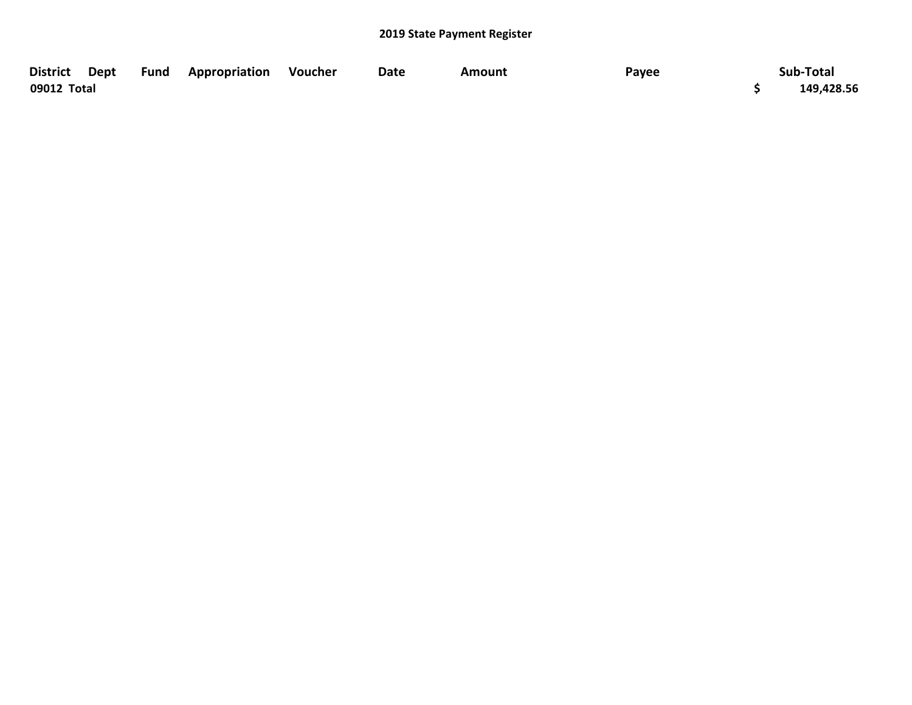**2019 State Payment Register**

| District | Dept | Fund | Appropriation | Voucher | Date | Amount | Payee | Sub-Total |
|---|---|---|---|---|---|---|---|---|
| **09012 Total** | | | | | | | | **$ 149,428.56** |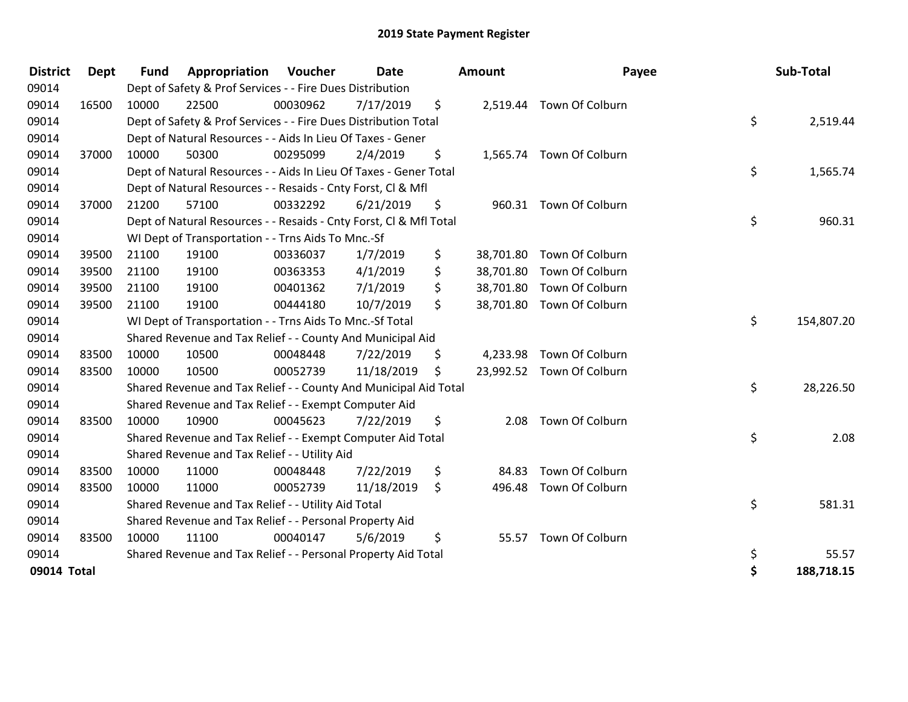# 2019 State Payment Register

| District | Dept | Fund | Appropriation | Voucher | Date | Amount | Payee | Sub-Total |
|---|---|---|---|---|---|---|---|---|
| 09014 | | Dept of Safety & Prof Services - - Fire Dues Distribution | | | | | | |
| 09014 | 16500 | 10000 | 22500 | 00030962 | 7/17/2019 | $ 2,519.44 | Town Of Colburn | |
| 09014 | | Dept of Safety & Prof Services - - Fire Dues Distribution Total | | | | | | $ 2,519.44 |
| 09014 | | Dept of Natural Resources - - Aids In Lieu Of Taxes - Gener | | | | | | |
| 09014 | 37000 | 10000 | 50300 | 00295099 | 2/4/2019 | $ 1,565.74 | Town Of Colburn | |
| 09014 | | Dept of Natural Resources - - Aids In Lieu Of Taxes - Gener Total | | | | | | $ 1,565.74 |
| 09014 | | Dept of Natural Resources - - Resaids - Cnty Forst, Cl & Mfl | | | | | | |
| 09014 | 37000 | 21200 | 57100 | 00332292 | 6/21/2019 | $ 960.31 | Town Of Colburn | |
| 09014 | | Dept of Natural Resources - - Resaids - Cnty Forst, Cl & Mfl Total | | | | | | $ 960.31 |
| 09014 | | WI Dept of Transportation - - Trns Aids To Mnc.-Sf | | | | | | |
| 09014 | 39500 | 21100 | 19100 | 00336037 | 1/7/2019 | $ 38,701.80 | Town Of Colburn | |
| 09014 | 39500 | 21100 | 19100 | 00363353 | 4/1/2019 | $ 38,701.80 | Town Of Colburn | |
| 09014 | 39500 | 21100 | 19100 | 00401362 | 7/1/2019 | $ 38,701.80 | Town Of Colburn | |
| 09014 | 39500 | 21100 | 19100 | 00444180 | 10/7/2019 | $ 38,701.80 | Town Of Colburn | |
| 09014 | | WI Dept of Transportation - - Trns Aids To Mnc.-Sf Total | | | | | | $ 154,807.20 |
| 09014 | | Shared Revenue and Tax Relief - - County And Municipal Aid | | | | | | |
| 09014 | 83500 | 10000 | 10500 | 00048448 | 7/22/2019 | $ 4,233.98 | Town Of Colburn | |
| 09014 | 83500 | 10000 | 10500 | 00052739 | 11/18/2019 | $ 23,992.52 | Town Of Colburn | |
| 09014 | | Shared Revenue and Tax Relief - - County And Municipal Aid Total | | | | | | $ 28,226.50 |
| 09014 | | Shared Revenue and Tax Relief - - Exempt Computer Aid | | | | | | |
| 09014 | 83500 | 10000 | 10900 | 00045623 | 7/22/2019 | $ 2.08 | Town Of Colburn | |
| 09014 | | Shared Revenue and Tax Relief - - Exempt Computer Aid Total | | | | | | $ 2.08 |
| 09014 | | Shared Revenue and Tax Relief - - Utility Aid | | | | | | |
| 09014 | 83500 | 10000 | 11000 | 00048448 | 7/22/2019 | $ 84.83 | Town Of Colburn | |
| 09014 | 83500 | 10000 | 11000 | 00052739 | 11/18/2019 | $ 496.48 | Town Of Colburn | |
| 09014 | | Shared Revenue and Tax Relief - - Utility Aid Total | | | | | | $ 581.31 |
| 09014 | | Shared Revenue and Tax Relief - - Personal Property Aid | | | | | | |
| 09014 | 83500 | 10000 | 11100 | 00040147 | 5/6/2019 | $ 55.57 | Town Of Colburn | |
| 09014 | | Shared Revenue and Tax Relief - - Personal Property Aid Total | | | | | | $ 55.57 |
| **09014 Total** | | | | | | | | **$ 188,718.15** |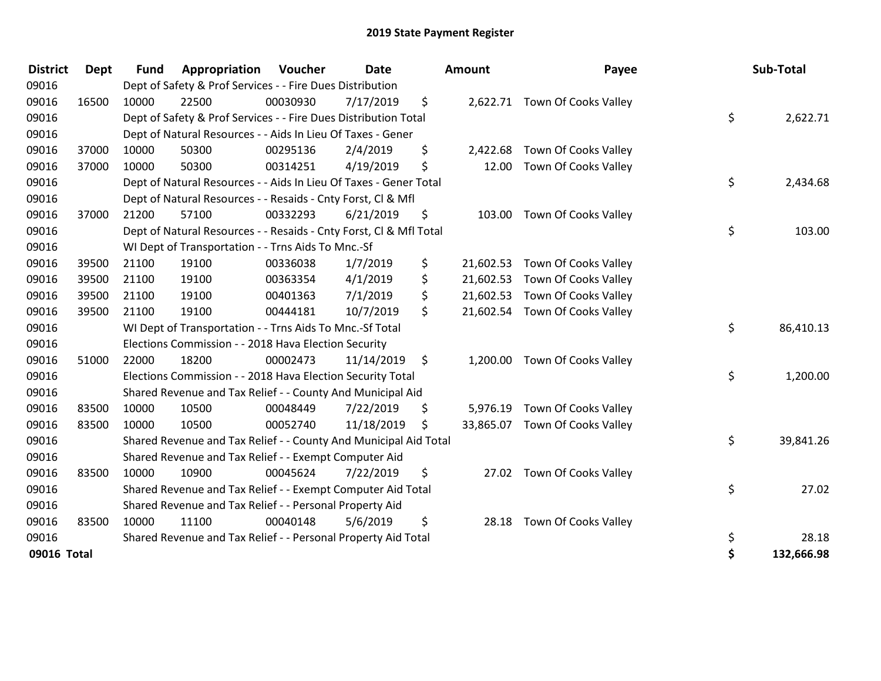# 2019 State Payment Register

| District | Dept | Fund | Appropriation | Voucher | Date | Amount | Payee | Sub-Total |
|---|---|---|---|---|---|---|---|---|
| 09016 | | Dept of Safety & Prof Services - - Fire Dues Distribution | | | | | | |
| 09016 | 16500 | 10000 | 22500 | 00030930 | 7/17/2019 | $ 2,622.71 | Town Of Cooks Valley | |
| 09016 | | Dept of Safety & Prof Services - - Fire Dues Distribution Total | | | | | | $ 2,622.71 |
| 09016 | | Dept of Natural Resources - - Aids In Lieu Of Taxes - Gener | | | | | | |
| 09016 | 37000 | 10000 | 50300 | 00295136 | 2/4/2019 | $ 2,422.68 | Town Of Cooks Valley | |
| 09016 | 37000 | 10000 | 50300 | 00314251 | 4/19/2019 | $ 12.00 | Town Of Cooks Valley | |
| 09016 | | Dept of Natural Resources - - Aids In Lieu Of Taxes - Gener Total | | | | | | $ 2,434.68 |
| 09016 | | Dept of Natural Resources - - Resaids - Cnty Forst, Cl & Mfl | | | | | | |
| 09016 | 37000 | 21200 | 57100 | 00332293 | 6/21/2019 | $ 103.00 | Town Of Cooks Valley | |
| 09016 | | Dept of Natural Resources - - Resaids - Cnty Forst, Cl & Mfl Total | | | | | | $ 103.00 |
| 09016 | | WI Dept of Transportation - - Trns Aids To Mnc.-Sf | | | | | | |
| 09016 | 39500 | 21100 | 19100 | 00336038 | 1/7/2019 | $ 21,602.53 | Town Of Cooks Valley | |
| 09016 | 39500 | 21100 | 19100 | 00363354 | 4/1/2019 | $ 21,602.53 | Town Of Cooks Valley | |
| 09016 | 39500 | 21100 | 19100 | 00401363 | 7/1/2019 | $ 21,602.53 | Town Of Cooks Valley | |
| 09016 | 39500 | 21100 | 19100 | 00444181 | 10/7/2019 | $ 21,602.54 | Town Of Cooks Valley | |
| 09016 | | WI Dept of Transportation - - Trns Aids To Mnc.-Sf Total | | | | | | $ 86,410.13 |
| 09016 | | Elections Commission - - 2018 Hava Election Security | | | | | | |
| 09016 | 51000 | 22000 | 18200 | 00002473 | 11/14/2019 | $ 1,200.00 | Town Of Cooks Valley | |
| 09016 | | Elections Commission - - 2018 Hava Election Security Total | | | | | | $ 1,200.00 |
| 09016 | | Shared Revenue and Tax Relief - - County And Municipal Aid | | | | | | |
| 09016 | 83500 | 10000 | 10500 | 00048449 | 7/22/2019 | $ 5,976.19 | Town Of Cooks Valley | |
| 09016 | 83500 | 10000 | 10500 | 00052740 | 11/18/2019 | $ 33,865.07 | Town Of Cooks Valley | |
| 09016 | | Shared Revenue and Tax Relief - - County And Municipal Aid Total | | | | | | $ 39,841.26 |
| 09016 | | Shared Revenue and Tax Relief - - Exempt Computer Aid | | | | | | |
| 09016 | 83500 | 10000 | 10900 | 00045624 | 7/22/2019 | $ 27.02 | Town Of Cooks Valley | |
| 09016 | | Shared Revenue and Tax Relief - - Exempt Computer Aid Total | | | | | | $ 27.02 |
| 09016 | | Shared Revenue and Tax Relief - - Personal Property Aid | | | | | | |
| 09016 | 83500 | 10000 | 11100 | 00040148 | 5/6/2019 | $ 28.18 | Town Of Cooks Valley | |
| 09016 | | Shared Revenue and Tax Relief - - Personal Property Aid Total | | | | | | $ 28.18 |
| **09016 Total** | | | | | | | | **$ 132,666.98** |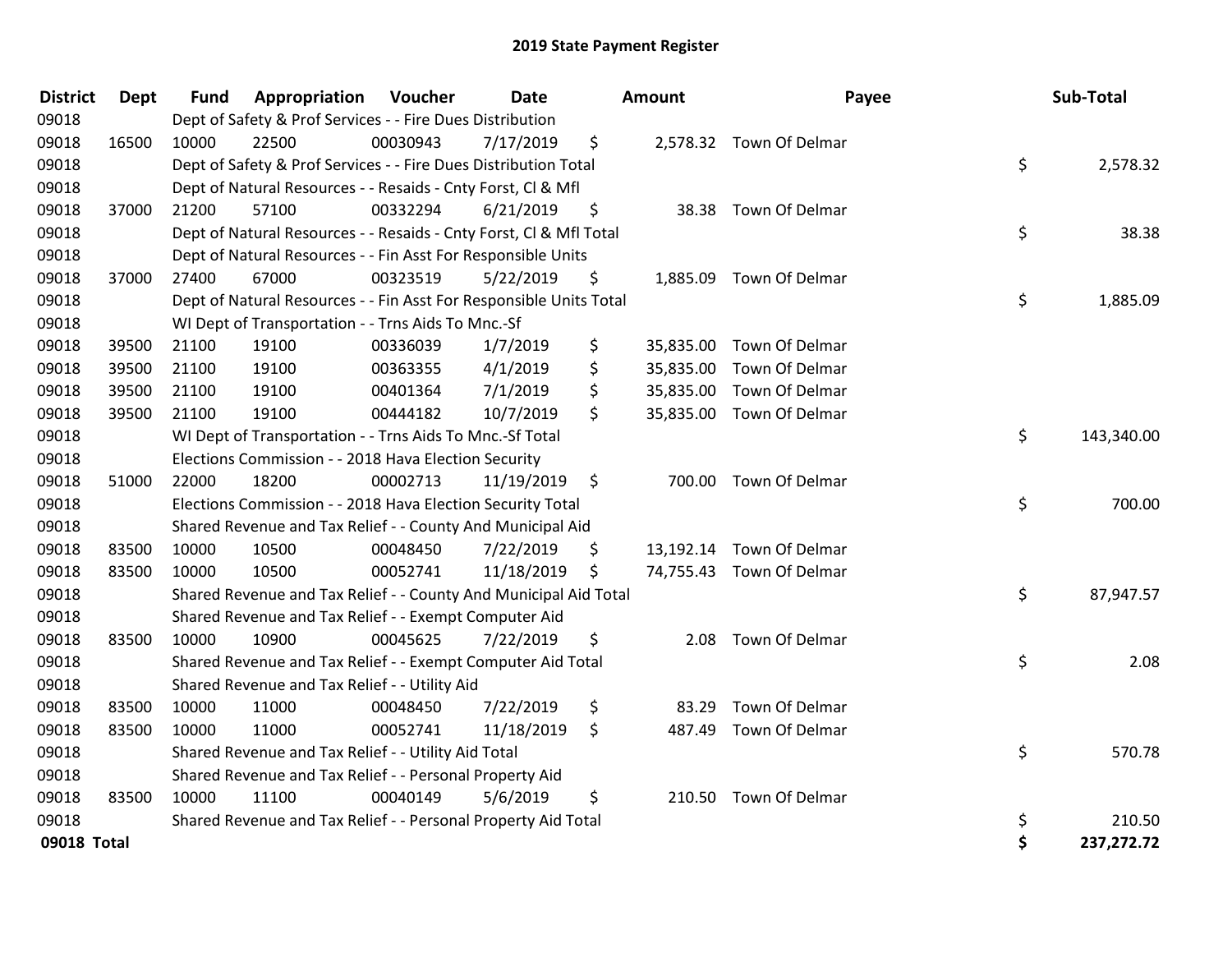# 2019 State Payment Register

| District | Dept | Fund | Appropriation | Voucher | Date | Amount | Payee | Sub-Total |
|---|---|---|---|---|---|---|---|---|
| 09018 | | Dept of Safety & Prof Services - - Fire Dues Distribution | | | | | | |
| 09018 | 16500 | 10000 | 22500 | 00030943 | 7/17/2019 | $ 2,578.32 | Town Of Delmar | |
| 09018 | | Dept of Safety & Prof Services - - Fire Dues Distribution Total | | | | | | $ 2,578.32 |
| 09018 | | Dept of Natural Resources - - Resaids - Cnty Forst, Cl & Mfl | | | | | | |
| 09018 | 37000 | 21200 | 57100 | 00332294 | 6/21/2019 | $ 38.38 | Town Of Delmar | |
| 09018 | | Dept of Natural Resources - - Resaids - Cnty Forst, Cl & Mfl Total | | | | | | $ 38.38 |
| 09018 | | Dept of Natural Resources - - Fin Asst For Responsible Units | | | | | | |
| 09018 | 37000 | 27400 | 67000 | 00323519 | 5/22/2019 | $ 1,885.09 | Town Of Delmar | |
| 09018 | | Dept of Natural Resources - - Fin Asst For Responsible Units Total | | | | | | $ 1,885.09 |
| 09018 | | WI Dept of Transportation - - Trns Aids To Mnc.-Sf | | | | | | |
| 09018 | 39500 | 21100 | 19100 | 00336039 | 1/7/2019 | $ 35,835.00 | Town Of Delmar | |
| 09018 | 39500 | 21100 | 19100 | 00363355 | 4/1/2019 | $ 35,835.00 | Town Of Delmar | |
| 09018 | 39500 | 21100 | 19100 | 00401364 | 7/1/2019 | $ 35,835.00 | Town Of Delmar | |
| 09018 | 39500 | 21100 | 19100 | 00444182 | 10/7/2019 | $ 35,835.00 | Town Of Delmar | |
| 09018 | | WI Dept of Transportation - - Trns Aids To Mnc.-Sf Total | | | | | | $ 143,340.00 |
| 09018 | | Elections Commission - - 2018 Hava Election Security | | | | | | |
| 09018 | 51000 | 22000 | 18200 | 00002713 | 11/19/2019 | $ 700.00 | Town Of Delmar | |
| 09018 | | Elections Commission - - 2018 Hava Election Security Total | | | | | | $ 700.00 |
| 09018 | | Shared Revenue and Tax Relief - - County And Municipal Aid | | | | | | |
| 09018 | 83500 | 10000 | 10500 | 00048450 | 7/22/2019 | $ 13,192.14 | Town Of Delmar | |
| 09018 | 83500 | 10000 | 10500 | 00052741 | 11/18/2019 | $ 74,755.43 | Town Of Delmar | |
| 09018 | | Shared Revenue and Tax Relief - - County And Municipal Aid Total | | | | | | $ 87,947.57 |
| 09018 | | Shared Revenue and Tax Relief - - Exempt Computer Aid | | | | | | |
| 09018 | 83500 | 10000 | 10900 | 00045625 | 7/22/2019 | $ 2.08 | Town Of Delmar | |
| 09018 | | Shared Revenue and Tax Relief - - Exempt Computer Aid Total | | | | | | $ 2.08 |
| 09018 | | Shared Revenue and Tax Relief - - Utility Aid | | | | | | |
| 09018 | 83500 | 10000 | 11000 | 00048450 | 7/22/2019 | $ 83.29 | Town Of Delmar | |
| 09018 | 83500 | 10000 | 11000 | 00052741 | 11/18/2019 | $ 487.49 | Town Of Delmar | |
| 09018 | | Shared Revenue and Tax Relief - - Utility Aid Total | | | | | | $ 570.78 |
| 09018 | | Shared Revenue and Tax Relief - - Personal Property Aid | | | | | | |
| 09018 | 83500 | 10000 | 11100 | 00040149 | 5/6/2019 | $ 210.50 | Town Of Delmar | |
| 09018 | | Shared Revenue and Tax Relief - - Personal Property Aid Total | | | | | | $ 210.50 |
| **09018 Total** | | | | | | | | **$ 237,272.72** |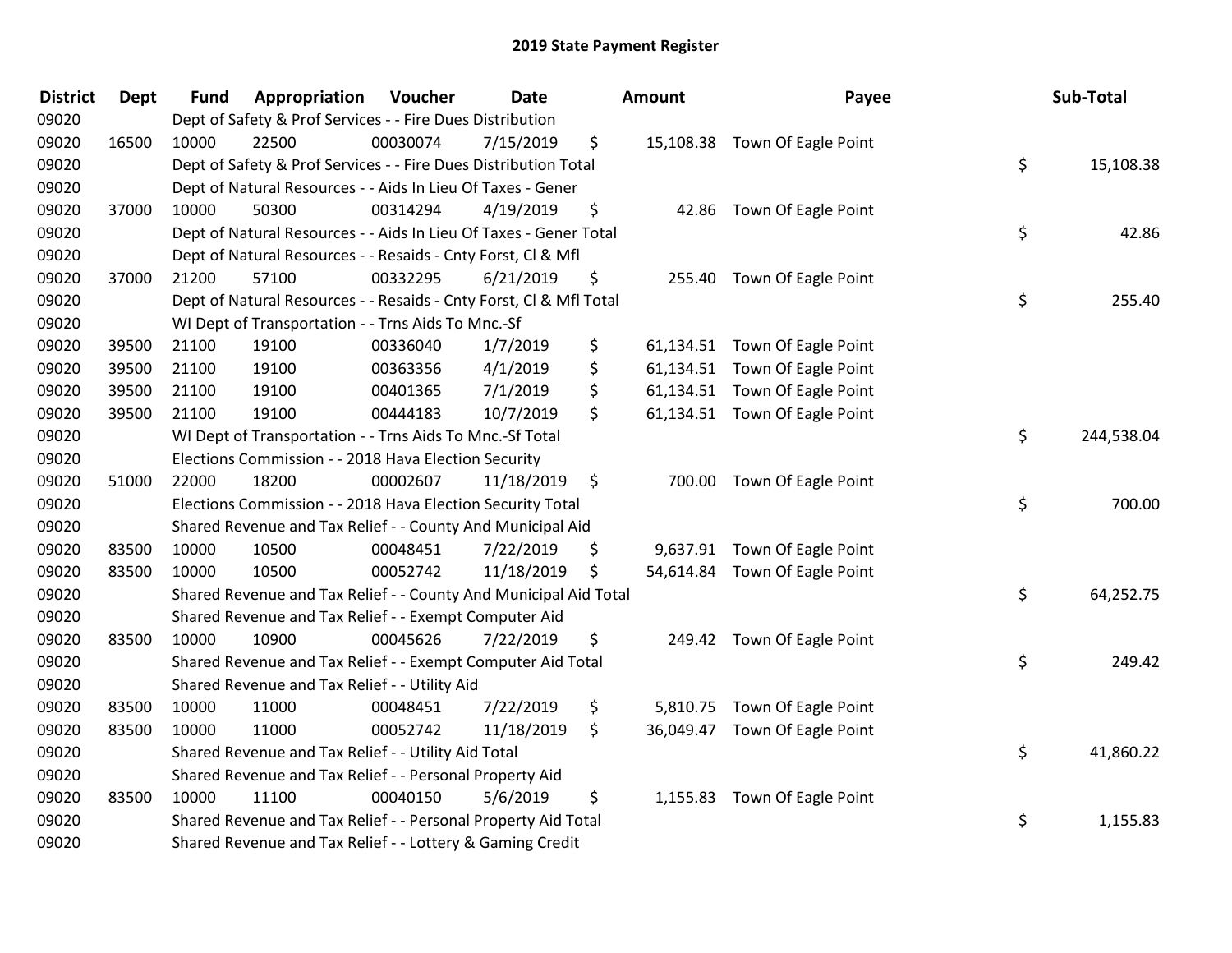## 2019 State Payment Register

| District | Dept | Fund | Appropriation | Voucher | Date | Amount | Payee | Sub-Total |
|---|---|---|---|---|---|---|---|---|
| 09020 | | Dept of Safety & Prof Services - - Fire Dues Distribution | | | | | | |
| 09020 | 16500 | 10000 | 22500 | 00030074 | 7/15/2019 | $ 15,108.38 | Town Of Eagle Point | |
| 09020 | | Dept of Safety & Prof Services - - Fire Dues Distribution Total | | | | | | $ 15,108.38 |
| 09020 | | Dept of Natural Resources - - Aids In Lieu Of Taxes - Gener | | | | | | |
| 09020 | 37000 | 10000 | 50300 | 00314294 | 4/19/2019 | $ 42.86 | Town Of Eagle Point | |
| 09020 | | Dept of Natural Resources - - Aids In Lieu Of Taxes - Gener Total | | | | | | $ 42.86 |
| 09020 | | Dept of Natural Resources - - Resaids - Cnty Forst, Cl & Mfl | | | | | | |
| 09020 | 37000 | 21200 | 57100 | 00332295 | 6/21/2019 | $ 255.40 | Town Of Eagle Point | |
| 09020 | | Dept of Natural Resources - - Resaids - Cnty Forst, Cl & Mfl Total | | | | | | $ 255.40 |
| 09020 | | WI Dept of Transportation - - Trns Aids To Mnc.-Sf | | | | | | |
| 09020 | 39500 | 21100 | 19100 | 00336040 | 1/7/2019 | $ 61,134.51 | Town Of Eagle Point | |
| 09020 | 39500 | 21100 | 19100 | 00363356 | 4/1/2019 | $ 61,134.51 | Town Of Eagle Point | |
| 09020 | 39500 | 21100 | 19100 | 00401365 | 7/1/2019 | $ 61,134.51 | Town Of Eagle Point | |
| 09020 | 39500 | 21100 | 19100 | 00444183 | 10/7/2019 | $ 61,134.51 | Town Of Eagle Point | |
| 09020 | | WI Dept of Transportation - - Trns Aids To Mnc.-Sf Total | | | | | | $ 244,538.04 |
| 09020 | | Elections Commission - - 2018 Hava Election Security | | | | | | |
| 09020 | 51000 | 22000 | 18200 | 00002607 | 11/18/2019 | $ 700.00 | Town Of Eagle Point | |
| 09020 | | Elections Commission - - 2018 Hava Election Security Total | | | | | | $ 700.00 |
| 09020 | | Shared Revenue and Tax Relief - - County And Municipal Aid | | | | | | |
| 09020 | 83500 | 10000 | 10500 | 00048451 | 7/22/2019 | $ 9,637.91 | Town Of Eagle Point | |
| 09020 | 83500 | 10000 | 10500 | 00052742 | 11/18/2019 | $ 54,614.84 | Town Of Eagle Point | |
| 09020 | | Shared Revenue and Tax Relief - - County And Municipal Aid Total | | | | | | $ 64,252.75 |
| 09020 | | Shared Revenue and Tax Relief - - Exempt Computer Aid | | | | | | |
| 09020 | 83500 | 10000 | 10900 | 00045626 | 7/22/2019 | $ 249.42 | Town Of Eagle Point | |
| 09020 | | Shared Revenue and Tax Relief - - Exempt Computer Aid Total | | | | | | $ 249.42 |
| 09020 | | Shared Revenue and Tax Relief - - Utility Aid | | | | | | |
| 09020 | 83500 | 10000 | 11000 | 00048451 | 7/22/2019 | $ 5,810.75 | Town Of Eagle Point | |
| 09020 | 83500 | 10000 | 11000 | 00052742 | 11/18/2019 | $ 36,049.47 | Town Of Eagle Point | |
| 09020 | | Shared Revenue and Tax Relief - - Utility Aid Total | | | | | | $ 41,860.22 |
| 09020 | | Shared Revenue and Tax Relief - - Personal Property Aid | | | | | | |
| 09020 | 83500 | 10000 | 11100 | 00040150 | 5/6/2019 | $ 1,155.83 | Town Of Eagle Point | |
| 09020 | | Shared Revenue and Tax Relief - - Personal Property Aid Total | | | | | | $ 1,155.83 |
| 09020 | | Shared Revenue and Tax Relief - - Lottery & Gaming Credit | | | | | | |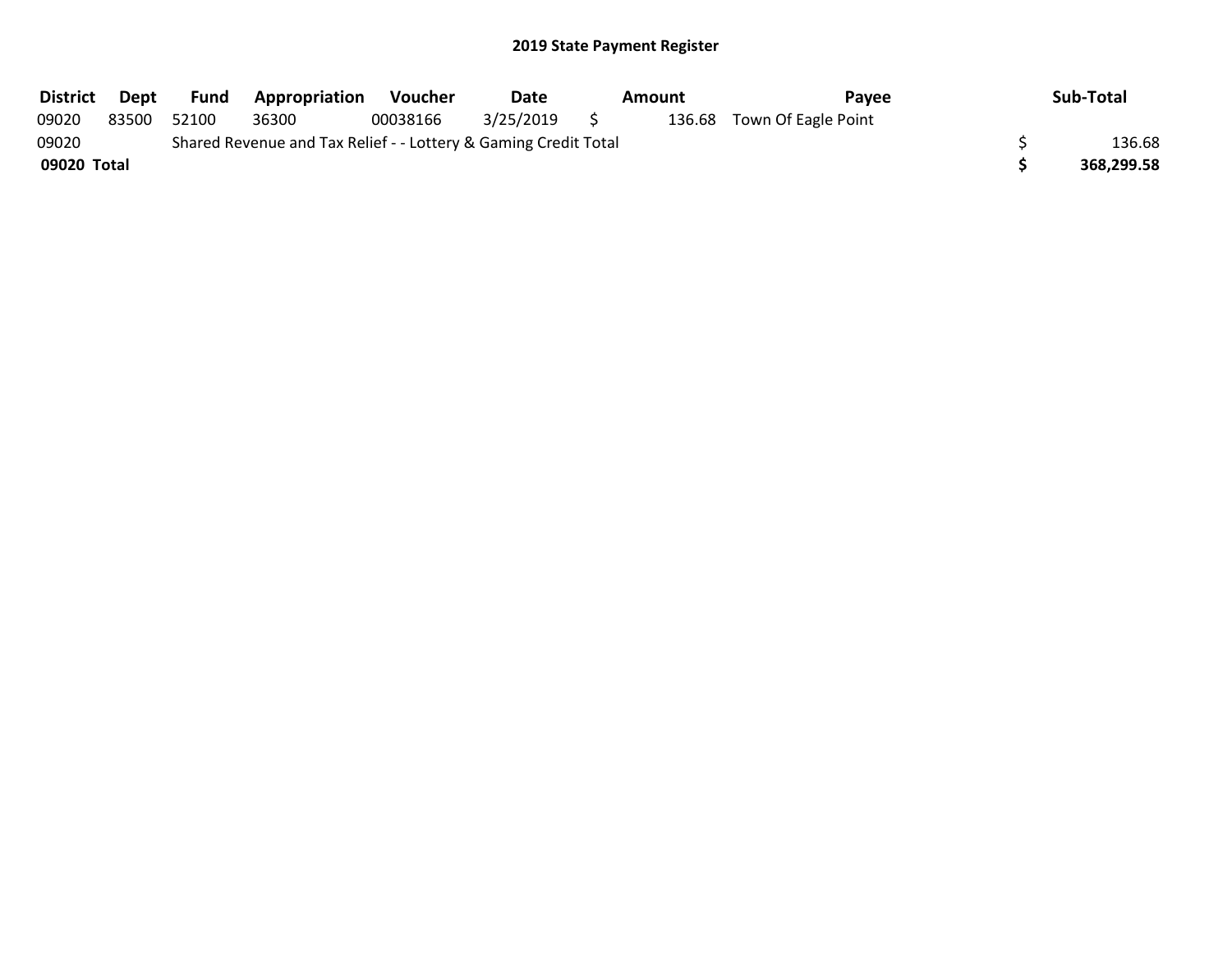## 2019 State Payment Register

| District | Dept | Fund | Appropriation | Voucher | Date | Amount | Payee | Sub-Total |
|---|---|---|---|---|---|---|---|---|
| 09020 | 83500 | 52100 | 36300 | 00038166 | 3/25/2019 | $ 136.68 | Town Of Eagle Point | |
| 09020 | | Shared Revenue and Tax Relief - - Lottery & Gaming Credit Total | | | | | | $ 136.68 |
| **09020 Total** | | | | | | | | **$ 368,299.58** |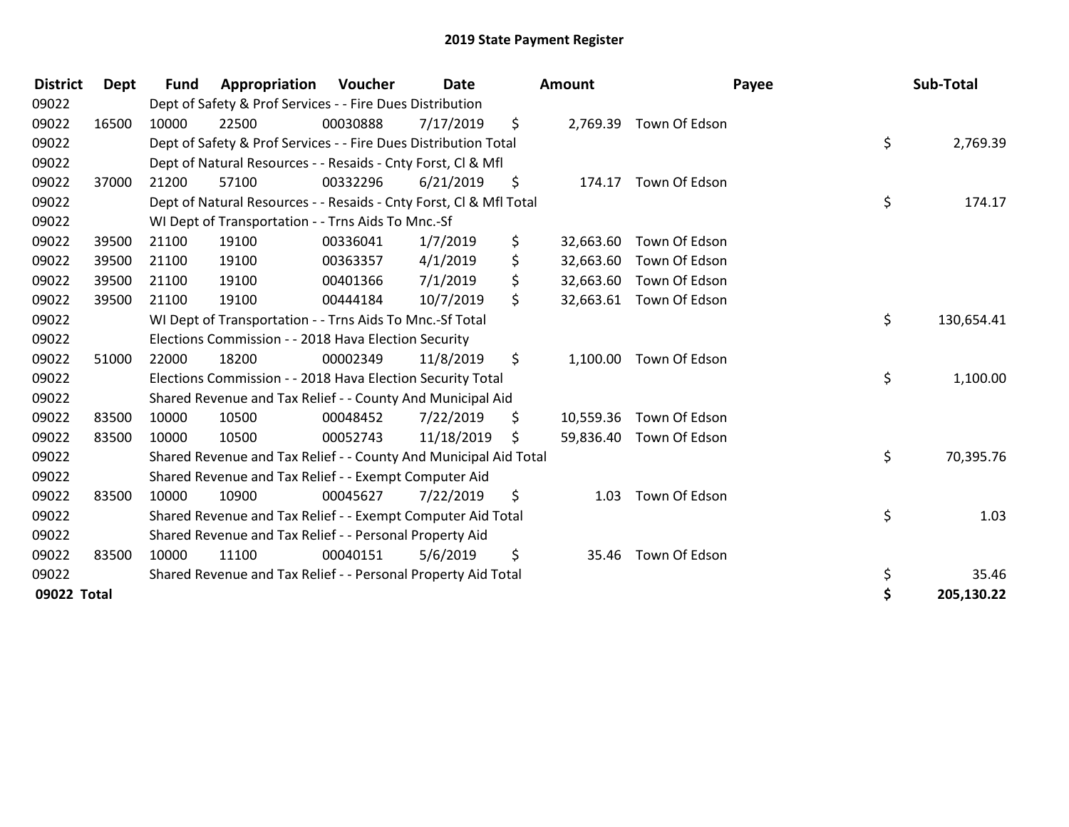# 2019 State Payment Register

| District | Dept | Fund | Appropriation | Voucher | Date | Amount | Payee | Sub-Total |
|---|---|---|---|---|---|---|---|---|
| 09022 | | Dept of Safety & Prof Services - - Fire Dues Distribution | | | | | | |
| 09022 | 16500 | 10000 | 22500 | 00030888 | 7/17/2019 | $ 2,769.39 | Town Of Edson | |
| 09022 | | Dept of Safety & Prof Services - - Fire Dues Distribution Total | | | | | | $ 2,769.39 |
| 09022 | | Dept of Natural Resources - - Resaids - Cnty Forst, Cl & Mfl | | | | | | |
| 09022 | 37000 | 21200 | 57100 | 00332296 | 6/21/2019 | $ 174.17 | Town Of Edson | |
| 09022 | | Dept of Natural Resources - - Resaids - Cnty Forst, Cl & Mfl Total | | | | | | $ 174.17 |
| 09022 | | WI Dept of Transportation - - Trns Aids To Mnc.-Sf | | | | | | |
| 09022 | 39500 | 21100 | 19100 | 00336041 | 1/7/2019 | $ 32,663.60 | Town Of Edson | |
| 09022 | 39500 | 21100 | 19100 | 00363357 | 4/1/2019 | $ 32,663.60 | Town Of Edson | |
| 09022 | 39500 | 21100 | 19100 | 00401366 | 7/1/2019 | $ 32,663.60 | Town Of Edson | |
| 09022 | 39500 | 21100 | 19100 | 00444184 | 10/7/2019 | $ 32,663.61 | Town Of Edson | |
| 09022 | | WI Dept of Transportation - - Trns Aids To Mnc.-Sf Total | | | | | | $ 130,654.41 |
| 09022 | | Elections Commission - - 2018 Hava Election Security | | | | | | |
| 09022 | 51000 | 22000 | 18200 | 00002349 | 11/8/2019 | $ 1,100.00 | Town Of Edson | |
| 09022 | | Elections Commission - - 2018 Hava Election Security Total | | | | | | $ 1,100.00 |
| 09022 | | Shared Revenue and Tax Relief - - County And Municipal Aid | | | | | | |
| 09022 | 83500 | 10000 | 10500 | 00048452 | 7/22/2019 | $ 10,559.36 | Town Of Edson | |
| 09022 | 83500 | 10000 | 10500 | 00052743 | 11/18/2019 | $ 59,836.40 | Town Of Edson | |
| 09022 | | Shared Revenue and Tax Relief - - County And Municipal Aid Total | | | | | | $ 70,395.76 |
| 09022 | | Shared Revenue and Tax Relief - - Exempt Computer Aid | | | | | | |
| 09022 | 83500 | 10000 | 10900 | 00045627 | 7/22/2019 | $ 1.03 | Town Of Edson | |
| 09022 | | Shared Revenue and Tax Relief - - Exempt Computer Aid Total | | | | | | $ 1.03 |
| 09022 | | Shared Revenue and Tax Relief - - Personal Property Aid | | | | | | |
| 09022 | 83500 | 10000 | 11100 | 00040151 | 5/6/2019 | $ 35.46 | Town Of Edson | |
| 09022 | | Shared Revenue and Tax Relief - - Personal Property Aid Total | | | | | | $ 35.46 |
| **09022 Total** | | | | | | | | **$ 205,130.22** |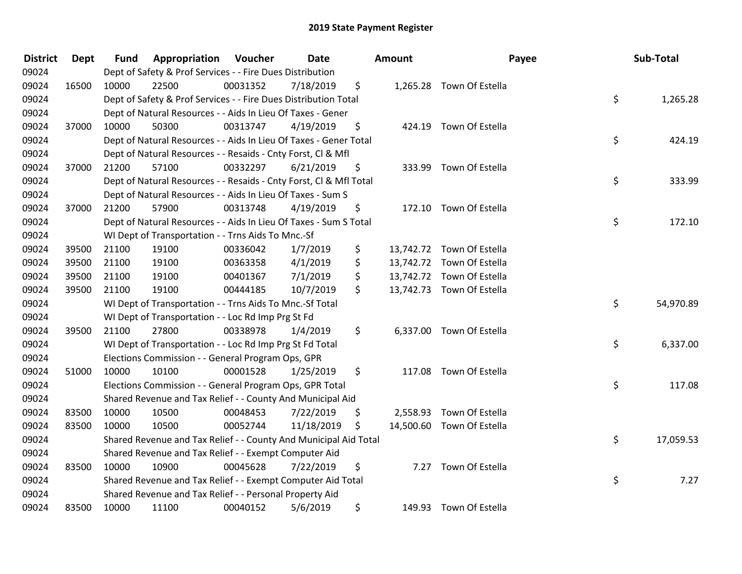## 2019 State Payment Register

| District | Dept | Fund | Appropriation | Voucher | Date | Amount | Payee | Sub-Total |
|---|---|---|---|---|---|---|---|---|
| 09024 | | Dept of Safety & Prof Services - - Fire Dues Distribution | | | | | | |
| 09024 | 16500 | 10000 | 22500 | 00031352 | 7/18/2019 | $ 1,265.28 | Town Of Estella | |
| 09024 | | Dept of Safety & Prof Services - - Fire Dues Distribution Total | | | | | | $ 1,265.28 |
| 09024 | | Dept of Natural Resources - - Aids In Lieu Of Taxes - Gener | | | | | | |
| 09024 | 37000 | 10000 | 50300 | 00313747 | 4/19/2019 | $ 424.19 | Town Of Estella | |
| 09024 | | Dept of Natural Resources - - Aids In Lieu Of Taxes - Gener Total | | | | | | $ 424.19 |
| 09024 | | Dept of Natural Resources - - Resaids - Cnty Forst, Cl & Mfl | | | | | | |
| 09024 | 37000 | 21200 | 57100 | 00332297 | 6/21/2019 | $ 333.99 | Town Of Estella | |
| 09024 | | Dept of Natural Resources - - Resaids - Cnty Forst, Cl & Mfl Total | | | | | | $ 333.99 |
| 09024 | | Dept of Natural Resources - - Aids In Lieu Of Taxes - Sum S | | | | | | |
| 09024 | 37000 | 21200 | 57900 | 00313748 | 4/19/2019 | $ 172.10 | Town Of Estella | |
| 09024 | | Dept of Natural Resources - - Aids In Lieu Of Taxes - Sum S Total | | | | | | $ 172.10 |
| 09024 | | WI Dept of Transportation - - Trns Aids To Mnc.-Sf | | | | | | |
| 09024 | 39500 | 21100 | 19100 | 00336042 | 1/7/2019 | $ 13,742.72 | Town Of Estella | |
| 09024 | 39500 | 21100 | 19100 | 00363358 | 4/1/2019 | $ 13,742.72 | Town Of Estella | |
| 09024 | 39500 | 21100 | 19100 | 00401367 | 7/1/2019 | $ 13,742.72 | Town Of Estella | |
| 09024 | 39500 | 21100 | 19100 | 00444185 | 10/7/2019 | $ 13,742.73 | Town Of Estella | |
| 09024 | | WI Dept of Transportation - - Trns Aids To Mnc.-Sf Total | | | | | | $ 54,970.89 |
| 09024 | | WI Dept of Transportation - - Loc Rd Imp Prg St Fd | | | | | | |
| 09024 | 39500 | 21100 | 27800 | 00338978 | 1/4/2019 | $ 6,337.00 | Town Of Estella | |
| 09024 | | WI Dept of Transportation - - Loc Rd Imp Prg St Fd Total | | | | | | $ 6,337.00 |
| 09024 | | Elections Commission - - General Program Ops, GPR | | | | | | |
| 09024 | 51000 | 10000 | 10100 | 00001528 | 1/25/2019 | $ 117.08 | Town Of Estella | |
| 09024 | | Elections Commission - - General Program Ops, GPR Total | | | | | | $ 117.08 |
| 09024 | | Shared Revenue and Tax Relief - - County And Municipal Aid | | | | | | |
| 09024 | 83500 | 10000 | 10500 | 00048453 | 7/22/2019 | $ 2,558.93 | Town Of Estella | |
| 09024 | 83500 | 10000 | 10500 | 00052744 | 11/18/2019 | $ 14,500.60 | Town Of Estella | |
| 09024 | | Shared Revenue and Tax Relief - - County And Municipal Aid Total | | | | | | $ 17,059.53 |
| 09024 | | Shared Revenue and Tax Relief - - Exempt Computer Aid | | | | | | |
| 09024 | 83500 | 10000 | 10900 | 00045628 | 7/22/2019 | $ 7.27 | Town Of Estella | |
| 09024 | | Shared Revenue and Tax Relief - - Exempt Computer Aid Total | | | | | | $ 7.27 |
| 09024 | | Shared Revenue and Tax Relief - - Personal Property Aid | | | | | | |
| 09024 | 83500 | 10000 | 11100 | 00040152 | 5/6/2019 | $ 149.93 | Town Of Estella | |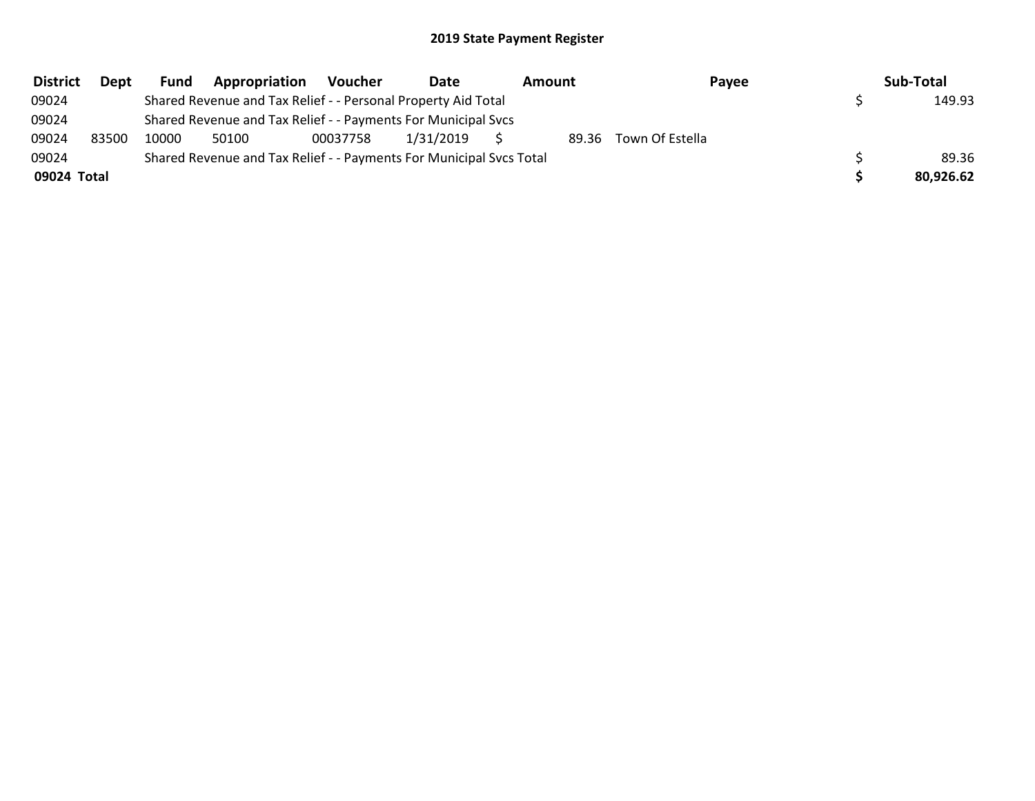## 2019 State Payment Register

| District | Dept | Fund | Appropriation | Voucher | Date | Amount | Payee | Sub-Total |
|---|---|---|---|---|---|---|---|---|
| 09024 | | Shared Revenue and Tax Relief - - Personal Property Aid Total | | | | | | $ 149.93 |
| 09024 | | Shared Revenue and Tax Relief - - Payments For Municipal Svcs | | | | | | |
| 09024 | 83500 | 10000 | 50100 | 00037758 | 1/31/2019 | $ 89.36 | Town Of Estella | |
| 09024 | | Shared Revenue and Tax Relief - - Payments For Municipal Svcs Total | | | | | | $ 89.36 |
| **09024 Total** | | | | | | | | **$ 80,926.62** |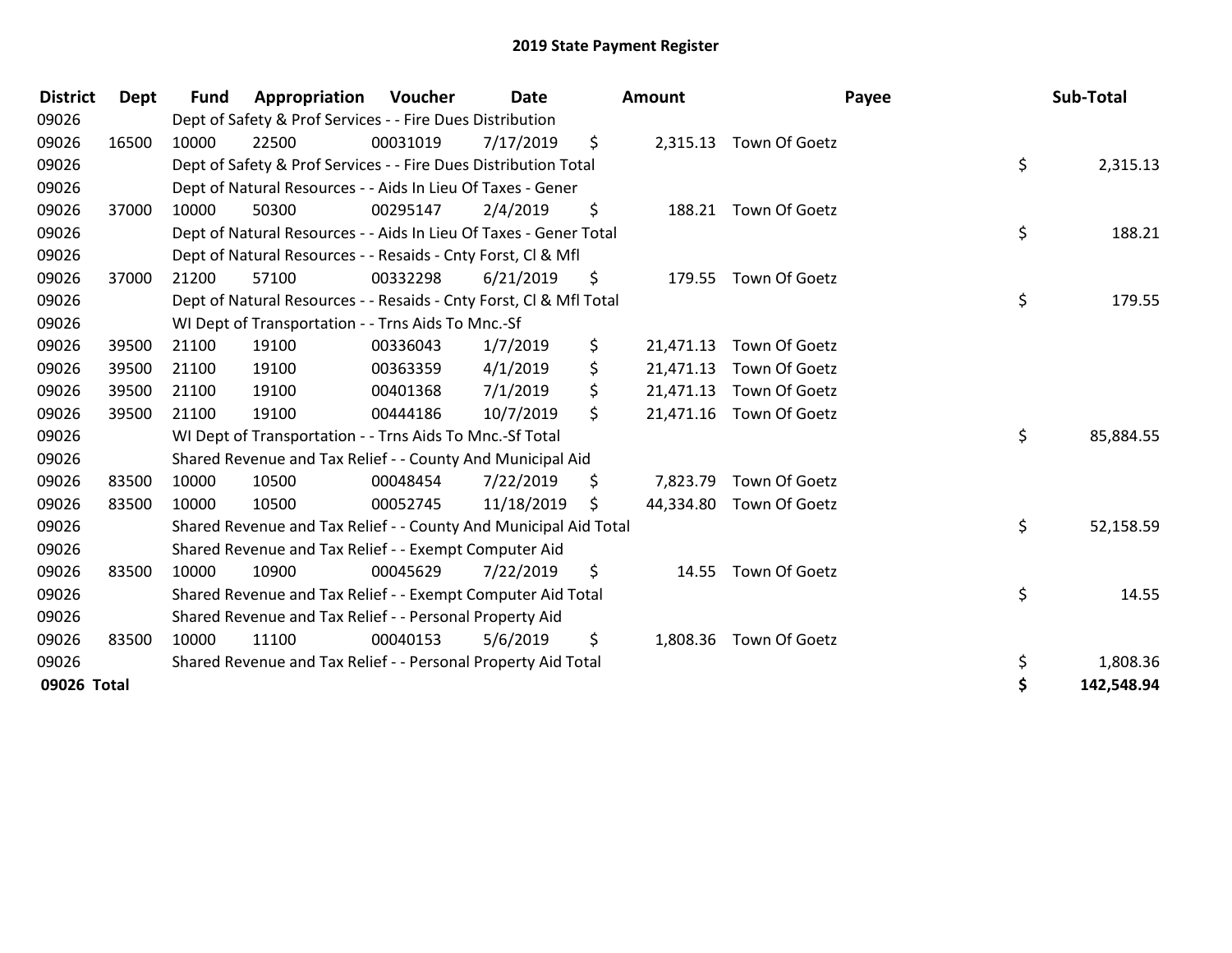# 2019 State Payment Register

| District | Dept | Fund | Appropriation | Voucher | Date | Amount | Payee | Sub-Total |
|---|---|---|---|---|---|---|---|---|
| 09026 | | Dept of Safety & Prof Services - - Fire Dues Distribution | | | | | | |
| 09026 | 16500 | 10000 | 22500 | 00031019 | 7/17/2019 | $ 2,315.13 | Town Of Goetz | |
| 09026 | | Dept of Safety & Prof Services - - Fire Dues Distribution Total | | | | | | $ 2,315.13 |
| 09026 | | Dept of Natural Resources - - Aids In Lieu Of Taxes - Gener | | | | | | |
| 09026 | 37000 | 10000 | 50300 | 00295147 | 2/4/2019 | $ 188.21 | Town Of Goetz | |
| 09026 | | Dept of Natural Resources - - Aids In Lieu Of Taxes - Gener Total | | | | | | $ 188.21 |
| 09026 | | Dept of Natural Resources - - Resaids - Cnty Forst, Cl & Mfl | | | | | | |
| 09026 | 37000 | 21200 | 57100 | 00332298 | 6/21/2019 | $ 179.55 | Town Of Goetz | |
| 09026 | | Dept of Natural Resources - - Resaids - Cnty Forst, Cl & Mfl Total | | | | | | $ 179.55 |
| 09026 | | WI Dept of Transportation - - Trns Aids To Mnc.-Sf | | | | | | |
| 09026 | 39500 | 21100 | 19100 | 00336043 | 1/7/2019 | $ 21,471.13 | Town Of Goetz | |
| 09026 | 39500 | 21100 | 19100 | 00363359 | 4/1/2019 | $ 21,471.13 | Town Of Goetz | |
| 09026 | 39500 | 21100 | 19100 | 00401368 | 7/1/2019 | $ 21,471.13 | Town Of Goetz | |
| 09026 | 39500 | 21100 | 19100 | 00444186 | 10/7/2019 | $ 21,471.16 | Town Of Goetz | |
| 09026 | | WI Dept of Transportation - - Trns Aids To Mnc.-Sf Total | | | | | | $ 85,884.55 |
| 09026 | | Shared Revenue and Tax Relief - - County And Municipal Aid | | | | | | |
| 09026 | 83500 | 10000 | 10500 | 00048454 | 7/22/2019 | $ 7,823.79 | Town Of Goetz | |
| 09026 | 83500 | 10000 | 10500 | 00052745 | 11/18/2019 | $ 44,334.80 | Town Of Goetz | |
| 09026 | | Shared Revenue and Tax Relief - - County And Municipal Aid Total | | | | | | $ 52,158.59 |
| 09026 | | Shared Revenue and Tax Relief - - Exempt Computer Aid | | | | | | |
| 09026 | 83500 | 10000 | 10900 | 00045629 | 7/22/2019 | $ 14.55 | Town Of Goetz | |
| 09026 | | Shared Revenue and Tax Relief - - Exempt Computer Aid Total | | | | | | $ 14.55 |
| 09026 | | Shared Revenue and Tax Relief - - Personal Property Aid | | | | | | |
| 09026 | 83500 | 10000 | 11100 | 00040153 | 5/6/2019 | $ 1,808.36 | Town Of Goetz | |
| 09026 | | Shared Revenue and Tax Relief - - Personal Property Aid Total | | | | | | $ 1,808.36 |
| **09026 Total** | | | | | | | | **$ 142,548.94** |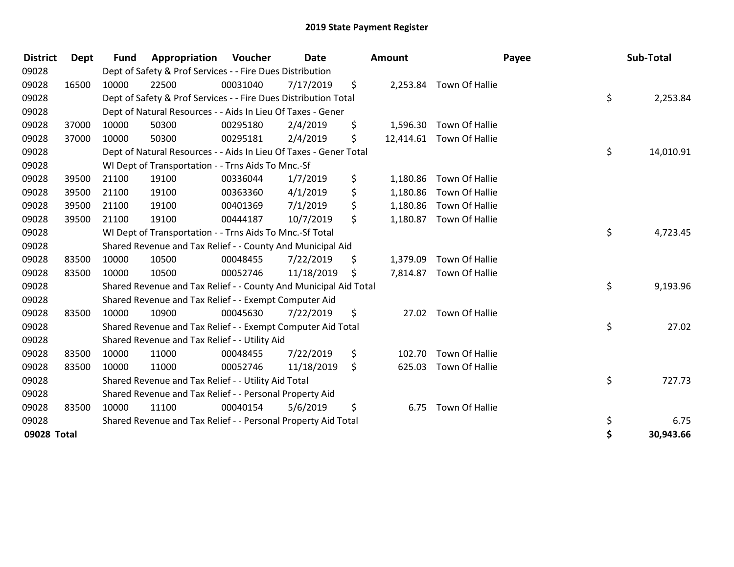# 2019 State Payment Register

| District | Dept | Fund | Appropriation | Voucher | Date | Amount | Payee | Sub-Total |
|---|---|---|---|---|---|---|---|---|
| 09028 | | Dept of Safety & Prof Services - - Fire Dues Distribution | | | | | | |
| 09028 | 16500 | 10000 | 22500 | 00031040 | 7/17/2019 | $ 2,253.84 | Town Of Hallie | |
| 09028 | | Dept of Safety & Prof Services - - Fire Dues Distribution Total | | | | | | $ 2,253.84 |
| 09028 | | Dept of Natural Resources - - Aids In Lieu Of Taxes - Gener | | | | | | |
| 09028 | 37000 | 10000 | 50300 | 00295180 | 2/4/2019 | $ 1,596.30 | Town Of Hallie | |
| 09028 | 37000 | 10000 | 50300 | 00295181 | 2/4/2019 | $ 12,414.61 | Town Of Hallie | |
| 09028 | | Dept of Natural Resources - - Aids In Lieu Of Taxes - Gener Total | | | | | | $ 14,010.91 |
| 09028 | | WI Dept of Transportation - - Trns Aids To Mnc.-Sf | | | | | | |
| 09028 | 39500 | 21100 | 19100 | 00336044 | 1/7/2019 | $ 1,180.86 | Town Of Hallie | |
| 09028 | 39500 | 21100 | 19100 | 00363360 | 4/1/2019 | $ 1,180.86 | Town Of Hallie | |
| 09028 | 39500 | 21100 | 19100 | 00401369 | 7/1/2019 | $ 1,180.86 | Town Of Hallie | |
| 09028 | 39500 | 21100 | 19100 | 00444187 | 10/7/2019 | $ 1,180.87 | Town Of Hallie | |
| 09028 | | WI Dept of Transportation - - Trns Aids To Mnc.-Sf Total | | | | | | $ 4,723.45 |
| 09028 | | Shared Revenue and Tax Relief - - County And Municipal Aid | | | | | | |
| 09028 | 83500 | 10000 | 10500 | 00048455 | 7/22/2019 | $ 1,379.09 | Town Of Hallie | |
| 09028 | 83500 | 10000 | 10500 | 00052746 | 11/18/2019 | $ 7,814.87 | Town Of Hallie | |
| 09028 | | Shared Revenue and Tax Relief - - County And Municipal Aid Total | | | | | | $ 9,193.96 |
| 09028 | | Shared Revenue and Tax Relief - - Exempt Computer Aid | | | | | | |
| 09028 | 83500 | 10000 | 10900 | 00045630 | 7/22/2019 | $ 27.02 | Town Of Hallie | |
| 09028 | | Shared Revenue and Tax Relief - - Exempt Computer Aid Total | | | | | | $ 27.02 |
| 09028 | | Shared Revenue and Tax Relief - - Utility Aid | | | | | | |
| 09028 | 83500 | 10000 | 11000 | 00048455 | 7/22/2019 | $ 102.70 | Town Of Hallie | |
| 09028 | 83500 | 10000 | 11000 | 00052746 | 11/18/2019 | $ 625.03 | Town Of Hallie | |
| 09028 | | Shared Revenue and Tax Relief - - Utility Aid Total | | | | | | $ 727.73 |
| 09028 | | Shared Revenue and Tax Relief - - Personal Property Aid | | | | | | |
| 09028 | 83500 | 10000 | 11100 | 00040154 | 5/6/2019 | $ 6.75 | Town Of Hallie | |
| 09028 | | Shared Revenue and Tax Relief - - Personal Property Aid Total | | | | | | $ 6.75 |
| **09028 Total** | | | | | | | | **$ 30,943.66** |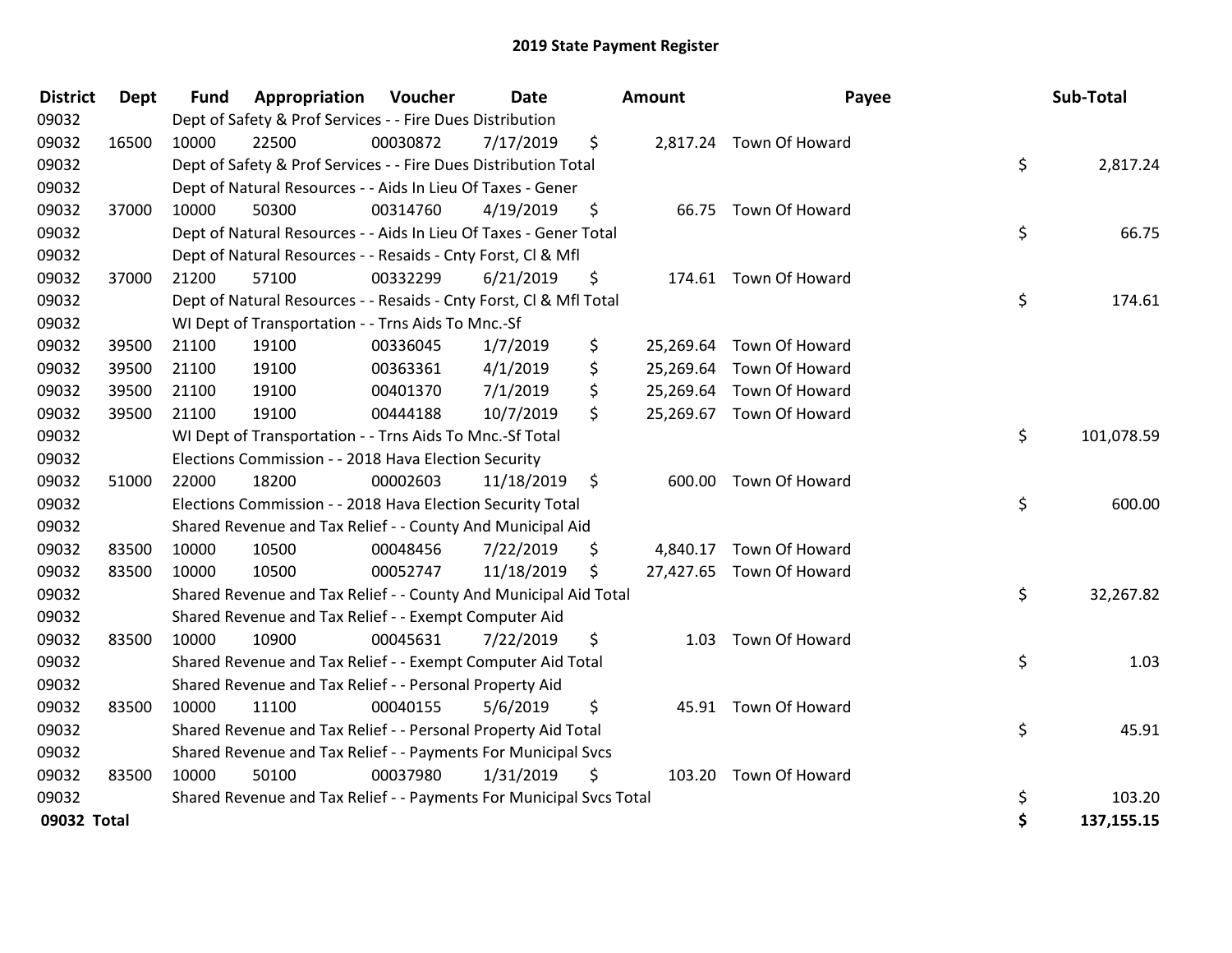# 2019 State Payment Register

| District | Dept | Fund | Appropriation | Voucher | Date | Amount | Payee | Sub-Total |
|---|---|---|---|---|---|---|---|---|
| 09032 | | Dept of Safety & Prof Services - - Fire Dues Distribution | | | | | | |
| 09032 | 16500 | 10000 | 22500 | 00030872 | 7/17/2019 | $ 2,817.24 | Town Of Howard | |
| 09032 | | Dept of Safety & Prof Services - - Fire Dues Distribution Total | | | | | | $ 2,817.24 |
| 09032 | | Dept of Natural Resources - - Aids In Lieu Of Taxes - Gener | | | | | | |
| 09032 | 37000 | 10000 | 50300 | 00314760 | 4/19/2019 | $ 66.75 | Town Of Howard | |
| 09032 | | Dept of Natural Resources - - Aids In Lieu Of Taxes - Gener Total | | | | | | $ 66.75 |
| 09032 | | Dept of Natural Resources - - Resaids - Cnty Forst, Cl & Mfl | | | | | | |
| 09032 | 37000 | 21200 | 57100 | 00332299 | 6/21/2019 | $ 174.61 | Town Of Howard | |
| 09032 | | Dept of Natural Resources - - Resaids - Cnty Forst, Cl & Mfl Total | | | | | | $ 174.61 |
| 09032 | | WI Dept of Transportation - - Trns Aids To Mnc.-Sf | | | | | | |
| 09032 | 39500 | 21100 | 19100 | 00336045 | 1/7/2019 | $ 25,269.64 | Town Of Howard | |
| 09032 | 39500 | 21100 | 19100 | 00363361 | 4/1/2019 | $ 25,269.64 | Town Of Howard | |
| 09032 | 39500 | 21100 | 19100 | 00401370 | 7/1/2019 | $ 25,269.64 | Town Of Howard | |
| 09032 | 39500 | 21100 | 19100 | 00444188 | 10/7/2019 | $ 25,269.67 | Town Of Howard | |
| 09032 | | WI Dept of Transportation - - Trns Aids To Mnc.-Sf Total | | | | | | $ 101,078.59 |
| 09032 | | Elections Commission - - 2018 Hava Election Security | | | | | | |
| 09032 | 51000 | 22000 | 18200 | 00002603 | 11/18/2019 | $ 600.00 | Town Of Howard | |
| 09032 | | Elections Commission - - 2018 Hava Election Security Total | | | | | | $ 600.00 |
| 09032 | | Shared Revenue and Tax Relief - - County And Municipal Aid | | | | | | |
| 09032 | 83500 | 10000 | 10500 | 00048456 | 7/22/2019 | $ 4,840.17 | Town Of Howard | |
| 09032 | 83500 | 10000 | 10500 | 00052747 | 11/18/2019 | $ 27,427.65 | Town Of Howard | |
| 09032 | | Shared Revenue and Tax Relief - - County And Municipal Aid Total | | | | | | $ 32,267.82 |
| 09032 | | Shared Revenue and Tax Relief - - Exempt Computer Aid | | | | | | |
| 09032 | 83500 | 10000 | 10900 | 00045631 | 7/22/2019 | $ 1.03 | Town Of Howard | |
| 09032 | | Shared Revenue and Tax Relief - - Exempt Computer Aid Total | | | | | | $ 1.03 |
| 09032 | | Shared Revenue and Tax Relief - - Personal Property Aid | | | | | | |
| 09032 | 83500 | 10000 | 11100 | 00040155 | 5/6/2019 | $ 45.91 | Town Of Howard | |
| 09032 | | Shared Revenue and Tax Relief - - Personal Property Aid Total | | | | | | $ 45.91 |
| 09032 | | Shared Revenue and Tax Relief - - Payments For Municipal Svcs | | | | | | |
| 09032 | 83500 | 10000 | 50100 | 00037980 | 1/31/2019 | $ 103.20 | Town Of Howard | |
| 09032 | | Shared Revenue and Tax Relief - - Payments For Municipal Svcs Total | | | | | | $ 103.20 |
| **09032 Total** | | | | | | | | **$ 137,155.15** |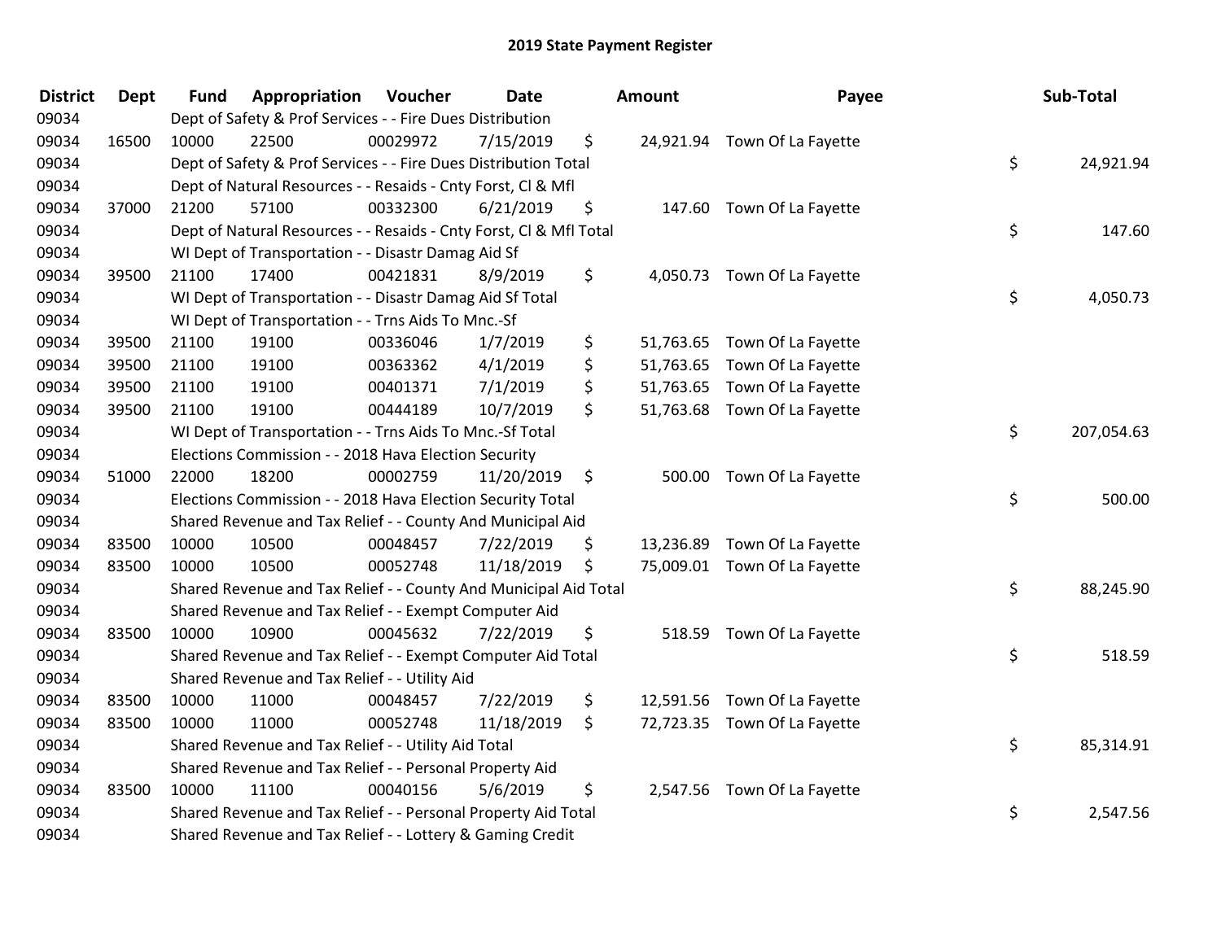# 2019 State Payment Register

| District | Dept | Fund | Appropriation | Voucher | Date | Amount | Payee | Sub-Total |
|---|---|---|---|---|---|---|---|---|
| 09034 | | Dept of Safety & Prof Services - - Fire Dues Distribution | | | | | | |
| 09034 | 16500 | 10000 | 22500 | 00029972 | 7/15/2019 | $ 24,921.94 | Town Of La Fayette | |
| 09034 | | Dept of Safety & Prof Services - - Fire Dues Distribution Total | | | | | | $ 24,921.94 |
| 09034 | | Dept of Natural Resources - - Resaids - Cnty Forst, Cl & Mfl | | | | | | |
| 09034 | 37000 | 21200 | 57100 | 00332300 | 6/21/2019 | $ 147.60 | Town Of La Fayette | |
| 09034 | | Dept of Natural Resources - - Resaids - Cnty Forst, Cl & Mfl Total | | | | | | $ 147.60 |
| 09034 | | WI Dept of Transportation - - Disastr Damag Aid Sf | | | | | | |
| 09034 | 39500 | 21100 | 17400 | 00421831 | 8/9/2019 | $ 4,050.73 | Town Of La Fayette | |
| 09034 | | WI Dept of Transportation - - Disastr Damag Aid Sf Total | | | | | | $ 4,050.73 |
| 09034 | | WI Dept of Transportation - - Trns Aids To Mnc.-Sf | | | | | | |
| 09034 | 39500 | 21100 | 19100 | 00336046 | 1/7/2019 | $ 51,763.65 | Town Of La Fayette | |
| 09034 | 39500 | 21100 | 19100 | 00363362 | 4/1/2019 | $ 51,763.65 | Town Of La Fayette | |
| 09034 | 39500 | 21100 | 19100 | 00401371 | 7/1/2019 | $ 51,763.65 | Town Of La Fayette | |
| 09034 | 39500 | 21100 | 19100 | 00444189 | 10/7/2019 | $ 51,763.68 | Town Of La Fayette | |
| 09034 | | WI Dept of Transportation - - Trns Aids To Mnc.-Sf Total | | | | | | $ 207,054.63 |
| 09034 | | Elections Commission - - 2018 Hava Election Security | | | | | | |
| 09034 | 51000 | 22000 | 18200 | 00002759 | 11/20/2019 | $ 500.00 | Town Of La Fayette | |
| 09034 | | Elections Commission - - 2018 Hava Election Security Total | | | | | | $ 500.00 |
| 09034 | | Shared Revenue and Tax Relief - - County And Municipal Aid | | | | | | |
| 09034 | 83500 | 10000 | 10500 | 00048457 | 7/22/2019 | $ 13,236.89 | Town Of La Fayette | |
| 09034 | 83500 | 10000 | 10500 | 00052748 | 11/18/2019 | $ 75,009.01 | Town Of La Fayette | |
| 09034 | | Shared Revenue and Tax Relief - - County And Municipal Aid Total | | | | | | $ 88,245.90 |
| 09034 | | Shared Revenue and Tax Relief - - Exempt Computer Aid | | | | | | |
| 09034 | 83500 | 10000 | 10900 | 00045632 | 7/22/2019 | $ 518.59 | Town Of La Fayette | |
| 09034 | | Shared Revenue and Tax Relief - - Exempt Computer Aid Total | | | | | | $ 518.59 |
| 09034 | | Shared Revenue and Tax Relief - - Utility Aid | | | | | | |
| 09034 | 83500 | 10000 | 11000 | 00048457 | 7/22/2019 | $ 12,591.56 | Town Of La Fayette | |
| 09034 | 83500 | 10000 | 11000 | 00052748 | 11/18/2019 | $ 72,723.35 | Town Of La Fayette | |
| 09034 | | Shared Revenue and Tax Relief - - Utility Aid Total | | | | | | $ 85,314.91 |
| 09034 | | Shared Revenue and Tax Relief - - Personal Property Aid | | | | | | |
| 09034 | 83500 | 10000 | 11100 | 00040156 | 5/6/2019 | $ 2,547.56 | Town Of La Fayette | |
| 09034 | | Shared Revenue and Tax Relief - - Personal Property Aid Total | | | | | | $ 2,547.56 |
| 09034 | | Shared Revenue and Tax Relief - - Lottery & Gaming Credit | | | | | | |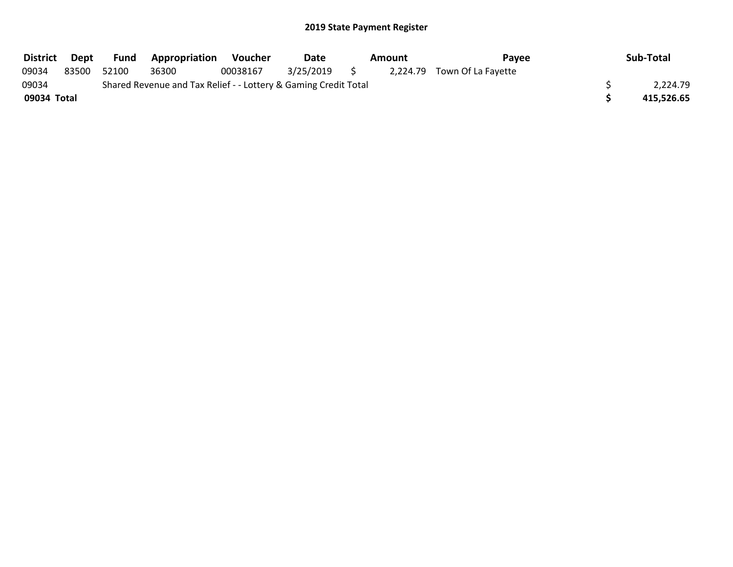## 2019 State Payment Register

| District | Dept | Fund | Appropriation | Voucher | Date | Amount | Payee | Sub-Total |
|---|---|---|---|---|---|---|---|---|
| 09034 | 83500 | 52100 | 36300 | 00038167 | 3/25/2019 | $ 2,224.79 | Town Of La Fayette | |
| 09034 | | Shared Revenue and Tax Relief - - Lottery & Gaming Credit Total | | | | | | $ 2,224.79 |
| **09034 Total** | | | | | | | | **$ 415,526.65** |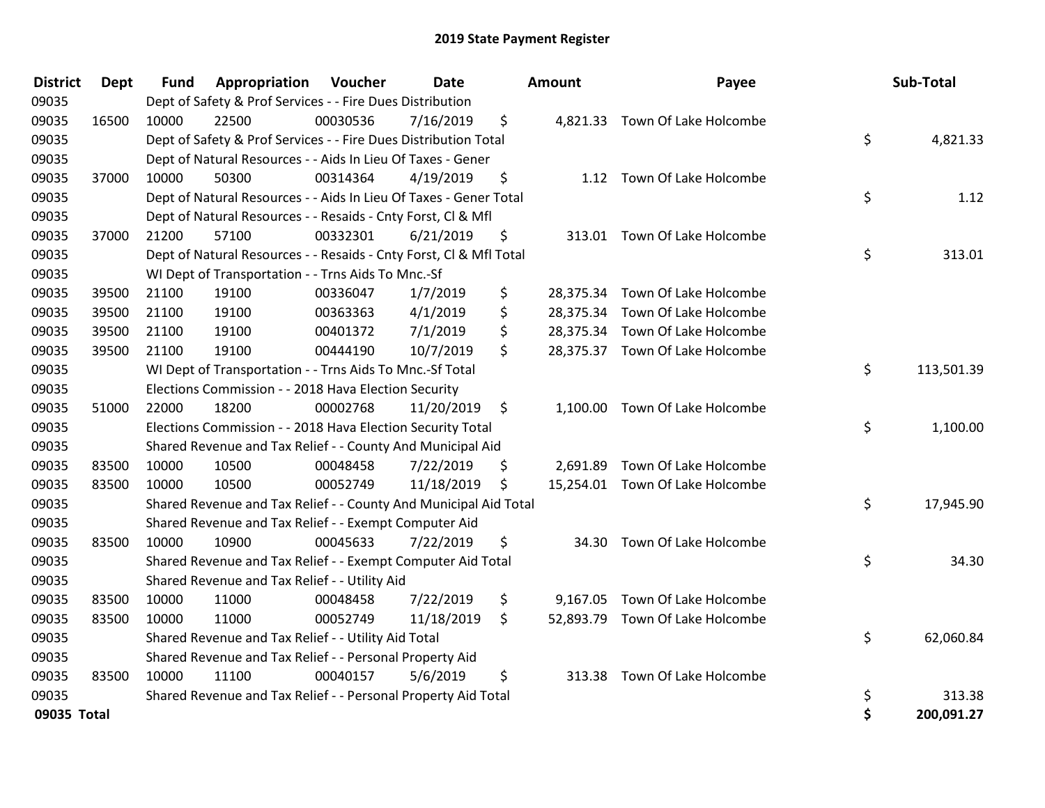# 2019 State Payment Register

| District | Dept | Fund | Appropriation | Voucher | Date | Amount | Payee | Sub-Total |
|---|---|---|---|---|---|---|---|---|
| 09035 | | Dept of Safety & Prof Services - - Fire Dues Distribution | | | | | | |
| 09035 | 16500 | 10000 | 22500 | 00030536 | 7/16/2019 | $ 4,821.33 | Town Of Lake Holcombe | |
| 09035 | | Dept of Safety & Prof Services - - Fire Dues Distribution Total | | | | | | $ 4,821.33 |
| 09035 | | Dept of Natural Resources - - Aids In Lieu Of Taxes - Gener | | | | | | |
| 09035 | 37000 | 10000 | 50300 | 00314364 | 4/19/2019 | $ 1.12 | Town Of Lake Holcombe | |
| 09035 | | Dept of Natural Resources - - Aids In Lieu Of Taxes - Gener Total | | | | | | $ 1.12 |
| 09035 | | Dept of Natural Resources - - Resaids - Cnty Forst, Cl & Mfl | | | | | | |
| 09035 | 37000 | 21200 | 57100 | 00332301 | 6/21/2019 | $ 313.01 | Town Of Lake Holcombe | |
| 09035 | | Dept of Natural Resources - - Resaids - Cnty Forst, Cl & Mfl Total | | | | | | $ 313.01 |
| 09035 | | WI Dept of Transportation - - Trns Aids To Mnc.-Sf | | | | | | |
| 09035 | 39500 | 21100 | 19100 | 00336047 | 1/7/2019 | $ 28,375.34 | Town Of Lake Holcombe | |
| 09035 | 39500 | 21100 | 19100 | 00363363 | 4/1/2019 | $ 28,375.34 | Town Of Lake Holcombe | |
| 09035 | 39500 | 21100 | 19100 | 00401372 | 7/1/2019 | $ 28,375.34 | Town Of Lake Holcombe | |
| 09035 | 39500 | 21100 | 19100 | 00444190 | 10/7/2019 | $ 28,375.37 | Town Of Lake Holcombe | |
| 09035 | | WI Dept of Transportation - - Trns Aids To Mnc.-Sf Total | | | | | | $ 113,501.39 |
| 09035 | | Elections Commission - - 2018 Hava Election Security | | | | | | |
| 09035 | 51000 | 22000 | 18200 | 00002768 | 11/20/2019 | $ 1,100.00 | Town Of Lake Holcombe | |
| 09035 | | Elections Commission - - 2018 Hava Election Security Total | | | | | | $ 1,100.00 |
| 09035 | | Shared Revenue and Tax Relief - - County And Municipal Aid | | | | | | |
| 09035 | 83500 | 10000 | 10500 | 00048458 | 7/22/2019 | $ 2,691.89 | Town Of Lake Holcombe | |
| 09035 | 83500 | 10000 | 10500 | 00052749 | 11/18/2019 | $ 15,254.01 | Town Of Lake Holcombe | |
| 09035 | | Shared Revenue and Tax Relief - - County And Municipal Aid Total | | | | | | $ 17,945.90 |
| 09035 | | Shared Revenue and Tax Relief - - Exempt Computer Aid | | | | | | |
| 09035 | 83500 | 10000 | 10900 | 00045633 | 7/22/2019 | $ 34.30 | Town Of Lake Holcombe | |
| 09035 | | Shared Revenue and Tax Relief - - Exempt Computer Aid Total | | | | | | $ 34.30 |
| 09035 | | Shared Revenue and Tax Relief - - Utility Aid | | | | | | |
| 09035 | 83500 | 10000 | 11000 | 00048458 | 7/22/2019 | $ 9,167.05 | Town Of Lake Holcombe | |
| 09035 | 83500 | 10000 | 11000 | 00052749 | 11/18/2019 | $ 52,893.79 | Town Of Lake Holcombe | |
| 09035 | | Shared Revenue and Tax Relief - - Utility Aid Total | | | | | | $ 62,060.84 |
| 09035 | | Shared Revenue and Tax Relief - - Personal Property Aid | | | | | | |
| 09035 | 83500 | 10000 | 11100 | 00040157 | 5/6/2019 | $ 313.38 | Town Of Lake Holcombe | |
| 09035 | | Shared Revenue and Tax Relief - - Personal Property Aid Total | | | | | | $ 313.38 |
| **09035 Total** | | | | | | | | **$ 200,091.27** |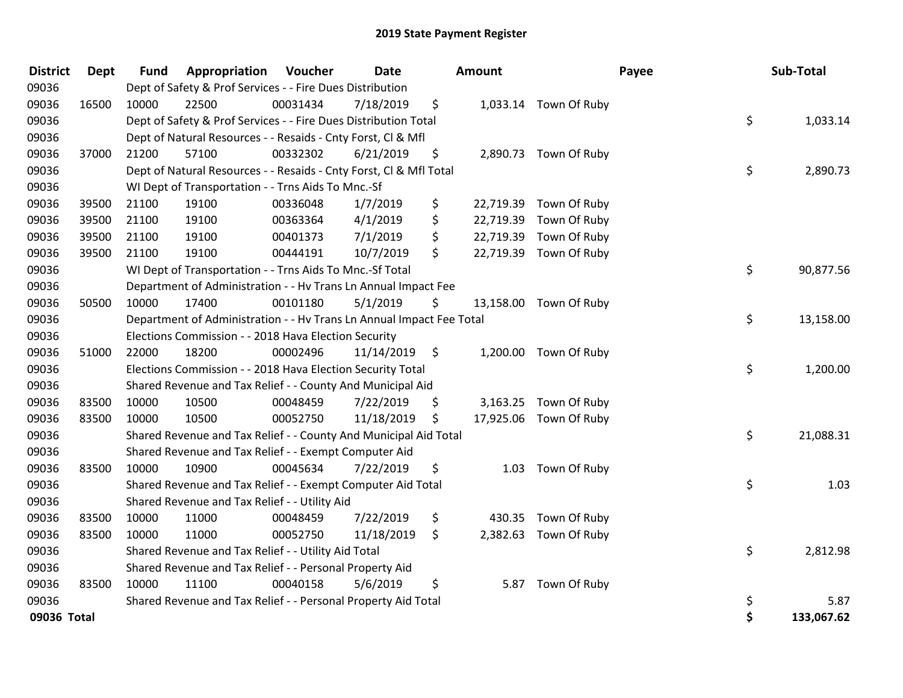# 2019 State Payment Register

| District | Dept | Fund | Appropriation | Voucher | Date | Amount | Payee | Sub-Total |
|---|---|---|---|---|---|---|---|---|
| 09036 | | Dept of Safety & Prof Services - - Fire Dues Distribution | | | | | | |
| 09036 | 16500 | 10000 | 22500 | 00031434 | 7/18/2019 | $ 1,033.14 | Town Of Ruby | |
| 09036 | | Dept of Safety & Prof Services - - Fire Dues Distribution Total | | | | | | $ 1,033.14 |
| 09036 | | Dept of Natural Resources - - Resaids - Cnty Forst, Cl & Mfl | | | | | | |
| 09036 | 37000 | 21200 | 57100 | 00332302 | 6/21/2019 | $ 2,890.73 | Town Of Ruby | |
| 09036 | | Dept of Natural Resources - - Resaids - Cnty Forst, Cl & Mfl Total | | | | | | $ 2,890.73 |
| 09036 | | WI Dept of Transportation - - Trns Aids To Mnc.-Sf | | | | | | |
| 09036 | 39500 | 21100 | 19100 | 00336048 | 1/7/2019 | $ 22,719.39 | Town Of Ruby | |
| 09036 | 39500 | 21100 | 19100 | 00363364 | 4/1/2019 | $ 22,719.39 | Town Of Ruby | |
| 09036 | 39500 | 21100 | 19100 | 00401373 | 7/1/2019 | $ 22,719.39 | Town Of Ruby | |
| 09036 | 39500 | 21100 | 19100 | 00444191 | 10/7/2019 | $ 22,719.39 | Town Of Ruby | |
| 09036 | | WI Dept of Transportation - - Trns Aids To Mnc.-Sf Total | | | | | | $ 90,877.56 |
| 09036 | | Department of Administration - - Hv Trans Ln Annual Impact Fee | | | | | | |
| 09036 | 50500 | 10000 | 17400 | 00101180 | 5/1/2019 | $ 13,158.00 | Town Of Ruby | |
| 09036 | | Department of Administration - - Hv Trans Ln Annual Impact Fee Total | | | | | | $ 13,158.00 |
| 09036 | | Elections Commission - - 2018 Hava Election Security | | | | | | |
| 09036 | 51000 | 22000 | 18200 | 00002496 | 11/14/2019 | $ 1,200.00 | Town Of Ruby | |
| 09036 | | Elections Commission - - 2018 Hava Election Security Total | | | | | | $ 1,200.00 |
| 09036 | | Shared Revenue and Tax Relief - - County And Municipal Aid | | | | | | |
| 09036 | 83500 | 10000 | 10500 | 00048459 | 7/22/2019 | $ 3,163.25 | Town Of Ruby | |
| 09036 | 83500 | 10000 | 10500 | 00052750 | 11/18/2019 | $ 17,925.06 | Town Of Ruby | |
| 09036 | | Shared Revenue and Tax Relief - - County And Municipal Aid Total | | | | | | $ 21,088.31 |
| 09036 | | Shared Revenue and Tax Relief - - Exempt Computer Aid | | | | | | |
| 09036 | 83500 | 10000 | 10900 | 00045634 | 7/22/2019 | $ 1.03 | Town Of Ruby | |
| 09036 | | Shared Revenue and Tax Relief - - Exempt Computer Aid Total | | | | | | $ 1.03 |
| 09036 | | Shared Revenue and Tax Relief - - Utility Aid | | | | | | |
| 09036 | 83500 | 10000 | 11000 | 00048459 | 7/22/2019 | $ 430.35 | Town Of Ruby | |
| 09036 | 83500 | 10000 | 11000 | 00052750 | 11/18/2019 | $ 2,382.63 | Town Of Ruby | |
| 09036 | | Shared Revenue and Tax Relief - - Utility Aid Total | | | | | | $ 2,812.98 |
| 09036 | | Shared Revenue and Tax Relief - - Personal Property Aid | | | | | | |
| 09036 | 83500 | 10000 | 11100 | 00040158 | 5/6/2019 | $ 5.87 | Town Of Ruby | |
| 09036 | | Shared Revenue and Tax Relief - - Personal Property Aid Total | | | | | | $ 5.87 |
| **09036 Total** | | | | | | | | **$ 133,067.62** |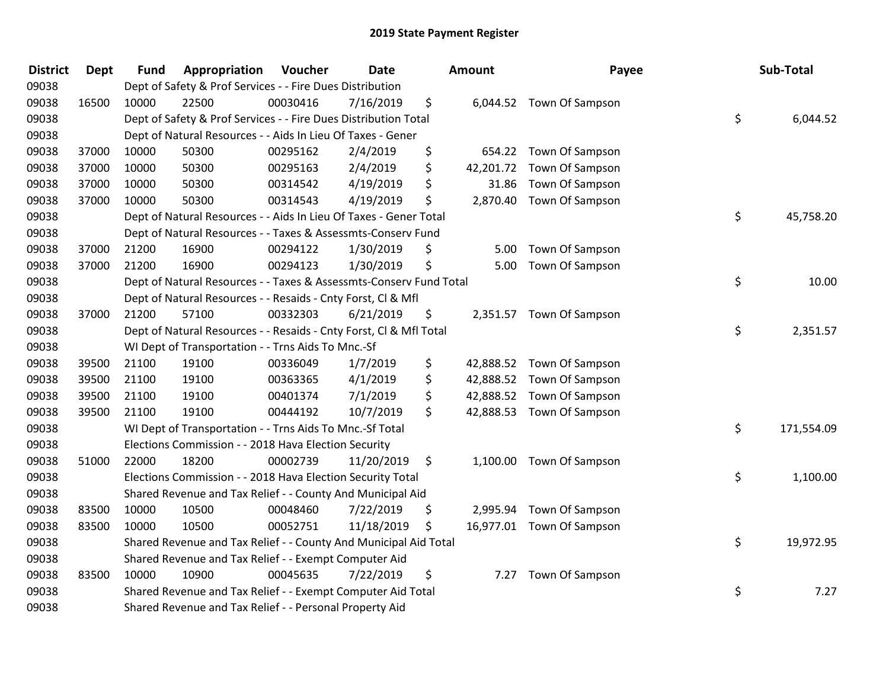## 2019 State Payment Register

| District | Dept | Fund | Appropriation | Voucher | Date | Amount | Payee | Sub-Total |
|---|---|---|---|---|---|---|---|---|
| 09038 | | Dept of Safety & Prof Services - - Fire Dues Distribution | | | | | | |
| 09038 | 16500 | 10000 | 22500 | 00030416 | 7/16/2019 | $ 6,044.52 | Town Of Sampson | |
| 09038 | | Dept of Safety & Prof Services - - Fire Dues Distribution Total | | | | | | $ 6,044.52 |
| 09038 | | Dept of Natural Resources - - Aids In Lieu Of Taxes - Gener | | | | | | |
| 09038 | 37000 | 10000 | 50300 | 00295162 | 2/4/2019 | $ 654.22 | Town Of Sampson | |
| 09038 | 37000 | 10000 | 50300 | 00295163 | 2/4/2019 | $ 42,201.72 | Town Of Sampson | |
| 09038 | 37000 | 10000 | 50300 | 00314542 | 4/19/2019 | $ 31.86 | Town Of Sampson | |
| 09038 | 37000 | 10000 | 50300 | 00314543 | 4/19/2019 | $ 2,870.40 | Town Of Sampson | |
| 09038 | | Dept of Natural Resources - - Aids In Lieu Of Taxes - Gener Total | | | | | | $ 45,758.20 |
| 09038 | | Dept of Natural Resources - - Taxes & Assessmts-Conserv Fund | | | | | | |
| 09038 | 37000 | 21200 | 16900 | 00294122 | 1/30/2019 | $ 5.00 | Town Of Sampson | |
| 09038 | 37000 | 21200 | 16900 | 00294123 | 1/30/2019 | $ 5.00 | Town Of Sampson | |
| 09038 | | Dept of Natural Resources - - Taxes & Assessmts-Conserv Fund Total | | | | | | $ 10.00 |
| 09038 | | Dept of Natural Resources - - Resaids - Cnty Forst, Cl & Mfl | | | | | | |
| 09038 | 37000 | 21200 | 57100 | 00332303 | 6/21/2019 | $ 2,351.57 | Town Of Sampson | |
| 09038 | | Dept of Natural Resources - - Resaids - Cnty Forst, Cl & Mfl Total | | | | | | $ 2,351.57 |
| 09038 | | WI Dept of Transportation - - Trns Aids To Mnc.-Sf | | | | | | |
| 09038 | 39500 | 21100 | 19100 | 00336049 | 1/7/2019 | $ 42,888.52 | Town Of Sampson | |
| 09038 | 39500 | 21100 | 19100 | 00363365 | 4/1/2019 | $ 42,888.52 | Town Of Sampson | |
| 09038 | 39500 | 21100 | 19100 | 00401374 | 7/1/2019 | $ 42,888.52 | Town Of Sampson | |
| 09038 | 39500 | 21100 | 19100 | 00444192 | 10/7/2019 | $ 42,888.53 | Town Of Sampson | |
| 09038 | | WI Dept of Transportation - - Trns Aids To Mnc.-Sf Total | | | | | | $ 171,554.09 |
| 09038 | | Elections Commission - - 2018 Hava Election Security | | | | | | |
| 09038 | 51000 | 22000 | 18200 | 00002739 | 11/20/2019 | $ 1,100.00 | Town Of Sampson | |
| 09038 | | Elections Commission - - 2018 Hava Election Security Total | | | | | | $ 1,100.00 |
| 09038 | | Shared Revenue and Tax Relief - - County And Municipal Aid | | | | | | |
| 09038 | 83500 | 10000 | 10500 | 00048460 | 7/22/2019 | $ 2,995.94 | Town Of Sampson | |
| 09038 | 83500 | 10000 | 10500 | 00052751 | 11/18/2019 | $ 16,977.01 | Town Of Sampson | |
| 09038 | | Shared Revenue and Tax Relief - - County And Municipal Aid Total | | | | | | $ 19,972.95 |
| 09038 | | Shared Revenue and Tax Relief - - Exempt Computer Aid | | | | | | |
| 09038 | 83500 | 10000 | 10900 | 00045635 | 7/22/2019 | $ 7.27 | Town Of Sampson | |
| 09038 | | Shared Revenue and Tax Relief - - Exempt Computer Aid Total | | | | | | $ 7.27 |
| 09038 | | Shared Revenue and Tax Relief - - Personal Property Aid | | | | | | |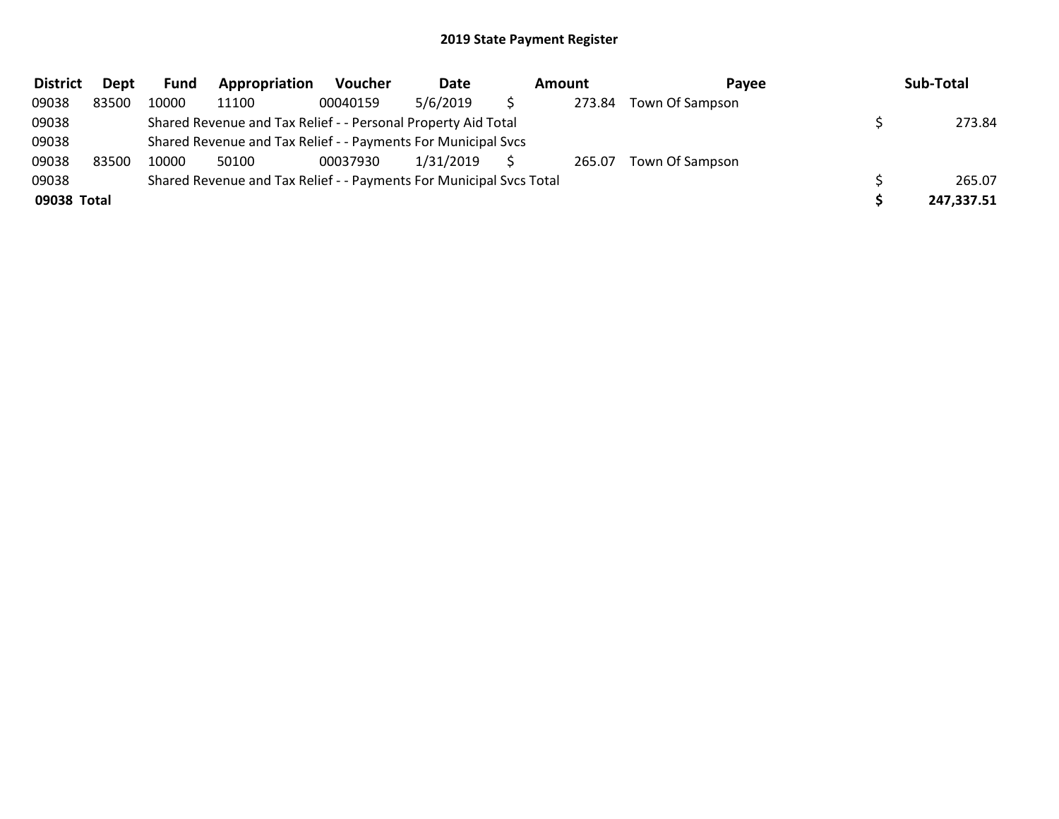## 2019 State Payment Register

| District | Dept | Fund | Appropriation | Voucher | Date | Amount | | Payee | Sub-Total | |
|---|---|---|---|---|---|---|---|---|---|---|
| 09038 | 83500 | 10000 | 11100 | 00040159 | 5/6/2019 | $ | 273.84 | Town Of Sampson | | |
| 09038 | | Shared Revenue and Tax Relief - - Personal Property Aid Total | | | | | | | $ | 273.84 |
| 09038 | | Shared Revenue and Tax Relief - - Payments For Municipal Svcs | | | | | | | | |
| 09038 | 83500 | 10000 | 50100 | 00037930 | 1/31/2019 | $ | 265.07 | Town Of Sampson | | |
| 09038 | | Shared Revenue and Tax Relief - - Payments For Municipal Svcs Total | | | | | | | $ | 265.07 |
| **09038 Total** | | | | | | | | | **$** | **247,337.51** |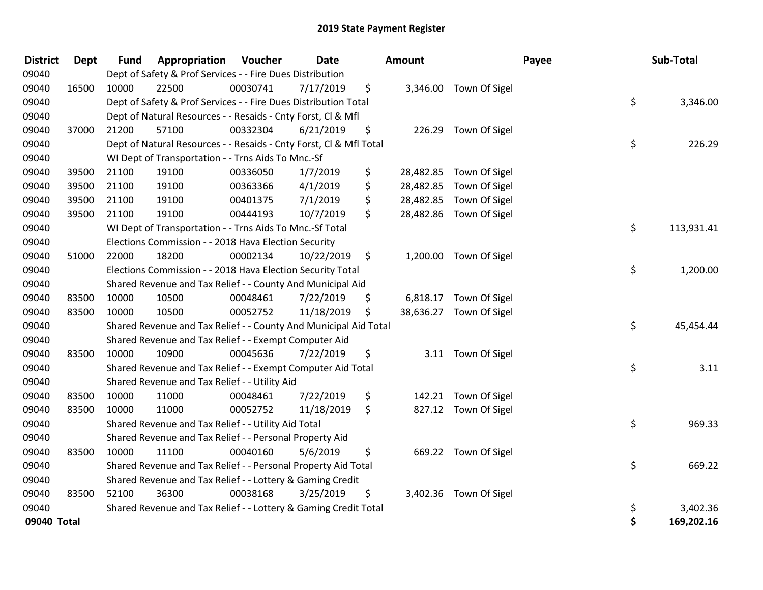# 2019 State Payment Register

| District | Dept | Fund | Appropriation | Voucher | Date | Amount | Payee | Sub-Total |
|---|---|---|---|---|---|---|---|---|
| 09040 | | Dept of Safety & Prof Services - - Fire Dues Distribution | | | | | | |
| 09040 | 16500 | 10000 | 22500 | 00030741 | 7/17/2019 | $ 3,346.00 | Town Of Sigel | |
| 09040 | | Dept of Safety & Prof Services - - Fire Dues Distribution Total | | | | | | $ 3,346.00 |
| 09040 | | Dept of Natural Resources - - Resaids - Cnty Forst, Cl & Mfl | | | | | | |
| 09040 | 37000 | 21200 | 57100 | 00332304 | 6/21/2019 | $ 226.29 | Town Of Sigel | |
| 09040 | | Dept of Natural Resources - - Resaids - Cnty Forst, Cl & Mfl Total | | | | | | $ 226.29 |
| 09040 | | WI Dept of Transportation - - Trns Aids To Mnc.-Sf | | | | | | |
| 09040 | 39500 | 21100 | 19100 | 00336050 | 1/7/2019 | $ 28,482.85 | Town Of Sigel | |
| 09040 | 39500 | 21100 | 19100 | 00363366 | 4/1/2019 | $ 28,482.85 | Town Of Sigel | |
| 09040 | 39500 | 21100 | 19100 | 00401375 | 7/1/2019 | $ 28,482.85 | Town Of Sigel | |
| 09040 | 39500 | 21100 | 19100 | 00444193 | 10/7/2019 | $ 28,482.86 | Town Of Sigel | |
| 09040 | | WI Dept of Transportation - - Trns Aids To Mnc.-Sf Total | | | | | | $ 113,931.41 |
| 09040 | | Elections Commission - - 2018 Hava Election Security | | | | | | |
| 09040 | 51000 | 22000 | 18200 | 00002134 | 10/22/2019 | $ 1,200.00 | Town Of Sigel | |
| 09040 | | Elections Commission - - 2018 Hava Election Security Total | | | | | | $ 1,200.00 |
| 09040 | | Shared Revenue and Tax Relief - - County And Municipal Aid | | | | | | |
| 09040 | 83500 | 10000 | 10500 | 00048461 | 7/22/2019 | $ 6,818.17 | Town Of Sigel | |
| 09040 | 83500 | 10000 | 10500 | 00052752 | 11/18/2019 | $ 38,636.27 | Town Of Sigel | |
| 09040 | | Shared Revenue and Tax Relief - - County And Municipal Aid Total | | | | | | $ 45,454.44 |
| 09040 | | Shared Revenue and Tax Relief - - Exempt Computer Aid | | | | | | |
| 09040 | 83500 | 10000 | 10900 | 00045636 | 7/22/2019 | $ 3.11 | Town Of Sigel | |
| 09040 | | Shared Revenue and Tax Relief - - Exempt Computer Aid Total | | | | | | $ 3.11 |
| 09040 | | Shared Revenue and Tax Relief - - Utility Aid | | | | | | |
| 09040 | 83500 | 10000 | 11000 | 00048461 | 7/22/2019 | $ 142.21 | Town Of Sigel | |
| 09040 | 83500 | 10000 | 11000 | 00052752 | 11/18/2019 | $ 827.12 | Town Of Sigel | |
| 09040 | | Shared Revenue and Tax Relief - - Utility Aid Total | | | | | | $ 969.33 |
| 09040 | | Shared Revenue and Tax Relief - - Personal Property Aid | | | | | | |
| 09040 | 83500 | 10000 | 11100 | 00040160 | 5/6/2019 | $ 669.22 | Town Of Sigel | |
| 09040 | | Shared Revenue and Tax Relief - - Personal Property Aid Total | | | | | | $ 669.22 |
| 09040 | | Shared Revenue and Tax Relief - - Lottery & Gaming Credit | | | | | | |
| 09040 | 83500 | 52100 | 36300 | 00038168 | 3/25/2019 | $ 3,402.36 | Town Of Sigel | |
| 09040 | | Shared Revenue and Tax Relief - - Lottery & Gaming Credit Total | | | | | | $ 3,402.36 |
| **09040 Total** | | | | | | | | **$ 169,202.16** |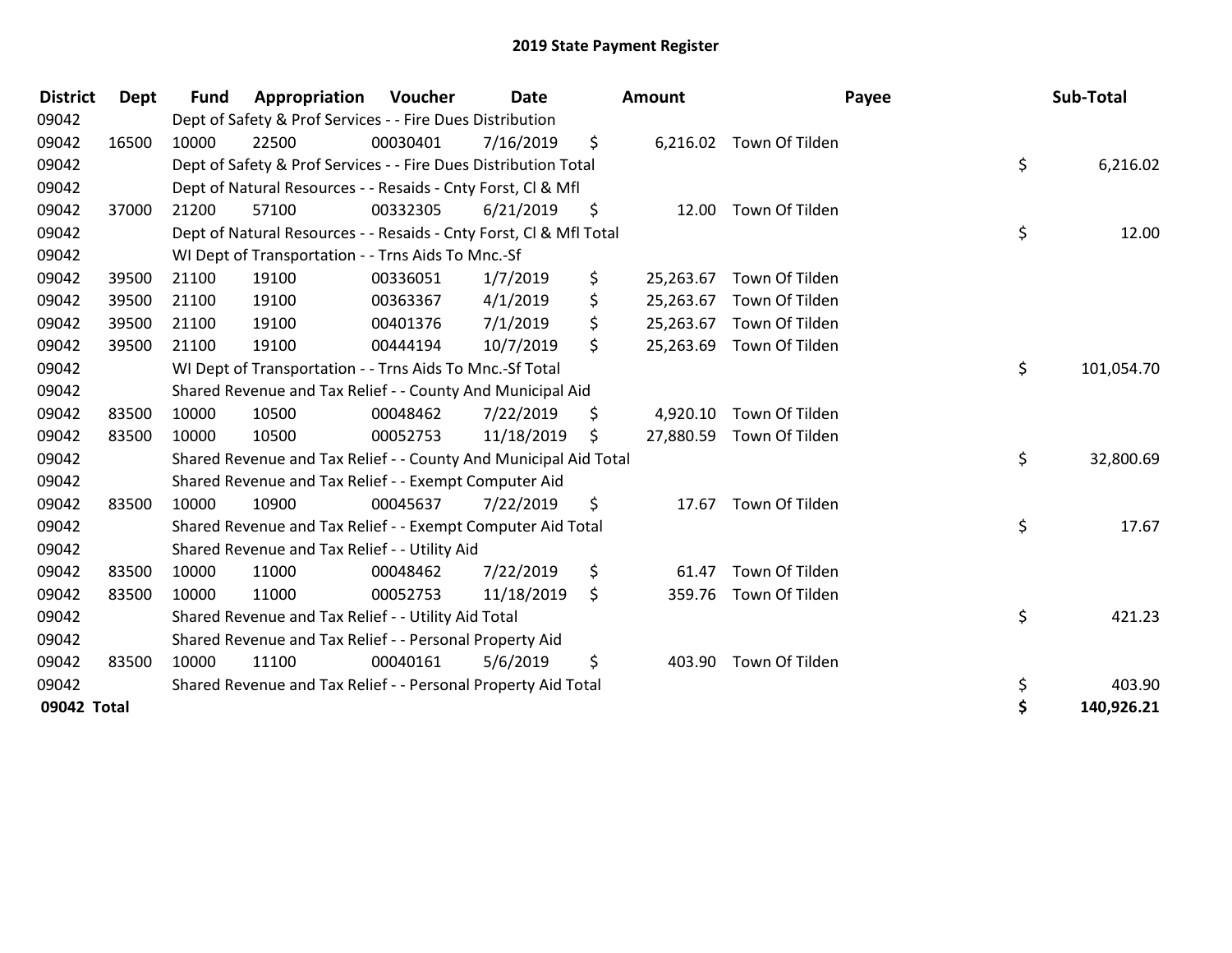# 2019 State Payment Register

| District | Dept | Fund | Appropriation | Voucher | Date | Amount | Payee | Sub-Total |
|---|---|---|---|---|---|---|---|---|
| 09042 | | Dept of Safety & Prof Services - - Fire Dues Distribution | | | | | | |
| 09042 | 16500 | 10000 | 22500 | 00030401 | 7/16/2019 | $ 6,216.02 | Town Of Tilden | |
| 09042 | | Dept of Safety & Prof Services - - Fire Dues Distribution Total | | | | | | $ 6,216.02 |
| 09042 | | Dept of Natural Resources - - Resaids - Cnty Forst, Cl & Mfl | | | | | | |
| 09042 | 37000 | 21200 | 57100 | 00332305 | 6/21/2019 | $ 12.00 | Town Of Tilden | |
| 09042 | | Dept of Natural Resources - - Resaids - Cnty Forst, Cl & Mfl Total | | | | | | $ 12.00 |
| 09042 | | WI Dept of Transportation - - Trns Aids To Mnc.-Sf | | | | | | |
| 09042 | 39500 | 21100 | 19100 | 00336051 | 1/7/2019 | $ 25,263.67 | Town Of Tilden | |
| 09042 | 39500 | 21100 | 19100 | 00363367 | 4/1/2019 | $ 25,263.67 | Town Of Tilden | |
| 09042 | 39500 | 21100 | 19100 | 00401376 | 7/1/2019 | $ 25,263.67 | Town Of Tilden | |
| 09042 | 39500 | 21100 | 19100 | 00444194 | 10/7/2019 | $ 25,263.69 | Town Of Tilden | |
| 09042 | | WI Dept of Transportation - - Trns Aids To Mnc.-Sf Total | | | | | | $ 101,054.70 |
| 09042 | | Shared Revenue and Tax Relief - - County And Municipal Aid | | | | | | |
| 09042 | 83500 | 10000 | 10500 | 00048462 | 7/22/2019 | $ 4,920.10 | Town Of Tilden | |
| 09042 | 83500 | 10000 | 10500 | 00052753 | 11/18/2019 | $ 27,880.59 | Town Of Tilden | |
| 09042 | | Shared Revenue and Tax Relief - - County And Municipal Aid Total | | | | | | $ 32,800.69 |
| 09042 | | Shared Revenue and Tax Relief - - Exempt Computer Aid | | | | | | |
| 09042 | 83500 | 10000 | 10900 | 00045637 | 7/22/2019 | $ 17.67 | Town Of Tilden | |
| 09042 | | Shared Revenue and Tax Relief - - Exempt Computer Aid Total | | | | | | $ 17.67 |
| 09042 | | Shared Revenue and Tax Relief - - Utility Aid | | | | | | |
| 09042 | 83500 | 10000 | 11000 | 00048462 | 7/22/2019 | $ 61.47 | Town Of Tilden | |
| 09042 | 83500 | 10000 | 11000 | 00052753 | 11/18/2019 | $ 359.76 | Town Of Tilden | |
| 09042 | | Shared Revenue and Tax Relief - - Utility Aid Total | | | | | | $ 421.23 |
| 09042 | | Shared Revenue and Tax Relief - - Personal Property Aid | | | | | | |
| 09042 | 83500 | 10000 | 11100 | 00040161 | 5/6/2019 | $ 403.90 | Town Of Tilden | |
| 09042 | | Shared Revenue and Tax Relief - - Personal Property Aid Total | | | | | | $ 403.90 |
| **09042 Total** | | | | | | | | **$ 140,926.21** |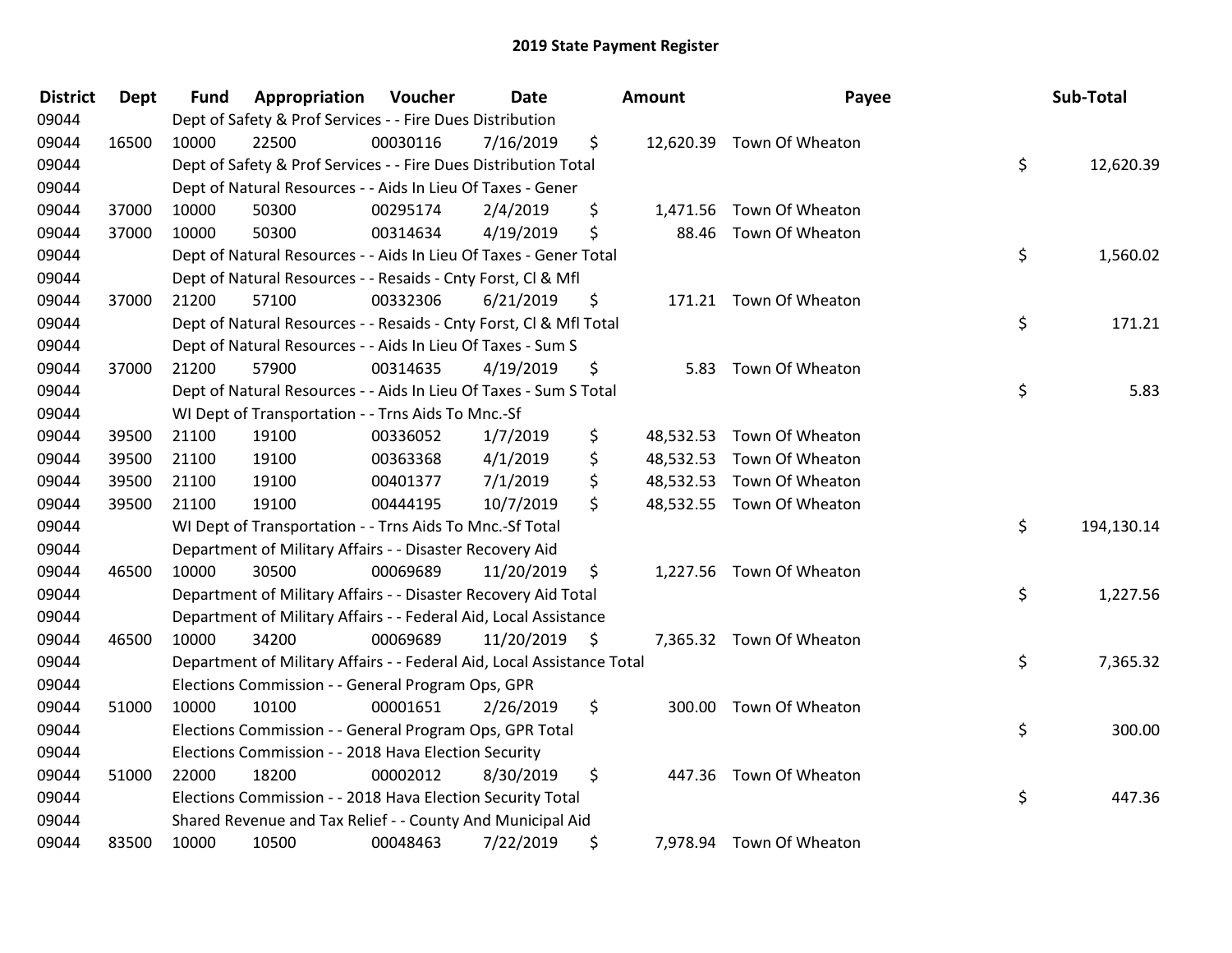# 2019 State Payment Register

| District | Dept | Fund | Appropriation | Voucher | Date | Amount | Payee | Sub-Total |
|---|---|---|---|---|---|---|---|---|
| 09044 | | Dept of Safety & Prof Services - - Fire Dues Distribution | | | | | | |
| 09044 | 16500 | 10000 | 22500 | 00030116 | 7/16/2019 | $ 12,620.39 | Town Of Wheaton | |
| 09044 | | Dept of Safety & Prof Services - - Fire Dues Distribution Total | | | | | | $ 12,620.39 |
| 09044 | | Dept of Natural Resources - - Aids In Lieu Of Taxes - Gener | | | | | | |
| 09044 | 37000 | 10000 | 50300 | 00295174 | 2/4/2019 | $ 1,471.56 | Town Of Wheaton | |
| 09044 | 37000 | 10000 | 50300 | 00314634 | 4/19/2019 | $ 88.46 | Town Of Wheaton | |
| 09044 | | Dept of Natural Resources - - Aids In Lieu Of Taxes - Gener Total | | | | | | $ 1,560.02 |
| 09044 | | Dept of Natural Resources - - Resaids - Cnty Forst, Cl & Mfl | | | | | | |
| 09044 | 37000 | 21200 | 57100 | 00332306 | 6/21/2019 | $ 171.21 | Town Of Wheaton | |
| 09044 | | Dept of Natural Resources - - Resaids - Cnty Forst, Cl & Mfl Total | | | | | | $ 171.21 |
| 09044 | | Dept of Natural Resources - - Aids In Lieu Of Taxes - Sum S | | | | | | |
| 09044 | 37000 | 21200 | 57900 | 00314635 | 4/19/2019 | $ 5.83 | Town Of Wheaton | |
| 09044 | | Dept of Natural Resources - - Aids In Lieu Of Taxes - Sum S Total | | | | | | $ 5.83 |
| 09044 | | WI Dept of Transportation - - Trns Aids To Mnc.-Sf | | | | | | |
| 09044 | 39500 | 21100 | 19100 | 00336052 | 1/7/2019 | $ 48,532.53 | Town Of Wheaton | |
| 09044 | 39500 | 21100 | 19100 | 00363368 | 4/1/2019 | $ 48,532.53 | Town Of Wheaton | |
| 09044 | 39500 | 21100 | 19100 | 00401377 | 7/1/2019 | $ 48,532.53 | Town Of Wheaton | |
| 09044 | 39500 | 21100 | 19100 | 00444195 | 10/7/2019 | $ 48,532.55 | Town Of Wheaton | |
| 09044 | | WI Dept of Transportation - - Trns Aids To Mnc.-Sf Total | | | | | | $ 194,130.14 |
| 09044 | | Department of Military Affairs - - Disaster Recovery Aid | | | | | | |
| 09044 | 46500 | 10000 | 30500 | 00069689 | 11/20/2019 | $ 1,227.56 | Town Of Wheaton | |
| 09044 | | Department of Military Affairs - - Disaster Recovery Aid Total | | | | | | $ 1,227.56 |
| 09044 | | Department of Military Affairs - - Federal Aid, Local Assistance | | | | | | |
| 09044 | 46500 | 10000 | 34200 | 00069689 | 11/20/2019 | $ 7,365.32 | Town Of Wheaton | |
| 09044 | | Department of Military Affairs - - Federal Aid, Local Assistance Total | | | | | | $ 7,365.32 |
| 09044 | | Elections Commission - - General Program Ops, GPR | | | | | | |
| 09044 | 51000 | 10000 | 10100 | 00001651 | 2/26/2019 | $ 300.00 | Town Of Wheaton | |
| 09044 | | Elections Commission - - General Program Ops, GPR Total | | | | | | $ 300.00 |
| 09044 | | Elections Commission - - 2018 Hava Election Security | | | | | | |
| 09044 | 51000 | 22000 | 18200 | 00002012 | 8/30/2019 | $ 447.36 | Town Of Wheaton | |
| 09044 | | Elections Commission - - 2018 Hava Election Security Total | | | | | | $ 447.36 |
| 09044 | | Shared Revenue and Tax Relief - - County And Municipal Aid | | | | | | |
| 09044 | 83500 | 10000 | 10500 | 00048463 | 7/22/2019 | $ 7,978.94 | Town Of Wheaton | |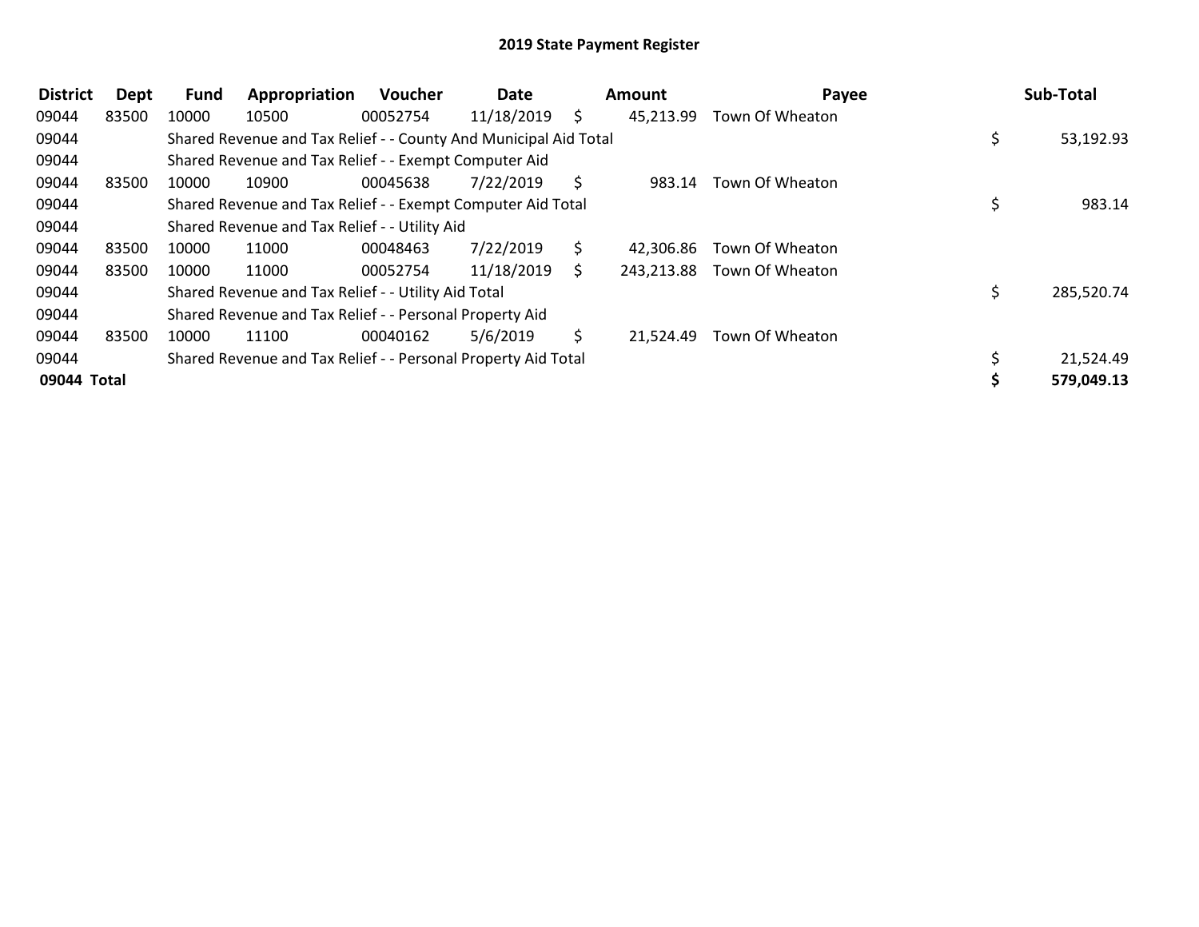# 2019 State Payment Register

| District | Dept | Fund | Appropriation | Voucher | Date | Amount | Payee | Sub-Total |
|---|---|---|---|---|---|---|---|---|
| 09044 | 83500 | 10000 | 10500 | 00052754 | 11/18/2019 | $ 45,213.99 | Town Of Wheaton | |
| 09044 | | Shared Revenue and Tax Relief - - County And Municipal Aid Total | | | | | | $ 53,192.93 |
| 09044 | | Shared Revenue and Tax Relief - - Exempt Computer Aid | | | | | | |
| 09044 | 83500 | 10000 | 10900 | 00045638 | 7/22/2019 | $ 983.14 | Town Of Wheaton | |
| 09044 | | Shared Revenue and Tax Relief - - Exempt Computer Aid Total | | | | | | $ 983.14 |
| 09044 | | Shared Revenue and Tax Relief - - Utility Aid | | | | | | |
| 09044 | 83500 | 10000 | 11000 | 00048463 | 7/22/2019 | $ 42,306.86 | Town Of Wheaton | |
| 09044 | 83500 | 10000 | 11000 | 00052754 | 11/18/2019 | $ 243,213.88 | Town Of Wheaton | |
| 09044 | | Shared Revenue and Tax Relief - - Utility Aid Total | | | | | | $ 285,520.74 |
| 09044 | | Shared Revenue and Tax Relief - - Personal Property Aid | | | | | | |
| 09044 | 83500 | 10000 | 11100 | 00040162 | 5/6/2019 | $ 21,524.49 | Town Of Wheaton | |
| 09044 | | Shared Revenue and Tax Relief - - Personal Property Aid Total | | | | | | $ 21,524.49 |
| **09044 Total** | | | | | | | | **$ 579,049.13** |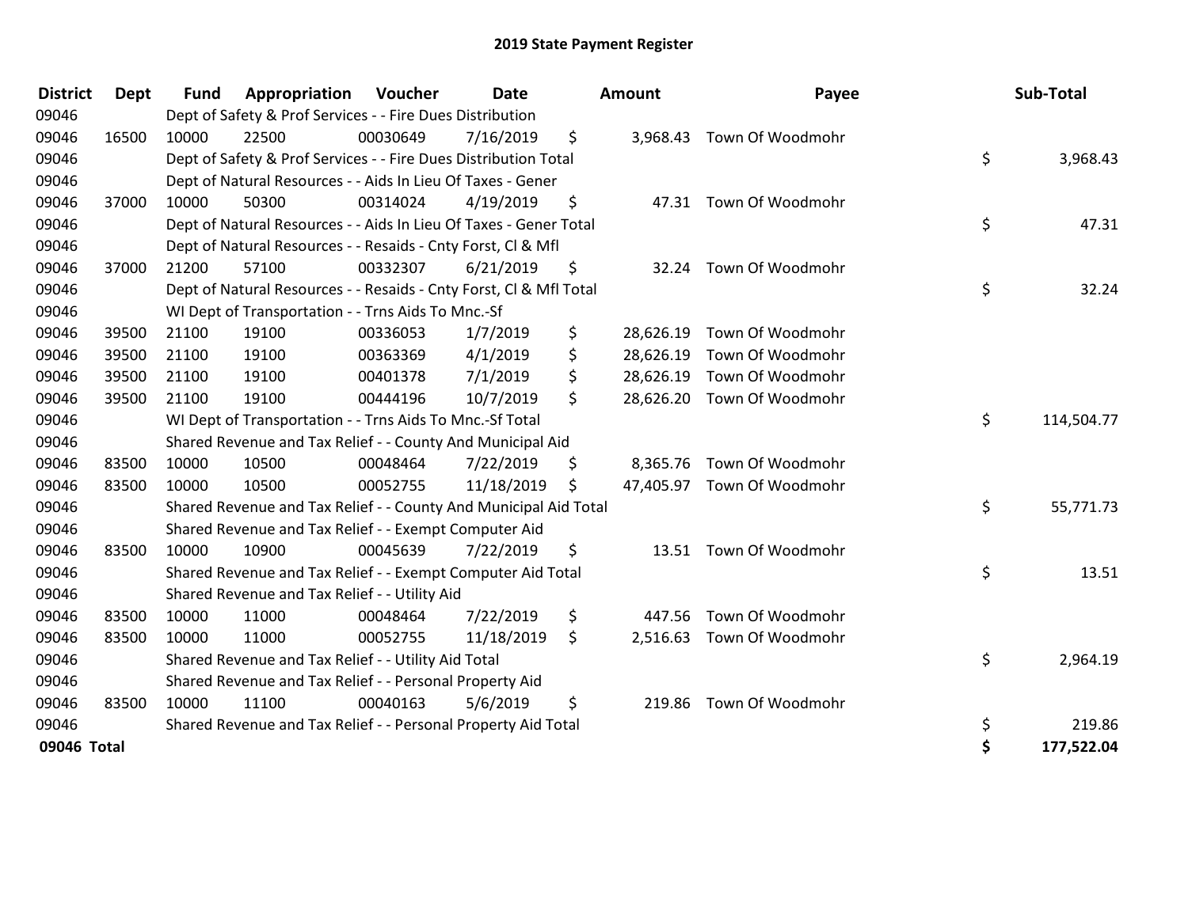# 2019 State Payment Register

| District | Dept | Fund | Appropriation | Voucher | Date | Amount | Payee | Sub-Total |
|---|---|---|---|---|---|---|---|---|
| 09046 | | Dept of Safety & Prof Services - - Fire Dues Distribution | | | | | | |
| 09046 | 16500 | 10000 | 22500 | 00030649 | 7/16/2019 | $ 3,968.43 | Town Of Woodmohr | |
| 09046 | | Dept of Safety & Prof Services - - Fire Dues Distribution Total | | | | | | $ 3,968.43 |
| 09046 | | Dept of Natural Resources - - Aids In Lieu Of Taxes - Gener | | | | | | |
| 09046 | 37000 | 10000 | 50300 | 00314024 | 4/19/2019 | $ 47.31 | Town Of Woodmohr | |
| 09046 | | Dept of Natural Resources - - Aids In Lieu Of Taxes - Gener Total | | | | | | $ 47.31 |
| 09046 | | Dept of Natural Resources - - Resaids - Cnty Forst, Cl & Mfl | | | | | | |
| 09046 | 37000 | 21200 | 57100 | 00332307 | 6/21/2019 | $ 32.24 | Town Of Woodmohr | |
| 09046 | | Dept of Natural Resources - - Resaids - Cnty Forst, Cl & Mfl Total | | | | | | $ 32.24 |
| 09046 | | WI Dept of Transportation - - Trns Aids To Mnc.-Sf | | | | | | |
| 09046 | 39500 | 21100 | 19100 | 00336053 | 1/7/2019 | $ 28,626.19 | Town Of Woodmohr | |
| 09046 | 39500 | 21100 | 19100 | 00363369 | 4/1/2019 | $ 28,626.19 | Town Of Woodmohr | |
| 09046 | 39500 | 21100 | 19100 | 00401378 | 7/1/2019 | $ 28,626.19 | Town Of Woodmohr | |
| 09046 | 39500 | 21100 | 19100 | 00444196 | 10/7/2019 | $ 28,626.20 | Town Of Woodmohr | |
| 09046 | | WI Dept of Transportation - - Trns Aids To Mnc.-Sf Total | | | | | | $ 114,504.77 |
| 09046 | | Shared Revenue and Tax Relief - - County And Municipal Aid | | | | | | |
| 09046 | 83500 | 10000 | 10500 | 00048464 | 7/22/2019 | $ 8,365.76 | Town Of Woodmohr | |
| 09046 | 83500 | 10000 | 10500 | 00052755 | 11/18/2019 | $ 47,405.97 | Town Of Woodmohr | |
| 09046 | | Shared Revenue and Tax Relief - - County And Municipal Aid Total | | | | | | $ 55,771.73 |
| 09046 | | Shared Revenue and Tax Relief - - Exempt Computer Aid | | | | | | |
| 09046 | 83500 | 10000 | 10900 | 00045639 | 7/22/2019 | $ 13.51 | Town Of Woodmohr | |
| 09046 | | Shared Revenue and Tax Relief - - Exempt Computer Aid Total | | | | | | $ 13.51 |
| 09046 | | Shared Revenue and Tax Relief - - Utility Aid | | | | | | |
| 09046 | 83500 | 10000 | 11000 | 00048464 | 7/22/2019 | $ 447.56 | Town Of Woodmohr | |
| 09046 | 83500 | 10000 | 11000 | 00052755 | 11/18/2019 | $ 2,516.63 | Town Of Woodmohr | |
| 09046 | | Shared Revenue and Tax Relief - - Utility Aid Total | | | | | | $ 2,964.19 |
| 09046 | | Shared Revenue and Tax Relief - - Personal Property Aid | | | | | | |
| 09046 | 83500 | 10000 | 11100 | 00040163 | 5/6/2019 | $ 219.86 | Town Of Woodmohr | |
| 09046 | | Shared Revenue and Tax Relief - - Personal Property Aid Total | | | | | | $ 219.86 |
| **09046 Total** | | | | | | | | **$ 177,522.04** |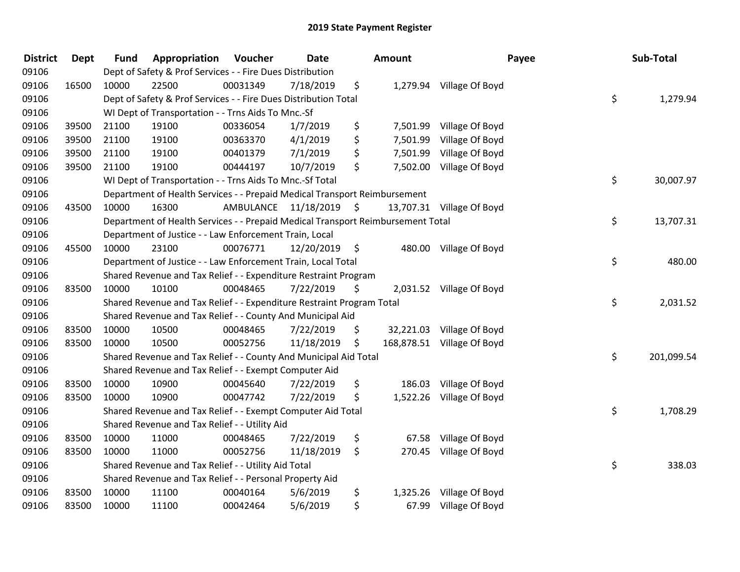# 2019 State Payment Register

| District | Dept | Fund | Appropriation | Voucher | Date | Amount | Payee | Sub-Total |
|---|---|---|---|---|---|---|---|---|
| 09106 | | Dept of Safety & Prof Services - - Fire Dues Distribution | | | | | | |
| 09106 | 16500 | 10000 | 22500 | 00031349 | 7/18/2019 | $ 1,279.94 | Village Of Boyd | |
| 09106 | | Dept of Safety & Prof Services - - Fire Dues Distribution Total | | | | | | $ 1,279.94 |
| 09106 | | WI Dept of Transportation - - Trns Aids To Mnc.-Sf | | | | | | |
| 09106 | 39500 | 21100 | 19100 | 00336054 | 1/7/2019 | $ 7,501.99 | Village Of Boyd | |
| 09106 | 39500 | 21100 | 19100 | 00363370 | 4/1/2019 | $ 7,501.99 | Village Of Boyd | |
| 09106 | 39500 | 21100 | 19100 | 00401379 | 7/1/2019 | $ 7,501.99 | Village Of Boyd | |
| 09106 | 39500 | 21100 | 19100 | 00444197 | 10/7/2019 | $ 7,502.00 | Village Of Boyd | |
| 09106 | | WI Dept of Transportation - - Trns Aids To Mnc.-Sf Total | | | | | | $ 30,007.97 |
| 09106 | | Department of Health Services - - Prepaid Medical Transport Reimbursement | | | | | | |
| 09106 | 43500 | 10000 | 16300 | AMBULANCE | 11/18/2019 | $ 13,707.31 | Village Of Boyd | |
| 09106 | | Department of Health Services - - Prepaid Medical Transport Reimbursement Total | | | | | | $ 13,707.31 |
| 09106 | | Department of Justice - - Law Enforcement Train, Local | | | | | | |
| 09106 | 45500 | 10000 | 23100 | 00076771 | 12/20/2019 | $ 480.00 | Village Of Boyd | |
| 09106 | | Department of Justice - - Law Enforcement Train, Local Total | | | | | | $ 480.00 |
| 09106 | | Shared Revenue and Tax Relief - - Expenditure Restraint Program | | | | | | |
| 09106 | 83500 | 10000 | 10100 | 00048465 | 7/22/2019 | $ 2,031.52 | Village Of Boyd | |
| 09106 | | Shared Revenue and Tax Relief - - Expenditure Restraint Program Total | | | | | | $ 2,031.52 |
| 09106 | | Shared Revenue and Tax Relief - - County And Municipal Aid | | | | | | |
| 09106 | 83500 | 10000 | 10500 | 00048465 | 7/22/2019 | $ 32,221.03 | Village Of Boyd | |
| 09106 | 83500 | 10000 | 10500 | 00052756 | 11/18/2019 | $ 168,878.51 | Village Of Boyd | |
| 09106 | | Shared Revenue and Tax Relief - - County And Municipal Aid Total | | | | | | $ 201,099.54 |
| 09106 | | Shared Revenue and Tax Relief - - Exempt Computer Aid | | | | | | |
| 09106 | 83500 | 10000 | 10900 | 00045640 | 7/22/2019 | $ 186.03 | Village Of Boyd | |
| 09106 | 83500 | 10000 | 10900 | 00047742 | 7/22/2019 | $ 1,522.26 | Village Of Boyd | |
| 09106 | | Shared Revenue and Tax Relief - - Exempt Computer Aid Total | | | | | | $ 1,708.29 |
| 09106 | | Shared Revenue and Tax Relief - - Utility Aid | | | | | | |
| 09106 | 83500 | 10000 | 11000 | 00048465 | 7/22/2019 | $ 67.58 | Village Of Boyd | |
| 09106 | 83500 | 10000 | 11000 | 00052756 | 11/18/2019 | $ 270.45 | Village Of Boyd | |
| 09106 | | Shared Revenue and Tax Relief - - Utility Aid Total | | | | | | $ 338.03 |
| 09106 | | Shared Revenue and Tax Relief - - Personal Property Aid | | | | | | |
| 09106 | 83500 | 10000 | 11100 | 00040164 | 5/6/2019 | $ 1,325.26 | Village Of Boyd | |
| 09106 | 83500 | 10000 | 11100 | 00042464 | 5/6/2019 | $ 67.99 | Village Of Boyd | |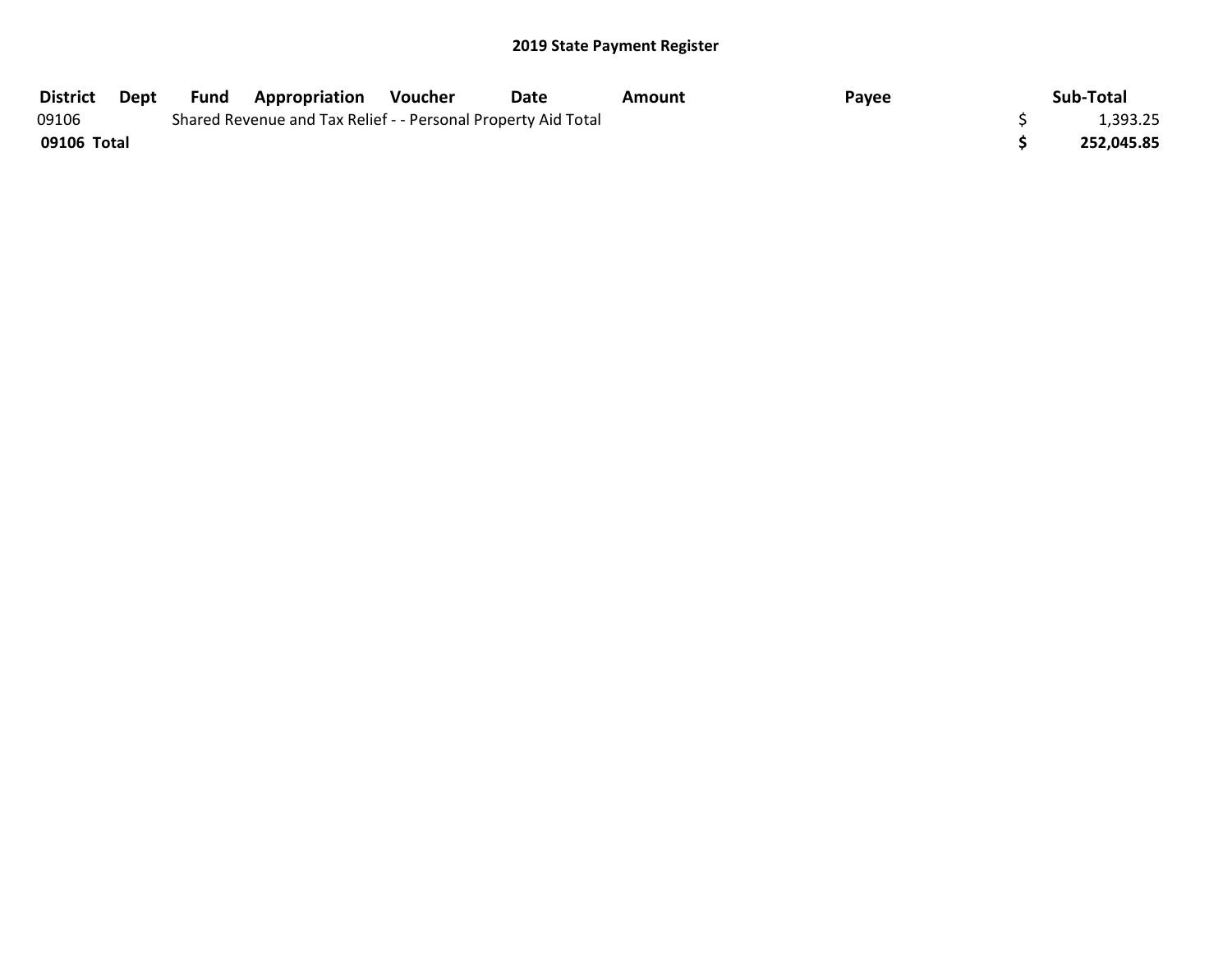## 2019 State Payment Register

| District | Dept | Fund | Appropriation | Voucher | Date | Amount | Payee | Sub-Total |
|---|---|---|---|---|---|---|---|---|
| 09106 | | Shared Revenue and Tax Relief - - Personal Property Aid Total | | | | | | $ 1,393.25 |
| **09106 Total** | | | | | | | | **$ 252,045.85** |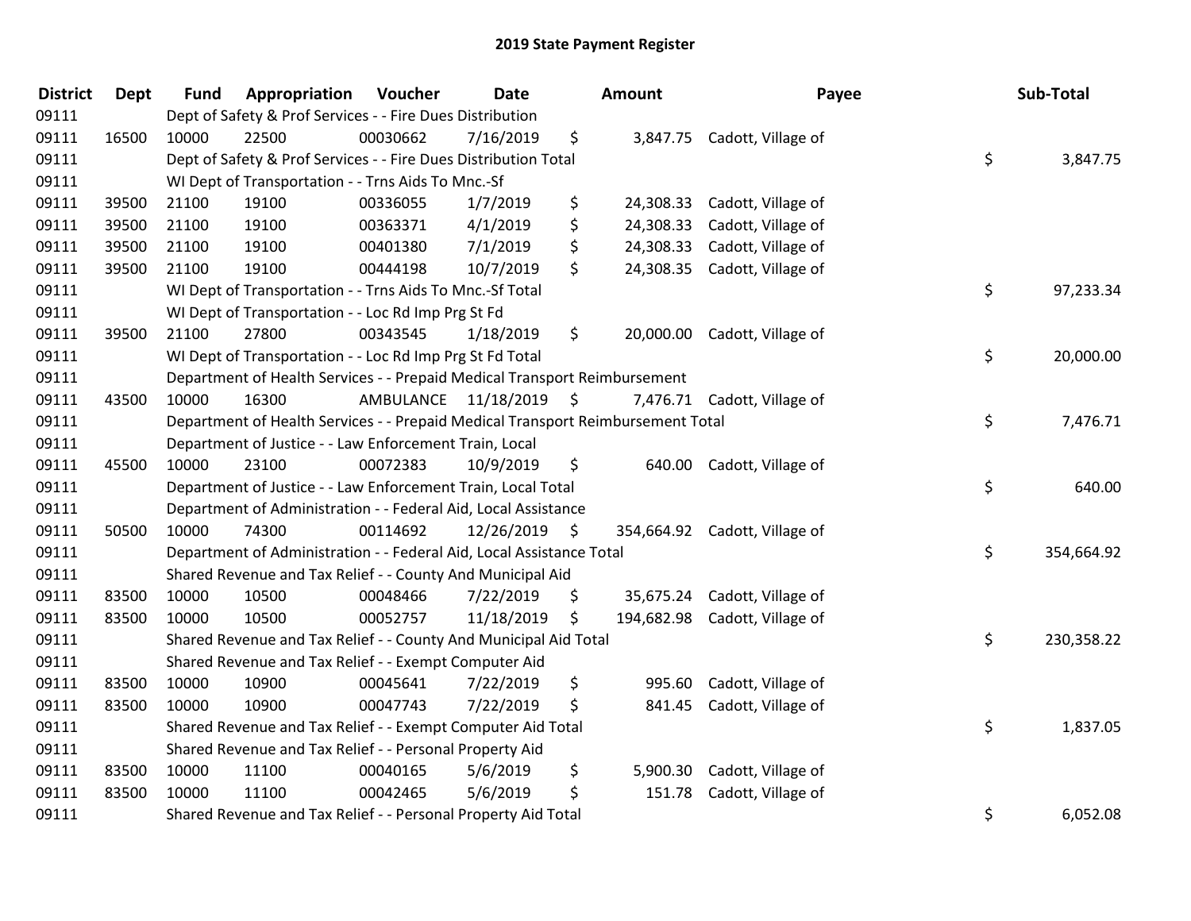# 2019 State Payment Register

| District | Dept | Fund | Appropriation | Voucher | Date | Amount | Payee | Sub-Total |
|---|---|---|---|---|---|---|---|---|
| 09111 | | Dept of Safety & Prof Services - - Fire Dues Distribution | | | | | | |
| 09111 | 16500 | 10000 | 22500 | 00030662 | 7/16/2019 | $ 3,847.75 | Cadott, Village of | |
| 09111 | | Dept of Safety & Prof Services - - Fire Dues Distribution Total | | | | | | $ 3,847.75 |
| 09111 | | WI Dept of Transportation - - Trns Aids To Mnc.-Sf | | | | | | |
| 09111 | 39500 | 21100 | 19100 | 00336055 | 1/7/2019 | $ 24,308.33 | Cadott, Village of | |
| 09111 | 39500 | 21100 | 19100 | 00363371 | 4/1/2019 | $ 24,308.33 | Cadott, Village of | |
| 09111 | 39500 | 21100 | 19100 | 00401380 | 7/1/2019 | $ 24,308.33 | Cadott, Village of | |
| 09111 | 39500 | 21100 | 19100 | 00444198 | 10/7/2019 | $ 24,308.35 | Cadott, Village of | |
| 09111 | | WI Dept of Transportation - - Trns Aids To Mnc.-Sf Total | | | | | | $ 97,233.34 |
| 09111 | | WI Dept of Transportation - - Loc Rd Imp Prg St Fd | | | | | | |
| 09111 | 39500 | 21100 | 27800 | 00343545 | 1/18/2019 | $ 20,000.00 | Cadott, Village of | |
| 09111 | | WI Dept of Transportation - - Loc Rd Imp Prg St Fd Total | | | | | | $ 20,000.00 |
| 09111 | | Department of Health Services - - Prepaid Medical Transport Reimbursement | | | | | | |
| 09111 | 43500 | 10000 | 16300 | AMBULANCE | 11/18/2019 | $ 7,476.71 | Cadott, Village of | |
| 09111 | | Department of Health Services - - Prepaid Medical Transport Reimbursement Total | | | | | | $ 7,476.71 |
| 09111 | | Department of Justice - - Law Enforcement Train, Local | | | | | | |
| 09111 | 45500 | 10000 | 23100 | 00072383 | 10/9/2019 | $ 640.00 | Cadott, Village of | |
| 09111 | | Department of Justice - - Law Enforcement Train, Local Total | | | | | | $ 640.00 |
| 09111 | | Department of Administration - - Federal Aid, Local Assistance | | | | | | |
| 09111 | 50500 | 10000 | 74300 | 00114692 | 12/26/2019 | $ 354,664.92 | Cadott, Village of | |
| 09111 | | Department of Administration - - Federal Aid, Local Assistance Total | | | | | | $ 354,664.92 |
| 09111 | | Shared Revenue and Tax Relief - - County And Municipal Aid | | | | | | |
| 09111 | 83500 | 10000 | 10500 | 00048466 | 7/22/2019 | $ 35,675.24 | Cadott, Village of | |
| 09111 | 83500 | 10000 | 10500 | 00052757 | 11/18/2019 | $ 194,682.98 | Cadott, Village of | |
| 09111 | | Shared Revenue and Tax Relief - - County And Municipal Aid Total | | | | | | $ 230,358.22 |
| 09111 | | Shared Revenue and Tax Relief - - Exempt Computer Aid | | | | | | |
| 09111 | 83500 | 10000 | 10900 | 00045641 | 7/22/2019 | $ 995.60 | Cadott, Village of | |
| 09111 | 83500 | 10000 | 10900 | 00047743 | 7/22/2019 | $ 841.45 | Cadott, Village of | |
| 09111 | | Shared Revenue and Tax Relief - - Exempt Computer Aid Total | | | | | | $ 1,837.05 |
| 09111 | | Shared Revenue and Tax Relief - - Personal Property Aid | | | | | | |
| 09111 | 83500 | 10000 | 11100 | 00040165 | 5/6/2019 | $ 5,900.30 | Cadott, Village of | |
| 09111 | 83500 | 10000 | 11100 | 00042465 | 5/6/2019 | $ 151.78 | Cadott, Village of | |
| 09111 | | Shared Revenue and Tax Relief - - Personal Property Aid Total | | | | | | $ 6,052.08 |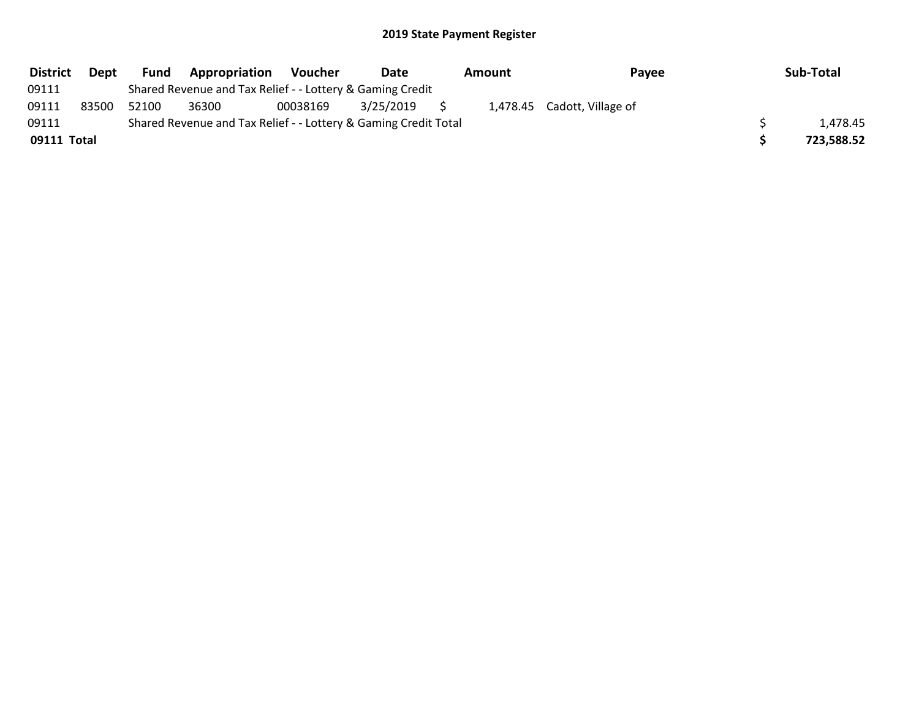## 2019 State Payment Register

| District | Dept | Fund | Appropriation | Voucher | Date | Amount | Payee | Sub-Total |
|---|---|---|---|---|---|---|---|---|
| 09111 | | Shared Revenue and Tax Relief - - Lottery & Gaming Credit | | | | | | |
| 09111 | 83500 | 52100 | 36300 | 00038169 | 3/25/2019 | $ 1,478.45 | Cadott, Village of | |
| 09111 | | Shared Revenue and Tax Relief - - Lottery & Gaming Credit Total | | | | | | $ 1,478.45 |
| **09111 Total** | | | | | | | | **$ 723,588.52** |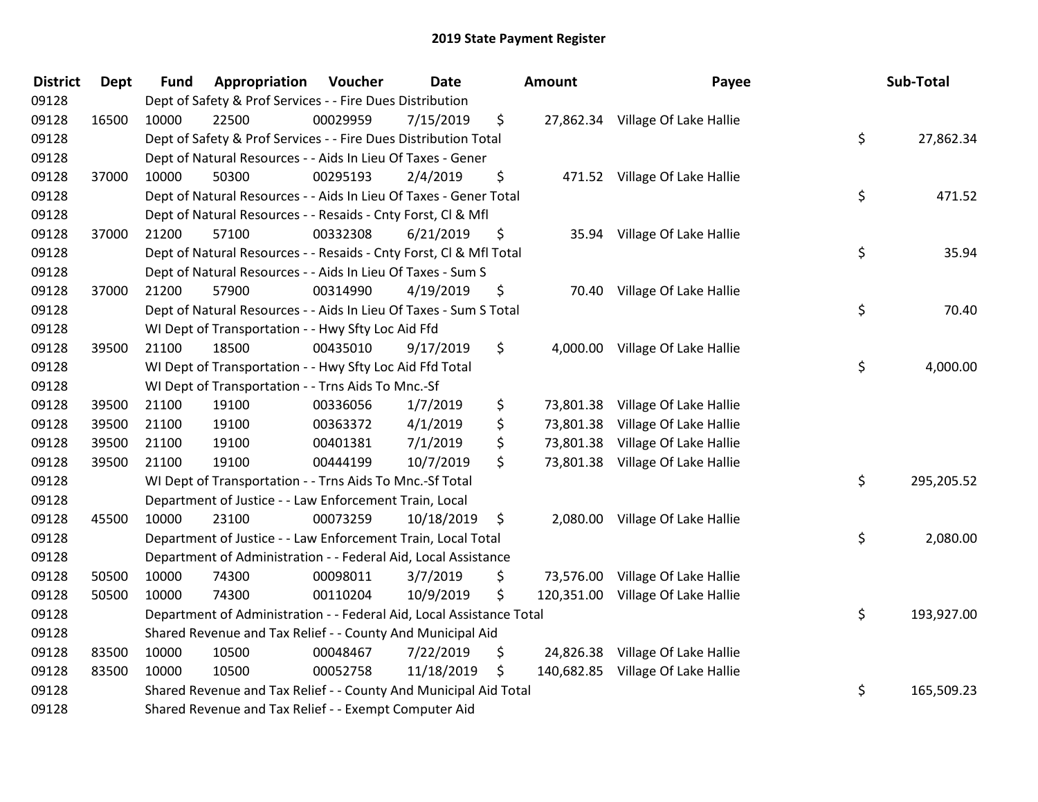# 2019 State Payment Register

| District | Dept | Fund | Appropriation | Voucher | Date | Amount | Payee | Sub-Total |
|---|---|---|---|---|---|---|---|---|
| 09128 | | Dept of Safety & Prof Services - - Fire Dues Distribution | | | | | | |
| 09128 | 16500 | 10000 | 22500 | 00029959 | 7/15/2019 | $ 27,862.34 | Village Of Lake Hallie | |
| 09128 | | Dept of Safety & Prof Services - - Fire Dues Distribution Total | | | | | | $ 27,862.34 |
| 09128 | | Dept of Natural Resources - - Aids In Lieu Of Taxes - Gener | | | | | | |
| 09128 | 37000 | 10000 | 50300 | 00295193 | 2/4/2019 | $ 471.52 | Village Of Lake Hallie | |
| 09128 | | Dept of Natural Resources - - Aids In Lieu Of Taxes - Gener Total | | | | | | $ 471.52 |
| 09128 | | Dept of Natural Resources - - Resaids - Cnty Forst, Cl & Mfl | | | | | | |
| 09128 | 37000 | 21200 | 57100 | 00332308 | 6/21/2019 | $ 35.94 | Village Of Lake Hallie | |
| 09128 | | Dept of Natural Resources - - Resaids - Cnty Forst, Cl & Mfl Total | | | | | | $ 35.94 |
| 09128 | | Dept of Natural Resources - - Aids In Lieu Of Taxes - Sum S | | | | | | |
| 09128 | 37000 | 21200 | 57900 | 00314990 | 4/19/2019 | $ 70.40 | Village Of Lake Hallie | |
| 09128 | | Dept of Natural Resources - - Aids In Lieu Of Taxes - Sum S Total | | | | | | $ 70.40 |
| 09128 | | WI Dept of Transportation - - Hwy Sfty Loc Aid Ffd | | | | | | |
| 09128 | 39500 | 21100 | 18500 | 00435010 | 9/17/2019 | $ 4,000.00 | Village Of Lake Hallie | |
| 09128 | | WI Dept of Transportation - - Hwy Sfty Loc Aid Ffd Total | | | | | | $ 4,000.00 |
| 09128 | | WI Dept of Transportation - - Trns Aids To Mnc.-Sf | | | | | | |
| 09128 | 39500 | 21100 | 19100 | 00336056 | 1/7/2019 | $ 73,801.38 | Village Of Lake Hallie | |
| 09128 | 39500 | 21100 | 19100 | 00363372 | 4/1/2019 | $ 73,801.38 | Village Of Lake Hallie | |
| 09128 | 39500 | 21100 | 19100 | 00401381 | 7/1/2019 | $ 73,801.38 | Village Of Lake Hallie | |
| 09128 | 39500 | 21100 | 19100 | 00444199 | 10/7/2019 | $ 73,801.38 | Village Of Lake Hallie | |
| 09128 | | WI Dept of Transportation - - Trns Aids To Mnc.-Sf Total | | | | | | $ 295,205.52 |
| 09128 | | Department of Justice - - Law Enforcement Train, Local | | | | | | |
| 09128 | 45500 | 10000 | 23100 | 00073259 | 10/18/2019 | $ 2,080.00 | Village Of Lake Hallie | |
| 09128 | | Department of Justice - - Law Enforcement Train, Local Total | | | | | | $ 2,080.00 |
| 09128 | | Department of Administration - - Federal Aid, Local Assistance | | | | | | |
| 09128 | 50500 | 10000 | 74300 | 00098011 | 3/7/2019 | $ 73,576.00 | Village Of Lake Hallie | |
| 09128 | 50500 | 10000 | 74300 | 00110204 | 10/9/2019 | $ 120,351.00 | Village Of Lake Hallie | |
| 09128 | | Department of Administration - - Federal Aid, Local Assistance Total | | | | | | $ 193,927.00 |
| 09128 | | Shared Revenue and Tax Relief - - County And Municipal Aid | | | | | | |
| 09128 | 83500 | 10000 | 10500 | 00048467 | 7/22/2019 | $ 24,826.38 | Village Of Lake Hallie | |
| 09128 | 83500 | 10000 | 10500 | 00052758 | 11/18/2019 | $ 140,682.85 | Village Of Lake Hallie | |
| 09128 | | Shared Revenue and Tax Relief - - County And Municipal Aid Total | | | | | | $ 165,509.23 |
| 09128 | | Shared Revenue and Tax Relief - - Exempt Computer Aid | | | | | | |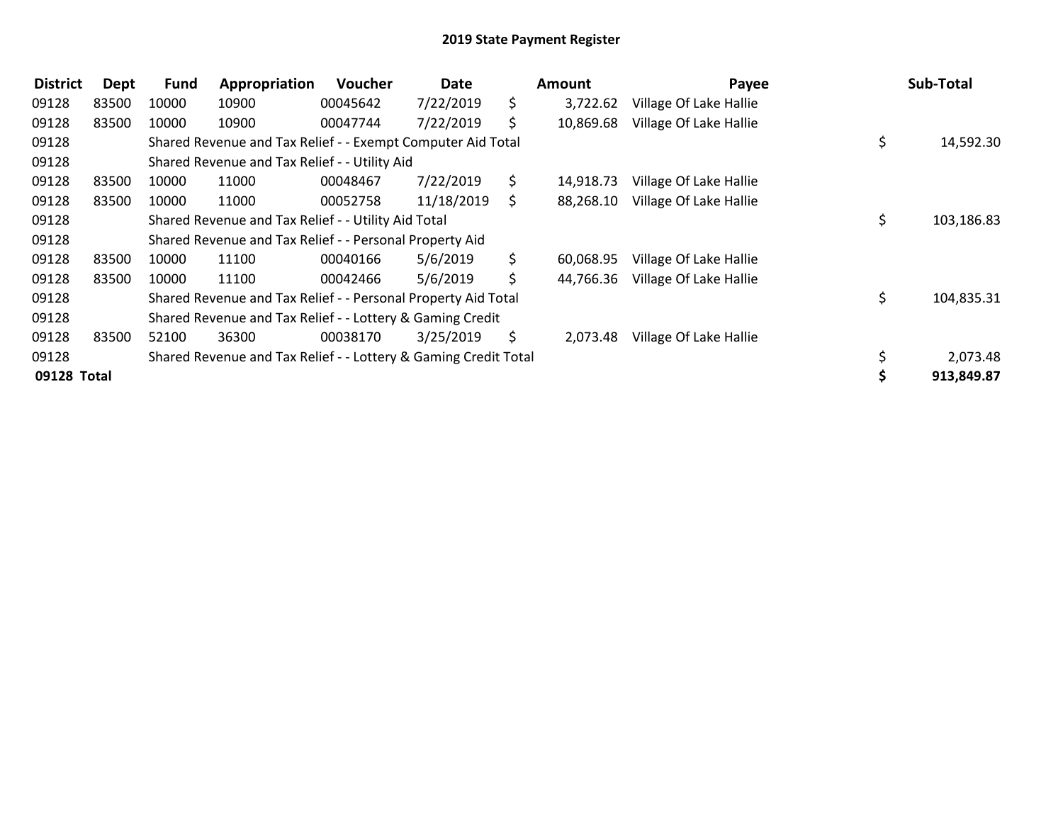# 2019 State Payment Register

| District | Dept | Fund | Appropriation | Voucher | Date | Amount | Payee | Sub-Total |
|---|---|---|---|---|---|---|---|---|
| 09128 | 83500 | 10000 | 10900 | 00045642 | 7/22/2019 | $ 3,722.62 | Village Of Lake Hallie | |
| 09128 | 83500 | 10000 | 10900 | 00047744 | 7/22/2019 | $ 10,869.68 | Village Of Lake Hallie | |
| 09128 | | Shared Revenue and Tax Relief - - Exempt Computer Aid Total | | | | | | $ 14,592.30 |
| 09128 | | Shared Revenue and Tax Relief - - Utility Aid | | | | | | |
| 09128 | 83500 | 10000 | 11000 | 00048467 | 7/22/2019 | $ 14,918.73 | Village Of Lake Hallie | |
| 09128 | 83500 | 10000 | 11000 | 00052758 | 11/18/2019 | $ 88,268.10 | Village Of Lake Hallie | |
| 09128 | | Shared Revenue and Tax Relief - - Utility Aid Total | | | | | | $ 103,186.83 |
| 09128 | | Shared Revenue and Tax Relief - - Personal Property Aid | | | | | | |
| 09128 | 83500 | 10000 | 11100 | 00040166 | 5/6/2019 | $ 60,068.95 | Village Of Lake Hallie | |
| 09128 | 83500 | 10000 | 11100 | 00042466 | 5/6/2019 | $ 44,766.36 | Village Of Lake Hallie | |
| 09128 | | Shared Revenue and Tax Relief - - Personal Property Aid Total | | | | | | $ 104,835.31 |
| 09128 | | Shared Revenue and Tax Relief - - Lottery & Gaming Credit | | | | | | |
| 09128 | 83500 | 52100 | 36300 | 00038170 | 3/25/2019 | $ 2,073.48 | Village Of Lake Hallie | |
| 09128 | | Shared Revenue and Tax Relief - - Lottery & Gaming Credit Total | | | | | | $ 2,073.48 |
| **09128 Total** | | | | | | | | **$ 913,849.87** |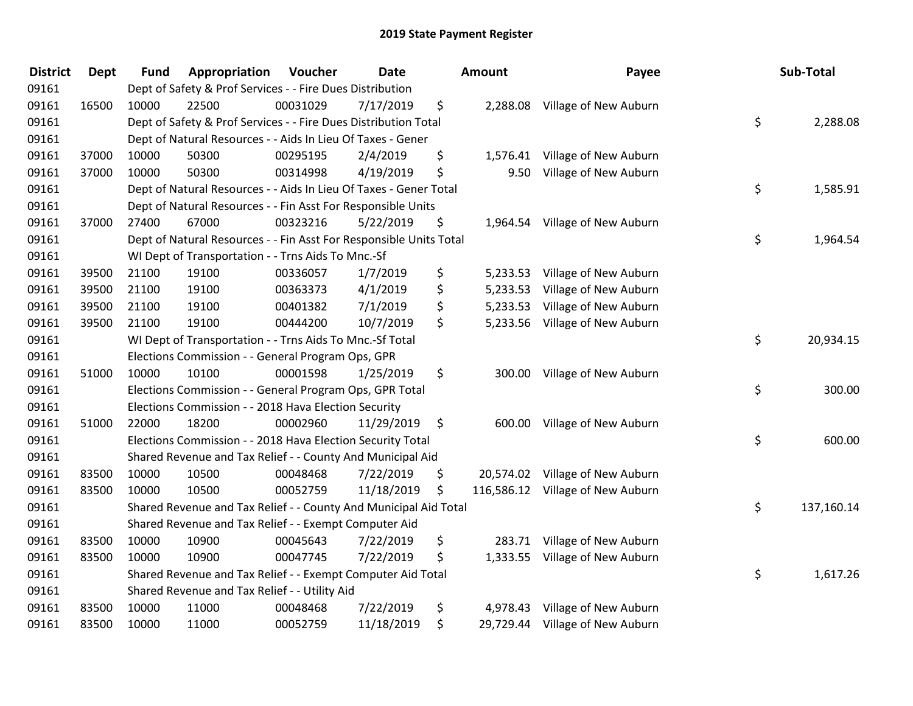# 2019 State Payment Register

| District | Dept | Fund | Appropriation | Voucher | Date | Amount | Payee | Sub-Total |
|---|---|---|---|---|---|---|---|---|
| 09161 | | Dept of Safety & Prof Services - - Fire Dues Distribution | | | | | | |
| 09161 | 16500 | 10000 | 22500 | 00031029 | 7/17/2019 | $ 2,288.08 | Village of New Auburn | |
| 09161 | | Dept of Safety & Prof Services - - Fire Dues Distribution Total | | | | | | $ 2,288.08 |
| 09161 | | Dept of Natural Resources - - Aids In Lieu Of Taxes - Gener | | | | | | |
| 09161 | 37000 | 10000 | 50300 | 00295195 | 2/4/2019 | $ 1,576.41 | Village of New Auburn | |
| 09161 | 37000 | 10000 | 50300 | 00314998 | 4/19/2019 | $ 9.50 | Village of New Auburn | |
| 09161 | | Dept of Natural Resources - - Aids In Lieu Of Taxes - Gener Total | | | | | | $ 1,585.91 |
| 09161 | | Dept of Natural Resources - - Fin Asst For Responsible Units | | | | | | |
| 09161 | 37000 | 27400 | 67000 | 00323216 | 5/22/2019 | $ 1,964.54 | Village of New Auburn | |
| 09161 | | Dept of Natural Resources - - Fin Asst For Responsible Units Total | | | | | | $ 1,964.54 |
| 09161 | | WI Dept of Transportation - - Trns Aids To Mnc.-Sf | | | | | | |
| 09161 | 39500 | 21100 | 19100 | 00336057 | 1/7/2019 | $ 5,233.53 | Village of New Auburn | |
| 09161 | 39500 | 21100 | 19100 | 00363373 | 4/1/2019 | $ 5,233.53 | Village of New Auburn | |
| 09161 | 39500 | 21100 | 19100 | 00401382 | 7/1/2019 | $ 5,233.53 | Village of New Auburn | |
| 09161 | 39500 | 21100 | 19100 | 00444200 | 10/7/2019 | $ 5,233.56 | Village of New Auburn | |
| 09161 | | WI Dept of Transportation - - Trns Aids To Mnc.-Sf Total | | | | | | $ 20,934.15 |
| 09161 | | Elections Commission - - General Program Ops, GPR | | | | | | |
| 09161 | 51000 | 10000 | 10100 | 00001598 | 1/25/2019 | $ 300.00 | Village of New Auburn | |
| 09161 | | Elections Commission - - General Program Ops, GPR Total | | | | | | $ 300.00 |
| 09161 | | Elections Commission - - 2018 Hava Election Security | | | | | | |
| 09161 | 51000 | 22000 | 18200 | 00002960 | 11/29/2019 | $ 600.00 | Village of New Auburn | |
| 09161 | | Elections Commission - - 2018 Hava Election Security Total | | | | | | $ 600.00 |
| 09161 | | Shared Revenue and Tax Relief - - County And Municipal Aid | | | | | | |
| 09161 | 83500 | 10000 | 10500 | 00048468 | 7/22/2019 | $ 20,574.02 | Village of New Auburn | |
| 09161 | 83500 | 10000 | 10500 | 00052759 | 11/18/2019 | $ 116,586.12 | Village of New Auburn | |
| 09161 | | Shared Revenue and Tax Relief - - County And Municipal Aid Total | | | | | | $ 137,160.14 |
| 09161 | | Shared Revenue and Tax Relief - - Exempt Computer Aid | | | | | | |
| 09161 | 83500 | 10000 | 10900 | 00045643 | 7/22/2019 | $ 283.71 | Village of New Auburn | |
| 09161 | 83500 | 10000 | 10900 | 00047745 | 7/22/2019 | $ 1,333.55 | Village of New Auburn | |
| 09161 | | Shared Revenue and Tax Relief - - Exempt Computer Aid Total | | | | | | $ 1,617.26 |
| 09161 | | Shared Revenue and Tax Relief - - Utility Aid | | | | | | |
| 09161 | 83500 | 10000 | 11000 | 00048468 | 7/22/2019 | $ 4,978.43 | Village of New Auburn | |
| 09161 | 83500 | 10000 | 11000 | 00052759 | 11/18/2019 | $ 29,729.44 | Village of New Auburn | |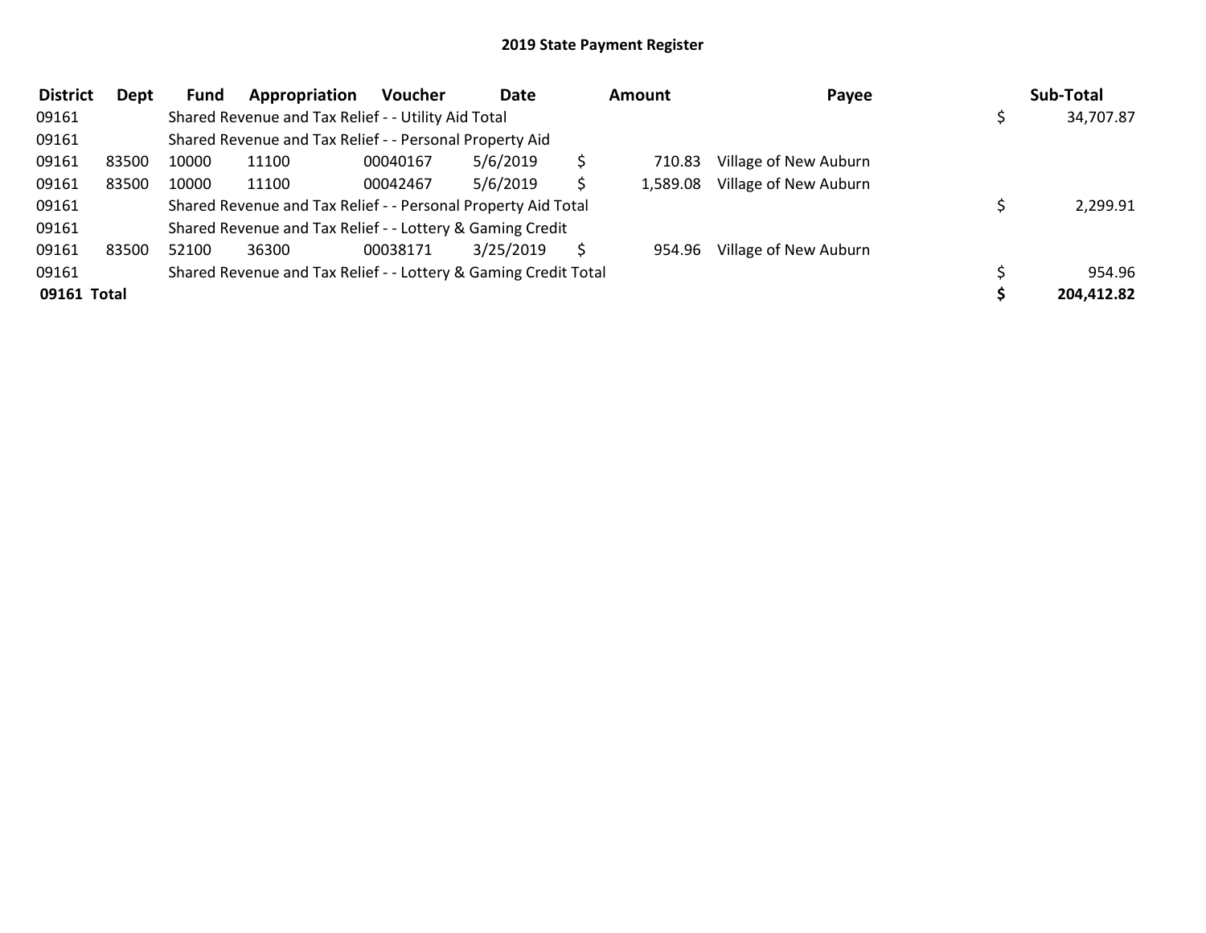## 2019 State Payment Register

| District | Dept | Fund | Appropriation | Voucher | Date | Amount | Payee | Sub-Total |
|---|---|---|---|---|---|---|---|---|
| 09161 | | Shared Revenue and Tax Relief - - Utility Aid Total | | | | | | $ 34,707.87 |
| 09161 | | Shared Revenue and Tax Relief - - Personal Property Aid | | | | | | |
| 09161 | 83500 | 10000 | 11100 | 00040167 | 5/6/2019 | $ 710.83 | Village of New Auburn | |
| 09161 | 83500 | 10000 | 11100 | 00042467 | 5/6/2019 | $ 1,589.08 | Village of New Auburn | |
| 09161 | | Shared Revenue and Tax Relief - - Personal Property Aid Total | | | | | | $ 2,299.91 |
| 09161 | | Shared Revenue and Tax Relief - - Lottery & Gaming Credit | | | | | | |
| 09161 | 83500 | 52100 | 36300 | 00038171 | 3/25/2019 | $ 954.96 | Village of New Auburn | |
| 09161 | | Shared Revenue and Tax Relief - - Lottery & Gaming Credit Total | | | | | | $ 954.96 |
| **09161 Total** | | | | | | | | **$ 204,412.82** |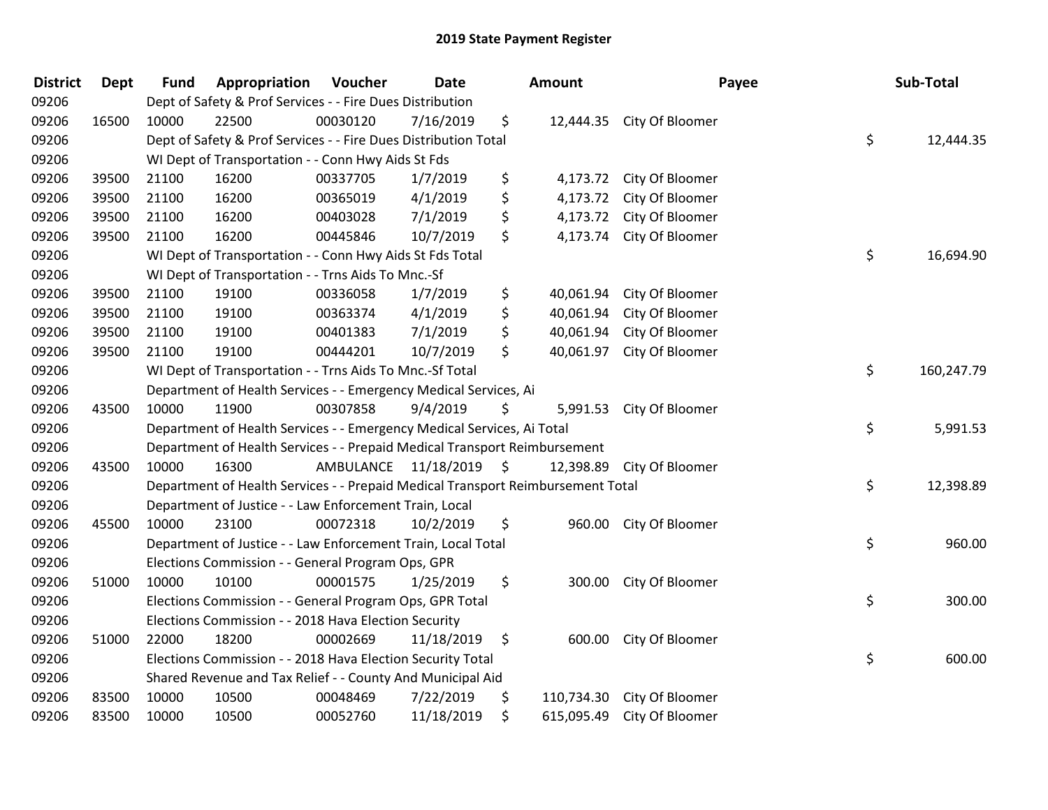## 2019 State Payment Register

| District | Dept | Fund | Appropriation | Voucher | Date | Amount | Payee | Sub-Total |
|---|---|---|---|---|---|---|---|---|
| 09206 | | Dept of Safety & Prof Services - - Fire Dues Distribution | | | | | | |
| 09206 | 16500 | 10000 | 22500 | 00030120 | 7/16/2019 | $ 12,444.35 | City Of Bloomer | |
| 09206 | | Dept of Safety & Prof Services - - Fire Dues Distribution Total | | | | | | $ 12,444.35 |
| 09206 | | WI Dept of Transportation - - Conn Hwy Aids St Fds | | | | | | |
| 09206 | 39500 | 21100 | 16200 | 00337705 | 1/7/2019 | $ 4,173.72 | City Of Bloomer | |
| 09206 | 39500 | 21100 | 16200 | 00365019 | 4/1/2019 | $ 4,173.72 | City Of Bloomer | |
| 09206 | 39500 | 21100 | 16200 | 00403028 | 7/1/2019 | $ 4,173.72 | City Of Bloomer | |
| 09206 | 39500 | 21100 | 16200 | 00445846 | 10/7/2019 | $ 4,173.74 | City Of Bloomer | |
| 09206 | | WI Dept of Transportation - - Conn Hwy Aids St Fds Total | | | | | | $ 16,694.90 |
| 09206 | | WI Dept of Transportation - - Trns Aids To Mnc.-Sf | | | | | | |
| 09206 | 39500 | 21100 | 19100 | 00336058 | 1/7/2019 | $ 40,061.94 | City Of Bloomer | |
| 09206 | 39500 | 21100 | 19100 | 00363374 | 4/1/2019 | $ 40,061.94 | City Of Bloomer | |
| 09206 | 39500 | 21100 | 19100 | 00401383 | 7/1/2019 | $ 40,061.94 | City Of Bloomer | |
| 09206 | 39500 | 21100 | 19100 | 00444201 | 10/7/2019 | $ 40,061.97 | City Of Bloomer | |
| 09206 | | WI Dept of Transportation - - Trns Aids To Mnc.-Sf Total | | | | | | $ 160,247.79 |
| 09206 | | Department of Health Services - - Emergency Medical Services, Ai | | | | | | |
| 09206 | 43500 | 10000 | 11900 | 00307858 | 9/4/2019 | $ 5,991.53 | City Of Bloomer | |
| 09206 | | Department of Health Services - - Emergency Medical Services, Ai Total | | | | | | $ 5,991.53 |
| 09206 | | Department of Health Services - - Prepaid Medical Transport Reimbursement | | | | | | |
| 09206 | 43500 | 10000 | 16300 | AMBULANCE | 11/18/2019 | $ 12,398.89 | City Of Bloomer | |
| 09206 | | Department of Health Services - - Prepaid Medical Transport Reimbursement Total | | | | | | $ 12,398.89 |
| 09206 | | Department of Justice - - Law Enforcement Train, Local | | | | | | |
| 09206 | 45500 | 10000 | 23100 | 00072318 | 10/2/2019 | $ 960.00 | City Of Bloomer | |
| 09206 | | Department of Justice - - Law Enforcement Train, Local Total | | | | | | $ 960.00 |
| 09206 | | Elections Commission - - General Program Ops, GPR | | | | | | |
| 09206 | 51000 | 10000 | 10100 | 00001575 | 1/25/2019 | $ 300.00 | City Of Bloomer | |
| 09206 | | Elections Commission - - General Program Ops, GPR Total | | | | | | $ 300.00 |
| 09206 | | Elections Commission - - 2018 Hava Election Security | | | | | | |
| 09206 | 51000 | 22000 | 18200 | 00002669 | 11/18/2019 | $ 600.00 | City Of Bloomer | |
| 09206 | | Elections Commission - - 2018 Hava Election Security Total | | | | | | $ 600.00 |
| 09206 | | Shared Revenue and Tax Relief - - County And Municipal Aid | | | | | | |
| 09206 | 83500 | 10000 | 10500 | 00048469 | 7/22/2019 | $ 110,734.30 | City Of Bloomer | |
| 09206 | 83500 | 10000 | 10500 | 00052760 | 11/18/2019 | $ 615,095.49 | City Of Bloomer | |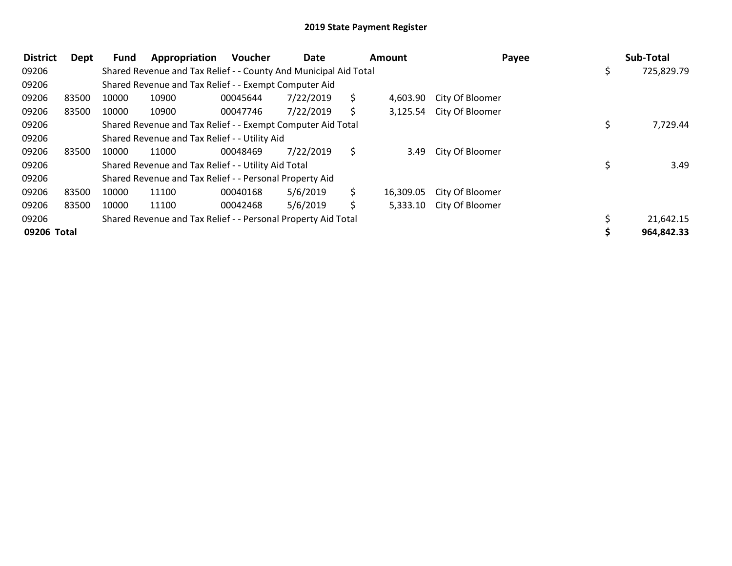# 2019 State Payment Register

| District | Dept | Fund | Appropriation | Voucher | Date | Amount | Payee | Sub-Total |
|---|---|---|---|---|---|---|---|---|
| 09206 | | Shared Revenue and Tax Relief - - County And Municipal Aid Total | | | | | | $ 725,829.79 |
| 09206 | | Shared Revenue and Tax Relief - - Exempt Computer Aid | | | | | | |
| 09206 | 83500 | 10000 | 10900 | 00045644 | 7/22/2019 | $ 4,603.90 | City Of Bloomer | |
| 09206 | 83500 | 10000 | 10900 | 00047746 | 7/22/2019 | $ 3,125.54 | City Of Bloomer | |
| 09206 | | Shared Revenue and Tax Relief - - Exempt Computer Aid Total | | | | | | $ 7,729.44 |
| 09206 | | Shared Revenue and Tax Relief - - Utility Aid | | | | | | |
| 09206 | 83500 | 10000 | 11000 | 00048469 | 7/22/2019 | $ 3.49 | City Of Bloomer | |
| 09206 | | Shared Revenue and Tax Relief - - Utility Aid Total | | | | | | $ 3.49 |
| 09206 | | Shared Revenue and Tax Relief - - Personal Property Aid | | | | | | |
| 09206 | 83500 | 10000 | 11100 | 00040168 | 5/6/2019 | $ 16,309.05 | City Of Bloomer | |
| 09206 | 83500 | 10000 | 11100 | 00042468 | 5/6/2019 | $ 5,333.10 | City Of Bloomer | |
| 09206 | | Shared Revenue and Tax Relief - - Personal Property Aid Total | | | | | | $ 21,642.15 |
| **09206 Total** | | | | | | | | **$ 964,842.33** |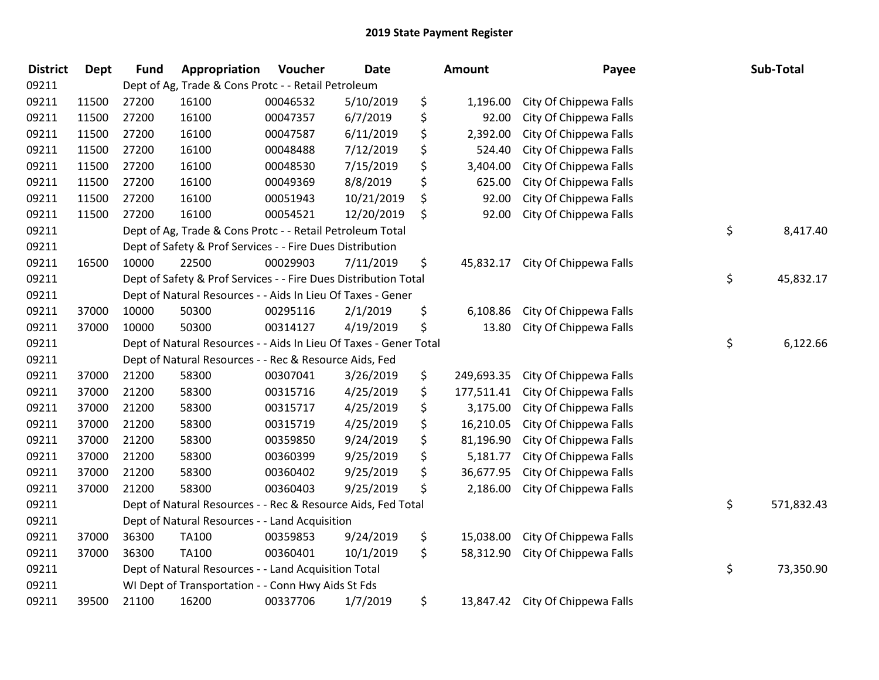# 2019 State Payment Register

| District | Dept | Fund | Appropriation | Voucher | Date | Amount | Payee | Sub-Total |
|---|---|---|---|---|---|---|---|---|
| 09211 | | Dept of Ag, Trade & Cons Protc - - Retail Petroleum | | | | | | |
| 09211 | 11500 | 27200 | 16100 | 00046532 | 5/10/2019 | $ 1,196.00 | City Of Chippewa Falls | |
| 09211 | 11500 | 27200 | 16100 | 00047357 | 6/7/2019 | $ 92.00 | City Of Chippewa Falls | |
| 09211 | 11500 | 27200 | 16100 | 00047587 | 6/11/2019 | $ 2,392.00 | City Of Chippewa Falls | |
| 09211 | 11500 | 27200 | 16100 | 00048488 | 7/12/2019 | $ 524.40 | City Of Chippewa Falls | |
| 09211 | 11500 | 27200 | 16100 | 00048530 | 7/15/2019 | $ 3,404.00 | City Of Chippewa Falls | |
| 09211 | 11500 | 27200 | 16100 | 00049369 | 8/8/2019 | $ 625.00 | City Of Chippewa Falls | |
| 09211 | 11500 | 27200 | 16100 | 00051943 | 10/21/2019 | $ 92.00 | City Of Chippewa Falls | |
| 09211 | 11500 | 27200 | 16100 | 00054521 | 12/20/2019 | $ 92.00 | City Of Chippewa Falls | |
| 09211 | | Dept of Ag, Trade & Cons Protc - - Retail Petroleum Total | | | | | | $ 8,417.40 |
| 09211 | | Dept of Safety & Prof Services - - Fire Dues Distribution | | | | | | |
| 09211 | 16500 | 10000 | 22500 | 00029903 | 7/11/2019 | $ 45,832.17 | City Of Chippewa Falls | |
| 09211 | | Dept of Safety & Prof Services - - Fire Dues Distribution Total | | | | | | $ 45,832.17 |
| 09211 | | Dept of Natural Resources - - Aids In Lieu Of Taxes - Gener | | | | | | |
| 09211 | 37000 | 10000 | 50300 | 00295116 | 2/1/2019 | $ 6,108.86 | City Of Chippewa Falls | |
| 09211 | 37000 | 10000 | 50300 | 00314127 | 4/19/2019 | $ 13.80 | City Of Chippewa Falls | |
| 09211 | | Dept of Natural Resources - - Aids In Lieu Of Taxes - Gener Total | | | | | | $ 6,122.66 |
| 09211 | | Dept of Natural Resources - - Rec & Resource Aids, Fed | | | | | | |
| 09211 | 37000 | 21200 | 58300 | 00307041 | 3/26/2019 | $ 249,693.35 | City Of Chippewa Falls | |
| 09211 | 37000 | 21200 | 58300 | 00315716 | 4/25/2019 | $ 177,511.41 | City Of Chippewa Falls | |
| 09211 | 37000 | 21200 | 58300 | 00315717 | 4/25/2019 | $ 3,175.00 | City Of Chippewa Falls | |
| 09211 | 37000 | 21200 | 58300 | 00315719 | 4/25/2019 | $ 16,210.05 | City Of Chippewa Falls | |
| 09211 | 37000 | 21200 | 58300 | 00359850 | 9/24/2019 | $ 81,196.90 | City Of Chippewa Falls | |
| 09211 | 37000 | 21200 | 58300 | 00360399 | 9/25/2019 | $ 5,181.77 | City Of Chippewa Falls | |
| 09211 | 37000 | 21200 | 58300 | 00360402 | 9/25/2019 | $ 36,677.95 | City Of Chippewa Falls | |
| 09211 | 37000 | 21200 | 58300 | 00360403 | 9/25/2019 | $ 2,186.00 | City Of Chippewa Falls | |
| 09211 | | Dept of Natural Resources - - Rec & Resource Aids, Fed Total | | | | | | $ 571,832.43 |
| 09211 | | Dept of Natural Resources - - Land Acquisition | | | | | | |
| 09211 | 37000 | 36300 | TA100 | 00359853 | 9/24/2019 | $ 15,038.00 | City Of Chippewa Falls | |
| 09211 | 37000 | 36300 | TA100 | 00360401 | 10/1/2019 | $ 58,312.90 | City Of Chippewa Falls | |
| 09211 | | Dept of Natural Resources - - Land Acquisition Total | | | | | | $ 73,350.90 |
| 09211 | | WI Dept of Transportation - - Conn Hwy Aids St Fds | | | | | | |
| 09211 | 39500 | 21100 | 16200 | 00337706 | 1/7/2019 | $ 13,847.42 | City Of Chippewa Falls | |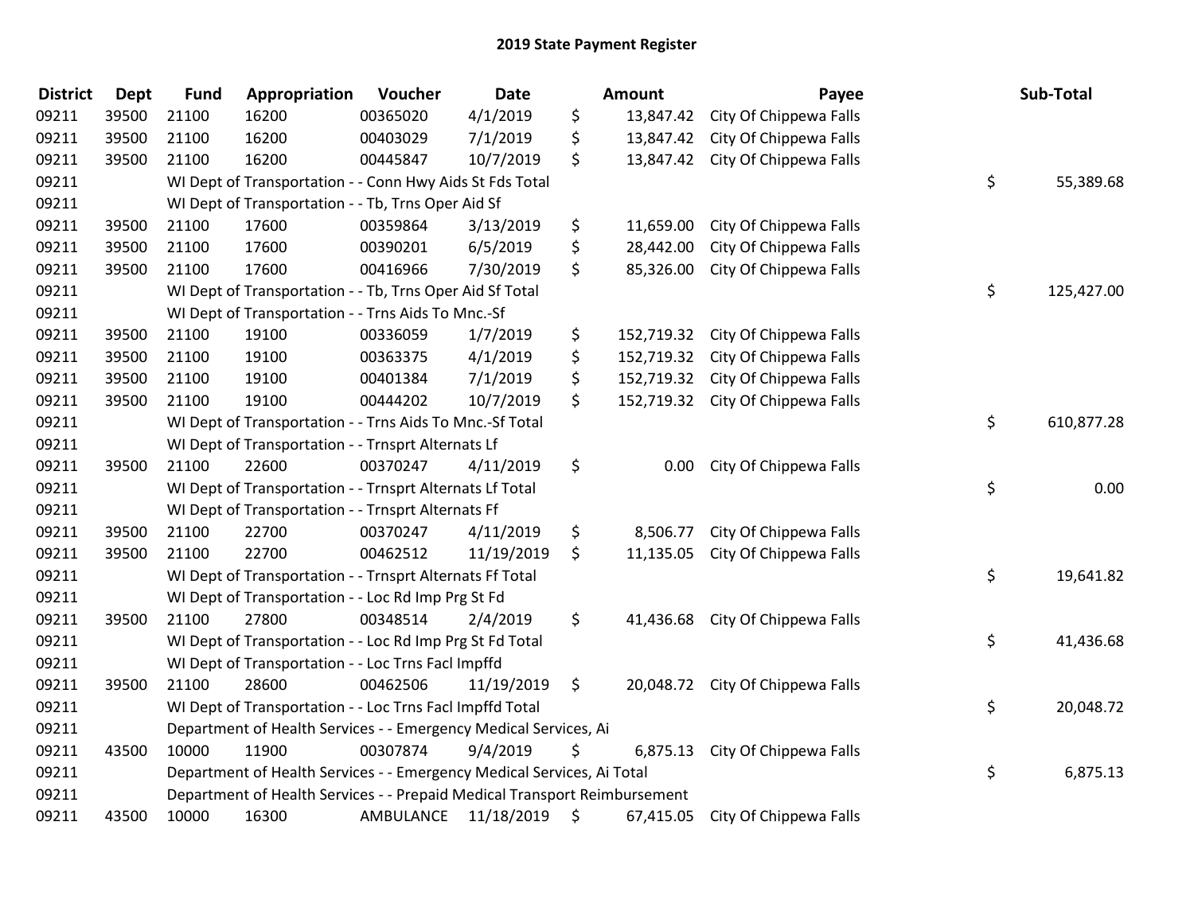# 2019 State Payment Register

| District | Dept | Fund | Appropriation | Voucher | Date | Amount | Payee | Sub-Total |
|---|---|---|---|---|---|---|---|---|
| 09211 | 39500 | 21100 | 16200 | 00365020 | 4/1/2019 | $ 13,847.42 | City Of Chippewa Falls | |
| 09211 | 39500 | 21100 | 16200 | 00403029 | 7/1/2019 | $ 13,847.42 | City Of Chippewa Falls | |
| 09211 | 39500 | 21100 | 16200 | 00445847 | 10/7/2019 | $ 13,847.42 | City Of Chippewa Falls | |
| 09211 | | WI Dept of Transportation - - Conn Hwy Aids St Fds Total | | | | | | $ 55,389.68 |
| 09211 | | WI Dept of Transportation - - Tb, Trns Oper Aid Sf | | | | | | |
| 09211 | 39500 | 21100 | 17600 | 00359864 | 3/13/2019 | $ 11,659.00 | City Of Chippewa Falls | |
| 09211 | 39500 | 21100 | 17600 | 00390201 | 6/5/2019 | $ 28,442.00 | City Of Chippewa Falls | |
| 09211 | 39500 | 21100 | 17600 | 00416966 | 7/30/2019 | $ 85,326.00 | City Of Chippewa Falls | |
| 09211 | | WI Dept of Transportation - - Tb, Trns Oper Aid Sf Total | | | | | | $ 125,427.00 |
| 09211 | | WI Dept of Transportation - - Trns Aids To Mnc.-Sf | | | | | | |
| 09211 | 39500 | 21100 | 19100 | 00336059 | 1/7/2019 | $ 152,719.32 | City Of Chippewa Falls | |
| 09211 | 39500 | 21100 | 19100 | 00363375 | 4/1/2019 | $ 152,719.32 | City Of Chippewa Falls | |
| 09211 | 39500 | 21100 | 19100 | 00401384 | 7/1/2019 | $ 152,719.32 | City Of Chippewa Falls | |
| 09211 | 39500 | 21100 | 19100 | 00444202 | 10/7/2019 | $ 152,719.32 | City Of Chippewa Falls | |
| 09211 | | WI Dept of Transportation - - Trns Aids To Mnc.-Sf Total | | | | | | $ 610,877.28 |
| 09211 | | WI Dept of Transportation - - Trnsprt Alternats Lf | | | | | | |
| 09211 | 39500 | 21100 | 22600 | 00370247 | 4/11/2019 | $ 0.00 | City Of Chippewa Falls | |
| 09211 | | WI Dept of Transportation - - Trnsprt Alternats Lf Total | | | | | | $ 0.00 |
| 09211 | | WI Dept of Transportation - - Trnsprt Alternats Ff | | | | | | |
| 09211 | 39500 | 21100 | 22700 | 00370247 | 4/11/2019 | $ 8,506.77 | City Of Chippewa Falls | |
| 09211 | 39500 | 21100 | 22700 | 00462512 | 11/19/2019 | $ 11,135.05 | City Of Chippewa Falls | |
| 09211 | | WI Dept of Transportation - - Trnsprt Alternats Ff Total | | | | | | $ 19,641.82 |
| 09211 | | WI Dept of Transportation - - Loc Rd Imp Prg St Fd | | | | | | |
| 09211 | 39500 | 21100 | 27800 | 00348514 | 2/4/2019 | $ 41,436.68 | City Of Chippewa Falls | |
| 09211 | | WI Dept of Transportation - - Loc Rd Imp Prg St Fd Total | | | | | | $ 41,436.68 |
| 09211 | | WI Dept of Transportation - - Loc Trns Facl Impffd | | | | | | |
| 09211 | 39500 | 21100 | 28600 | 00462506 | 11/19/2019 | $ 20,048.72 | City Of Chippewa Falls | |
| 09211 | | WI Dept of Transportation - - Loc Trns Facl Impffd Total | | | | | | $ 20,048.72 |
| 09211 | | Department of Health Services - - Emergency Medical Services, Ai | | | | | | |
| 09211 | 43500 | 10000 | 11900 | 00307874 | 9/4/2019 | $ 6,875.13 | City Of Chippewa Falls | |
| 09211 | | Department of Health Services - - Emergency Medical Services, Ai Total | | | | | | $ 6,875.13 |
| 09211 | | Department of Health Services - - Prepaid Medical Transport Reimbursement | | | | | | |
| 09211 | 43500 | 10000 | 16300 | AMBULANCE | 11/18/2019 | $ 67,415.05 | City Of Chippewa Falls | |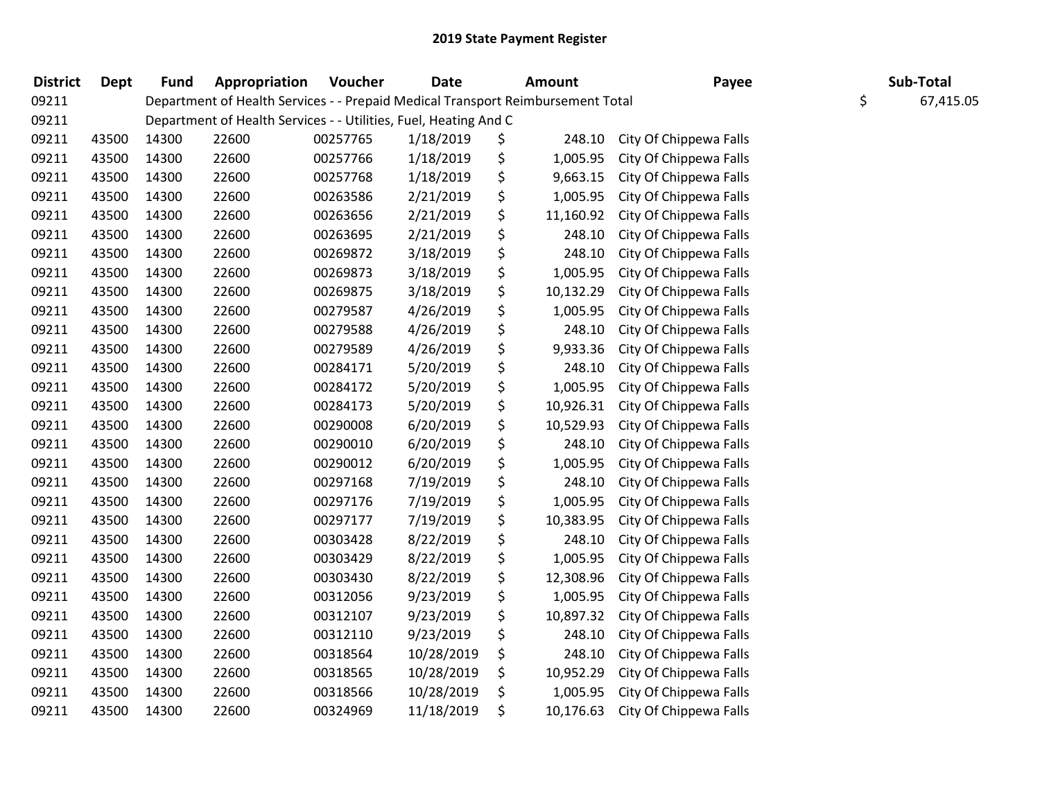# 2019 State Payment Register

| District | Dept | Fund | Appropriation | Voucher | Date | Amount | Payee | Sub-Total |
|---|---|---|---|---|---|---|---|---|
| 09211 | | Department of Health Services - - Prepaid Medical Transport Reimbursement Total | | | | | | $ 67,415.05 |
| 09211 | | Department of Health Services - - Utilities, Fuel, Heating And C | | | | | | |
| 09211 | 43500 | 14300 | 22600 | 00257765 | 1/18/2019 | $ 248.10 | City Of Chippewa Falls | |
| 09211 | 43500 | 14300 | 22600 | 00257766 | 1/18/2019 | $ 1,005.95 | City Of Chippewa Falls | |
| 09211 | 43500 | 14300 | 22600 | 00257768 | 1/18/2019 | $ 9,663.15 | City Of Chippewa Falls | |
| 09211 | 43500 | 14300 | 22600 | 00263586 | 2/21/2019 | $ 1,005.95 | City Of Chippewa Falls | |
| 09211 | 43500 | 14300 | 22600 | 00263656 | 2/21/2019 | $ 11,160.92 | City Of Chippewa Falls | |
| 09211 | 43500 | 14300 | 22600 | 00263695 | 2/21/2019 | $ 248.10 | City Of Chippewa Falls | |
| 09211 | 43500 | 14300 | 22600 | 00269872 | 3/18/2019 | $ 248.10 | City Of Chippewa Falls | |
| 09211 | 43500 | 14300 | 22600 | 00269873 | 3/18/2019 | $ 1,005.95 | City Of Chippewa Falls | |
| 09211 | 43500 | 14300 | 22600 | 00269875 | 3/18/2019 | $ 10,132.29 | City Of Chippewa Falls | |
| 09211 | 43500 | 14300 | 22600 | 00279587 | 4/26/2019 | $ 1,005.95 | City Of Chippewa Falls | |
| 09211 | 43500 | 14300 | 22600 | 00279588 | 4/26/2019 | $ 248.10 | City Of Chippewa Falls | |
| 09211 | 43500 | 14300 | 22600 | 00279589 | 4/26/2019 | $ 9,933.36 | City Of Chippewa Falls | |
| 09211 | 43500 | 14300 | 22600 | 00284171 | 5/20/2019 | $ 248.10 | City Of Chippewa Falls | |
| 09211 | 43500 | 14300 | 22600 | 00284172 | 5/20/2019 | $ 1,005.95 | City Of Chippewa Falls | |
| 09211 | 43500 | 14300 | 22600 | 00284173 | 5/20/2019 | $ 10,926.31 | City Of Chippewa Falls | |
| 09211 | 43500 | 14300 | 22600 | 00290008 | 6/20/2019 | $ 10,529.93 | City Of Chippewa Falls | |
| 09211 | 43500 | 14300 | 22600 | 00290010 | 6/20/2019 | $ 248.10 | City Of Chippewa Falls | |
| 09211 | 43500 | 14300 | 22600 | 00290012 | 6/20/2019 | $ 1,005.95 | City Of Chippewa Falls | |
| 09211 | 43500 | 14300 | 22600 | 00297168 | 7/19/2019 | $ 248.10 | City Of Chippewa Falls | |
| 09211 | 43500 | 14300 | 22600 | 00297176 | 7/19/2019 | $ 1,005.95 | City Of Chippewa Falls | |
| 09211 | 43500 | 14300 | 22600 | 00297177 | 7/19/2019 | $ 10,383.95 | City Of Chippewa Falls | |
| 09211 | 43500 | 14300 | 22600 | 00303428 | 8/22/2019 | $ 248.10 | City Of Chippewa Falls | |
| 09211 | 43500 | 14300 | 22600 | 00303429 | 8/22/2019 | $ 1,005.95 | City Of Chippewa Falls | |
| 09211 | 43500 | 14300 | 22600 | 00303430 | 8/22/2019 | $ 12,308.96 | City Of Chippewa Falls | |
| 09211 | 43500 | 14300 | 22600 | 00312056 | 9/23/2019 | $ 1,005.95 | City Of Chippewa Falls | |
| 09211 | 43500 | 14300 | 22600 | 00312107 | 9/23/2019 | $ 10,897.32 | City Of Chippewa Falls | |
| 09211 | 43500 | 14300 | 22600 | 00312110 | 9/23/2019 | $ 248.10 | City Of Chippewa Falls | |
| 09211 | 43500 | 14300 | 22600 | 00318564 | 10/28/2019 | $ 248.10 | City Of Chippewa Falls | |
| 09211 | 43500 | 14300 | 22600 | 00318565 | 10/28/2019 | $ 10,952.29 | City Of Chippewa Falls | |
| 09211 | 43500 | 14300 | 22600 | 00318566 | 10/28/2019 | $ 1,005.95 | City Of Chippewa Falls | |
| 09211 | 43500 | 14300 | 22600 | 00324969 | 11/18/2019 | $ 10,176.63 | City Of Chippewa Falls | |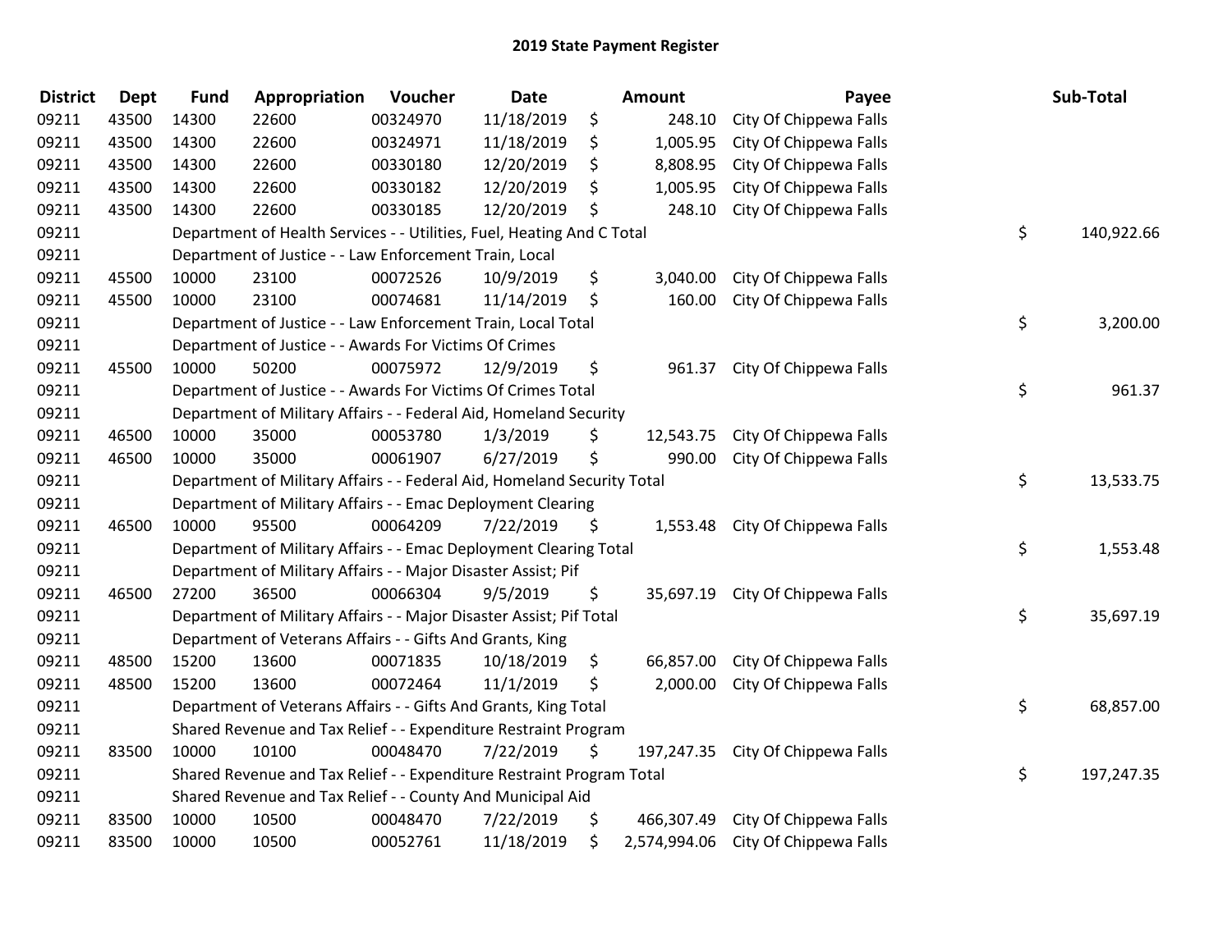# 2019 State Payment Register

| District | Dept | Fund | Appropriation | Voucher | Date | | Amount | Payee | | Sub-Total |
|---|---|---|---|---|---|---|---|---|---|---|
| 09211 | 43500 | 14300 | 22600 | 00324970 | 11/18/2019 | $ | 248.10 | City Of Chippewa Falls | | |
| 09211 | 43500 | 14300 | 22600 | 00324971 | 11/18/2019 | $ | 1,005.95 | City Of Chippewa Falls | | |
| 09211 | 43500 | 14300 | 22600 | 00330180 | 12/20/2019 | $ | 8,808.95 | City Of Chippewa Falls | | |
| 09211 | 43500 | 14300 | 22600 | 00330182 | 12/20/2019 | $ | 1,005.95 | City Of Chippewa Falls | | |
| 09211 | 43500 | 14300 | 22600 | 00330185 | 12/20/2019 | $ | 248.10 | City Of Chippewa Falls | | |
| 09211 | | Department of Health Services - - Utilities, Fuel, Heating And C Total | | | | | | | $ | 140,922.66 |
| 09211 | | Department of Justice - - Law Enforcement Train, Local | | | | | | | | |
| 09211 | 45500 | 10000 | 23100 | 00072526 | 10/9/2019 | $ | 3,040.00 | City Of Chippewa Falls | | |
| 09211 | 45500 | 10000 | 23100 | 00074681 | 11/14/2019 | $ | 160.00 | City Of Chippewa Falls | | |
| 09211 | | Department of Justice - - Law Enforcement Train, Local Total | | | | | | | $ | 3,200.00 |
| 09211 | | Department of Justice - - Awards For Victims Of Crimes | | | | | | | | |
| 09211 | 45500 | 10000 | 50200 | 00075972 | 12/9/2019 | $ | 961.37 | City Of Chippewa Falls | | |
| 09211 | | Department of Justice - - Awards For Victims Of Crimes Total | | | | | | | $ | 961.37 |
| 09211 | | Department of Military Affairs - - Federal Aid, Homeland Security | | | | | | | | |
| 09211 | 46500 | 10000 | 35000 | 00053780 | 1/3/2019 | $ | 12,543.75 | City Of Chippewa Falls | | |
| 09211 | 46500 | 10000 | 35000 | 00061907 | 6/27/2019 | $ | 990.00 | City Of Chippewa Falls | | |
| 09211 | | Department of Military Affairs - - Federal Aid, Homeland Security Total | | | | | | | $ | 13,533.75 |
| 09211 | | Department of Military Affairs - - Emac Deployment Clearing | | | | | | | | |
| 09211 | 46500 | 10000 | 95500 | 00064209 | 7/22/2019 | $ | 1,553.48 | City Of Chippewa Falls | | |
| 09211 | | Department of Military Affairs - - Emac Deployment Clearing Total | | | | | | | $ | 1,553.48 |
| 09211 | | Department of Military Affairs - - Major Disaster Assist; Pif | | | | | | | | |
| 09211 | 46500 | 27200 | 36500 | 00066304 | 9/5/2019 | $ | 35,697.19 | City Of Chippewa Falls | | |
| 09211 | | Department of Military Affairs - - Major Disaster Assist; Pif Total | | | | | | | $ | 35,697.19 |
| 09211 | | Department of Veterans Affairs - - Gifts And Grants, King | | | | | | | | |
| 09211 | 48500 | 15200 | 13600 | 00071835 | 10/18/2019 | $ | 66,857.00 | City Of Chippewa Falls | | |
| 09211 | 48500 | 15200 | 13600 | 00072464 | 11/1/2019 | $ | 2,000.00 | City Of Chippewa Falls | | |
| 09211 | | Department of Veterans Affairs - - Gifts And Grants, King Total | | | | | | | $ | 68,857.00 |
| 09211 | | Shared Revenue and Tax Relief - - Expenditure Restraint Program | | | | | | | | |
| 09211 | 83500 | 10000 | 10100 | 00048470 | 7/22/2019 | $ | 197,247.35 | City Of Chippewa Falls | | |
| 09211 | | Shared Revenue and Tax Relief - - Expenditure Restraint Program Total | | | | | | | $ | 197,247.35 |
| 09211 | | Shared Revenue and Tax Relief - - County And Municipal Aid | | | | | | | | |
| 09211 | 83500 | 10000 | 10500 | 00048470 | 7/22/2019 | $ | 466,307.49 | City Of Chippewa Falls | | |
| 09211 | 83500 | 10000 | 10500 | 00052761 | 11/18/2019 | $ | 2,574,994.06 | City Of Chippewa Falls | | |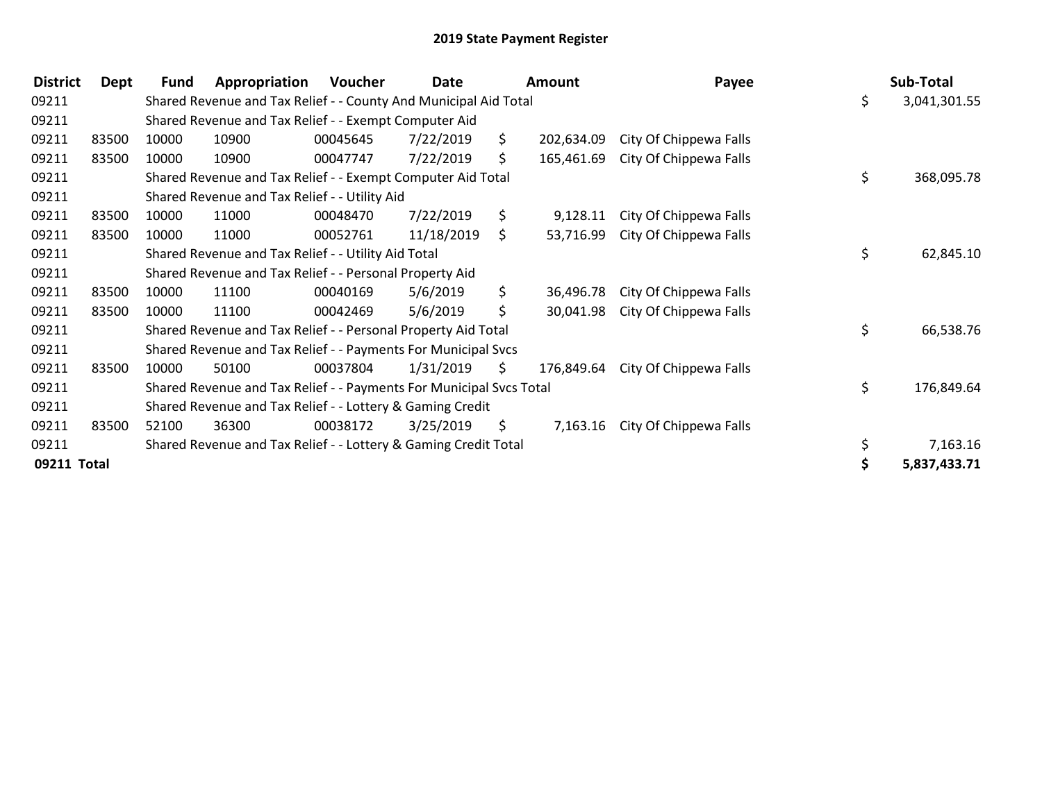# 2019 State Payment Register

| District | Dept | Fund | Appropriation | Voucher | Date | Amount | Payee | Sub-Total |
|---|---|---|---|---|---|---|---|---|
| 09211 | | Shared Revenue and Tax Relief - - County And Municipal Aid Total | | | | | | $ 3,041,301.55 |
| 09211 | | Shared Revenue and Tax Relief - - Exempt Computer Aid | | | | | | |
| 09211 | 83500 | 10000 | 10900 | 00045645 | 7/22/2019 | $ 202,634.09 | City Of Chippewa Falls | |
| 09211 | 83500 | 10000 | 10900 | 00047747 | 7/22/2019 | $ 165,461.69 | City Of Chippewa Falls | |
| 09211 | | Shared Revenue and Tax Relief - - Exempt Computer Aid Total | | | | | | $ 368,095.78 |
| 09211 | | Shared Revenue and Tax Relief - - Utility Aid | | | | | | |
| 09211 | 83500 | 10000 | 11000 | 00048470 | 7/22/2019 | $ 9,128.11 | City Of Chippewa Falls | |
| 09211 | 83500 | 10000 | 11000 | 00052761 | 11/18/2019 | $ 53,716.99 | City Of Chippewa Falls | |
| 09211 | | Shared Revenue and Tax Relief - - Utility Aid Total | | | | | | $ 62,845.10 |
| 09211 | | Shared Revenue and Tax Relief - - Personal Property Aid | | | | | | |
| 09211 | 83500 | 10000 | 11100 | 00040169 | 5/6/2019 | $ 36,496.78 | City Of Chippewa Falls | |
| 09211 | 83500 | 10000 | 11100 | 00042469 | 5/6/2019 | $ 30,041.98 | City Of Chippewa Falls | |
| 09211 | | Shared Revenue and Tax Relief - - Personal Property Aid Total | | | | | | $ 66,538.76 |
| 09211 | | Shared Revenue and Tax Relief - - Payments For Municipal Svcs | | | | | | |
| 09211 | 83500 | 10000 | 50100 | 00037804 | 1/31/2019 | $ 176,849.64 | City Of Chippewa Falls | |
| 09211 | | Shared Revenue and Tax Relief - - Payments For Municipal Svcs Total | | | | | | $ 176,849.64 |
| 09211 | | Shared Revenue and Tax Relief - - Lottery & Gaming Credit | | | | | | |
| 09211 | 83500 | 52100 | 36300 | 00038172 | 3/25/2019 | $ 7,163.16 | City Of Chippewa Falls | |
| 09211 | | Shared Revenue and Tax Relief - - Lottery & Gaming Credit Total | | | | | | $ 7,163.16 |
| **09211 Total** | | | | | | | | **$ 5,837,433.71** |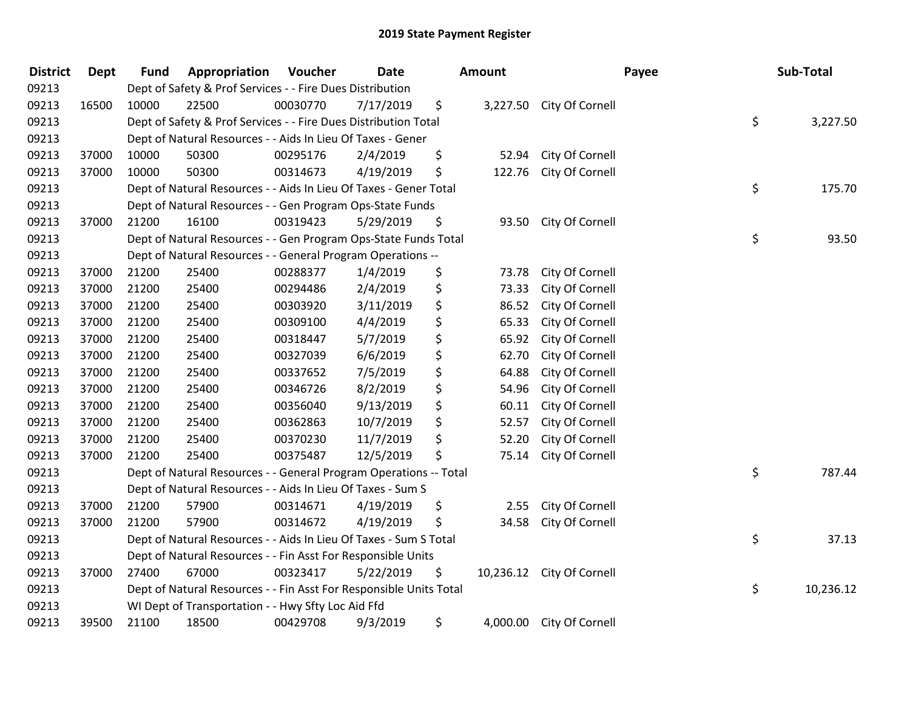# 2019 State Payment Register

| District | Dept | Fund | Appropriation | Voucher | Date | Amount | Payee | Sub-Total |
|---|---|---|---|---|---|---|---|---|
| 09213 | | Dept of Safety & Prof Services - - Fire Dues Distribution | | | | | | |
| 09213 | 16500 | 10000 | 22500 | 00030770 | 7/17/2019 | $ 3,227.50 | City Of Cornell | |
| 09213 | | Dept of Safety & Prof Services - - Fire Dues Distribution Total | | | | | | $ 3,227.50 |
| 09213 | | Dept of Natural Resources - - Aids In Lieu Of Taxes - Gener | | | | | | |
| 09213 | 37000 | 10000 | 50300 | 00295176 | 2/4/2019 | $ 52.94 | City Of Cornell | |
| 09213 | 37000 | 10000 | 50300 | 00314673 | 4/19/2019 | $ 122.76 | City Of Cornell | |
| 09213 | | Dept of Natural Resources - - Aids In Lieu Of Taxes - Gener Total | | | | | | $ 175.70 |
| 09213 | | Dept of Natural Resources - - Gen Program Ops-State Funds | | | | | | |
| 09213 | 37000 | 21200 | 16100 | 00319423 | 5/29/2019 | $ 93.50 | City Of Cornell | |
| 09213 | | Dept of Natural Resources - - Gen Program Ops-State Funds Total | | | | | | $ 93.50 |
| 09213 | | Dept of Natural Resources - - General Program Operations -- | | | | | | |
| 09213 | 37000 | 21200 | 25400 | 00288377 | 1/4/2019 | $ 73.78 | City Of Cornell | |
| 09213 | 37000 | 21200 | 25400 | 00294486 | 2/4/2019 | $ 73.33 | City Of Cornell | |
| 09213 | 37000 | 21200 | 25400 | 00303920 | 3/11/2019 | $ 86.52 | City Of Cornell | |
| 09213 | 37000 | 21200 | 25400 | 00309100 | 4/4/2019 | $ 65.33 | City Of Cornell | |
| 09213 | 37000 | 21200 | 25400 | 00318447 | 5/7/2019 | $ 65.92 | City Of Cornell | |
| 09213 | 37000 | 21200 | 25400 | 00327039 | 6/6/2019 | $ 62.70 | City Of Cornell | |
| 09213 | 37000 | 21200 | 25400 | 00337652 | 7/5/2019 | $ 64.88 | City Of Cornell | |
| 09213 | 37000 | 21200 | 25400 | 00346726 | 8/2/2019 | $ 54.96 | City Of Cornell | |
| 09213 | 37000 | 21200 | 25400 | 00356040 | 9/13/2019 | $ 60.11 | City Of Cornell | |
| 09213 | 37000 | 21200 | 25400 | 00362863 | 10/7/2019 | $ 52.57 | City Of Cornell | |
| 09213 | 37000 | 21200 | 25400 | 00370230 | 11/7/2019 | $ 52.20 | City Of Cornell | |
| 09213 | 37000 | 21200 | 25400 | 00375487 | 12/5/2019 | $ 75.14 | City Of Cornell | |
| 09213 | | Dept of Natural Resources - - General Program Operations -- Total | | | | | | $ 787.44 |
| 09213 | | Dept of Natural Resources - - Aids In Lieu Of Taxes - Sum S | | | | | | |
| 09213 | 37000 | 21200 | 57900 | 00314671 | 4/19/2019 | $ 2.55 | City Of Cornell | |
| 09213 | 37000 | 21200 | 57900 | 00314672 | 4/19/2019 | $ 34.58 | City Of Cornell | |
| 09213 | | Dept of Natural Resources - - Aids In Lieu Of Taxes - Sum S Total | | | | | | $ 37.13 |
| 09213 | | Dept of Natural Resources - - Fin Asst For Responsible Units | | | | | | |
| 09213 | 37000 | 27400 | 67000 | 00323417 | 5/22/2019 | $ 10,236.12 | City Of Cornell | |
| 09213 | | Dept of Natural Resources - - Fin Asst For Responsible Units Total | | | | | | $ 10,236.12 |
| 09213 | | WI Dept of Transportation - - Hwy Sfty Loc Aid Ffd | | | | | | |
| 09213 | 39500 | 21100 | 18500 | 00429708 | 9/3/2019 | $ 4,000.00 | City Of Cornell | |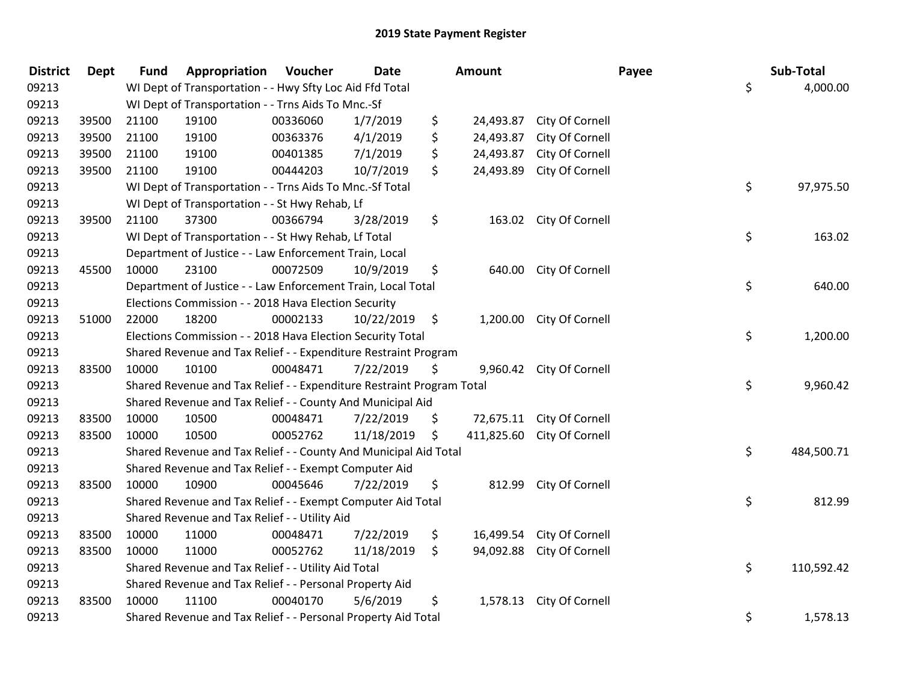# 2019 State Payment Register

| District | Dept | Fund | Appropriation | Voucher | Date | Amount | Payee | Sub-Total |
|---|---|---|---|---|---|---|---|---|
| 09213 | | WI Dept of Transportation - - Hwy Sfty Loc Aid Ffd Total | | | | | | $ 4,000.00 |
| 09213 | | WI Dept of Transportation - - Trns Aids To Mnc.-Sf | | | | | | |
| 09213 | 39500 | 21100 | 19100 | 00336060 | 1/7/2019 | $ 24,493.87 | City Of Cornell | |
| 09213 | 39500 | 21100 | 19100 | 00363376 | 4/1/2019 | $ 24,493.87 | City Of Cornell | |
| 09213 | 39500 | 21100 | 19100 | 00401385 | 7/1/2019 | $ 24,493.87 | City Of Cornell | |
| 09213 | 39500 | 21100 | 19100 | 00444203 | 10/7/2019 | $ 24,493.89 | City Of Cornell | |
| 09213 | | WI Dept of Transportation - - Trns Aids To Mnc.-Sf Total | | | | | | $ 97,975.50 |
| 09213 | | WI Dept of Transportation - - St Hwy Rehab, Lf | | | | | | |
| 09213 | 39500 | 21100 | 37300 | 00366794 | 3/28/2019 | $ 163.02 | City Of Cornell | |
| 09213 | | WI Dept of Transportation - - St Hwy Rehab, Lf Total | | | | | | $ 163.02 |
| 09213 | | Department of Justice - - Law Enforcement Train, Local | | | | | | |
| 09213 | 45500 | 10000 | 23100 | 00072509 | 10/9/2019 | $ 640.00 | City Of Cornell | |
| 09213 | | Department of Justice - - Law Enforcement Train, Local Total | | | | | | $ 640.00 |
| 09213 | | Elections Commission - - 2018 Hava Election Security | | | | | | |
| 09213 | 51000 | 22000 | 18200 | 00002133 | 10/22/2019 | $ 1,200.00 | City Of Cornell | |
| 09213 | | Elections Commission - - 2018 Hava Election Security Total | | | | | | $ 1,200.00 |
| 09213 | | Shared Revenue and Tax Relief - - Expenditure Restraint Program | | | | | | |
| 09213 | 83500 | 10000 | 10100 | 00048471 | 7/22/2019 | $ 9,960.42 | City Of Cornell | |
| 09213 | | Shared Revenue and Tax Relief - - Expenditure Restraint Program Total | | | | | | $ 9,960.42 |
| 09213 | | Shared Revenue and Tax Relief - - County And Municipal Aid | | | | | | |
| 09213 | 83500 | 10000 | 10500 | 00048471 | 7/22/2019 | $ 72,675.11 | City Of Cornell | |
| 09213 | 83500 | 10000 | 10500 | 00052762 | 11/18/2019 | $ 411,825.60 | City Of Cornell | |
| 09213 | | Shared Revenue and Tax Relief - - County And Municipal Aid Total | | | | | | $ 484,500.71 |
| 09213 | | Shared Revenue and Tax Relief - - Exempt Computer Aid | | | | | | |
| 09213 | 83500 | 10000 | 10900 | 00045646 | 7/22/2019 | $ 812.99 | City Of Cornell | |
| 09213 | | Shared Revenue and Tax Relief - - Exempt Computer Aid Total | | | | | | $ 812.99 |
| 09213 | | Shared Revenue and Tax Relief - - Utility Aid | | | | | | |
| 09213 | 83500 | 10000 | 11000 | 00048471 | 7/22/2019 | $ 16,499.54 | City Of Cornell | |
| 09213 | 83500 | 10000 | 11000 | 00052762 | 11/18/2019 | $ 94,092.88 | City Of Cornell | |
| 09213 | | Shared Revenue and Tax Relief - - Utility Aid Total | | | | | | $ 110,592.42 |
| 09213 | | Shared Revenue and Tax Relief - - Personal Property Aid | | | | | | |
| 09213 | 83500 | 10000 | 11100 | 00040170 | 5/6/2019 | $ 1,578.13 | City Of Cornell | |
| 09213 | | Shared Revenue and Tax Relief - - Personal Property Aid Total | | | | | | $ 1,578.13 |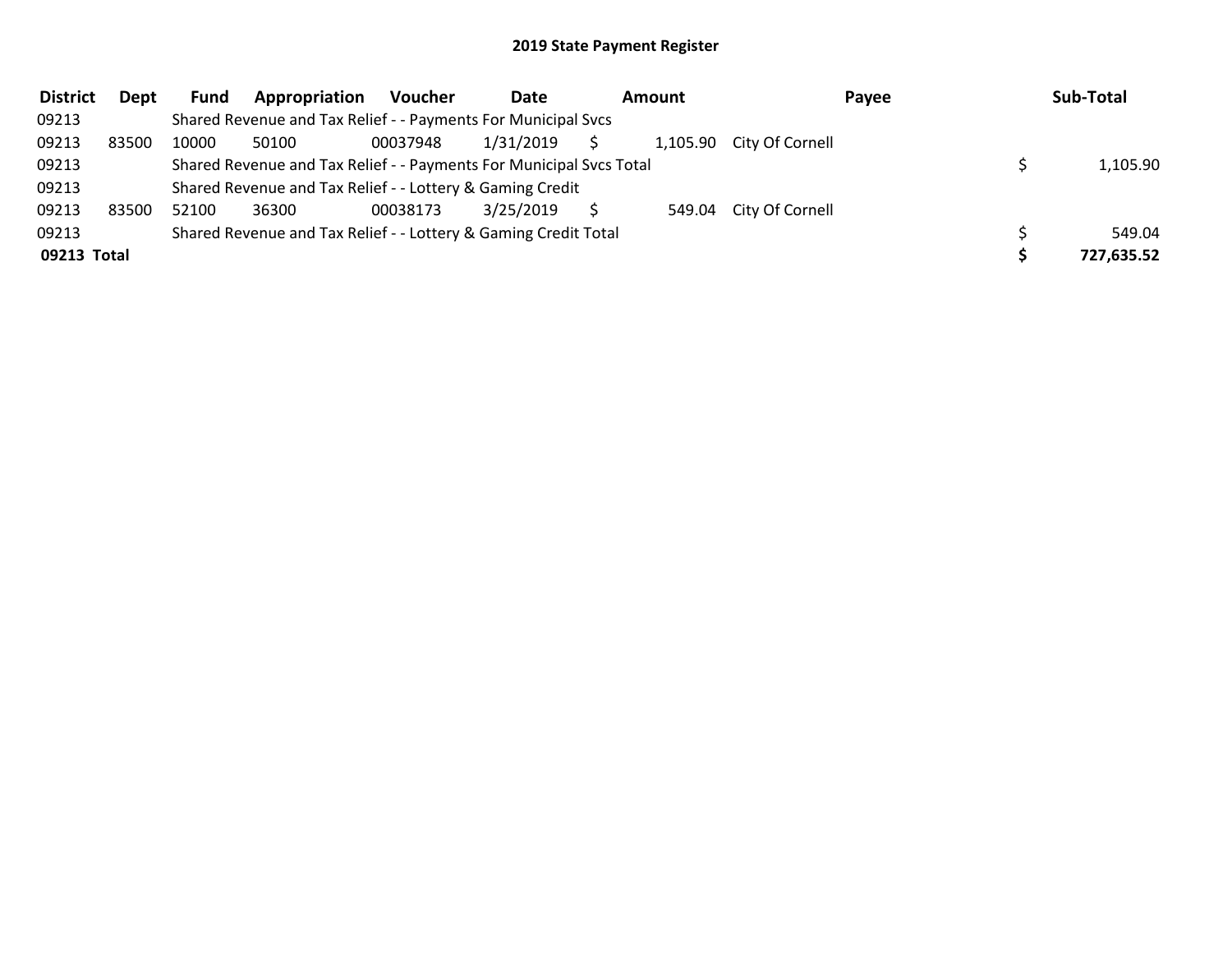# 2019 State Payment Register

| District | Dept | Fund | Appropriation | Voucher | Date | Amount | Payee | Sub-Total |
|---|---|---|---|---|---|---|---|---|
| 09213 | | Shared Revenue and Tax Relief - - Payments For Municipal Svcs | | | | | | |
| 09213 | 83500 | 10000 | 50100 | 00037948 | 1/31/2019 | $ 1,105.90 | City Of Cornell | |
| 09213 | | Shared Revenue and Tax Relief - - Payments For Municipal Svcs Total | | | | | | $ 1,105.90 |
| 09213 | | Shared Revenue and Tax Relief - - Lottery & Gaming Credit | | | | | | |
| 09213 | 83500 | 52100 | 36300 | 00038173 | 3/25/2019 | $ 549.04 | City Of Cornell | |
| 09213 | | Shared Revenue and Tax Relief - - Lottery & Gaming Credit Total | | | | | | $ 549.04 |
| **09213 Total** | | | | | | | | **$ 727,635.52** |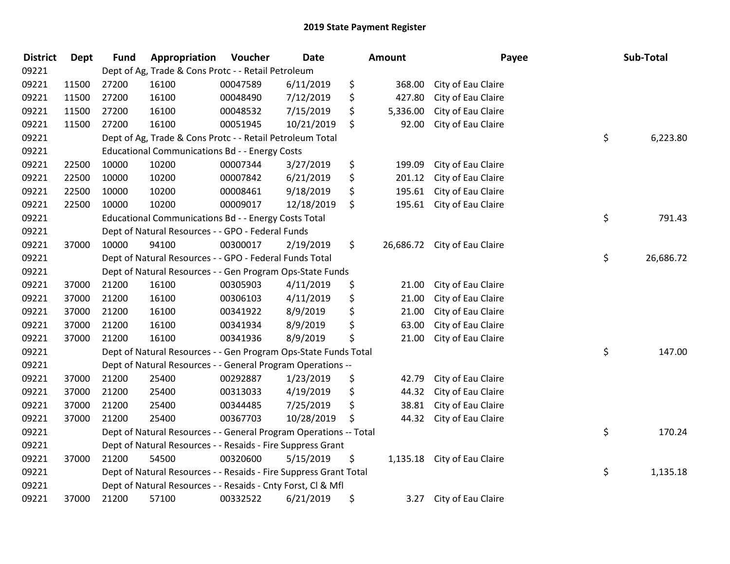# 2019 State Payment Register

| District | Dept | Fund | Appropriation | Voucher | Date | Amount | Payee | Sub-Total |
|---|---|---|---|---|---|---|---|---|
| 09221 | | Dept of Ag, Trade & Cons Protc - - Retail Petroleum | | | | | | |
| 09221 | 11500 | 27200 | 16100 | 00047589 | 6/11/2019 | $ 368.00 | City of Eau Claire | |
| 09221 | 11500 | 27200 | 16100 | 00048490 | 7/12/2019 | $ 427.80 | City of Eau Claire | |
| 09221 | 11500 | 27200 | 16100 | 00048532 | 7/15/2019 | $ 5,336.00 | City of Eau Claire | |
| 09221 | 11500 | 27200 | 16100 | 00051945 | 10/21/2019 | $ 92.00 | City of Eau Claire | |
| 09221 | | Dept of Ag, Trade & Cons Protc - - Retail Petroleum Total | | | | | | $ 6,223.80 |
| 09221 | | Educational Communications Bd - - Energy Costs | | | | | | |
| 09221 | 22500 | 10000 | 10200 | 00007344 | 3/27/2019 | $ 199.09 | City of Eau Claire | |
| 09221 | 22500 | 10000 | 10200 | 00007842 | 6/21/2019 | $ 201.12 | City of Eau Claire | |
| 09221 | 22500 | 10000 | 10200 | 00008461 | 9/18/2019 | $ 195.61 | City of Eau Claire | |
| 09221 | 22500 | 10000 | 10200 | 00009017 | 12/18/2019 | $ 195.61 | City of Eau Claire | |
| 09221 | | Educational Communications Bd - - Energy Costs Total | | | | | | $ 791.43 |
| 09221 | | Dept of Natural Resources - - GPO - Federal Funds | | | | | | |
| 09221 | 37000 | 10000 | 94100 | 00300017 | 2/19/2019 | $ 26,686.72 | City of Eau Claire | |
| 09221 | | Dept of Natural Resources - - GPO - Federal Funds Total | | | | | | $ 26,686.72 |
| 09221 | | Dept of Natural Resources - - Gen Program Ops-State Funds | | | | | | |
| 09221 | 37000 | 21200 | 16100 | 00305903 | 4/11/2019 | $ 21.00 | City of Eau Claire | |
| 09221 | 37000 | 21200 | 16100 | 00306103 | 4/11/2019 | $ 21.00 | City of Eau Claire | |
| 09221 | 37000 | 21200 | 16100 | 00341922 | 8/9/2019 | $ 21.00 | City of Eau Claire | |
| 09221 | 37000 | 21200 | 16100 | 00341934 | 8/9/2019 | $ 63.00 | City of Eau Claire | |
| 09221 | 37000 | 21200 | 16100 | 00341936 | 8/9/2019 | $ 21.00 | City of Eau Claire | |
| 09221 | | Dept of Natural Resources - - Gen Program Ops-State Funds Total | | | | | | $ 147.00 |
| 09221 | | Dept of Natural Resources - - General Program Operations -- | | | | | | |
| 09221 | 37000 | 21200 | 25400 | 00292887 | 1/23/2019 | $ 42.79 | City of Eau Claire | |
| 09221 | 37000 | 21200 | 25400 | 00313033 | 4/19/2019 | $ 44.32 | City of Eau Claire | |
| 09221 | 37000 | 21200 | 25400 | 00344485 | 7/25/2019 | $ 38.81 | City of Eau Claire | |
| 09221 | 37000 | 21200 | 25400 | 00367703 | 10/28/2019 | $ 44.32 | City of Eau Claire | |
| 09221 | | Dept of Natural Resources - - General Program Operations -- Total | | | | | | $ 170.24 |
| 09221 | | Dept of Natural Resources - - Resaids - Fire Suppress Grant | | | | | | |
| 09221 | 37000 | 21200 | 54500 | 00320600 | 5/15/2019 | $ 1,135.18 | City of Eau Claire | |
| 09221 | | Dept of Natural Resources - - Resaids - Fire Suppress Grant Total | | | | | | $ 1,135.18 |
| 09221 | | Dept of Natural Resources - - Resaids - Cnty Forst, Cl & Mfl | | | | | | |
| 09221 | 37000 | 21200 | 57100 | 00332522 | 6/21/2019 | $ 3.27 | City of Eau Claire | |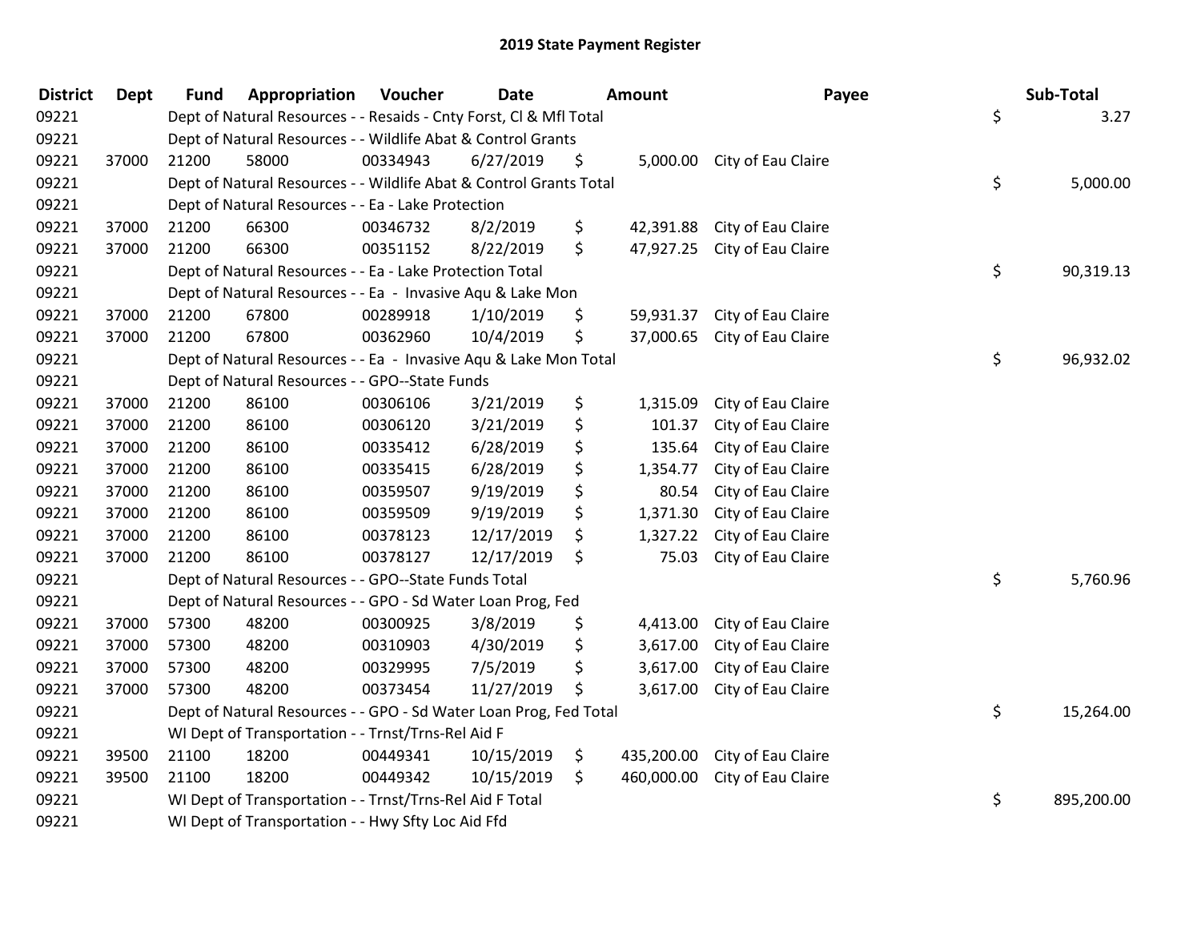# 2019 State Payment Register

| District | Dept | Fund | Appropriation | Voucher | Date | Amount | Payee | Sub-Total |
|---|---|---|---|---|---|---|---|---|
| 09221 | | | Dept of Natural Resources - - Resaids - Cnty Forst, Cl & Mfl Total | | | | | $ 3.27 |
| 09221 | | | Dept of Natural Resources - - Wildlife Abat & Control Grants | | | | | |
| 09221 | 37000 | 21200 | 58000 | 00334943 | 6/27/2019 | $ 5,000.00 | City of Eau Claire | |
| 09221 | | | Dept of Natural Resources - - Wildlife Abat & Control Grants Total | | | | | $ 5,000.00 |
| 09221 | | | Dept of Natural Resources - - Ea - Lake Protection | | | | | |
| 09221 | 37000 | 21200 | 66300 | 00346732 | 8/2/2019 | $ 42,391.88 | City of Eau Claire | |
| 09221 | 37000 | 21200 | 66300 | 00351152 | 8/22/2019 | $ 47,927.25 | City of Eau Claire | |
| 09221 | | | Dept of Natural Resources - - Ea - Lake Protection Total | | | | | $ 90,319.13 |
| 09221 | | | Dept of Natural Resources - - Ea - Invasive Aqu & Lake Mon | | | | | |
| 09221 | 37000 | 21200 | 67800 | 00289918 | 1/10/2019 | $ 59,931.37 | City of Eau Claire | |
| 09221 | 37000 | 21200 | 67800 | 00362960 | 10/4/2019 | $ 37,000.65 | City of Eau Claire | |
| 09221 | | | Dept of Natural Resources - - Ea - Invasive Aqu & Lake Mon Total | | | | | $ 96,932.02 |
| 09221 | | | Dept of Natural Resources - - GPO--State Funds | | | | | |
| 09221 | 37000 | 21200 | 86100 | 00306106 | 3/21/2019 | $ 1,315.09 | City of Eau Claire | |
| 09221 | 37000 | 21200 | 86100 | 00306120 | 3/21/2019 | $ 101.37 | City of Eau Claire | |
| 09221 | 37000 | 21200 | 86100 | 00335412 | 6/28/2019 | $ 135.64 | City of Eau Claire | |
| 09221 | 37000 | 21200 | 86100 | 00335415 | 6/28/2019 | $ 1,354.77 | City of Eau Claire | |
| 09221 | 37000 | 21200 | 86100 | 00359507 | 9/19/2019 | $ 80.54 | City of Eau Claire | |
| 09221 | 37000 | 21200 | 86100 | 00359509 | 9/19/2019 | $ 1,371.30 | City of Eau Claire | |
| 09221 | 37000 | 21200 | 86100 | 00378123 | 12/17/2019 | $ 1,327.22 | City of Eau Claire | |
| 09221 | 37000 | 21200 | 86100 | 00378127 | 12/17/2019 | $ 75.03 | City of Eau Claire | |
| 09221 | | | Dept of Natural Resources - - GPO--State Funds Total | | | | | $ 5,760.96 |
| 09221 | | | Dept of Natural Resources - - GPO - Sd Water Loan Prog, Fed | | | | | |
| 09221 | 37000 | 57300 | 48200 | 00300925 | 3/8/2019 | $ 4,413.00 | City of Eau Claire | |
| 09221 | 37000 | 57300 | 48200 | 00310903 | 4/30/2019 | $ 3,617.00 | City of Eau Claire | |
| 09221 | 37000 | 57300 | 48200 | 00329995 | 7/5/2019 | $ 3,617.00 | City of Eau Claire | |
| 09221 | 37000 | 57300 | 48200 | 00373454 | 11/27/2019 | $ 3,617.00 | City of Eau Claire | |
| 09221 | | | Dept of Natural Resources - - GPO - Sd Water Loan Prog, Fed Total | | | | | $ 15,264.00 |
| 09221 | | | WI Dept of Transportation - - Trnst/Trns-Rel Aid F | | | | | |
| 09221 | 39500 | 21100 | 18200 | 00449341 | 10/15/2019 | $ 435,200.00 | City of Eau Claire | |
| 09221 | 39500 | 21100 | 18200 | 00449342 | 10/15/2019 | $ 460,000.00 | City of Eau Claire | |
| 09221 | | | WI Dept of Transportation - - Trnst/Trns-Rel Aid F Total | | | | | $ 895,200.00 |
| 09221 | | | WI Dept of Transportation - - Hwy Sfty Loc Aid Ffd | | | | | |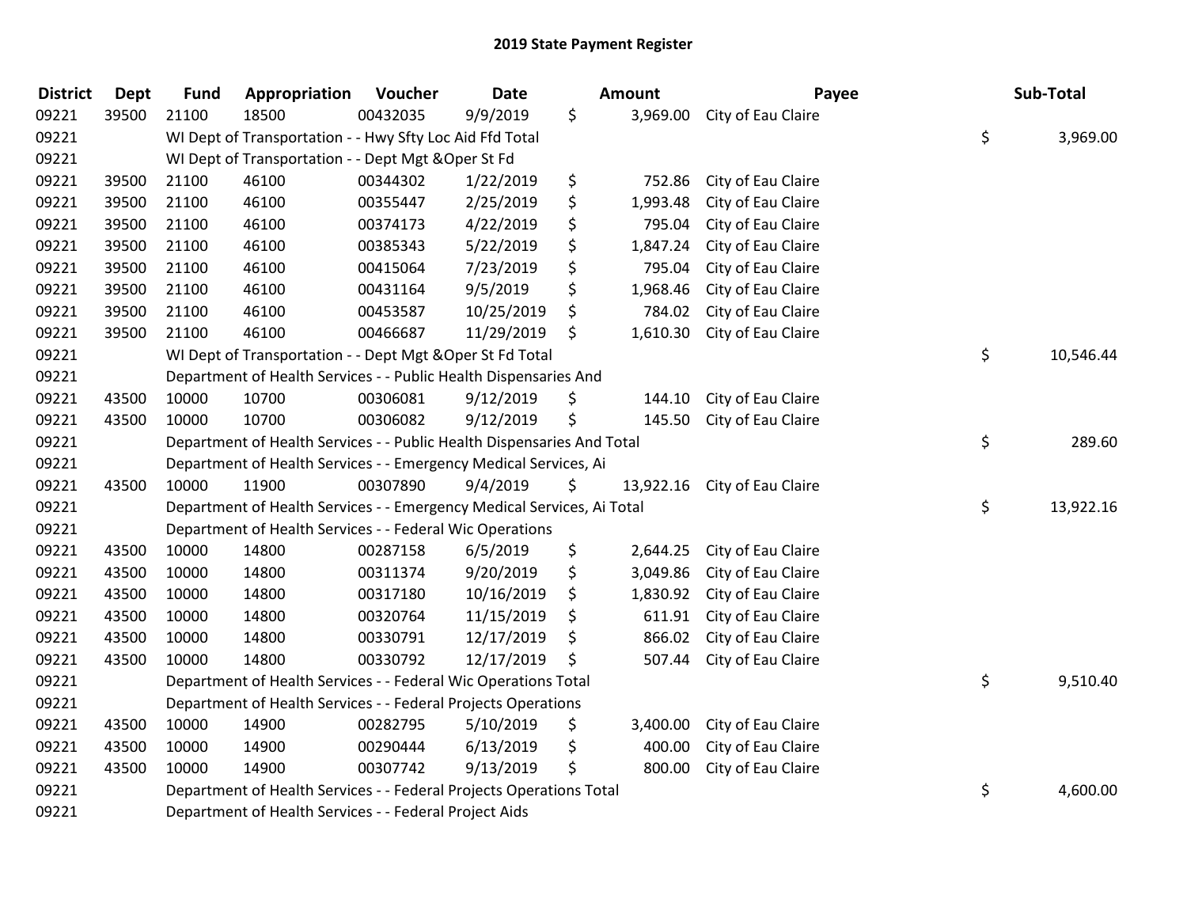# 2019 State Payment Register

| District | Dept | Fund | Appropriation | Voucher | Date | Amount | Payee | Sub-Total |
|---|---|---|---|---|---|---|---|---|
| 09221 | 39500 | 21100 | 18500 | 00432035 | 9/9/2019 | $ 3,969.00 | City of Eau Claire | |
| 09221 | | WI Dept of Transportation - - Hwy Sfty Loc Aid Ffd Total | | | | | | $ 3,969.00 |
| 09221 | | WI Dept of Transportation - - Dept Mgt &Oper St Fd | | | | | | |
| 09221 | 39500 | 21100 | 46100 | 00344302 | 1/22/2019 | $ 752.86 | City of Eau Claire | |
| 09221 | 39500 | 21100 | 46100 | 00355447 | 2/25/2019 | $ 1,993.48 | City of Eau Claire | |
| 09221 | 39500 | 21100 | 46100 | 00374173 | 4/22/2019 | $ 795.04 | City of Eau Claire | |
| 09221 | 39500 | 21100 | 46100 | 00385343 | 5/22/2019 | $ 1,847.24 | City of Eau Claire | |
| 09221 | 39500 | 21100 | 46100 | 00415064 | 7/23/2019 | $ 795.04 | City of Eau Claire | |
| 09221 | 39500 | 21100 | 46100 | 00431164 | 9/5/2019 | $ 1,968.46 | City of Eau Claire | |
| 09221 | 39500 | 21100 | 46100 | 00453587 | 10/25/2019 | $ 784.02 | City of Eau Claire | |
| 09221 | 39500 | 21100 | 46100 | 00466687 | 11/29/2019 | $ 1,610.30 | City of Eau Claire | |
| 09221 | | WI Dept of Transportation - - Dept Mgt &Oper St Fd Total | | | | | | $ 10,546.44 |
| 09221 | | Department of Health Services - - Public Health Dispensaries And | | | | | | |
| 09221 | 43500 | 10000 | 10700 | 00306081 | 9/12/2019 | $ 144.10 | City of Eau Claire | |
| 09221 | 43500 | 10000 | 10700 | 00306082 | 9/12/2019 | $ 145.50 | City of Eau Claire | |
| 09221 | | Department of Health Services - - Public Health Dispensaries And Total | | | | | | $ 289.60 |
| 09221 | | Department of Health Services - - Emergency Medical Services, Ai | | | | | | |
| 09221 | 43500 | 10000 | 11900 | 00307890 | 9/4/2019 | $ 13,922.16 | City of Eau Claire | |
| 09221 | | Department of Health Services - - Emergency Medical Services, Ai Total | | | | | | $ 13,922.16 |
| 09221 | | Department of Health Services - - Federal Wic Operations | | | | | | |
| 09221 | 43500 | 10000 | 14800 | 00287158 | 6/5/2019 | $ 2,644.25 | City of Eau Claire | |
| 09221 | 43500 | 10000 | 14800 | 00311374 | 9/20/2019 | $ 3,049.86 | City of Eau Claire | |
| 09221 | 43500 | 10000 | 14800 | 00317180 | 10/16/2019 | $ 1,830.92 | City of Eau Claire | |
| 09221 | 43500 | 10000 | 14800 | 00320764 | 11/15/2019 | $ 611.91 | City of Eau Claire | |
| 09221 | 43500 | 10000 | 14800 | 00330791 | 12/17/2019 | $ 866.02 | City of Eau Claire | |
| 09221 | 43500 | 10000 | 14800 | 00330792 | 12/17/2019 | $ 507.44 | City of Eau Claire | |
| 09221 | | Department of Health Services - - Federal Wic Operations Total | | | | | | $ 9,510.40 |
| 09221 | | Department of Health Services - - Federal Projects Operations | | | | | | |
| 09221 | 43500 | 10000 | 14900 | 00282795 | 5/10/2019 | $ 3,400.00 | City of Eau Claire | |
| 09221 | 43500 | 10000 | 14900 | 00290444 | 6/13/2019 | $ 400.00 | City of Eau Claire | |
| 09221 | 43500 | 10000 | 14900 | 00307742 | 9/13/2019 | $ 800.00 | City of Eau Claire | |
| 09221 | | Department of Health Services - - Federal Projects Operations Total | | | | | | $ 4,600.00 |
| 09221 | | Department of Health Services - - Federal Project Aids | | | | | | |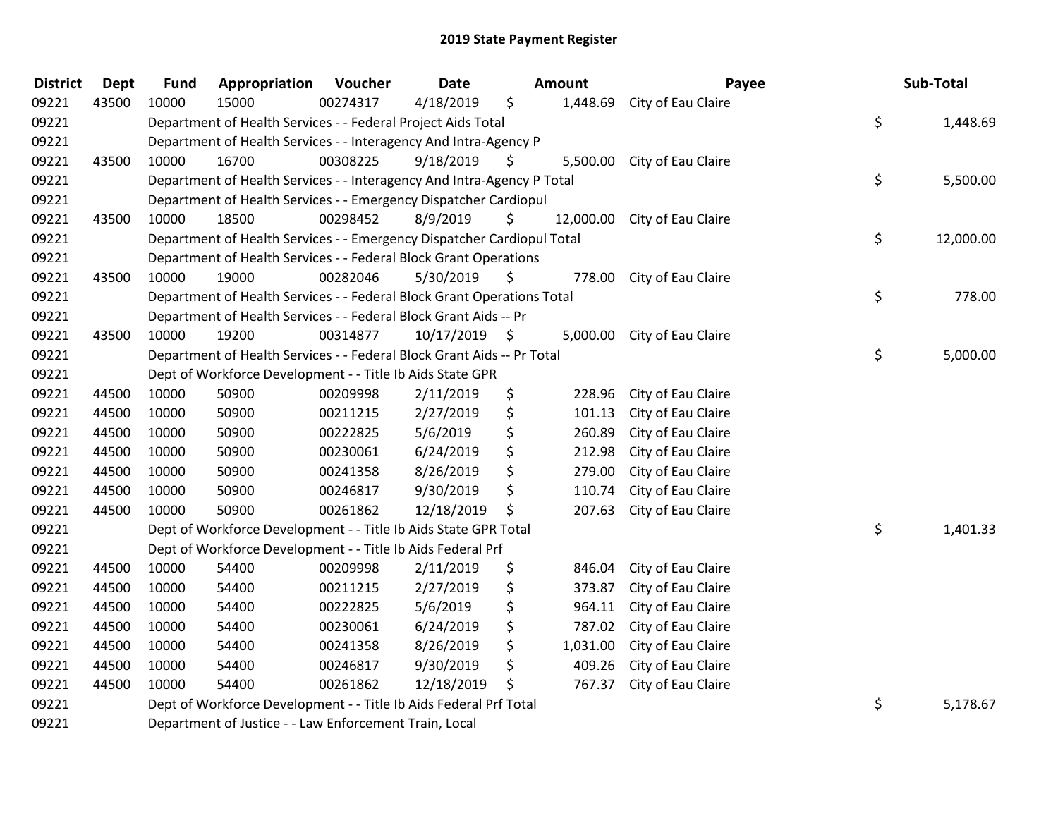# 2019 State Payment Register

| District | Dept | Fund | Appropriation | Voucher | Date | Amount | Payee | Sub-Total |
|---|---|---|---|---|---|---|---|---|
| 09221 | 43500 | 10000 | 15000 | 00274317 | 4/18/2019 | $ 1,448.69 | City of Eau Claire | |
| 09221 | | Department of Health Services - - Federal Project Aids Total | | | | | | $ 1,448.69 |
| 09221 | | Department of Health Services - - Interagency And Intra-Agency P | | | | | | |
| 09221 | 43500 | 10000 | 16700 | 00308225 | 9/18/2019 | $ 5,500.00 | City of Eau Claire | |
| 09221 | | Department of Health Services - - Interagency And Intra-Agency P Total | | | | | | $ 5,500.00 |
| 09221 | | Department of Health Services - - Emergency Dispatcher Cardiopul | | | | | | |
| 09221 | 43500 | 10000 | 18500 | 00298452 | 8/9/2019 | $ 12,000.00 | City of Eau Claire | |
| 09221 | | Department of Health Services - - Emergency Dispatcher Cardiopul Total | | | | | | $ 12,000.00 |
| 09221 | | Department of Health Services - - Federal Block Grant Operations | | | | | | |
| 09221 | 43500 | 10000 | 19000 | 00282046 | 5/30/2019 | $ 778.00 | City of Eau Claire | |
| 09221 | | Department of Health Services - - Federal Block Grant Operations Total | | | | | | $ 778.00 |
| 09221 | | Department of Health Services - - Federal Block Grant Aids -- Pr | | | | | | |
| 09221 | 43500 | 10000 | 19200 | 00314877 | 10/17/2019 | $ 5,000.00 | City of Eau Claire | |
| 09221 | | Department of Health Services - - Federal Block Grant Aids -- Pr Total | | | | | | $ 5,000.00 |
| 09221 | | Dept of Workforce Development - - Title Ib Aids State GPR | | | | | | |
| 09221 | 44500 | 10000 | 50900 | 00209998 | 2/11/2019 | $ 228.96 | City of Eau Claire | |
| 09221 | 44500 | 10000 | 50900 | 00211215 | 2/27/2019 | $ 101.13 | City of Eau Claire | |
| 09221 | 44500 | 10000 | 50900 | 00222825 | 5/6/2019 | $ 260.89 | City of Eau Claire | |
| 09221 | 44500 | 10000 | 50900 | 00230061 | 6/24/2019 | $ 212.98 | City of Eau Claire | |
| 09221 | 44500 | 10000 | 50900 | 00241358 | 8/26/2019 | $ 279.00 | City of Eau Claire | |
| 09221 | 44500 | 10000 | 50900 | 00246817 | 9/30/2019 | $ 110.74 | City of Eau Claire | |
| 09221 | 44500 | 10000 | 50900 | 00261862 | 12/18/2019 | $ 207.63 | City of Eau Claire | |
| 09221 | | Dept of Workforce Development - - Title Ib Aids State GPR Total | | | | | | $ 1,401.33 |
| 09221 | | Dept of Workforce Development - - Title Ib Aids Federal Prf | | | | | | |
| 09221 | 44500 | 10000 | 54400 | 00209998 | 2/11/2019 | $ 846.04 | City of Eau Claire | |
| 09221 | 44500 | 10000 | 54400 | 00211215 | 2/27/2019 | $ 373.87 | City of Eau Claire | |
| 09221 | 44500 | 10000 | 54400 | 00222825 | 5/6/2019 | $ 964.11 | City of Eau Claire | |
| 09221 | 44500 | 10000 | 54400 | 00230061 | 6/24/2019 | $ 787.02 | City of Eau Claire | |
| 09221 | 44500 | 10000 | 54400 | 00241358 | 8/26/2019 | $ 1,031.00 | City of Eau Claire | |
| 09221 | 44500 | 10000 | 54400 | 00246817 | 9/30/2019 | $ 409.26 | City of Eau Claire | |
| 09221 | 44500 | 10000 | 54400 | 00261862 | 12/18/2019 | $ 767.37 | City of Eau Claire | |
| 09221 | | Dept of Workforce Development - - Title Ib Aids Federal Prf Total | | | | | | $ 5,178.67 |
| 09221 | | Department of Justice - - Law Enforcement Train, Local | | | | | | |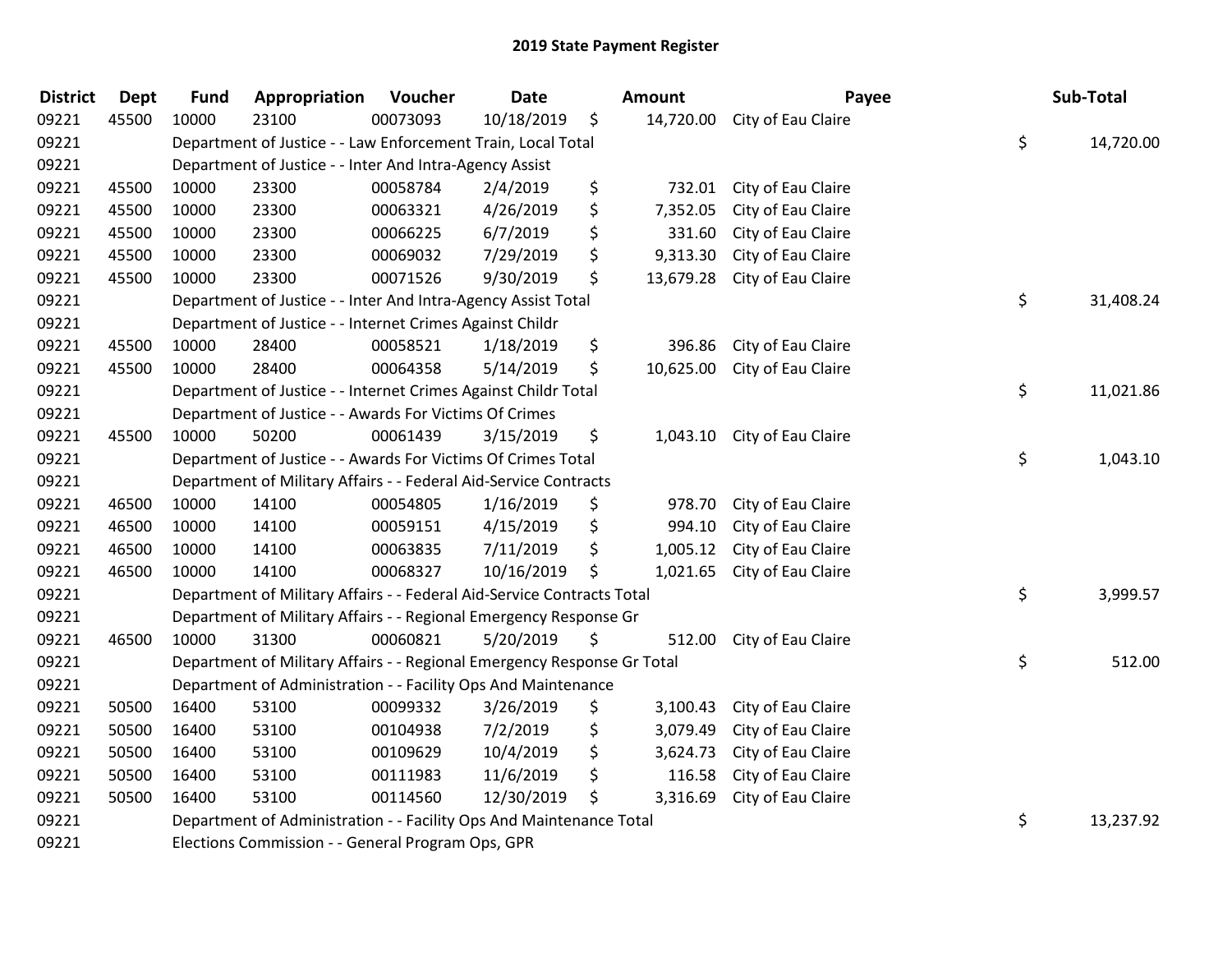# 2019 State Payment Register

| District | Dept | Fund | Appropriation | Voucher | Date | Amount | Payee | Sub-Total |
|---|---|---|---|---|---|---|---|---|
| 09221 | 45500 | 10000 | 23100 | 00073093 | 10/18/2019 | $ 14,720.00 | City of Eau Claire | |
| 09221 | | Department of Justice - - Law Enforcement Train, Local Total | | | | | | $ 14,720.00 |
| 09221 | | Department of Justice - - Inter And Intra-Agency Assist | | | | | | |
| 09221 | 45500 | 10000 | 23300 | 00058784 | 2/4/2019 | $ 732.01 | City of Eau Claire | |
| 09221 | 45500 | 10000 | 23300 | 00063321 | 4/26/2019 | $ 7,352.05 | City of Eau Claire | |
| 09221 | 45500 | 10000 | 23300 | 00066225 | 6/7/2019 | $ 331.60 | City of Eau Claire | |
| 09221 | 45500 | 10000 | 23300 | 00069032 | 7/29/2019 | $ 9,313.30 | City of Eau Claire | |
| 09221 | 45500 | 10000 | 23300 | 00071526 | 9/30/2019 | $ 13,679.28 | City of Eau Claire | |
| 09221 | | Department of Justice - - Inter And Intra-Agency Assist Total | | | | | | $ 31,408.24 |
| 09221 | | Department of Justice - - Internet Crimes Against Childr | | | | | | |
| 09221 | 45500 | 10000 | 28400 | 00058521 | 1/18/2019 | $ 396.86 | City of Eau Claire | |
| 09221 | 45500 | 10000 | 28400 | 00064358 | 5/14/2019 | $ 10,625.00 | City of Eau Claire | |
| 09221 | | Department of Justice - - Internet Crimes Against Childr Total | | | | | | $ 11,021.86 |
| 09221 | | Department of Justice - - Awards For Victims Of Crimes | | | | | | |
| 09221 | 45500 | 10000 | 50200 | 00061439 | 3/15/2019 | $ 1,043.10 | City of Eau Claire | |
| 09221 | | Department of Justice - - Awards For Victims Of Crimes Total | | | | | | $ 1,043.10 |
| 09221 | | Department of Military Affairs - - Federal Aid-Service Contracts | | | | | | |
| 09221 | 46500 | 10000 | 14100 | 00054805 | 1/16/2019 | $ 978.70 | City of Eau Claire | |
| 09221 | 46500 | 10000 | 14100 | 00059151 | 4/15/2019 | $ 994.10 | City of Eau Claire | |
| 09221 | 46500 | 10000 | 14100 | 00063835 | 7/11/2019 | $ 1,005.12 | City of Eau Claire | |
| 09221 | 46500 | 10000 | 14100 | 00068327 | 10/16/2019 | $ 1,021.65 | City of Eau Claire | |
| 09221 | | Department of Military Affairs - - Federal Aid-Service Contracts Total | | | | | | $ 3,999.57 |
| 09221 | | Department of Military Affairs - - Regional Emergency Response Gr | | | | | | |
| 09221 | 46500 | 10000 | 31300 | 00060821 | 5/20/2019 | $ 512.00 | City of Eau Claire | |
| 09221 | | Department of Military Affairs - - Regional Emergency Response Gr Total | | | | | | $ 512.00 |
| 09221 | | Department of Administration - - Facility Ops And Maintenance | | | | | | |
| 09221 | 50500 | 16400 | 53100 | 00099332 | 3/26/2019 | $ 3,100.43 | City of Eau Claire | |
| 09221 | 50500 | 16400 | 53100 | 00104938 | 7/2/2019 | $ 3,079.49 | City of Eau Claire | |
| 09221 | 50500 | 16400 | 53100 | 00109629 | 10/4/2019 | $ 3,624.73 | City of Eau Claire | |
| 09221 | 50500 | 16400 | 53100 | 00111983 | 11/6/2019 | $ 116.58 | City of Eau Claire | |
| 09221 | 50500 | 16400 | 53100 | 00114560 | 12/30/2019 | $ 3,316.69 | City of Eau Claire | |
| 09221 | | Department of Administration - - Facility Ops And Maintenance Total | | | | | | $ 13,237.92 |
| 09221 | | Elections Commission - - General Program Ops, GPR | | | | | | |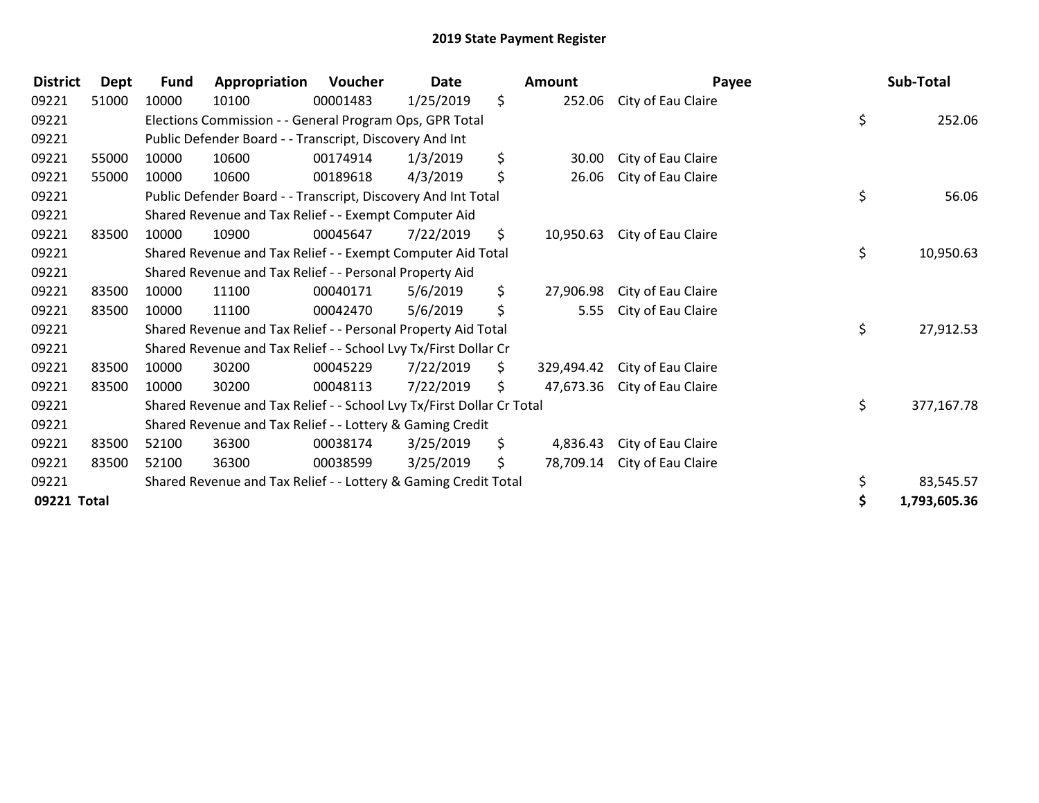# 2019 State Payment Register

| District | Dept | Fund | Appropriation | Voucher | Date | Amount | Payee | Sub-Total |
|---|---|---|---|---|---|---|---|---|
| 09221 | 51000 | 10000 | 10100 | 00001483 | 1/25/2019 | $ 252.06 | City of Eau Claire | |
| 09221 | | Elections Commission - - General Program Ops, GPR Total | | | | | | $ 252.06 |
| 09221 | | Public Defender Board - - Transcript, Discovery And Int | | | | | | |
| 09221 | 55000 | 10000 | 10600 | 00174914 | 1/3/2019 | $ 30.00 | City of Eau Claire | |
| 09221 | 55000 | 10000 | 10600 | 00189618 | 4/3/2019 | $ 26.06 | City of Eau Claire | |
| 09221 | | Public Defender Board - - Transcript, Discovery And Int Total | | | | | | $ 56.06 |
| 09221 | | Shared Revenue and Tax Relief - - Exempt Computer Aid | | | | | | |
| 09221 | 83500 | 10000 | 10900 | 00045647 | 7/22/2019 | $ 10,950.63 | City of Eau Claire | |
| 09221 | | Shared Revenue and Tax Relief - - Exempt Computer Aid Total | | | | | | $ 10,950.63 |
| 09221 | | Shared Revenue and Tax Relief - - Personal Property Aid | | | | | | |
| 09221 | 83500 | 10000 | 11100 | 00040171 | 5/6/2019 | $ 27,906.98 | City of Eau Claire | |
| 09221 | 83500 | 10000 | 11100 | 00042470 | 5/6/2019 | $ 5.55 | City of Eau Claire | |
| 09221 | | Shared Revenue and Tax Relief - - Personal Property Aid Total | | | | | | $ 27,912.53 |
| 09221 | | Shared Revenue and Tax Relief - - School Lvy Tx/First Dollar Cr | | | | | | |
| 09221 | 83500 | 10000 | 30200 | 00045229 | 7/22/2019 | $ 329,494.42 | City of Eau Claire | |
| 09221 | 83500 | 10000 | 30200 | 00048113 | 7/22/2019 | $ 47,673.36 | City of Eau Claire | |
| 09221 | | Shared Revenue and Tax Relief - - School Lvy Tx/First Dollar Cr Total | | | | | | $ 377,167.78 |
| 09221 | | Shared Revenue and Tax Relief - - Lottery & Gaming Credit | | | | | | |
| 09221 | 83500 | 52100 | 36300 | 00038174 | 3/25/2019 | $ 4,836.43 | City of Eau Claire | |
| 09221 | 83500 | 52100 | 36300 | 00038599 | 3/25/2019 | $ 78,709.14 | City of Eau Claire | |
| 09221 | | Shared Revenue and Tax Relief - - Lottery & Gaming Credit Total | | | | | | $ 83,545.57 |
| **09221 Total** | | | | | | | | **$ 1,793,605.36** |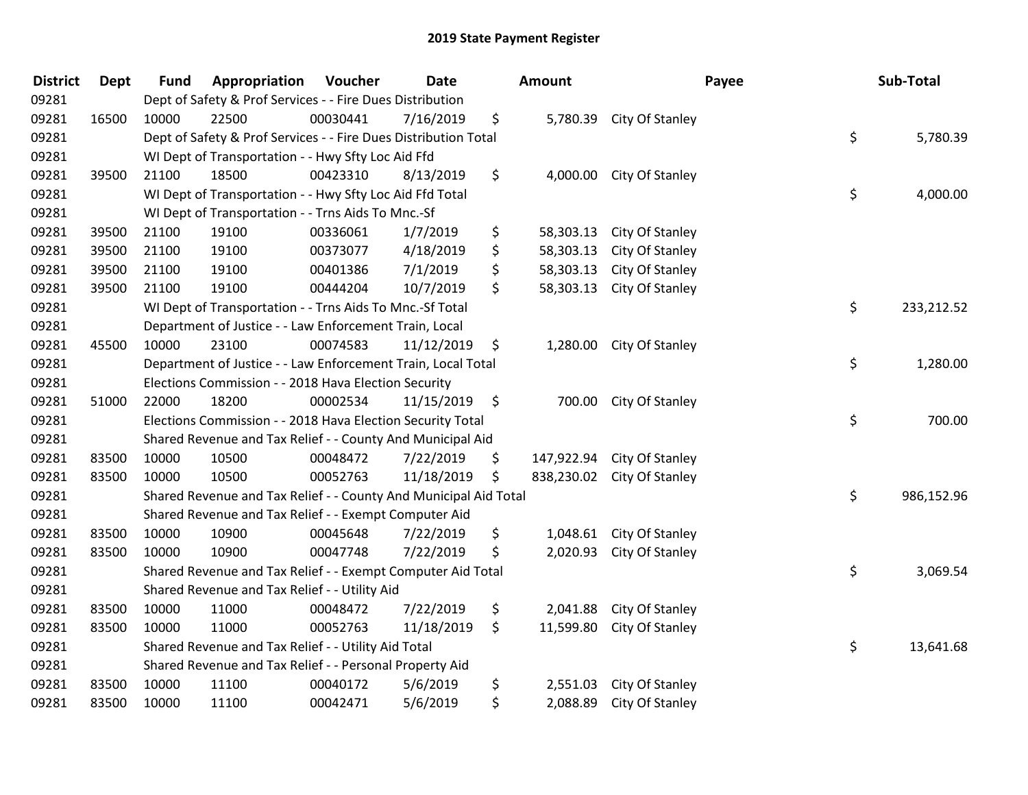# 2019 State Payment Register

| District | Dept | Fund | Appropriation | Voucher | Date | Amount | Payee | Sub-Total |
|---|---|---|---|---|---|---|---|---|
| 09281 | | Dept of Safety & Prof Services - - Fire Dues Distribution | | | | | | |
| 09281 | 16500 | 10000 | 22500 | 00030441 | 7/16/2019 | $ 5,780.39 | City Of Stanley | |
| 09281 | | Dept of Safety & Prof Services - - Fire Dues Distribution Total | | | | | | $ 5,780.39 |
| 09281 | | WI Dept of Transportation - - Hwy Sfty Loc Aid Ffd | | | | | | |
| 09281 | 39500 | 21100 | 18500 | 00423310 | 8/13/2019 | $ 4,000.00 | City Of Stanley | |
| 09281 | | WI Dept of Transportation - - Hwy Sfty Loc Aid Ffd Total | | | | | | $ 4,000.00 |
| 09281 | | WI Dept of Transportation - - Trns Aids To Mnc.-Sf | | | | | | |
| 09281 | 39500 | 21100 | 19100 | 00336061 | 1/7/2019 | $ 58,303.13 | City Of Stanley | |
| 09281 | 39500 | 21100 | 19100 | 00373077 | 4/18/2019 | $ 58,303.13 | City Of Stanley | |
| 09281 | 39500 | 21100 | 19100 | 00401386 | 7/1/2019 | $ 58,303.13 | City Of Stanley | |
| 09281 | 39500 | 21100 | 19100 | 00444204 | 10/7/2019 | $ 58,303.13 | City Of Stanley | |
| 09281 | | WI Dept of Transportation - - Trns Aids To Mnc.-Sf Total | | | | | | $ 233,212.52 |
| 09281 | | Department of Justice - - Law Enforcement Train, Local | | | | | | |
| 09281 | 45500 | 10000 | 23100 | 00074583 | 11/12/2019 | $ 1,280.00 | City Of Stanley | |
| 09281 | | Department of Justice - - Law Enforcement Train, Local Total | | | | | | $ 1,280.00 |
| 09281 | | Elections Commission - - 2018 Hava Election Security | | | | | | |
| 09281 | 51000 | 22000 | 18200 | 00002534 | 11/15/2019 | $ 700.00 | City Of Stanley | |
| 09281 | | Elections Commission - - 2018 Hava Election Security Total | | | | | | $ 700.00 |
| 09281 | | Shared Revenue and Tax Relief - - County And Municipal Aid | | | | | | |
| 09281 | 83500 | 10000 | 10500 | 00048472 | 7/22/2019 | $ 147,922.94 | City Of Stanley | |
| 09281 | 83500 | 10000 | 10500 | 00052763 | 11/18/2019 | $ 838,230.02 | City Of Stanley | |
| 09281 | | Shared Revenue and Tax Relief - - County And Municipal Aid Total | | | | | | $ 986,152.96 |
| 09281 | | Shared Revenue and Tax Relief - - Exempt Computer Aid | | | | | | |
| 09281 | 83500 | 10000 | 10900 | 00045648 | 7/22/2019 | $ 1,048.61 | City Of Stanley | |
| 09281 | 83500 | 10000 | 10900 | 00047748 | 7/22/2019 | $ 2,020.93 | City Of Stanley | |
| 09281 | | Shared Revenue and Tax Relief - - Exempt Computer Aid Total | | | | | | $ 3,069.54 |
| 09281 | | Shared Revenue and Tax Relief - - Utility Aid | | | | | | |
| 09281 | 83500 | 10000 | 11000 | 00048472 | 7/22/2019 | $ 2,041.88 | City Of Stanley | |
| 09281 | 83500 | 10000 | 11000 | 00052763 | 11/18/2019 | $ 11,599.80 | City Of Stanley | |
| 09281 | | Shared Revenue and Tax Relief - - Utility Aid Total | | | | | | $ 13,641.68 |
| 09281 | | Shared Revenue and Tax Relief - - Personal Property Aid | | | | | | |
| 09281 | 83500 | 10000 | 11100 | 00040172 | 5/6/2019 | $ 2,551.03 | City Of Stanley | |
| 09281 | 83500 | 10000 | 11100 | 00042471 | 5/6/2019 | $ 2,088.89 | City Of Stanley | |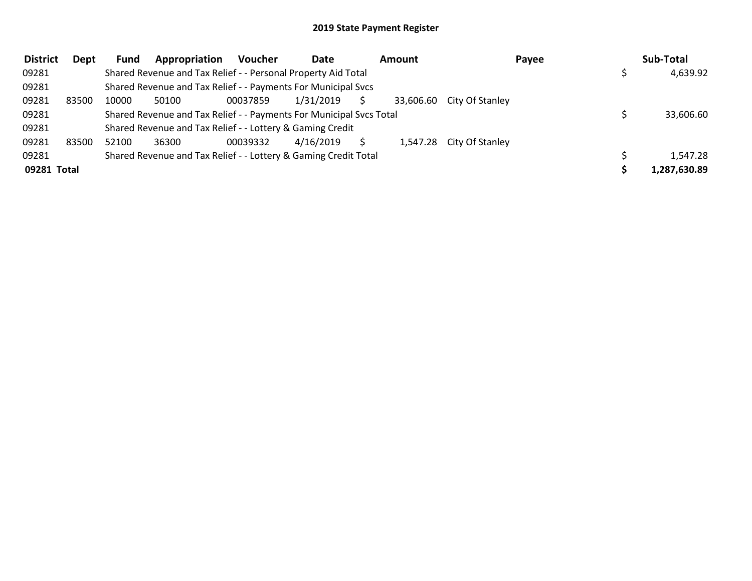## 2019 State Payment Register

| District | Dept | Fund | Appropriation | Voucher | Date | Amount | Payee | Sub-Total |
|---|---|---|---|---|---|---|---|---|
| 09281 | | Shared Revenue and Tax Relief - - Personal Property Aid Total | | | | | | $ 4,639.92 |
| 09281 | | Shared Revenue and Tax Relief - - Payments For Municipal Svcs | | | | | | |
| 09281 | 83500 | 10000 | 50100 | 00037859 | 1/31/2019 | $ 33,606.60 | City Of Stanley | |
| 09281 | | Shared Revenue and Tax Relief - - Payments For Municipal Svcs Total | | | | | | $ 33,606.60 |
| 09281 | | Shared Revenue and Tax Relief - - Lottery & Gaming Credit | | | | | | |
| 09281 | 83500 | 52100 | 36300 | 00039332 | 4/16/2019 | $ 1,547.28 | City Of Stanley | |
| 09281 | | Shared Revenue and Tax Relief - - Lottery & Gaming Credit Total | | | | | | $ 1,547.28 |
| **09281 Total** | | | | | | | | **$ 1,287,630.89** |